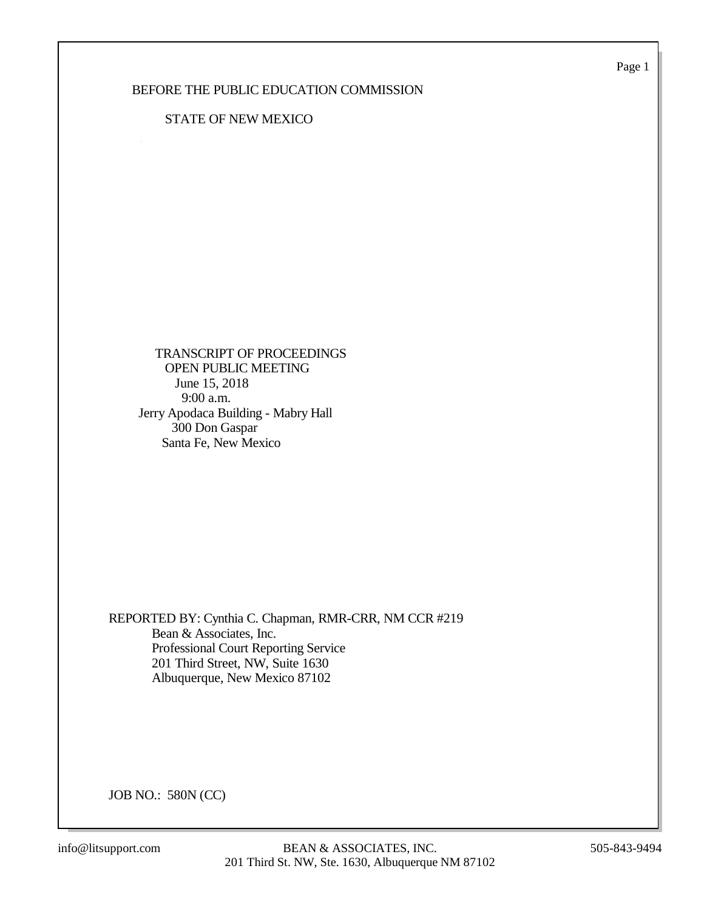BEFORE THE PUBLIC EDUCATION COMMISSION

STATE OF NEW MEXICO

TRANSCRIPT OF PROCEEDINGS
OPEN PUBLIC MEETING
June 15, 2018
9:00 a.m.
Jerry Apodaca Building - Mabry Hall
300 Don Gaspar
Santa Fe, New Mexico

REPORTED BY: Cynthia C. Chapman, RMR-CRR, NM CCR #219
Bean & Associates, Inc.
Professional Court Reporting Service
201 Third Street, NW, Suite 1630
Albuquerque, New Mexico 87102

JOB NO.: 580N (CC)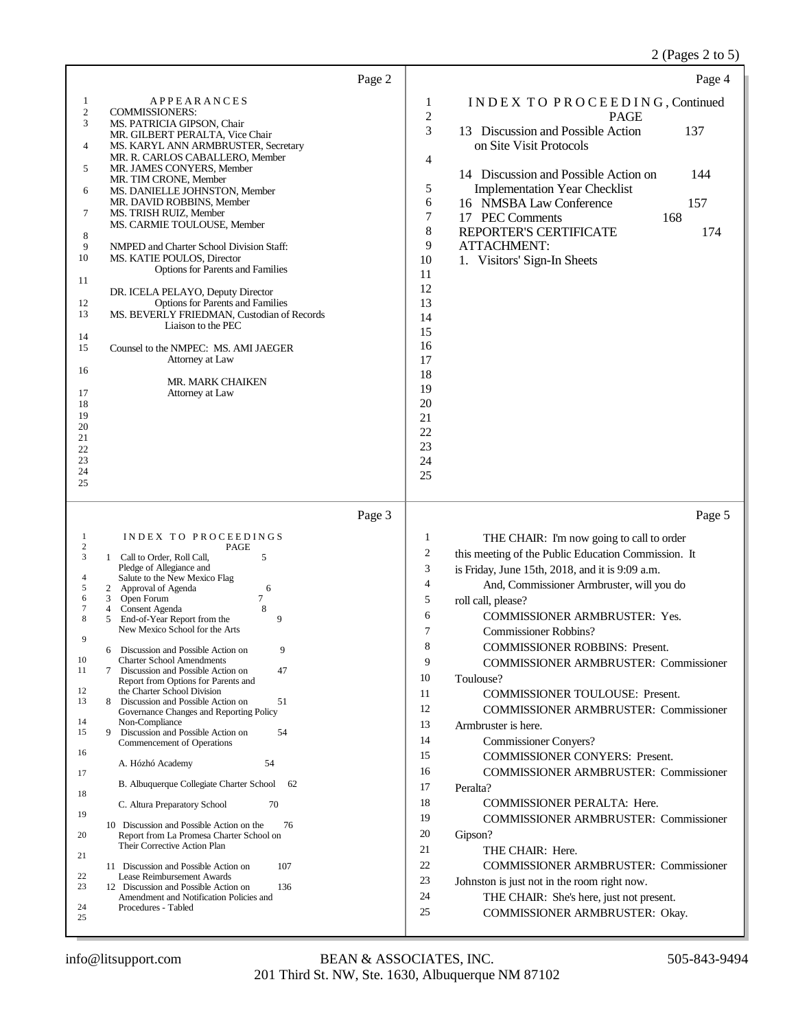## Page 2

APPEARANCES

COMMISSIONERS:

MS. PATRICIA GIPSON, Chair
MR. GILBERT PERALTA, Vice Chair
MS. KARYL ANN ARMBRUSTER, Secretary
MR. R. CARLOS CABALLERO, Member
MR. JAMES CONYERS, Member
MR. TIM CRONE, Member
MS. DANIELLE JOHNSTON, Member
MR. DAVID ROBBINS, Member
MS. TRISH RUIZ, Member
MS. CARMIE TOULOUSE, Member

NMPED and Charter School Division Staff:

MS. KATIE POULOS, Director
Options for Parents and Families

DR. ICELA PELAYO, Deputy Director
Options for Parents and Families

MS. BEVERLY FRIEDMAN, Custodian of Records
Liaison to the PEC

Counsel to the NMPEC: MS. AMI JAEGER
Attorney at Law

MR. MARK CHAIKEN
Attorney at Law

## Page 3

INDEX TO PROCEEDINGS

| | PAGE |
|---|---|
| 1 Call to Order, Roll Call, Pledge of Allegiance and Salute to the New Mexico Flag | 5 |
| 2 Approval of Agenda | 6 |
| 3 Open Forum | 7 |
| 4 Consent Agenda | 8 |
| 5 End-of-Year Report from the New Mexico School for the Arts | 9 |
| 6 Discussion and Possible Action on Charter School Amendments | 9 |
| 7 Discussion and Possible Action on Report from Options for Parents and the Charter School Division | 47 |
| 8 Discussion and Possible Action on Governance Changes and Reporting Policy Non-Compliance | 51 |
| 9 Discussion and Possible Action on Commencement of Operations | 54 |
| A. Hózhó Academy | 54 |
| B. Albuquerque Collegiate Charter School | 62 |
| C. Altura Preparatory School | 70 |
| 10 Discussion and Possible Action on the Report from La Promesa Charter School on Their Corrective Action Plan | 76 |
| 11 Discussion and Possible Action on Lease Reimbursement Awards | 107 |
| 12 Discussion and Possible Action on Amendment and Notification Policies and Procedures - Tabled | 136 |

## Page 4

INDEX TO PROCEEDING, Continued

| | PAGE |
|---|---|
| 13 Discussion and Possible Action on Site Visit Protocols | 137 |
| 14 Discussion and Possible Action on Implementation Year Checklist | 144 |
| 16 NMSBA Law Conference | 157 |
| 17 PEC Comments | 168 |
| REPORTER'S CERTIFICATE | 174 |

ATTACHMENT:

1. Visitors' Sign-In Sheets

## Page 5

THE CHAIR: I'm now going to call to order this meeting of the Public Education Commission. It is Friday, June 15th, 2018, and it is 9:09 a.m.

And, Commissioner Armbruster, will you do roll call, please?

COMMISSIONER ARMBRUSTER: Yes. Commissioner Robbins?

COMMISSIONER ROBBINS: Present.

COMMISSIONER ARMBRUSTER: Commissioner Toulouse?

COMMISSIONER TOULOUSE: Present.

COMMISSIONER ARMBRUSTER: Commissioner Armbruster is here.

Commissioner Conyers?

COMMISSIONER CONYERS: Present.

COMMISSIONER ARMBRUSTER: Commissioner Peralta?

COMMISSIONER PERALTA: Here.

COMMISSIONER ARMBRUSTER: Commissioner Gipson?

THE CHAIR: Here.

COMMISSIONER ARMBRUSTER: Commissioner Johnston is just not in the room right now.

THE CHAIR: She's here, just not present.

COMMISSIONER ARMBRUSTER: Okay.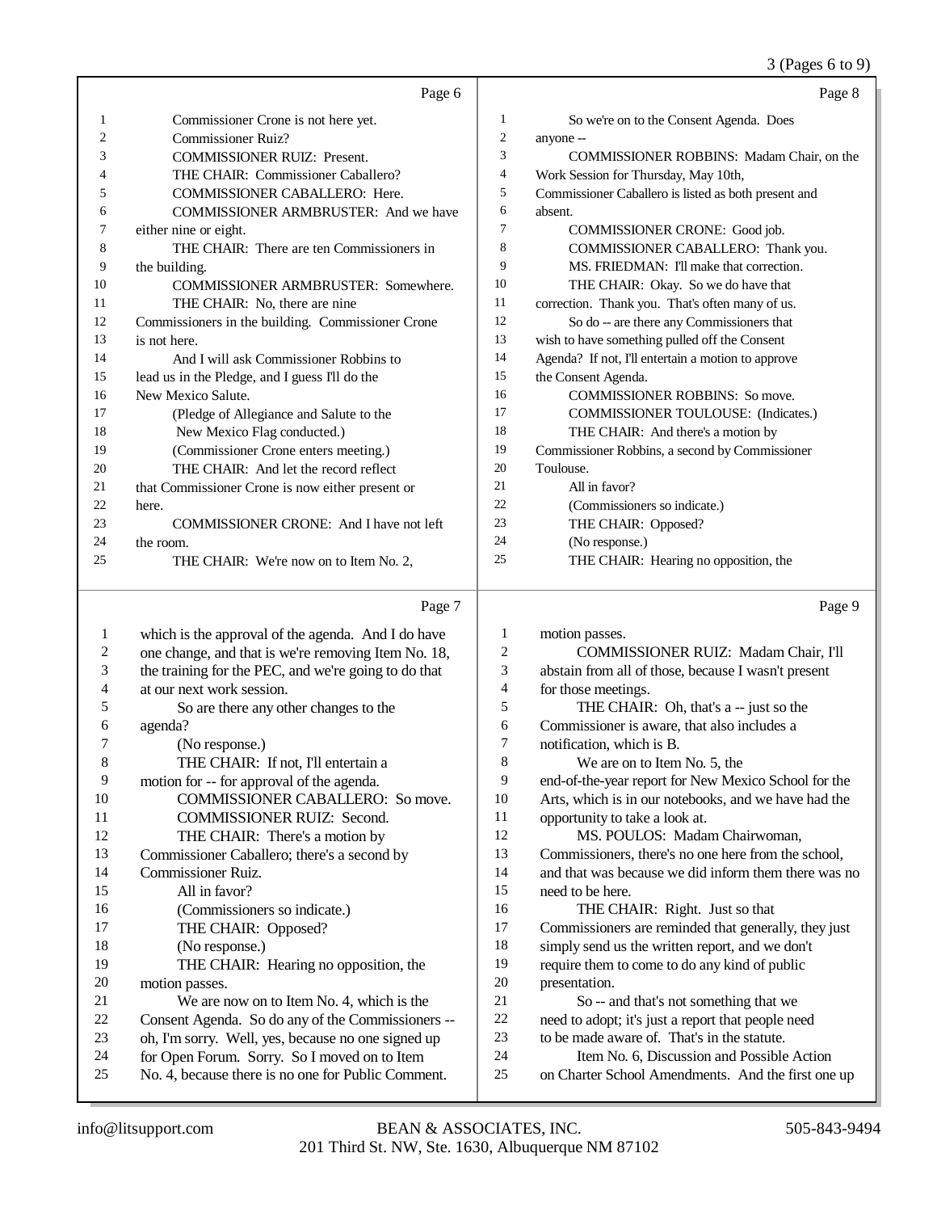Page 6

1 Commissioner Crone is not here yet.
2 Commissioner Ruiz?
3 COMMISSIONER RUIZ: Present.
4 THE CHAIR: Commissioner Caballero?
5 COMMISSIONER CABALLERO: Here.
6 COMMISSIONER ARMBRUSTER: And we have
7 either nine or eight.
8 THE CHAIR: There are ten Commissioners in
9 the building.
10 COMMISSIONER ARMBRUSTER: Somewhere.
11 THE CHAIR: No, there are nine
12 Commissioners in the building. Commissioner Crone
13 is not here.
14 And I will ask Commissioner Robbins to
15 lead us in the Pledge, and I guess I'll do the
16 New Mexico Salute.
17 (Pledge of Allegiance and Salute to the
18 New Mexico Flag conducted.)
19 (Commissioner Crone enters meeting.)
20 THE CHAIR: And let the record reflect
21 that Commissioner Crone is now either present or
22 here.
23 COMMISSIONER CRONE: And I have not left
24 the room.
25 THE CHAIR: We're now on to Item No. 2,

Page 7

1 which is the approval of the agenda. And I do have
2 one change, and that is we're removing Item No. 18,
3 the training for the PEC, and we're going to do that
4 at our next work session.
5 So are there any other changes to the
6 agenda?
7 (No response.)
8 THE CHAIR: If not, I'll entertain a
9 motion for -- for approval of the agenda.
10 COMMISSIONER CABALLERO: So move.
11 COMMISSIONER RUIZ: Second.
12 THE CHAIR: There's a motion by
13 Commissioner Caballero; there's a second by
14 Commissioner Ruiz.
15 All in favor?
16 (Commissioners so indicate.)
17 THE CHAIR: Opposed?
18 (No response.)
19 THE CHAIR: Hearing no opposition, the
20 motion passes.
21 We are now on to Item No. 4, which is the
22 Consent Agenda. So do any of the Commissioners --
23 oh, I'm sorry. Well, yes, because no one signed up
24 for Open Forum. Sorry. So I moved on to Item
25 No. 4, because there is no one for Public Comment.

Page 8

1 So we're on to the Consent Agenda. Does
2 anyone --
3 COMMISSIONER ROBBINS: Madam Chair, on the
4 Work Session for Thursday, May 10th,
5 Commissioner Caballero is listed as both present and
6 absent.
7 COMMISSIONER CRONE: Good job.
8 COMMISSIONER CABALLERO: Thank you.
9 MS. FRIEDMAN: I'll make that correction.
10 THE CHAIR: Okay. So we do have that
11 correction. Thank you. That's often many of us.
12 So do -- are there any Commissioners that
13 wish to have something pulled off the Consent
14 Agenda? If not, I'll entertain a motion to approve
15 the Consent Agenda.
16 COMMISSIONER ROBBINS: So move.
17 COMMISSIONER TOULOUSE: (Indicates.)
18 THE CHAIR: And there's a motion by
19 Commissioner Robbins, a second by Commissioner
20 Toulouse.
21 All in favor?
22 (Commissioners so indicate.)
23 THE CHAIR: Opposed?
24 (No response.)
25 THE CHAIR: Hearing no opposition, the

Page 9

1 motion passes.
2 COMMISSIONER RUIZ: Madam Chair, I'll
3 abstain from all of those, because I wasn't present
4 for those meetings.
5 THE CHAIR: Oh, that's a -- just so the
6 Commissioner is aware, that also includes a
7 notification, which is B.
8 We are on to Item No. 5, the
9 end-of-the-year report for New Mexico School for the
10 Arts, which is in our notebooks, and we have had the
11 opportunity to take a look at.
12 MS. POULOS: Madam Chairwoman,
13 Commissioners, there's no one here from the school,
14 and that was because we did inform them there was no
15 need to be here.
16 THE CHAIR: Right. Just so that
17 Commissioners are reminded that generally, they just
18 simply send us the written report, and we don't
19 require them to come to do any kind of public
20 presentation.
21 So -- and that's not something that we
22 need to adopt; it's just a report that people need
23 to be made aware of. That's in the statute.
24 Item No. 6, Discussion and Possible Action
25 on Charter School Amendments. And the first one up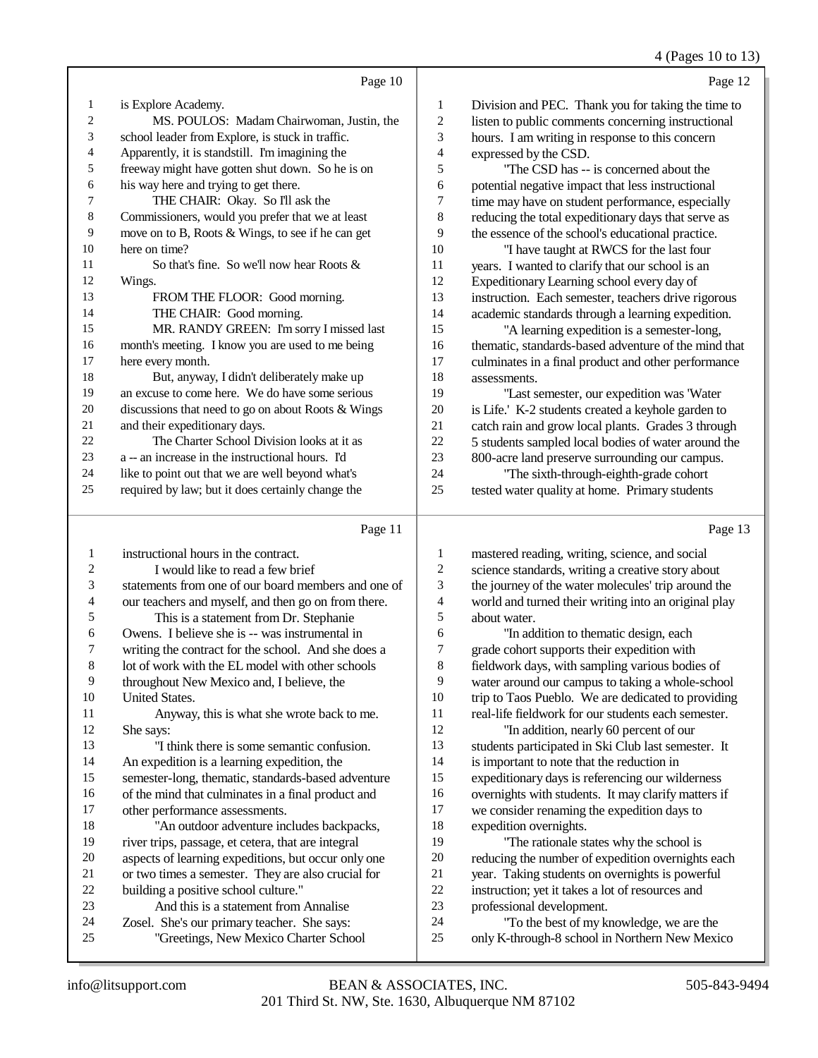Page 10

1 is Explore Academy.
2 MS. POULOS: Madam Chairwoman, Justin, the
3 school leader from Explore, is stuck in traffic.
4 Apparently, it is standstill. I'm imagining the
5 freeway might have gotten shut down. So he is on
6 his way here and trying to get there.
7 THE CHAIR: Okay. So I'll ask the
8 Commissioners, would you prefer that we at least
9 move on to B, Roots & Wings, to see if he can get
10 here on time?
11 So that's fine. So we'll now hear Roots &
12 Wings.
13 FROM THE FLOOR: Good morning.
14 THE CHAIR: Good morning.
15 MR. RANDY GREEN: I'm sorry I missed last
16 month's meeting. I know you are used to me being
17 here every month.
18 But, anyway, I didn't deliberately make up
19 an excuse to come here. We do have some serious
20 discussions that need to go on about Roots & Wings
21 and their expeditionary days.
22 The Charter School Division looks at it as
23 a -- an increase in the instructional hours. I'd
24 like to point out that we are well beyond what's
25 required by law; but it does certainly change the

Page 11

1 instructional hours in the contract.
2 I would like to read a few brief
3 statements from one of our board members and one of
4 our teachers and myself, and then go on from there.
5 This is a statement from Dr. Stephanie
6 Owens. I believe she is -- was instrumental in
7 writing the contract for the school. And she does a
8 lot of work with the EL model with other schools
9 throughout New Mexico and, I believe, the
10 United States.
11 Anyway, this is what she wrote back to me.
12 She says:
13 "I think there is some semantic confusion.
14 An expedition is a learning expedition, the
15 semester-long, thematic, standards-based adventure
16 of the mind that culminates in a final product and
17 other performance assessments.
18 "An outdoor adventure includes backpacks,
19 river trips, passage, et cetera, that are integral
20 aspects of learning expeditions, but occur only one
21 or two times a semester. They are also crucial for
22 building a positive school culture."
23 And this is a statement from Annalise
24 Zosel. She's our primary teacher. She says:
25 "Greetings, New Mexico Charter School

Page 12

1 Division and PEC. Thank you for taking the time to
2 listen to public comments concerning instructional
3 hours. I am writing in response to this concern
4 expressed by the CSD.
5 "The CSD has -- is concerned about the
6 potential negative impact that less instructional
7 time may have on student performance, especially
8 reducing the total expeditionary days that serve as
9 the essence of the school's educational practice.
10 "I have taught at RWCS for the last four
11 years. I wanted to clarify that our school is an
12 Expeditionary Learning school every day of
13 instruction. Each semester, teachers drive rigorous
14 academic standards through a learning expedition.
15 "A learning expedition is a semester-long,
16 thematic, standards-based adventure of the mind that
17 culminates in a final product and other performance
18 assessments.
19 "Last semester, our expedition was 'Water
20 is Life.' K-2 students created a keyhole garden to
21 catch rain and grow local plants. Grades 3 through
22 5 students sampled local bodies of water around the
23 800-acre land preserve surrounding our campus.
24 "The sixth-through-eighth-grade cohort
25 tested water quality at home. Primary students

Page 13

1 mastered reading, writing, science, and social
2 science standards, writing a creative story about
3 the journey of the water molecules' trip around the
4 world and turned their writing into an original play
5 about water.
6 "In addition to thematic design, each
7 grade cohort supports their expedition with
8 fieldwork days, with sampling various bodies of
9 water around our campus to taking a whole-school
10 trip to Taos Pueblo. We are dedicated to providing
11 real-life fieldwork for our students each semester.
12 "In addition, nearly 60 percent of our
13 students participated in Ski Club last semester. It
14 is important to note that the reduction in
15 expeditionary days is referencing our wilderness
16 overnights with students. It may clarify matters if
17 we consider renaming the expedition days to
18 expedition overnights.
19 "The rationale states why the school is
20 reducing the number of expedition overnights each
21 year. Taking students on overnights is powerful
22 instruction; yet it takes a lot of resources and
23 professional development.
24 "To the best of my knowledge, we are the
25 only K-through-8 school in Northern New Mexico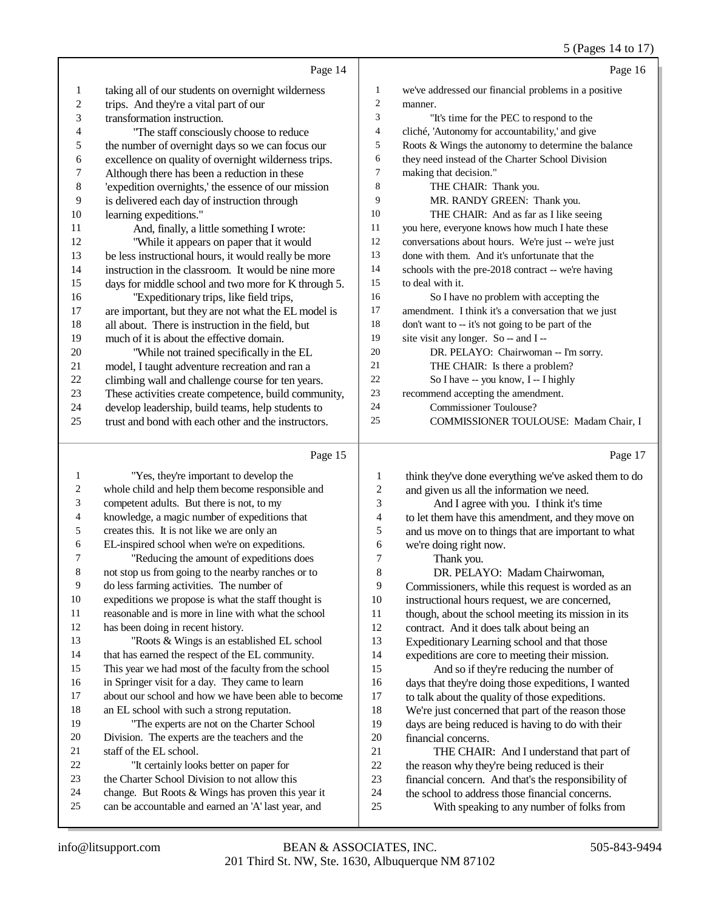Page 14

1 taking all of our students on overnight wilderness
2 trips. And they're a vital part of our
3 transformation instruction.
4 "The staff consciously choose to reduce
5 the number of overnight days so we can focus our
6 excellence on quality of overnight wilderness trips.
7 Although there has been a reduction in these
8 'expedition overnights,' the essence of our mission
9 is delivered each day of instruction through
10 learning expeditions."
11 And, finally, a little something I wrote:
12 "While it appears on paper that it would
13 be less instructional hours, it would really be more
14 instruction in the classroom. It would be nine more
15 days for middle school and two more for K through 5.
16 "Expeditionary trips, like field trips,
17 are important, but they are not what the EL model is
18 all about. There is instruction in the field, but
19 much of it is about the effective domain.
20 "While not trained specifically in the EL
21 model, I taught adventure recreation and ran a
22 climbing wall and challenge course for ten years.
23 These activities create competence, build community,
24 develop leadership, build teams, help students to
25 trust and bond with each other and the instructors.

Page 15

1 "Yes, they're important to develop the
2 whole child and help them become responsible and
3 competent adults. But there is not, to my
4 knowledge, a magic number of expeditions that
5 creates this. It is not like we are only an
6 EL-inspired school when we're on expeditions.
7 "Reducing the amount of expeditions does
8 not stop us from going to the nearby ranches or to
9 do less farming activities. The number of
10 expeditions we propose is what the staff thought is
11 reasonable and is more in line with what the school
12 has been doing in recent history.
13 "Roots & Wings is an established EL school
14 that has earned the respect of the EL community.
15 This year we had most of the faculty from the school
16 in Springer visit for a day. They came to learn
17 about our school and how we have been able to become
18 an EL school with such a strong reputation.
19 "The experts are not on the Charter School
20 Division. The experts are the teachers and the
21 staff of the EL school.
22 "It certainly looks better on paper for
23 the Charter School Division to not allow this
24 change. But Roots & Wings has proven this year it
25 can be accountable and earned an 'A' last year, and

Page 16

1 we've addressed our financial problems in a positive
2 manner.
3 "It's time for the PEC to respond to the
4 cliché, 'Autonomy for accountability,' and give
5 Roots & Wings the autonomy to determine the balance
6 they need instead of the Charter School Division
7 making that decision."
8 THE CHAIR: Thank you.
9 MR. RANDY GREEN: Thank you.
10 THE CHAIR: And as far as I like seeing
11 you here, everyone knows how much I hate these
12 conversations about hours. We're just -- we're just
13 done with them. And it's unfortunate that the
14 schools with the pre-2018 contract -- we're having
15 to deal with it.
16 So I have no problem with accepting the
17 amendment. I think it's a conversation that we just
18 don't want to -- it's not going to be part of the
19 site visit any longer. So -- and I --
20 DR. PELAYO: Chairwoman -- I'm sorry.
21 THE CHAIR: Is there a problem?
22 So I have -- you know, I -- I highly
23 recommend accepting the amendment.
24 Commissioner Toulouse?
25 COMMISSIONER TOULOUSE: Madam Chair, I

Page 17

1 think they've done everything we've asked them to do
2 and given us all the information we need.
3 And I agree with you. I think it's time
4 to let them have this amendment, and they move on
5 and us move on to things that are important to what
6 we're doing right now.
7 Thank you.
8 DR. PELAYO: Madam Chairwoman,
9 Commissioners, while this request is worded as an
10 instructional hours request, we are concerned,
11 though, about the school meeting its mission in its
12 contract. And it does talk about being an
13 Expeditionary Learning school and that those
14 expeditions are core to meeting their mission.
15 And so if they're reducing the number of
16 days that they're doing those expeditions, I wanted
17 to talk about the quality of those expeditions.
18 We're just concerned that part of the reason those
19 days are being reduced is having to do with their
20 financial concerns.
21 THE CHAIR: And I understand that part of
22 the reason why they're being reduced is their
23 financial concern. And that's the responsibility of
24 the school to address those financial concerns.
25 With speaking to any number of folks from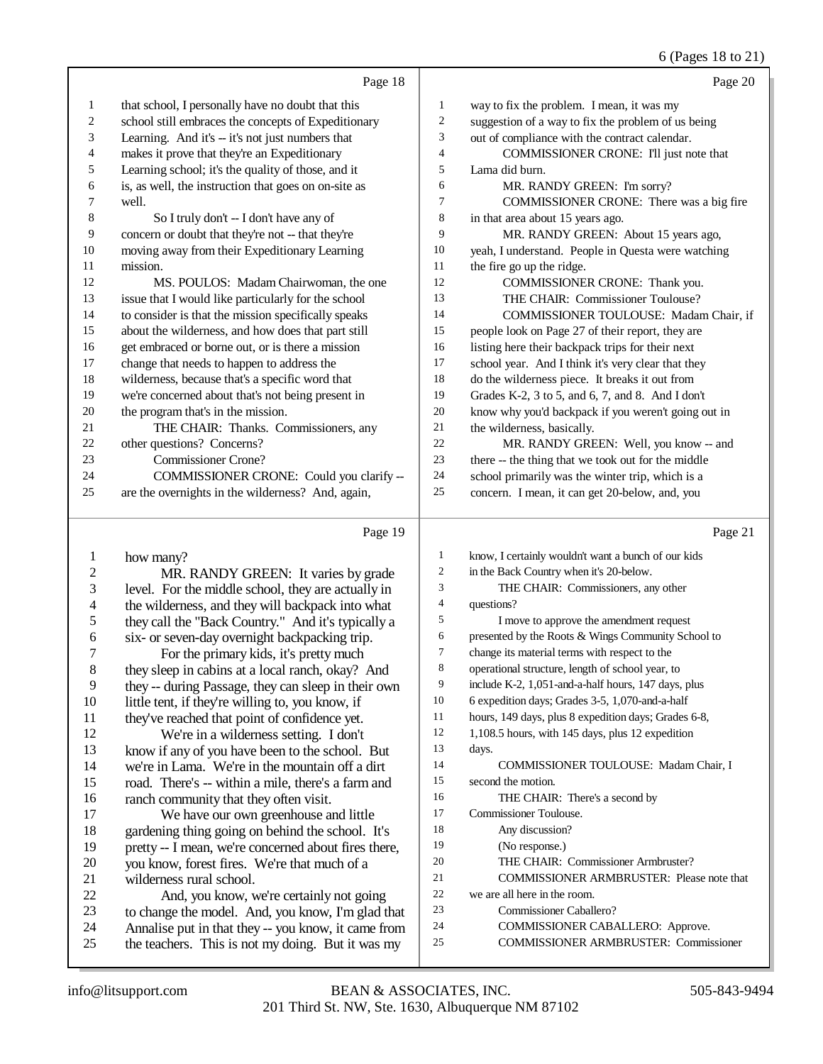Page 18

that school, I personally have no doubt that this school still embraces the concepts of Expeditionary Learning. And it's -- it's not just numbers that makes it prove that they're an Expeditionary Learning school; it's the quality of those, and it is, as well, the instruction that goes on on-site as well.

So I truly don't -- I don't have any of concern or doubt that they're not -- that they're moving away from their Expeditionary Learning mission.

MS. POULOS: Madam Chairwoman, the one issue that I would like particularly for the school to consider is that the mission specifically speaks about the wilderness, and how does that part still get embraced or borne out, or is there a mission change that needs to happen to address the wilderness, because that's a specific word that we're concerned about that's not being present in the program that's in the mission.

THE CHAIR: Thanks. Commissioners, any other questions? Concerns?

Commissioner Crone?

COMMISSIONER CRONE: Could you clarify -- are the overnights in the wilderness? And, again,

Page 19

how many?

MR. RANDY GREEN: It varies by grade level. For the middle school, they are actually in the wilderness, and they will backpack into what they call the "Back Country." And it's typically a six- or seven-day overnight backpacking trip.

For the primary kids, it's pretty much they sleep in cabins at a local ranch, okay? And they -- during Passage, they can sleep in their own little tent, if they're willing to, you know, if they've reached that point of confidence yet.

We're in a wilderness setting. I don't know if any of you have been to the school. But we're in Lama. We're in the mountain off a dirt road. There's -- within a mile, there's a farm and ranch community that they often visit.

We have our own greenhouse and little gardening thing going on behind the school. It's pretty -- I mean, we're concerned about fires there, you know, forest fires. We're that much of a wilderness rural school.

And, you know, we're certainly not going to change the model. And, you know, I'm glad that Annalise put in that they -- you know, it came from the teachers. This is not my doing. But it was my

Page 20

way to fix the problem. I mean, it was my suggestion of a way to fix the problem of us being out of compliance with the contract calendar.

COMMISSIONER CRONE: I'll just note that Lama did burn.

MR. RANDY GREEN: I'm sorry?

COMMISSIONER CRONE: There was a big fire in that area about 15 years ago.

MR. RANDY GREEN: About 15 years ago, yeah, I understand. People in Questa were watching the fire go up the ridge.

COMMISSIONER CRONE: Thank you.

THE CHAIR: Commissioner Toulouse?

COMMISSIONER TOULOUSE: Madam Chair, if people look on Page 27 of their report, they are listing here their backpack trips for their next school year. And I think it's very clear that they do the wilderness piece. It breaks it out from Grades K-2, 3 to 5, and 6, 7, and 8. And I don't know why you'd backpack if you weren't going out in the wilderness, basically.

MR. RANDY GREEN: Well, you know -- and there -- the thing that we took out for the middle school primarily was the winter trip, which is a concern. I mean, it can get 20-below, and, you

Page 21

know, I certainly wouldn't want a bunch of our kids in the Back Country when it's 20-below.

THE CHAIR: Commissioners, any other questions?

I move to approve the amendment request presented by the Roots & Wings Community School to change its material terms with respect to the operational structure, length of school year, to include K-2, 1,051-and-a-half hours, 147 days, plus 6 expedition days; Grades 3-5, 1,070-and-a-half hours, 149 days, plus 8 expedition days; Grades 6-8, 1,108.5 hours, with 145 days, plus 12 expedition days.

COMMISSIONER TOULOUSE: Madam Chair, I second the motion.

THE CHAIR: There's a second by Commissioner Toulouse.

Any discussion?

(No response.)

THE CHAIR: Commissioner Armbruster?

COMMISSIONER ARMBRUSTER: Please note that we are all here in the room.

Commissioner Caballero?

COMMISSIONER CABALLERO: Approve.

COMMISSIONER ARMBRUSTER: Commissioner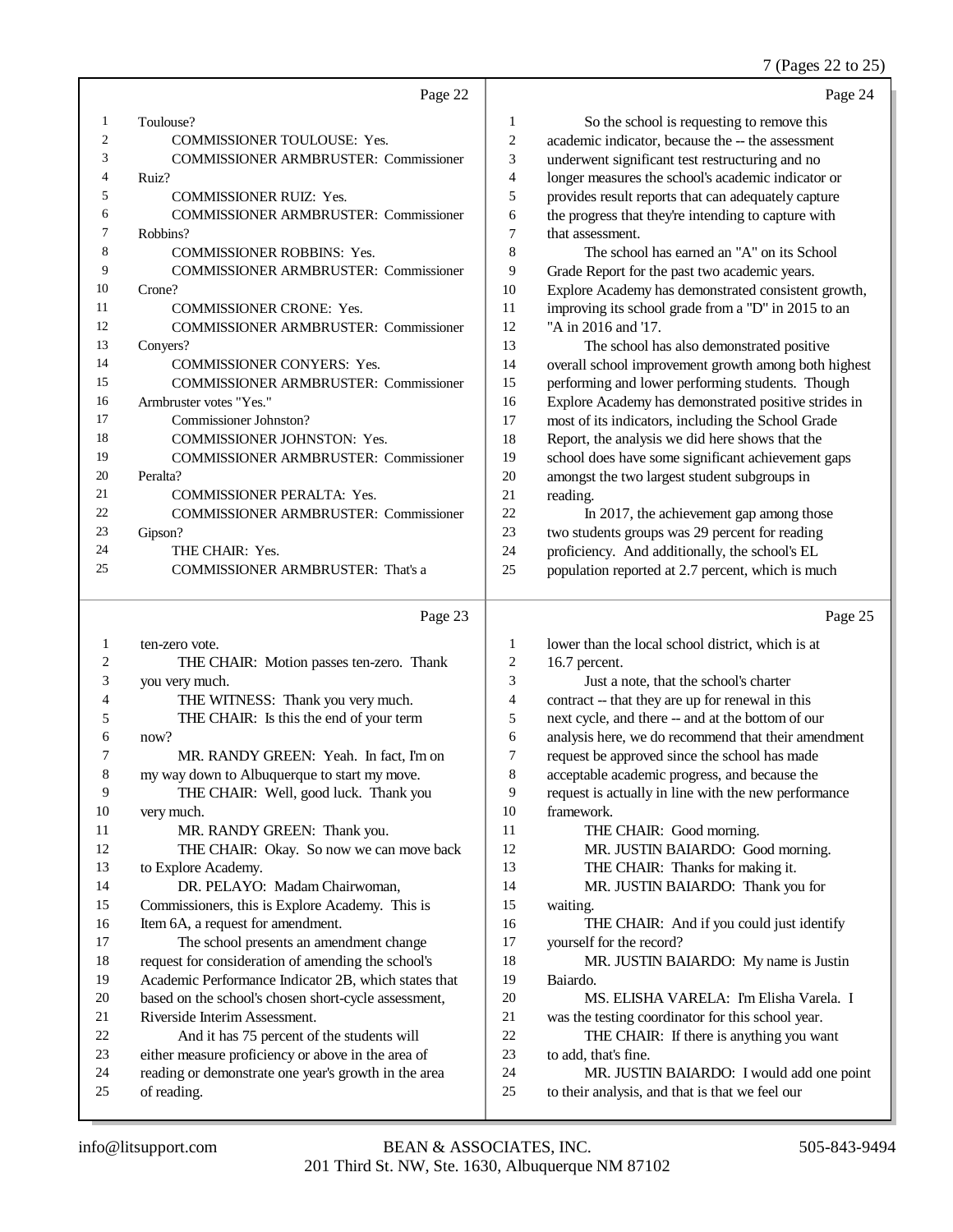Page 22

1 Toulouse?
2 COMMISSIONER TOULOUSE: Yes.
3 COMMISSIONER ARMBRUSTER: Commissioner
4 Ruiz?
5 COMMISSIONER RUIZ: Yes.
6 COMMISSIONER ARMBRUSTER: Commissioner
7 Robbins?
8 COMMISSIONER ROBBINS: Yes.
9 COMMISSIONER ARMBRUSTER: Commissioner
10 Crone?
11 COMMISSIONER CRONE: Yes.
12 COMMISSIONER ARMBRUSTER: Commissioner
13 Conyers?
14 COMMISSIONER CONYERS: Yes.
15 COMMISSIONER ARMBRUSTER: Commissioner
16 Armbruster votes "Yes."
17 Commissioner Johnston?
18 COMMISSIONER JOHNSTON: Yes.
19 COMMISSIONER ARMBRUSTER: Commissioner
20 Peralta?
21 COMMISSIONER PERALTA: Yes.
22 COMMISSIONER ARMBRUSTER: Commissioner
23 Gipson?
24 THE CHAIR: Yes.
25 COMMISSIONER ARMBRUSTER: That's a

Page 23

1 ten-zero vote.
2 THE CHAIR: Motion passes ten-zero. Thank
3 you very much.
4 THE WITNESS: Thank you very much.
5 THE CHAIR: Is this the end of your term
6 now?
7 MR. RANDY GREEN: Yeah. In fact, I'm on
8 my way down to Albuquerque to start my move.
9 THE CHAIR: Well, good luck. Thank you
10 very much.
11 MR. RANDY GREEN: Thank you.
12 THE CHAIR: Okay. So now we can move back
13 to Explore Academy.
14 DR. PELAYO: Madam Chairwoman,
15 Commissioners, this is Explore Academy. This is
16 Item 6A, a request for amendment.
17 The school presents an amendment change
18 request for consideration of amending the school's
19 Academic Performance Indicator 2B, which states that
20 based on the school's chosen short-cycle assessment,
21 Riverside Interim Assessment.
22 And it has 75 percent of the students will
23 either measure proficiency or above in the area of
24 reading or demonstrate one year's growth in the area
25 of reading.

Page 24

1 So the school is requesting to remove this
2 academic indicator, because the -- the assessment
3 underwent significant test restructuring and no
4 longer measures the school's academic indicator or
5 provides result reports that can adequately capture
6 the progress that they're intending to capture with
7 that assessment.
8 The school has earned an "A" on its School
9 Grade Report for the past two academic years.
10 Explore Academy has demonstrated consistent growth,
11 improving its school grade from a "D" in 2015 to an
12 "A in 2016 and '17.
13 The school has also demonstrated positive
14 overall school improvement growth among both highest
15 performing and lower performing students. Though
16 Explore Academy has demonstrated positive strides in
17 most of its indicators, including the School Grade
18 Report, the analysis we did here shows that the
19 school does have some significant achievement gaps
20 amongst the two largest student subgroups in
21 reading.
22 In 2017, the achievement gap among those
23 two students groups was 29 percent for reading
24 proficiency. And additionally, the school's EL
25 population reported at 2.7 percent, which is much

Page 25

1 lower than the local school district, which is at
2 16.7 percent.
3 Just a note, that the school's charter
4 contract -- that they are up for renewal in this
5 next cycle, and there -- and at the bottom of our
6 analysis here, we do recommend that their amendment
7 request be approved since the school has made
8 acceptable academic progress, and because the
9 request is actually in line with the new performance
10 framework.
11 THE CHAIR: Good morning.
12 MR. JUSTIN BAIARDO: Good morning.
13 THE CHAIR: Thanks for making it.
14 MR. JUSTIN BAIARDO: Thank you for
15 waiting.
16 THE CHAIR: And if you could just identify
17 yourself for the record?
18 MR. JUSTIN BAIARDO: My name is Justin
19 Baiardo.
20 MS. ELISHA VARELA: I'm Elisha Varela. I
21 was the testing coordinator for this school year.
22 THE CHAIR: If there is anything you want
23 to add, that's fine.
24 MR. JUSTIN BAIARDO: I would add one point
25 to their analysis, and that is that we feel our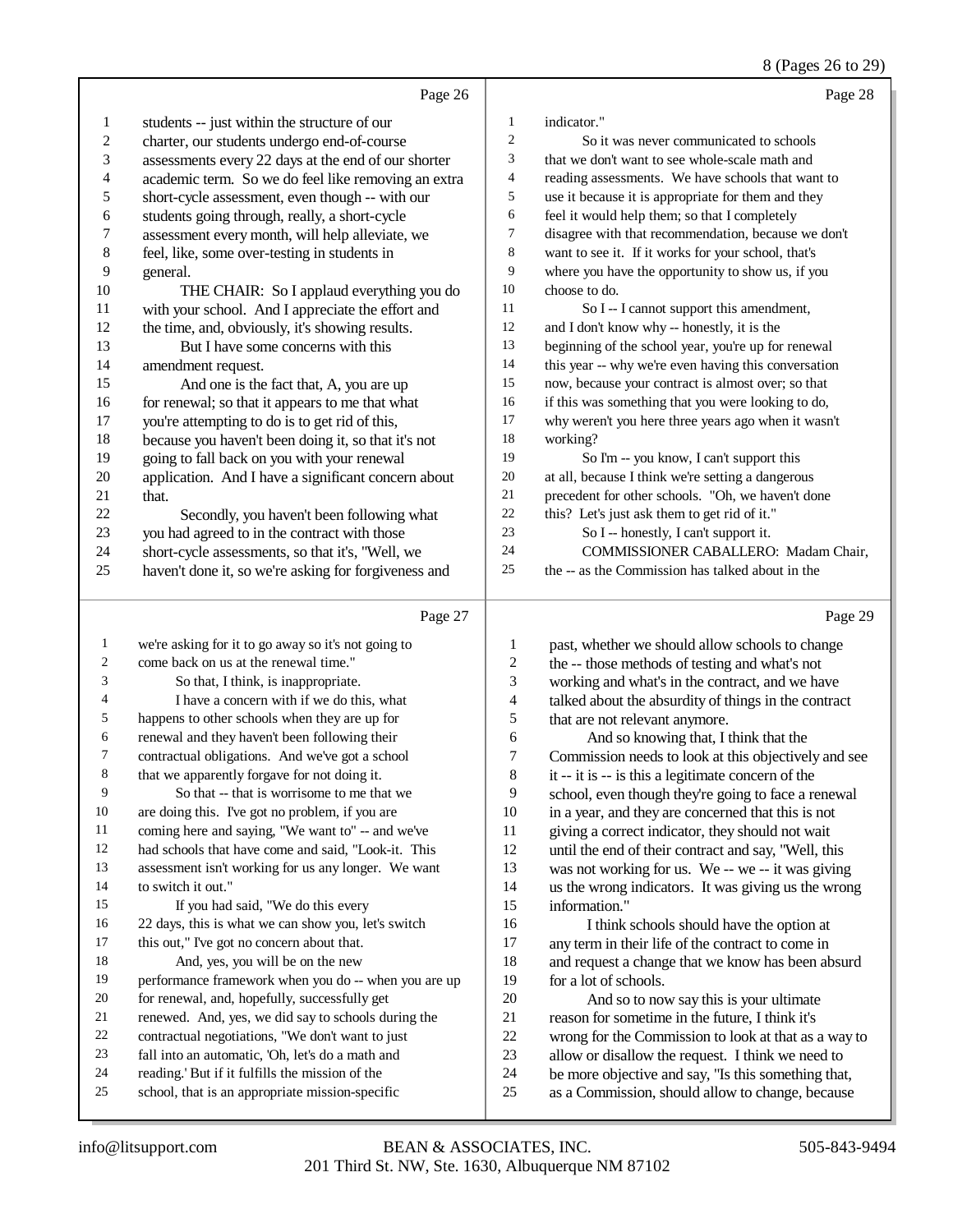Page 26

students -- just within the structure of our charter, our students undergo end-of-course assessments every 22 days at the end of our shorter academic term. So we do feel like removing an extra short-cycle assessment, even though -- with our students going through, really, a short-cycle assessment every month, will help alleviate, we feel, like, some over-testing in students in general.

THE CHAIR: So I applaud everything you do with your school. And I appreciate the effort and the time, and, obviously, it's showing results.

But I have some concerns with this amendment request.

And one is the fact that, A, you are up for renewal; so that it appears to me that what you're attempting to do is to get rid of this, because you haven't been doing it, so that it's not going to fall back on you with your renewal application. And I have a significant concern about that.

Secondly, you haven't been following what you had agreed to in the contract with those short-cycle assessments, so that it's, "Well, we haven't done it, so we're asking for forgiveness and

Page 27

we're asking for it to go away so it's not going to come back on us at the renewal time."

So that, I think, is inappropriate.

I have a concern with if we do this, what happens to other schools when they are up for renewal and they haven't been following their contractual obligations. And we've got a school that we apparently forgave for not doing it.

So that -- that is worrisome to me that we are doing this. I've got no problem, if you are coming here and saying, "We want to" -- and we've had schools that have come and said, "Look-it. This assessment isn't working for us any longer. We want to switch it out."

If you had said, "We do this every 22 days, this is what we can show you, let's switch this out," I've got no concern about that.

And, yes, you will be on the new performance framework when you do -- when you are up for renewal, and, hopefully, successfully get renewed. And, yes, we did say to schools during the contractual negotiations, "We don't want to just fall into an automatic, 'Oh, let's do a math and reading.' But if it fulfills the mission of the school, that is an appropriate mission-specific

Page 28

indicator."

So it was never communicated to schools that we don't want to see whole-scale math and reading assessments. We have schools that want to use it because it is appropriate for them and they feel it would help them; so that I completely disagree with that recommendation, because we don't want to see it. If it works for your school, that's where you have the opportunity to show us, if you choose to do.

So I -- I cannot support this amendment, and I don't know why -- honestly, it is the beginning of the school year, you're up for renewal this year -- why we're even having this conversation now, because your contract is almost over; so that if this was something that you were looking to do, why weren't you here three years ago when it wasn't working?

So I'm -- you know, I can't support this at all, because I think we're setting a dangerous precedent for other schools. "Oh, we haven't done this? Let's just ask them to get rid of it."

So I -- honestly, I can't support it.

COMMISSIONER CABALLERO: Madam Chair, the -- as the Commission has talked about in the

Page 29

past, whether we should allow schools to change the -- those methods of testing and what's not working and what's in the contract, and we have talked about the absurdity of things in the contract that are not relevant anymore.

And so knowing that, I think that the Commission needs to look at this objectively and see it -- it is -- is this a legitimate concern of the school, even though they're going to face a renewal in a year, and they are concerned that this is not giving a correct indicator, they should not wait until the end of their contract and say, "Well, this was not working for us. We -- we -- it was giving us the wrong indicators. It was giving us the wrong information."

I think schools should have the option at any term in their life of the contract to come in and request a change that we know has been absurd for a lot of schools.

And so to now say this is your ultimate reason for sometime in the future, I think it's wrong for the Commission to look at that as a way to allow or disallow the request. I think we need to be more objective and say, "Is this something that, as a Commission, should allow to change, because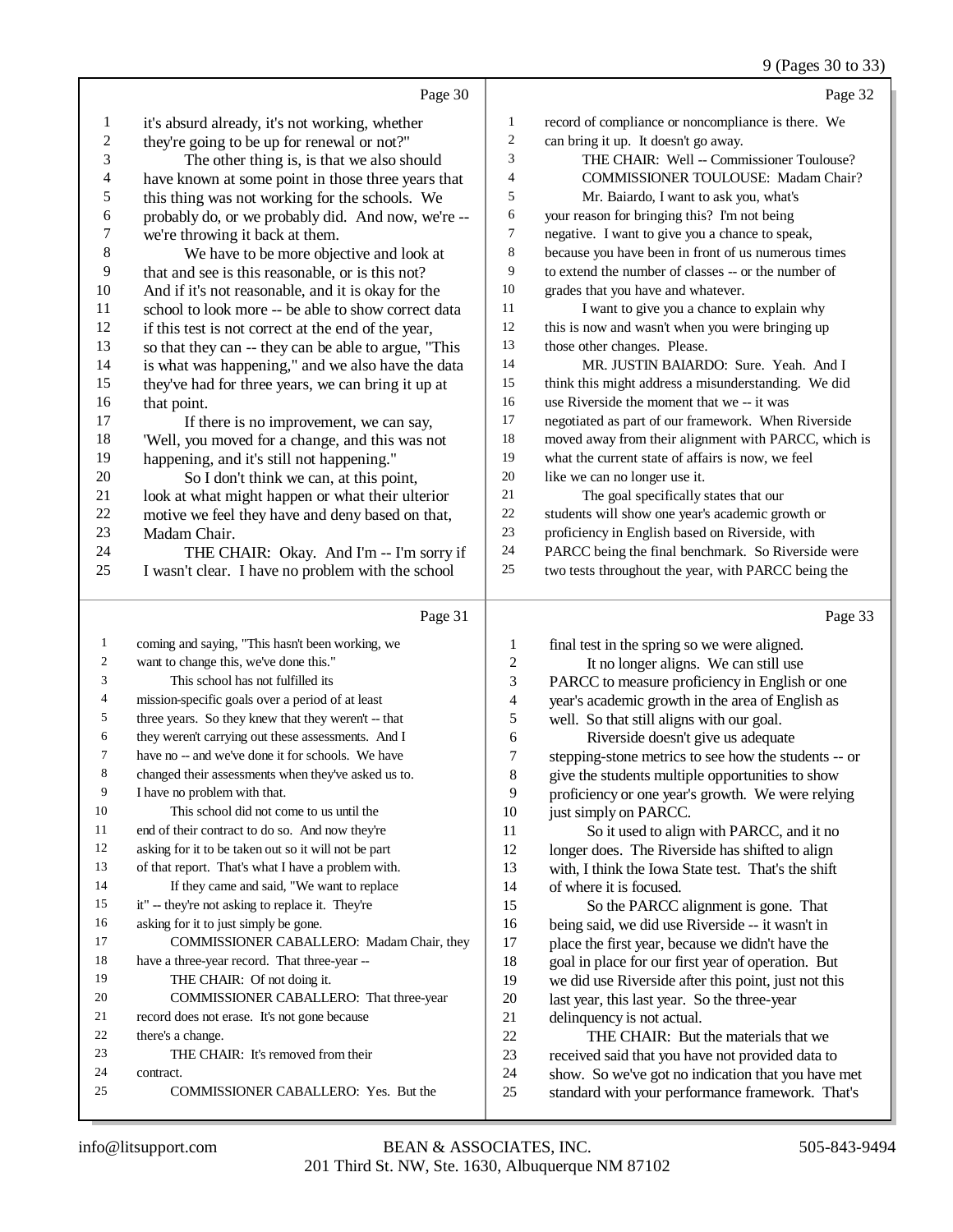Page 30

1 it's absurd already, it's not working, whether
2 they're going to be up for renewal or not?"
3 The other thing is, is that we also should
4 have known at some point in those three years that
5 this thing was not working for the schools. We
6 probably do, or we probably did. And now, we're --
7 we're throwing it back at them.
8 We have to be more objective and look at
9 that and see is this reasonable, or is this not?
10 And if it's not reasonable, and it is okay for the
11 school to look more -- be able to show correct data
12 if this test is not correct at the end of the year,
13 so that they can -- they can be able to argue, "This
14 is what was happening," and we also have the data
15 they've had for three years, we can bring it up at
16 that point.
17 If there is no improvement, we can say,
18 'Well, you moved for a change, and this was not
19 happening, and it's still not happening."
20 So I don't think we can, at this point,
21 look at what might happen or what their ulterior
22 motive we feel they have and deny based on that,
23 Madam Chair.
24 THE CHAIR: Okay. And I'm -- I'm sorry if
25 I wasn't clear. I have no problem with the school

Page 31

1 coming and saying, "This hasn't been working, we
2 want to change this, we've done this."
3 This school has not fulfilled its
4 mission-specific goals over a period of at least
5 three years. So they knew that they weren't -- that
6 they weren't carrying out these assessments. And I
7 have no -- and we've done it for schools. We have
8 changed their assessments when they've asked us to.
9 I have no problem with that.
10 This school did not come to us until the
11 end of their contract to do so. And now they're
12 asking for it to be taken out so it will not be part
13 of that report. That's what I have a problem with.
14 If they came and said, "We want to replace
15 it" -- they're not asking to replace it. They're
16 asking for it to just simply be gone.
17 COMMISSIONER CABALLERO: Madam Chair, they
18 have a three-year record. That three-year --
19 THE CHAIR: Of not doing it.
20 COMMISSIONER CABALLERO: That three-year
21 record does not erase. It's not gone because
22 there's a change.
23 THE CHAIR: It's removed from their
24 contract.
25 COMMISSIONER CABALLERO: Yes. But the

Page 32

1 record of compliance or noncompliance is there. We
2 can bring it up. It doesn't go away.
3 THE CHAIR: Well -- Commissioner Toulouse?
4 COMMISSIONER TOULOUSE: Madam Chair?
5 Mr. Baiardo, I want to ask you, what's
6 your reason for bringing this? I'm not being
7 negative. I want to give you a chance to speak,
8 because you have been in front of us numerous times
9 to extend the number of classes -- or the number of
10 grades that you have and whatever.
11 I want to give you a chance to explain why
12 this is now and wasn't when you were bringing up
13 those other changes. Please.
14 MR. JUSTIN BAIARDO: Sure. Yeah. And I
15 think this might address a misunderstanding. We did
16 use Riverside the moment that we -- it was
17 negotiated as part of our framework. When Riverside
18 moved away from their alignment with PARCC, which is
19 what the current state of affairs is now, we feel
20 like we can no longer use it.
21 The goal specifically states that our
22 students will show one year's academic growth or
23 proficiency in English based on Riverside, with
24 PARCC being the final benchmark. So Riverside were
25 two tests throughout the year, with PARCC being the

Page 33

1 final test in the spring so we were aligned.
2 It no longer aligns. We can still use
3 PARCC to measure proficiency in English or one
4 year's academic growth in the area of English as
5 well. So that still aligns with our goal.
6 Riverside doesn't give us adequate
7 stepping-stone metrics to see how the students -- or
8 give the students multiple opportunities to show
9 proficiency or one year's growth. We were relying
10 just simply on PARCC.
11 So it used to align with PARCC, and it no
12 longer does. The Riverside has shifted to align
13 with, I think the Iowa State test. That's the shift
14 of where it is focused.
15 So the PARCC alignment is gone. That
16 being said, we did use Riverside -- it wasn't in
17 place the first year, because we didn't have the
18 goal in place for our first year of operation. But
19 we did use Riverside after this point, just not this
20 last year, this last year. So the three-year
21 delinquency is not actual.
22 THE CHAIR: But the materials that we
23 received said that you have not provided data to
24 show. So we've got no indication that you have met
25 standard with your performance framework. That's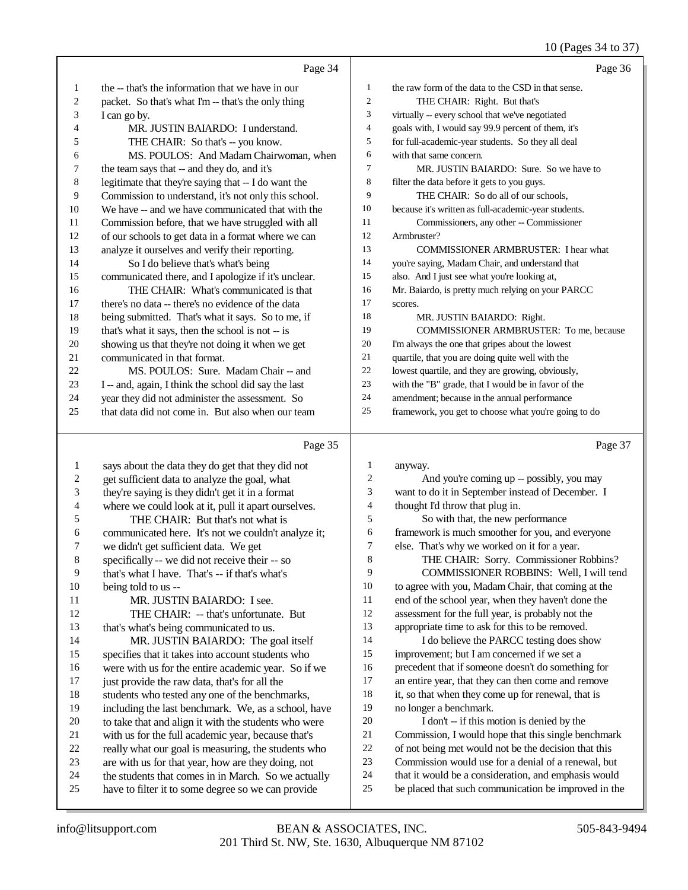Page 34

1 the -- that's the information that we have in our
2 packet. So that's what I'm -- that's the only thing
3 I can go by.
4 MR. JUSTIN BAIARDO: I understand.
5 THE CHAIR: So that's -- you know.
6 MS. POULOS: And Madam Chairwoman, when
7 the team says that -- and they do, and it's
8 legitimate that they're saying that -- I do want the
9 Commission to understand, it's not only this school.
10 We have -- and we have communicated that with the
11 Commission before, that we have struggled with all
12 of our schools to get data in a format where we can
13 analyze it ourselves and verify their reporting.
14 So I do believe that's what's being
15 communicated there, and I apologize if it's unclear.
16 THE CHAIR: What's communicated is that
17 there's no data -- there's no evidence of the data
18 being submitted. That's what it says. So to me, if
19 that's what it says, then the school is not -- is
20 showing us that they're not doing it when we get
21 communicated in that format.
22 MS. POULOS: Sure. Madam Chair -- and
23 I -- and, again, I think the school did say the last
24 year they did not administer the assessment. So
25 that data did not come in. But also when our team

Page 35

1 says about the data they do get that they did not
2 get sufficient data to analyze the goal, what
3 they're saying is they didn't get it in a format
4 where we could look at it, pull it apart ourselves.
5 THE CHAIR: But that's not what is
6 communicated here. It's not we couldn't analyze it;
7 we didn't get sufficient data. We get
8 specifically -- we did not receive their -- so
9 that's what I have. That's -- if that's what's
10 being told to us --
11 MR. JUSTIN BAIARDO: I see.
12 THE CHAIR: -- that's unfortunate. But
13 that's what's being communicated to us.
14 MR. JUSTIN BAIARDO: The goal itself
15 specifies that it takes into account students who
16 were with us for the entire academic year. So if we
17 just provide the raw data, that's for all the
18 students who tested any one of the benchmarks,
19 including the last benchmark. We, as a school, have
20 to take that and align it with the students who were
21 with us for the full academic year, because that's
22 really what our goal is measuring, the students who
23 are with us for that year, how are they doing, not
24 the students that comes in in March. So we actually
25 have to filter it to some degree so we can provide

Page 36

1 the raw form of the data to the CSD in that sense.
2 THE CHAIR: Right. But that's
3 virtually -- every school that we've negotiated
4 goals with, I would say 99.9 percent of them, it's
5 for full-academic-year students. So they all deal
6 with that same concern.
7 MR. JUSTIN BAIARDO: Sure. So we have to
8 filter the data before it gets to you guys.
9 THE CHAIR: So do all of our schools,
10 because it's written as full-academic-year students.
11 Commissioners, any other -- Commissioner
12 Armbruster?
13 COMMISSIONER ARMBRUSTER: I hear what
14 you're saying, Madam Chair, and understand that
15 also. And I just see what you're looking at,
16 Mr. Baiardo, is pretty much relying on your PARCC
17 scores.
18 MR. JUSTIN BAIARDO: Right.
19 COMMISSIONER ARMBRUSTER: To me, because
20 I'm always the one that gripes about the lowest
21 quartile, that you are doing quite well with the
22 lowest quartile, and they are growing, obviously,
23 with the "B" grade, that I would be in favor of the
24 amendment; because in the annual performance
25 framework, you get to choose what you're going to do

Page 37

1 anyway.
2 And you're coming up -- possibly, you may
3 want to do it in September instead of December. I
4 thought I'd throw that plug in.
5 So with that, the new performance
6 framework is much smoother for you, and everyone
7 else. That's why we worked on it for a year.
8 THE CHAIR: Sorry. Commissioner Robbins?
9 COMMISSIONER ROBBINS: Well, I will tend
10 to agree with you, Madam Chair, that coming at the
11 end of the school year, when they haven't done the
12 assessment for the full year, is probably not the
13 appropriate time to ask for this to be removed.
14 I do believe the PARCC testing does show
15 improvement; but I am concerned if we set a
16 precedent that if someone doesn't do something for
17 an entire year, that they can then come and remove
18 it, so that when they come up for renewal, that is
19 no longer a benchmark.
20 I don't -- if this motion is denied by the
21 Commission, I would hope that this single benchmark
22 of not being met would not be the decision that this
23 Commission would use for a denial of a renewal, but
24 that it would be a consideration, and emphasis would
25 be placed that such communication be improved in the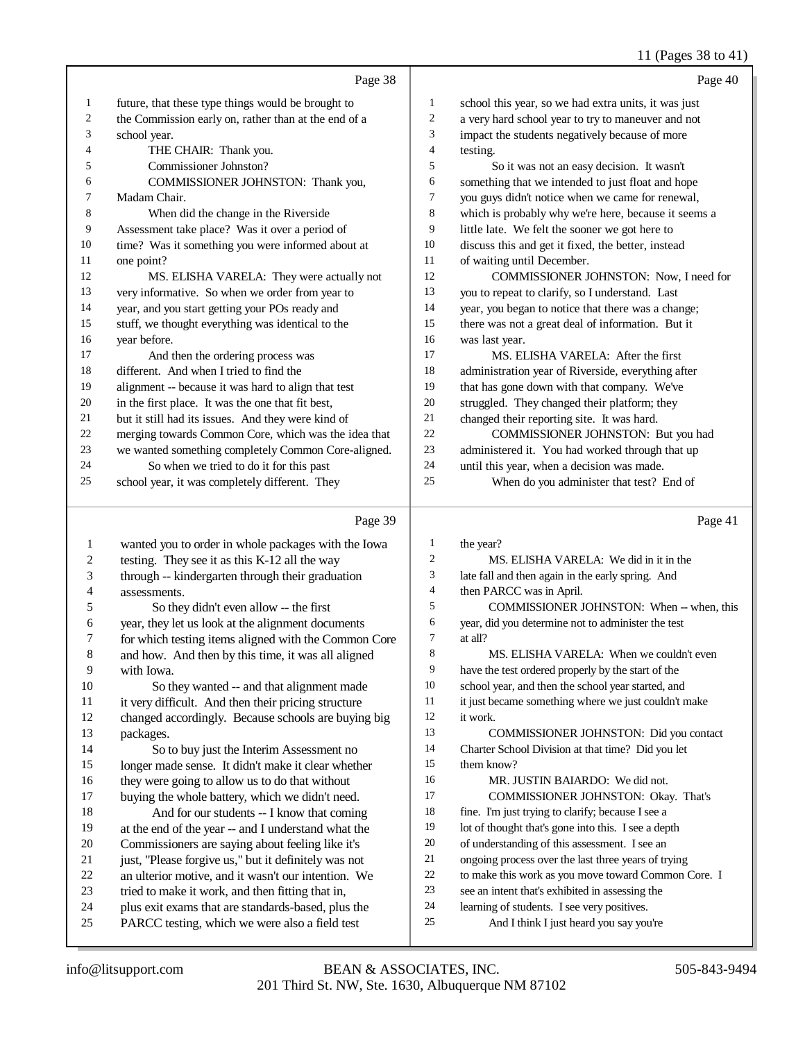Page 38

1 future, that these type things would be brought to
2 the Commission early on, rather than at the end of a
3 school year.
4 THE CHAIR: Thank you.
5 Commissioner Johnston?
6 COMMISSIONER JOHNSTON: Thank you,
7 Madam Chair.
8 When did the change in the Riverside
9 Assessment take place? Was it over a period of
10 time? Was it something you were informed about at
11 one point?
12 MS. ELISHA VARELA: They were actually not
13 very informative. So when we order from year to
14 year, and you start getting your POs ready and
15 stuff, we thought everything was identical to the
16 year before.
17 And then the ordering process was
18 different. And when I tried to find the
19 alignment -- because it was hard to align that test
20 in the first place. It was the one that fit best,
21 but it still had its issues. And they were kind of
22 merging towards Common Core, which was the idea that
23 we wanted something completely Common Core-aligned.
24 So when we tried to do it for this past
25 school year, it was completely different. They

Page 39

1 wanted you to order in whole packages with the Iowa
2 testing. They see it as this K-12 all the way
3 through -- kindergarten through their graduation
4 assessments.
5 So they didn't even allow -- the first
6 year, they let us look at the alignment documents
7 for which testing items aligned with the Common Core
8 and how. And then by this time, it was all aligned
9 with Iowa.
10 So they wanted -- and that alignment made
11 it very difficult. And then their pricing structure
12 changed accordingly. Because schools are buying big
13 packages.
14 So to buy just the Interim Assessment no
15 longer made sense. It didn't make it clear whether
16 they were going to allow us to do that without
17 buying the whole battery, which we didn't need.
18 And for our students -- I know that coming
19 at the end of the year -- and I understand what the
20 Commissioners are saying about feeling like it's
21 just, "Please forgive us," but it definitely was not
22 an ulterior motive, and it wasn't our intention. We
23 tried to make it work, and then fitting that in,
24 plus exit exams that are standards-based, plus the
25 PARCC testing, which we were also a field test

Page 40

1 school this year, so we had extra units, it was just
2 a very hard school year to try to maneuver and not
3 impact the students negatively because of more
4 testing.
5 So it was not an easy decision. It wasn't
6 something that we intended to just float and hope
7 you guys didn't notice when we came for renewal,
8 which is probably why we're here, because it seems a
9 little late. We felt the sooner we got here to
10 discuss this and get it fixed, the better, instead
11 of waiting until December.
12 COMMISSIONER JOHNSTON: Now, I need for
13 you to repeat to clarify, so I understand. Last
14 year, you began to notice that there was a change;
15 there was not a great deal of information. But it
16 was last year.
17 MS. ELISHA VARELA: After the first
18 administration year of Riverside, everything after
19 that has gone down with that company. We've
20 struggled. They changed their platform; they
21 changed their reporting site. It was hard.
22 COMMISSIONER JOHNSTON: But you had
23 administered it. You had worked through that up
24 until this year, when a decision was made.
25 When do you administer that test? End of

Page 41

1 the year?
2 MS. ELISHA VARELA: We did in it in the
3 late fall and then again in the early spring. And
4 then PARCC was in April.
5 COMMISSIONER JOHNSTON: When -- when, this
6 year, did you determine not to administer the test
7 at all?
8 MS. ELISHA VARELA: When we couldn't even
9 have the test ordered properly by the start of the
10 school year, and then the school year started, and
11 it just became something where we just couldn't make
12 it work.
13 COMMISSIONER JOHNSTON: Did you contact
14 Charter School Division at that time? Did you let
15 them know?
16 MR. JUSTIN BAIARDO: We did not.
17 COMMISSIONER JOHNSTON: Okay. That's
18 fine. I'm just trying to clarify; because I see a
19 lot of thought that's gone into this. I see a depth
20 of understanding of this assessment. I see an
21 ongoing process over the last three years of trying
22 to make this work as you move toward Common Core. I
23 see an intent that's exhibited in assessing the
24 learning of students. I see very positives.
25 And I think I just heard you say you're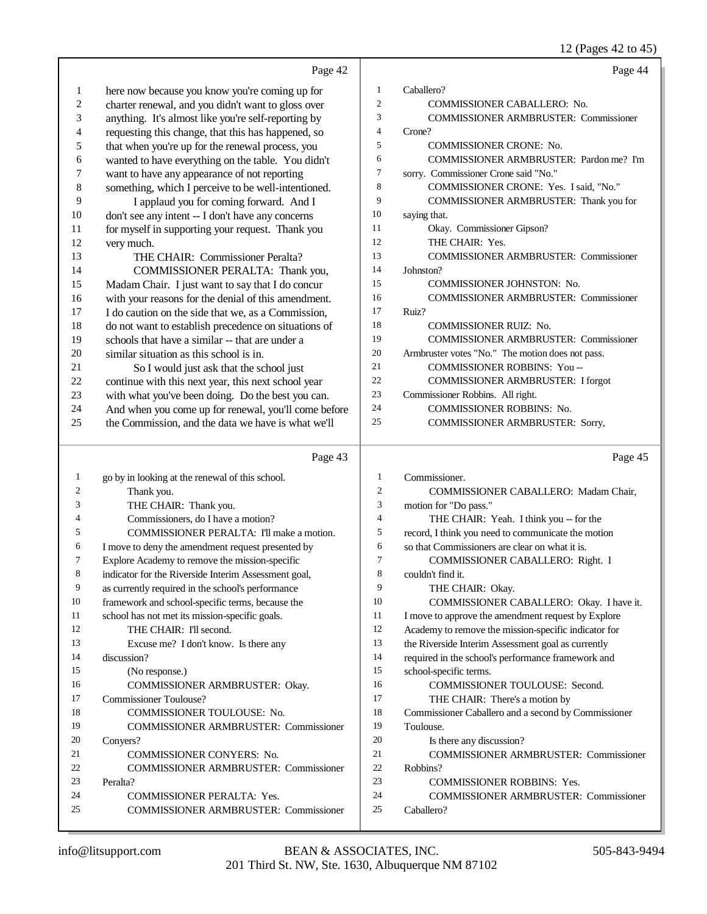Page 42

1 here now because you know you're coming up for
2 charter renewal, and you didn't want to gloss over
3 anything. It's almost like you're self-reporting by
4 requesting this change, that this has happened, so
5 that when you're up for the renewal process, you
6 wanted to have everything on the table. You didn't
7 want to have any appearance of not reporting
8 something, which I perceive to be well-intentioned.
9 I applaud you for coming forward. And I
10 don't see any intent -- I don't have any concerns
11 for myself in supporting your request. Thank you
12 very much.
13 THE CHAIR: Commissioner Peralta?
14 COMMISSIONER PERALTA: Thank you,
15 Madam Chair. I just want to say that I do concur
16 with your reasons for the denial of this amendment.
17 I do caution on the side that we, as a Commission,
18 do not want to establish precedence on situations of
19 schools that have a similar -- that are under a
20 similar situation as this school is in.
21 So I would just ask that the school just
22 continue with this next year, this next school year
23 with what you've been doing. Do the best you can.
24 And when you come up for renewal, you'll come before
25 the Commission, and the data we have is what we'll

Page 43

1 go by in looking at the renewal of this school.
2 Thank you.
3 THE CHAIR: Thank you.
4 Commissioners, do I have a motion?
5 COMMISSIONER PERALTA: I'll make a motion.
6 I move to deny the amendment request presented by
7 Explore Academy to remove the mission-specific
8 indicator for the Riverside Interim Assessment goal,
9 as currently required in the school's performance
10 framework and school-specific terms, because the
11 school has not met its mission-specific goals.
12 THE CHAIR: I'll second.
13 Excuse me? I don't know. Is there any
14 discussion?
15 (No response.)
16 COMMISSIONER ARMBRUSTER: Okay.
17 Commissioner Toulouse?
18 COMMISSIONER TOULOUSE: No.
19 COMMISSIONER ARMBRUSTER: Commissioner
20 Conyers?
21 COMMISSIONER CONYERS: No.
22 COMMISSIONER ARMBRUSTER: Commissioner
23 Peralta?
24 COMMISSIONER PERALTA: Yes.
25 COMMISSIONER ARMBRUSTER: Commissioner

Page 44

1 Caballero?
2 COMMISSIONER CABALLERO: No.
3 COMMISSIONER ARMBRUSTER: Commissioner
4 Crone?
5 COMMISSIONER CRONE: No.
6 COMMISSIONER ARMBRUSTER: Pardon me? I'm
7 sorry. Commissioner Crone said "No."
8 COMMISSIONER CRONE: Yes. I said, "No."
9 COMMISSIONER ARMBRUSTER: Thank you for
10 saying that.
11 Okay. Commissioner Gipson?
12 THE CHAIR: Yes.
13 COMMISSIONER ARMBRUSTER: Commissioner
14 Johnston?
15 COMMISSIONER JOHNSTON: No.
16 COMMISSIONER ARMBRUSTER: Commissioner
17 Ruiz?
18 COMMISSIONER RUIZ: No.
19 COMMISSIONER ARMBRUSTER: Commissioner
20 Armbruster votes "No." The motion does not pass.
21 COMMISSIONER ROBBINS: You --
22 COMMISSIONER ARMBRUSTER: I forgot
23 Commissioner Robbins. All right.
24 COMMISSIONER ROBBINS: No.
25 COMMISSIONER ARMBRUSTER: Sorry,

Page 45

1 Commissioner.
2 COMMISSIONER CABALLERO: Madam Chair,
3 motion for "Do pass."
4 THE CHAIR: Yeah. I think you -- for the
5 record, I think you need to communicate the motion
6 so that Commissioners are clear on what it is.
7 COMMISSIONER CABALLERO: Right. I
8 couldn't find it.
9 THE CHAIR: Okay.
10 COMMISSIONER CABALLERO: Okay. I have it.
11 I move to approve the amendment request by Explore
12 Academy to remove the mission-specific indicator for
13 the Riverside Interim Assessment goal as currently
14 required in the school's performance framework and
15 school-specific terms.
16 COMMISSIONER TOULOUSE: Second.
17 THE CHAIR: There's a motion by
18 Commissioner Caballero and a second by Commissioner
19 Toulouse.
20 Is there any discussion?
21 COMMISSIONER ARMBRUSTER: Commissioner
22 Robbins?
23 COMMISSIONER ROBBINS: Yes.
24 COMMISSIONER ARMBRUSTER: Commissioner
25 Caballero?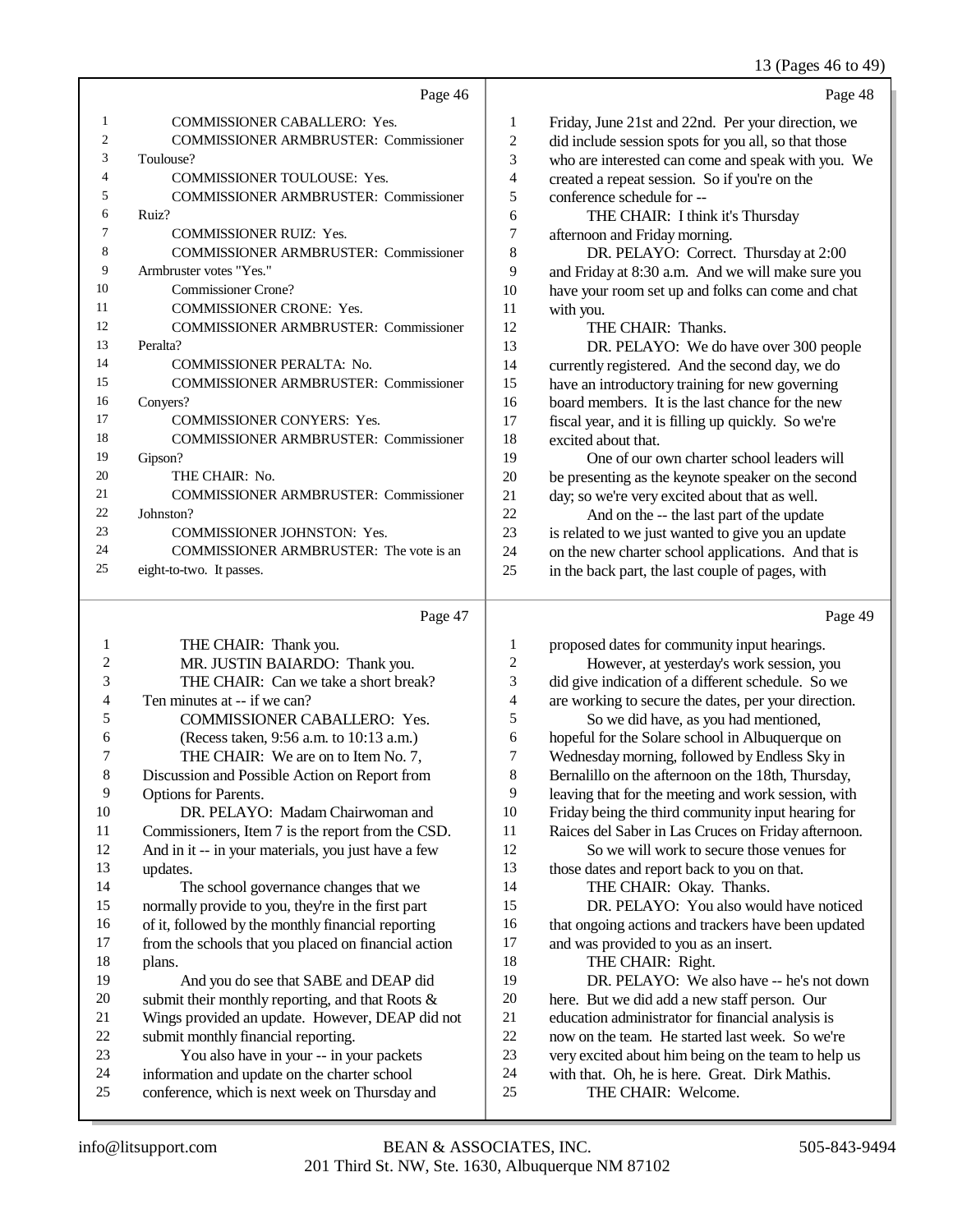Page 46

1 COMMISSIONER CABALLERO: Yes.
2 COMMISSIONER ARMBRUSTER: Commissioner
3 Toulouse?
4 COMMISSIONER TOULOUSE: Yes.
5 COMMISSIONER ARMBRUSTER: Commissioner
6 Ruiz?
7 COMMISSIONER RUIZ: Yes.
8 COMMISSIONER ARMBRUSTER: Commissioner
9 Armbruster votes "Yes."
10 Commissioner Crone?
11 COMMISSIONER CRONE: Yes.
12 COMMISSIONER ARMBRUSTER: Commissioner
13 Peralta?
14 COMMISSIONER PERALTA: No.
15 COMMISSIONER ARMBRUSTER: Commissioner
16 Conyers?
17 COMMISSIONER CONYERS: Yes.
18 COMMISSIONER ARMBRUSTER: Commissioner
19 Gipson?
20 THE CHAIR: No.
21 COMMISSIONER ARMBRUSTER: Commissioner
22 Johnston?
23 COMMISSIONER JOHNSTON: Yes.
24 COMMISSIONER ARMBRUSTER: The vote is an
25 eight-to-two. It passes.

Page 47

1 THE CHAIR: Thank you.
2 MR. JUSTIN BAIARDO: Thank you.
3 THE CHAIR: Can we take a short break?
4 Ten minutes at -- if we can?
5 COMMISSIONER CABALLERO: Yes.
6 (Recess taken, 9:56 a.m. to 10:13 a.m.)
7 THE CHAIR: We are on to Item No. 7,
8 Discussion and Possible Action on Report from
9 Options for Parents.
10 DR. PELAYO: Madam Chairwoman and
11 Commissioners, Item 7 is the report from the CSD.
12 And in it -- in your materials, you just have a few
13 updates.
14 The school governance changes that we
15 normally provide to you, they're in the first part
16 of it, followed by the monthly financial reporting
17 from the schools that you placed on financial action
18 plans.
19 And you do see that SABE and DEAP did
20 submit their monthly reporting, and that Roots &
21 Wings provided an update. However, DEAP did not
22 submit monthly financial reporting.
23 You also have in your -- in your packets
24 information and update on the charter school
25 conference, which is next week on Thursday and

Page 48

1 Friday, June 21st and 22nd. Per your direction, we
2 did include session spots for you all, so that those
3 who are interested can come and speak with you. We
4 created a repeat session. So if you're on the
5 conference schedule for --
6 THE CHAIR: I think it's Thursday
7 afternoon and Friday morning.
8 DR. PELAYO: Correct. Thursday at 2:00
9 and Friday at 8:30 a.m. And we will make sure you
10 have your room set up and folks can come and chat
11 with you.
12 THE CHAIR: Thanks.
13 DR. PELAYO: We do have over 300 people
14 currently registered. And the second day, we do
15 have an introductory training for new governing
16 board members. It is the last chance for the new
17 fiscal year, and it is filling up quickly. So we're
18 excited about that.
19 One of our own charter school leaders will
20 be presenting as the keynote speaker on the second
21 day; so we're very excited about that as well.
22 And on the -- the last part of the update
23 is related to we just wanted to give you an update
24 on the new charter school applications. And that is
25 in the back part, the last couple of pages, with

Page 49

1 proposed dates for community input hearings.
2 However, at yesterday's work session, you
3 did give indication of a different schedule. So we
4 are working to secure the dates, per your direction.
5 So we did have, as you had mentioned,
6 hopeful for the Solare school in Albuquerque on
7 Wednesday morning, followed by Endless Sky in
8 Bernalillo on the afternoon on the 18th, Thursday,
9 leaving that for the meeting and work session, with
10 Friday being the third community input hearing for
11 Raices del Saber in Las Cruces on Friday afternoon.
12 So we will work to secure those venues for
13 those dates and report back to you on that.
14 THE CHAIR: Okay. Thanks.
15 DR. PELAYO: You also would have noticed
16 that ongoing actions and trackers have been updated
17 and was provided to you as an insert.
18 THE CHAIR: Right.
19 DR. PELAYO: We also have -- he's not down
20 here. But we did add a new staff person. Our
21 education administrator for financial analysis is
22 now on the team. He started last week. So we're
23 very excited about him being on the team to help us
24 with that. Oh, he is here. Great. Dirk Mathis.
25 THE CHAIR: Welcome.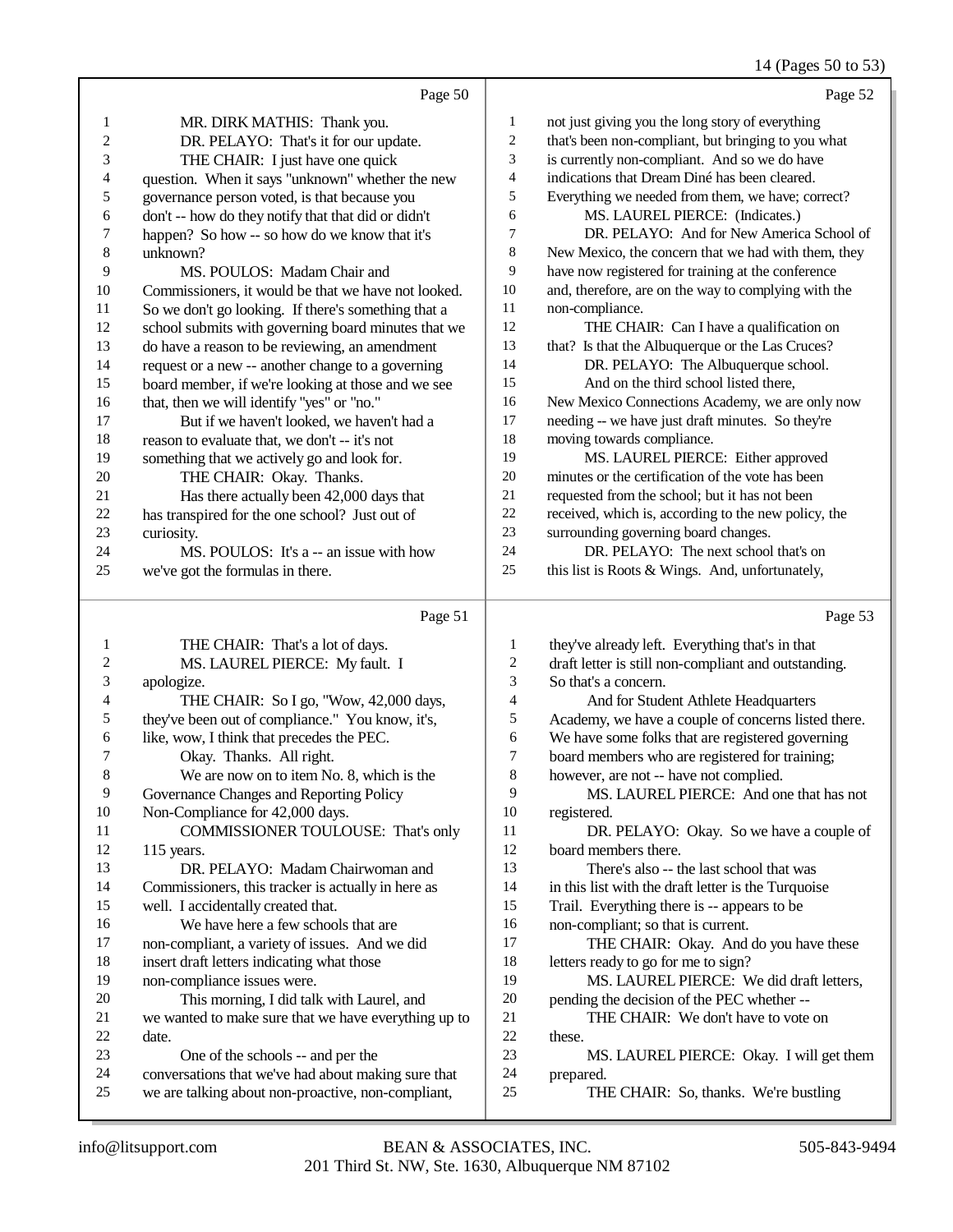Page 50

1 MR. DIRK MATHIS: Thank you.
2 DR. PELAYO: That's it for our update.
3 THE CHAIR: I just have one quick
4 question. When it says "unknown" whether the new
5 governance person voted, is that because you
6 don't -- how do they notify that that did or didn't
7 happen? So how -- so how do we know that it's
8 unknown?
9 MS. POULOS: Madam Chair and
10 Commissioners, it would be that we have not looked.
11 So we don't go looking. If there's something that a
12 school submits with governing board minutes that we
13 do have a reason to be reviewing, an amendment
14 request or a new -- another change to a governing
15 board member, if we're looking at those and we see
16 that, then we will identify "yes" or "no."
17 But if we haven't looked, we haven't had a
18 reason to evaluate that, we don't -- it's not
19 something that we actively go and look for.
20 THE CHAIR: Okay. Thanks.
21 Has there actually been 42,000 days that
22 has transpired for the one school? Just out of
23 curiosity.
24 MS. POULOS: It's a -- an issue with how
25 we've got the formulas in there.

Page 51

1 THE CHAIR: That's a lot of days.
2 MS. LAUREL PIERCE: My fault. I
3 apologize.
4 THE CHAIR: So I go, "Wow, 42,000 days,
5 they've been out of compliance." You know, it's,
6 like, wow, I think that precedes the PEC.
7 Okay. Thanks. All right.
8 We are now on to item No. 8, which is the
9 Governance Changes and Reporting Policy
10 Non-Compliance for 42,000 days.
11 COMMISSIONER TOULOUSE: That's only
12 115 years.
13 DR. PELAYO: Madam Chairwoman and
14 Commissioners, this tracker is actually in here as
15 well. I accidentally created that.
16 We have here a few schools that are
17 non-compliant, a variety of issues. And we did
18 insert draft letters indicating what those
19 non-compliance issues were.
20 This morning, I did talk with Laurel, and
21 we wanted to make sure that we have everything up to
22 date.
23 One of the schools -- and per the
24 conversations that we've had about making sure that
25 we are talking about non-proactive, non-compliant,

Page 52

1 not just giving you the long story of everything
2 that's been non-compliant, but bringing to you what
3 is currently non-compliant. And so we do have
4 indications that Dream Diné has been cleared.
5 Everything we needed from them, we have; correct?
6 MS. LAUREL PIERCE: (Indicates.)
7 DR. PELAYO: And for New America School of
8 New Mexico, the concern that we had with them, they
9 have now registered for training at the conference
10 and, therefore, are on the way to complying with the
11 non-compliance.
12 THE CHAIR: Can I have a qualification on
13 that? Is that the Albuquerque or the Las Cruces?
14 DR. PELAYO: The Albuquerque school.
15 And on the third school listed there,
16 New Mexico Connections Academy, we are only now
17 needing -- we have just draft minutes. So they're
18 moving towards compliance.
19 MS. LAUREL PIERCE: Either approved
20 minutes or the certification of the vote has been
21 requested from the school; but it has not been
22 received, which is, according to the new policy, the
23 surrounding governing board changes.
24 DR. PELAYO: The next school that's on
25 this list is Roots & Wings. And, unfortunately,

Page 53

1 they've already left. Everything that's in that
2 draft letter is still non-compliant and outstanding.
3 So that's a concern.
4 And for Student Athlete Headquarters
5 Academy, we have a couple of concerns listed there.
6 We have some folks that are registered governing
7 board members who are registered for training;
8 however, are not -- have not complied.
9 MS. LAUREL PIERCE: And one that has not
10 registered.
11 DR. PELAYO: Okay. So we have a couple of
12 board members there.
13 There's also -- the last school that was
14 in this list with the draft letter is the Turquoise
15 Trail. Everything there is -- appears to be
16 non-compliant; so that is current.
17 THE CHAIR: Okay. And do you have these
18 letters ready to go for me to sign?
19 MS. LAUREL PIERCE: We did draft letters,
20 pending the decision of the PEC whether --
21 THE CHAIR: We don't have to vote on
22 these.
23 MS. LAUREL PIERCE: Okay. I will get them
24 prepared.
25 THE CHAIR: So, thanks. We're bustling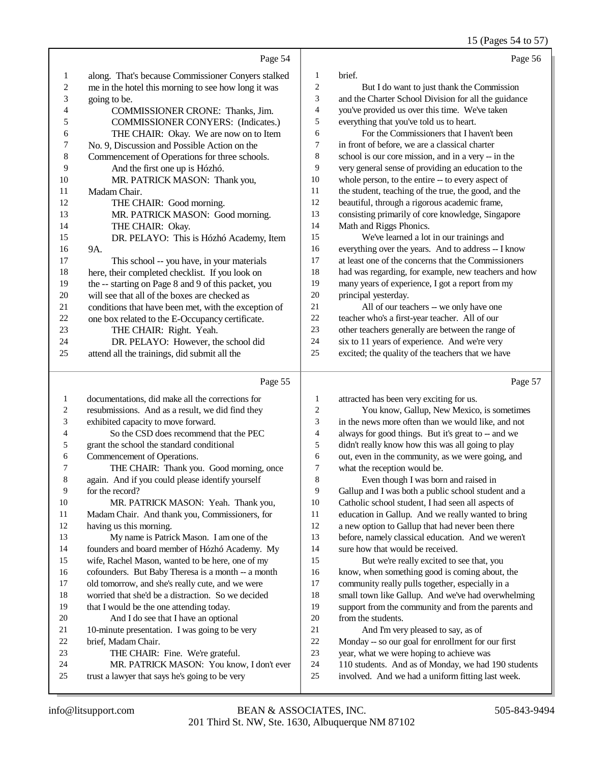Page 54

1 along. That's because Commissioner Conyers stalked
2 me in the hotel this morning to see how long it was
3 going to be.
4 COMMISSIONER CRONE: Thanks, Jim.
5 COMMISSIONER CONYERS: (Indicates.)
6 THE CHAIR: Okay. We are now on to Item
7 No. 9, Discussion and Possible Action on the
8 Commencement of Operations for three schools.
9 And the first one up is Hózhó.
10 MR. PATRICK MASON: Thank you,
11 Madam Chair.
12 THE CHAIR: Good morning.
13 MR. PATRICK MASON: Good morning.
14 THE CHAIR: Okay.
15 DR. PELAYO: This is Hózhó Academy, Item
16 9A.
17 This school -- you have, in your materials
18 here, their completed checklist. If you look on
19 the -- starting on Page 8 and 9 of this packet, you
20 will see that all of the boxes are checked as
21 conditions that have been met, with the exception of
22 one box related to the E-Occupancy certificate.
23 THE CHAIR: Right. Yeah.
24 DR. PELAYO: However, the school did
25 attend all the trainings, did submit all the

Page 55

1 documentations, did make all the corrections for
2 resubmissions. And as a result, we did find they
3 exhibited capacity to move forward.
4 So the CSD does recommend that the PEC
5 grant the school the standard conditional
6 Commencement of Operations.
7 THE CHAIR: Thank you. Good morning, once
8 again. And if you could please identify yourself
9 for the record?
10 MR. PATRICK MASON: Yeah. Thank you,
11 Madam Chair. And thank you, Commissioners, for
12 having us this morning.
13 My name is Patrick Mason. I am one of the
14 founders and board member of Hózhó Academy. My
15 wife, Rachel Mason, wanted to be here, one of my
16 cofounders. But Baby Theresa is a month -- a month
17 old tomorrow, and she's really cute, and we were
18 worried that she'd be a distraction. So we decided
19 that I would be the one attending today.
20 And I do see that I have an optional
21 10-minute presentation. I was going to be very
22 brief, Madam Chair.
23 THE CHAIR: Fine. We're grateful.
24 MR. PATRICK MASON: You know, I don't ever
25 trust a lawyer that says he's going to be very

Page 56

1 brief.
2 But I do want to just thank the Commission
3 and the Charter School Division for all the guidance
4 you've provided us over this time. We've taken
5 everything that you've told us to heart.
6 For the Commissioners that I haven't been
7 in front of before, we are a classical charter
8 school is our core mission, and in a very -- in the
9 very general sense of providing an education to the
10 whole person, to the entire -- to every aspect of
11 the student, teaching of the true, the good, and the
12 beautiful, through a rigorous academic frame,
13 consisting primarily of core knowledge, Singapore
14 Math and Riggs Phonics.
15 We've learned a lot in our trainings and
16 everything over the years. And to address -- I know
17 at least one of the concerns that the Commissioners
18 had was regarding, for example, new teachers and how
19 many years of experience, I got a report from my
20 principal yesterday.
21 All of our teachers -- we only have one
22 teacher who's a first-year teacher. All of our
23 other teachers generally are between the range of
24 six to 11 years of experience. And we're very
25 excited; the quality of the teachers that we have

Page 57

1 attracted has been very exciting for us.
2 You know, Gallup, New Mexico, is sometimes
3 in the news more often than we would like, and not
4 always for good things. But it's great to -- and we
5 didn't really know how this was all going to play
6 out, even in the community, as we were going, and
7 what the reception would be.
8 Even though I was born and raised in
9 Gallup and I was both a public school student and a
10 Catholic school student, I had seen all aspects of
11 education in Gallup. And we really wanted to bring
12 a new option to Gallup that had never been there
13 before, namely classical education. And we weren't
14 sure how that would be received.
15 But we're really excited to see that, you
16 know, when something good is coming about, the
17 community really pulls together, especially in a
18 small town like Gallup. And we've had overwhelming
19 support from the community and from the parents and
20 from the students.
21 And I'm very pleased to say, as of
22 Monday -- so our goal for enrollment for our first
23 year, what we were hoping to achieve was
24 110 students. And as of Monday, we had 190 students
25 involved. And we had a uniform fitting last week.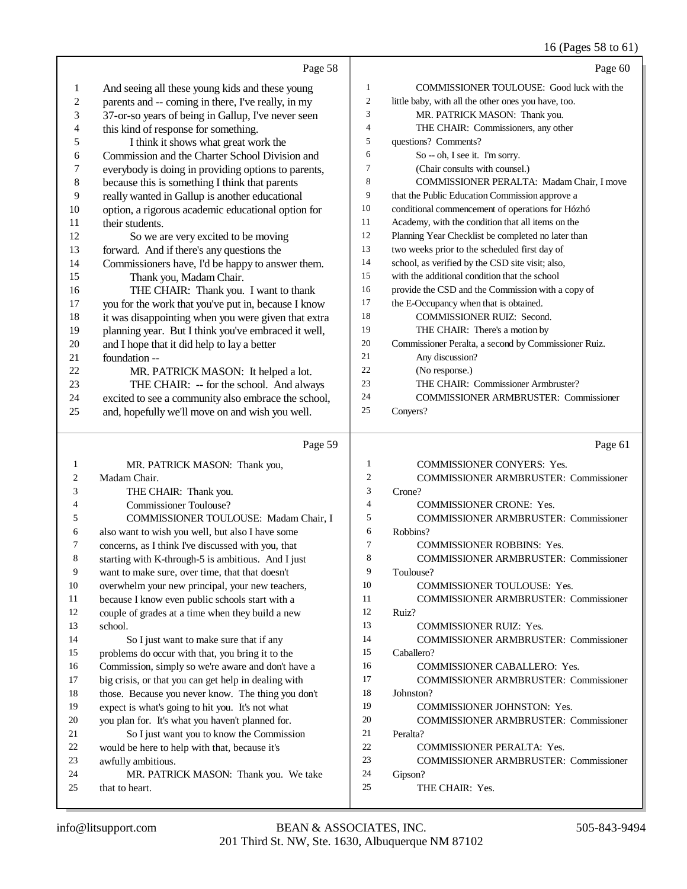Page 58

1 And seeing all these young kids and these young
2 parents and -- coming in there, I've really, in my
3 37-or-so years of being in Gallup, I've never seen
4 this kind of response for something.
5 I think it shows what great work the
6 Commission and the Charter School Division and
7 everybody is doing in providing options to parents,
8 because this is something I think that parents
9 really wanted in Gallup is another educational
10 option, a rigorous academic educational option for
11 their students.
12 So we are very excited to be moving
13 forward. And if there's any questions the
14 Commissioners have, I'd be happy to answer them.
15 Thank you, Madam Chair.
16 THE CHAIR: Thank you. I want to thank
17 you for the work that you've put in, because I know
18 it was disappointing when you were given that extra
19 planning year. But I think you've embraced it well,
20 and I hope that it did help to lay a better
21 foundation --
22 MR. PATRICK MASON: It helped a lot.
23 THE CHAIR: -- for the school. And always
24 excited to see a community also embrace the school,
25 and, hopefully we'll move on and wish you well.

Page 59

1 MR. PATRICK MASON: Thank you,
2 Madam Chair.
3 THE CHAIR: Thank you.
4 Commissioner Toulouse?
5 COMMISSIONER TOULOUSE: Madam Chair, I
6 also want to wish you well, but also I have some
7 concerns, as I think I've discussed with you, that
8 starting with K-through-5 is ambitious. And I just
9 want to make sure, over time, that that doesn't
10 overwhelm your new principal, your new teachers,
11 because I know even public schools start with a
12 couple of grades at a time when they build a new
13 school.
14 So I just want to make sure that if any
15 problems do occur with that, you bring it to the
16 Commission, simply so we're aware and don't have a
17 big crisis, or that you can get help in dealing with
18 those. Because you never know. The thing you don't
19 expect is what's going to hit you. It's not what
20 you plan for. It's what you haven't planned for.
21 So I just want you to know the Commission
22 would be here to help with that, because it's
23 awfully ambitious.
24 MR. PATRICK MASON: Thank you. We take
25 that to heart.

Page 60

1 COMMISSIONER TOULOUSE: Good luck with the
2 little baby, with all the other ones you have, too.
3 MR. PATRICK MASON: Thank you.
4 THE CHAIR: Commissioners, any other
5 questions? Comments?
6 So -- oh, I see it. I'm sorry.
7 (Chair consults with counsel.)
8 COMMISSIONER PERALTA: Madam Chair, I move
9 that the Public Education Commission approve a
10 conditional commencement of operations for Hózhó
11 Academy, with the condition that all items on the
12 Planning Year Checklist be completed no later than
13 two weeks prior to the scheduled first day of
14 school, as verified by the CSD site visit; also,
15 with the additional condition that the school
16 provide the CSD and the Commission with a copy of
17 the E-Occupancy when that is obtained.
18 COMMISSIONER RUIZ: Second.
19 THE CHAIR: There's a motion by
20 Commissioner Peralta, a second by Commissioner Ruiz.
21 Any discussion?
22 (No response.)
23 THE CHAIR: Commissioner Armbruster?
24 COMMISSIONER ARMBRUSTER: Commissioner
25 Conyers?

Page 61

1 COMMISSIONER CONYERS: Yes.
2 COMMISSIONER ARMBRUSTER: Commissioner
3 Crone?
4 COMMISSIONER CRONE: Yes.
5 COMMISSIONER ARMBRUSTER: Commissioner
6 Robbins?
7 COMMISSIONER ROBBINS: Yes.
8 COMMISSIONER ARMBRUSTER: Commissioner
9 Toulouse?
10 COMMISSIONER TOULOUSE: Yes.
11 COMMISSIONER ARMBRUSTER: Commissioner
12 Ruiz?
13 COMMISSIONER RUIZ: Yes.
14 COMMISSIONER ARMBRUSTER: Commissioner
15 Caballero?
16 COMMISSIONER CABALLERO: Yes.
17 COMMISSIONER ARMBRUSTER: Commissioner
18 Johnston?
19 COMMISSIONER JOHNSTON: Yes.
20 COMMISSIONER ARMBRUSTER: Commissioner
21 Peralta?
22 COMMISSIONER PERALTA: Yes.
23 COMMISSIONER ARMBRUSTER: Commissioner
24 Gipson?
25 THE CHAIR: Yes.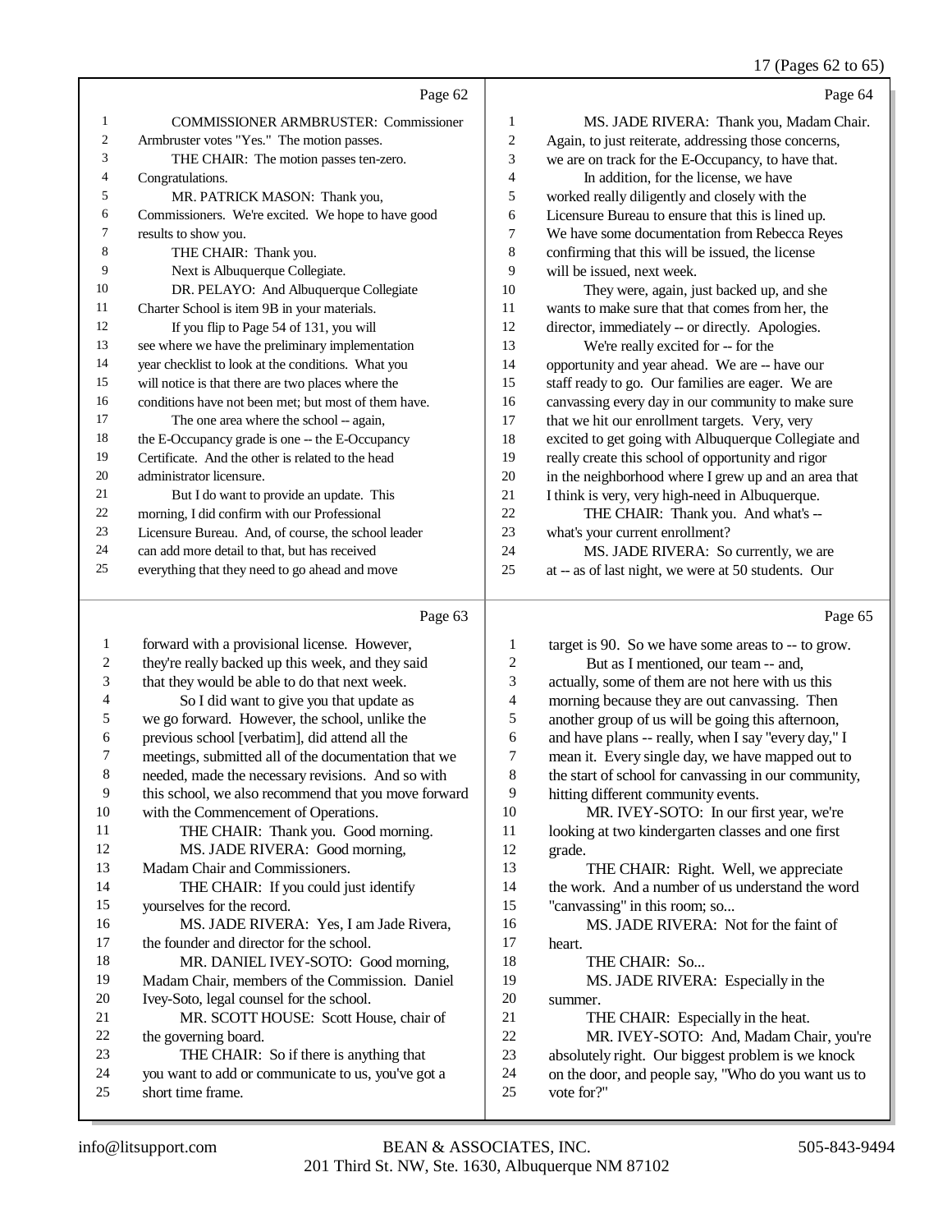Page 62

1 COMMISSIONER ARMBRUSTER: Commissioner
2 Armbruster votes "Yes." The motion passes.
3 THE CHAIR: The motion passes ten-zero.
4 Congratulations.
5 MR. PATRICK MASON: Thank you,
6 Commissioners. We're excited. We hope to have good
7 results to show you.
8 THE CHAIR: Thank you.
9 Next is Albuquerque Collegiate.
10 DR. PELAYO: And Albuquerque Collegiate
11 Charter School is item 9B in your materials.
12 If you flip to Page 54 of 131, you will
13 see where we have the preliminary implementation
14 year checklist to look at the conditions. What you
15 will notice is that there are two places where the
16 conditions have not been met; but most of them have.
17 The one area where the school -- again,
18 the E-Occupancy grade is one -- the E-Occupancy
19 Certificate. And the other is related to the head
20 administrator licensure.
21 But I do want to provide an update. This
22 morning, I did confirm with our Professional
23 Licensure Bureau. And, of course, the school leader
24 can add more detail to that, but has received
25 everything that they need to go ahead and move

Page 63

1 forward with a provisional license. However,
2 they're really backed up this week, and they said
3 that they would be able to do that next week.
4 So I did want to give you that update as
5 we go forward. However, the school, unlike the
6 previous school [verbatim], did attend all the
7 meetings, submitted all of the documentation that we
8 needed, made the necessary revisions. And so with
9 this school, we also recommend that you move forward
10 with the Commencement of Operations.
11 THE CHAIR: Thank you. Good morning.
12 MS. JADE RIVERA: Good morning,
13 Madam Chair and Commissioners.
14 THE CHAIR: If you could just identify
15 yourselves for the record.
16 MS. JADE RIVERA: Yes, I am Jade Rivera,
17 the founder and director for the school.
18 MR. DANIEL IVEY-SOTO: Good morning,
19 Madam Chair, members of the Commission. Daniel
20 Ivey-Soto, legal counsel for the school.
21 MR. SCOTT HOUSE: Scott House, chair of
22 the governing board.
23 THE CHAIR: So if there is anything that
24 you want to add or communicate to us, you've got a
25 short time frame.

Page 64

1 MS. JADE RIVERA: Thank you, Madam Chair.
2 Again, to just reiterate, addressing those concerns,
3 we are on track for the E-Occupancy, to have that.
4 In addition, for the license, we have
5 worked really diligently and closely with the
6 Licensure Bureau to ensure that this is lined up.
7 We have some documentation from Rebecca Reyes
8 confirming that this will be issued, the license
9 will be issued, next week.
10 They were, again, just backed up, and she
11 wants to make sure that that comes from her, the
12 director, immediately -- or directly. Apologies.
13 We're really excited for -- for the
14 opportunity and year ahead. We are -- have our
15 staff ready to go. Our families are eager. We are
16 canvassing every day in our community to make sure
17 that we hit our enrollment targets. Very, very
18 excited to get going with Albuquerque Collegiate and
19 really create this school of opportunity and rigor
20 in the neighborhood where I grew up and an area that
21 I think is very, very high-need in Albuquerque.
22 THE CHAIR: Thank you. And what's --
23 what's your current enrollment?
24 MS. JADE RIVERA: So currently, we are
25 at -- as of last night, we were at 50 students. Our

Page 65

1 target is 90. So we have some areas to -- to grow.
2 But as I mentioned, our team -- and,
3 actually, some of them are not here with us this
4 morning because they are out canvassing. Then
5 another group of us will be going this afternoon,
6 and have plans -- really, when I say "every day," I
7 mean it. Every single day, we have mapped out to
8 the start of school for canvassing in our community,
9 hitting different community events.
10 MR. IVEY-SOTO: In our first year, we're
11 looking at two kindergarten classes and one first
12 grade.
13 THE CHAIR: Right. Well, we appreciate
14 the work. And a number of us understand the word
15 "canvassing" in this room; so...
16 MS. JADE RIVERA: Not for the faint of
17 heart.
18 THE CHAIR: So...
19 MS. JADE RIVERA: Especially in the
20 summer.
21 THE CHAIR: Especially in the heat.
22 MR. IVEY-SOTO: And, Madam Chair, you're
23 absolutely right. Our biggest problem is we knock
24 on the door, and people say, "Who do you want us to
25 vote for?"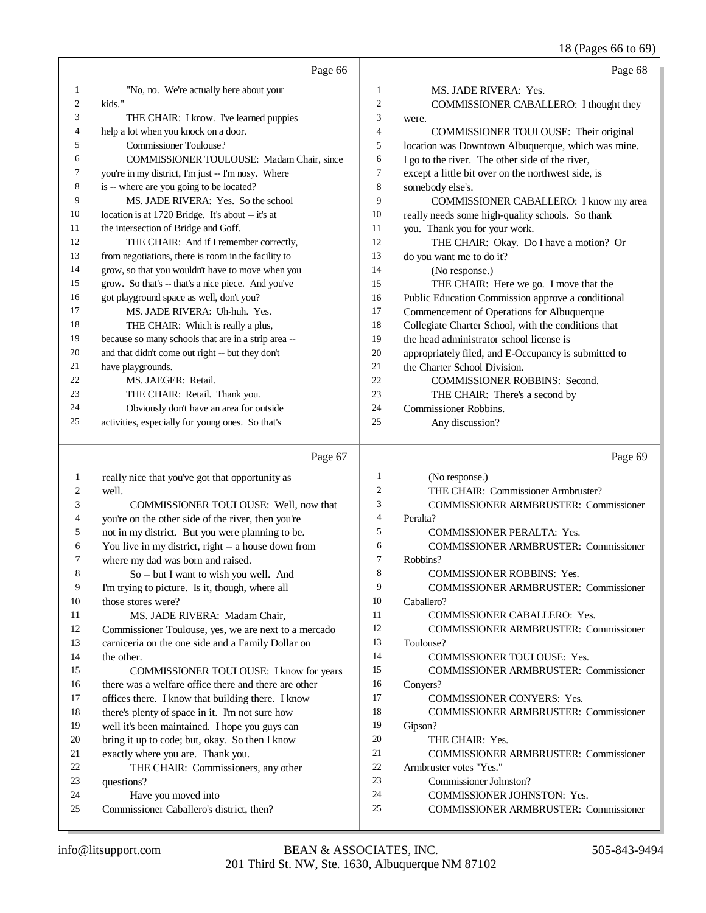Page 66

1 "No, no. We're actually here about your
2 kids."
3 THE CHAIR: I know. I've learned puppies
4 help a lot when you knock on a door.
5 Commissioner Toulouse?
6 COMMISSIONER TOULOUSE: Madam Chair, since
7 you're in my district, I'm just -- I'm nosy. Where
8 is -- where are you going to be located?
9 MS. JADE RIVERA: Yes. So the school
10 location is at 1720 Bridge. It's about -- it's at
11 the intersection of Bridge and Goff.
12 THE CHAIR: And if I remember correctly,
13 from negotiations, there is room in the facility to
14 grow, so that you wouldn't have to move when you
15 grow. So that's -- that's a nice piece. And you've
16 got playground space as well, don't you?
17 MS. JADE RIVERA: Uh-huh. Yes.
18 THE CHAIR: Which is really a plus,
19 because so many schools that are in a strip area --
20 and that didn't come out right -- but they don't
21 have playgrounds.
22 MS. JAEGER: Retail.
23 THE CHAIR: Retail. Thank you.
24 Obviously don't have an area for outside
25 activities, especially for young ones. So that's

Page 67

1 really nice that you've got that opportunity as
2 well.
3 COMMISSIONER TOULOUSE: Well, now that
4 you're on the other side of the river, then you're
5 not in my district. But you were planning to be.
6 You live in my district, right -- a house down from
7 where my dad was born and raised.
8 So -- but I want to wish you well. And
9 I'm trying to picture. Is it, though, where all
10 those stores were?
11 MS. JADE RIVERA: Madam Chair,
12 Commissioner Toulouse, yes, we are next to a mercado
13 carniceria on the one side and a Family Dollar on
14 the other.
15 COMMISSIONER TOULOUSE: I know for years
16 there was a welfare office there and there are other
17 offices there. I know that building there. I know
18 there's plenty of space in it. I'm not sure how
19 well it's been maintained. I hope you guys can
20 bring it up to code; but, okay. So then I know
21 exactly where you are. Thank you.
22 THE CHAIR: Commissioners, any other
23 questions?
24 Have you moved into
25 Commissioner Caballero's district, then?

Page 68

1 MS. JADE RIVERA: Yes.
2 COMMISSIONER CABALLERO: I thought they
3 were.
4 COMMISSIONER TOULOUSE: Their original
5 location was Downtown Albuquerque, which was mine.
6 I go to the river. The other side of the river,
7 except a little bit over on the northwest side, is
8 somebody else's.
9 COMMISSIONER CABALLERO: I know my area
10 really needs some high-quality schools. So thank
11 you. Thank you for your work.
12 THE CHAIR: Okay. Do I have a motion? Or
13 do you want me to do it?
14 (No response.)
15 THE CHAIR: Here we go. I move that the
16 Public Education Commission approve a conditional
17 Commencement of Operations for Albuquerque
18 Collegiate Charter School, with the conditions that
19 the head administrator school license is
20 appropriately filed, and E-Occupancy is submitted to
21 the Charter School Division.
22 COMMISSIONER ROBBINS: Second.
23 THE CHAIR: There's a second by
24 Commissioner Robbins.
25 Any discussion?

Page 69

1 (No response.)
2 THE CHAIR: Commissioner Armbruster?
3 COMMISSIONER ARMBRUSTER: Commissioner
4 Peralta?
5 COMMISSIONER PERALTA: Yes.
6 COMMISSIONER ARMBRUSTER: Commissioner
7 Robbins?
8 COMMISSIONER ROBBINS: Yes.
9 COMMISSIONER ARMBRUSTER: Commissioner
10 Caballero?
11 COMMISSIONER CABALLERO: Yes.
12 COMMISSIONER ARMBRUSTER: Commissioner
13 Toulouse?
14 COMMISSIONER TOULOUSE: Yes.
15 COMMISSIONER ARMBRUSTER: Commissioner
16 Conyers?
17 COMMISSIONER CONYERS: Yes.
18 COMMISSIONER ARMBRUSTER: Commissioner
19 Gipson?
20 THE CHAIR: Yes.
21 COMMISSIONER ARMBRUSTER: Commissioner
22 Armbruster votes "Yes."
23 Commissioner Johnston?
24 COMMISSIONER JOHNSTON: Yes.
25 COMMISSIONER ARMBRUSTER: Commissioner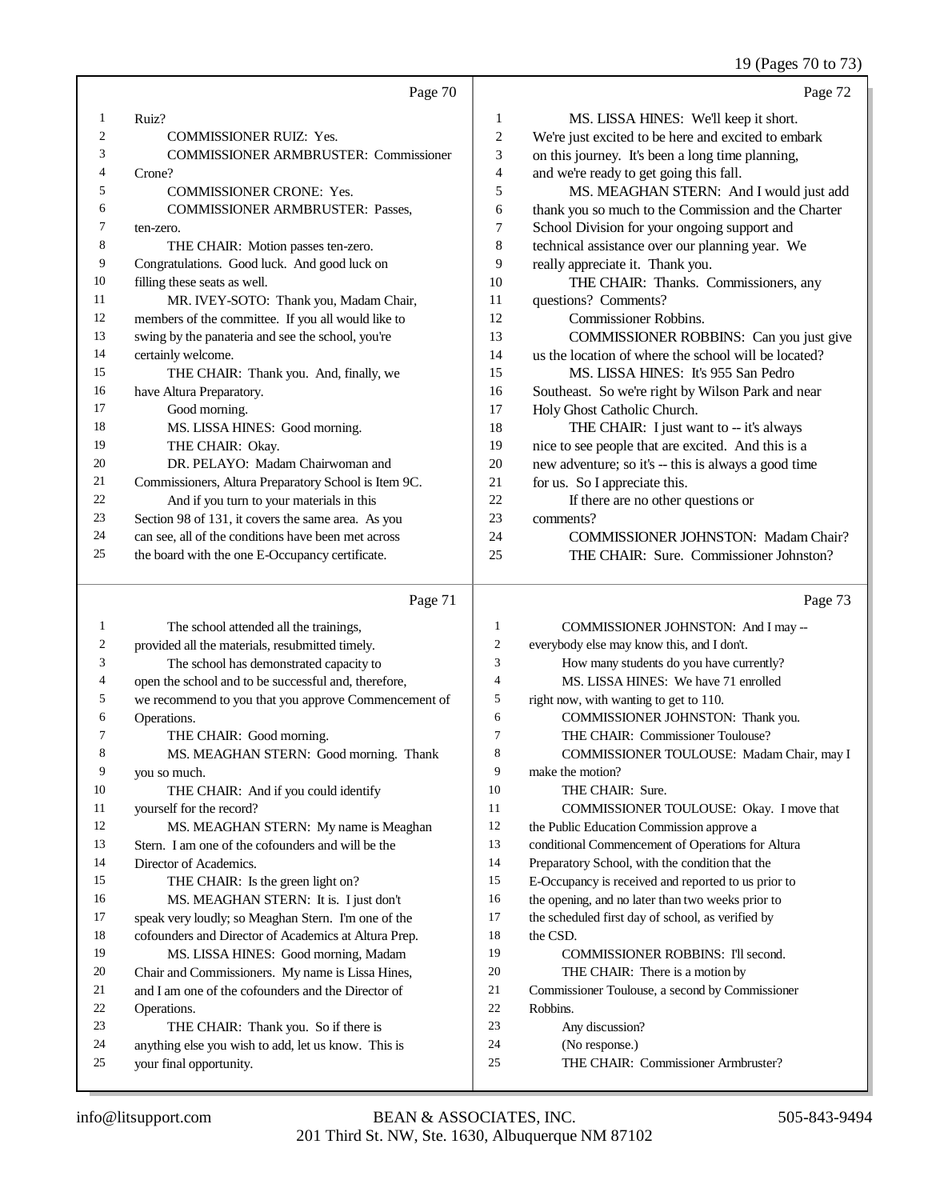Page 70

1 Ruiz?
2 COMMISSIONER RUIZ: Yes.
3 COMMISSIONER ARMBRUSTER: Commissioner
4 Crone?
5 COMMISSIONER CRONE: Yes.
6 COMMISSIONER ARMBRUSTER: Passes,
7 ten-zero.
8 THE CHAIR: Motion passes ten-zero.
9 Congratulations. Good luck. And good luck on
10 filling these seats as well.
11 MR. IVEY-SOTO: Thank you, Madam Chair,
12 members of the committee. If you all would like to
13 swing by the panateria and see the school, you're
14 certainly welcome.
15 THE CHAIR: Thank you. And, finally, we
16 have Altura Preparatory.
17 Good morning.
18 MS. LISSA HINES: Good morning.
19 THE CHAIR: Okay.
20 DR. PELAYO: Madam Chairwoman and
21 Commissioners, Altura Preparatory School is Item 9C.
22 And if you turn to your materials in this
23 Section 98 of 131, it covers the same area. As you
24 can see, all of the conditions have been met across
25 the board with the one E-Occupancy certificate.

Page 71

1 The school attended all the trainings,
2 provided all the materials, resubmitted timely.
3 The school has demonstrated capacity to
4 open the school and to be successful and, therefore,
5 we recommend to you that you approve Commencement of
6 Operations.
7 THE CHAIR: Good morning.
8 MS. MEAGHAN STERN: Good morning. Thank
9 you so much.
10 THE CHAIR: And if you could identify
11 yourself for the record?
12 MS. MEAGHAN STERN: My name is Meaghan
13 Stern. I am one of the cofounders and will be the
14 Director of Academics.
15 THE CHAIR: Is the green light on?
16 MS. MEAGHAN STERN: It is. I just don't
17 speak very loudly; so Meaghan Stern. I'm one of the
18 cofounders and Director of Academics at Altura Prep.
19 MS. LISSA HINES: Good morning, Madam
20 Chair and Commissioners. My name is Lissa Hines,
21 and I am one of the cofounders and the Director of
22 Operations.
23 THE CHAIR: Thank you. So if there is
24 anything else you wish to add, let us know. This is
25 your final opportunity.

Page 72

1 MS. LISSA HINES: We'll keep it short.
2 We're just excited to be here and excited to embark
3 on this journey. It's been a long time planning,
4 and we're ready to get going this fall.
5 MS. MEAGHAN STERN: And I would just add
6 thank you so much to the Commission and the Charter
7 School Division for your ongoing support and
8 technical assistance over our planning year. We
9 really appreciate it. Thank you.
10 THE CHAIR: Thanks. Commissioners, any
11 questions? Comments?
12 Commissioner Robbins.
13 COMMISSIONER ROBBINS: Can you just give
14 us the location of where the school will be located?
15 MS. LISSA HINES: It's 955 San Pedro
16 Southeast. So we're right by Wilson Park and near
17 Holy Ghost Catholic Church.
18 THE CHAIR: I just want to -- it's always
19 nice to see people that are excited. And this is a
20 new adventure; so it's -- this is always a good time
21 for us. So I appreciate this.
22 If there are no other questions or
23 comments?
24 COMMISSIONER JOHNSTON: Madam Chair?
25 THE CHAIR: Sure. Commissioner Johnston?

Page 73

1 COMMISSIONER JOHNSTON: And I may --
2 everybody else may know this, and I don't.
3 How many students do you have currently?
4 MS. LISSA HINES: We have 71 enrolled
5 right now, with wanting to get to 110.
6 COMMISSIONER JOHNSTON: Thank you.
7 THE CHAIR: Commissioner Toulouse?
8 COMMISSIONER TOULOUSE: Madam Chair, may I
9 make the motion?
10 THE CHAIR: Sure.
11 COMMISSIONER TOULOUSE: Okay. I move that
12 the Public Education Commission approve a
13 conditional Commencement of Operations for Altura
14 Preparatory School, with the condition that the
15 E-Occupancy is received and reported to us prior to
16 the opening, and no later than two weeks prior to
17 the scheduled first day of school, as verified by
18 the CSD.
19 COMMISSIONER ROBBINS: I'll second.
20 THE CHAIR: There is a motion by
21 Commissioner Toulouse, a second by Commissioner
22 Robbins.
23 Any discussion?
24 (No response.)
25 THE CHAIR: Commissioner Armbruster?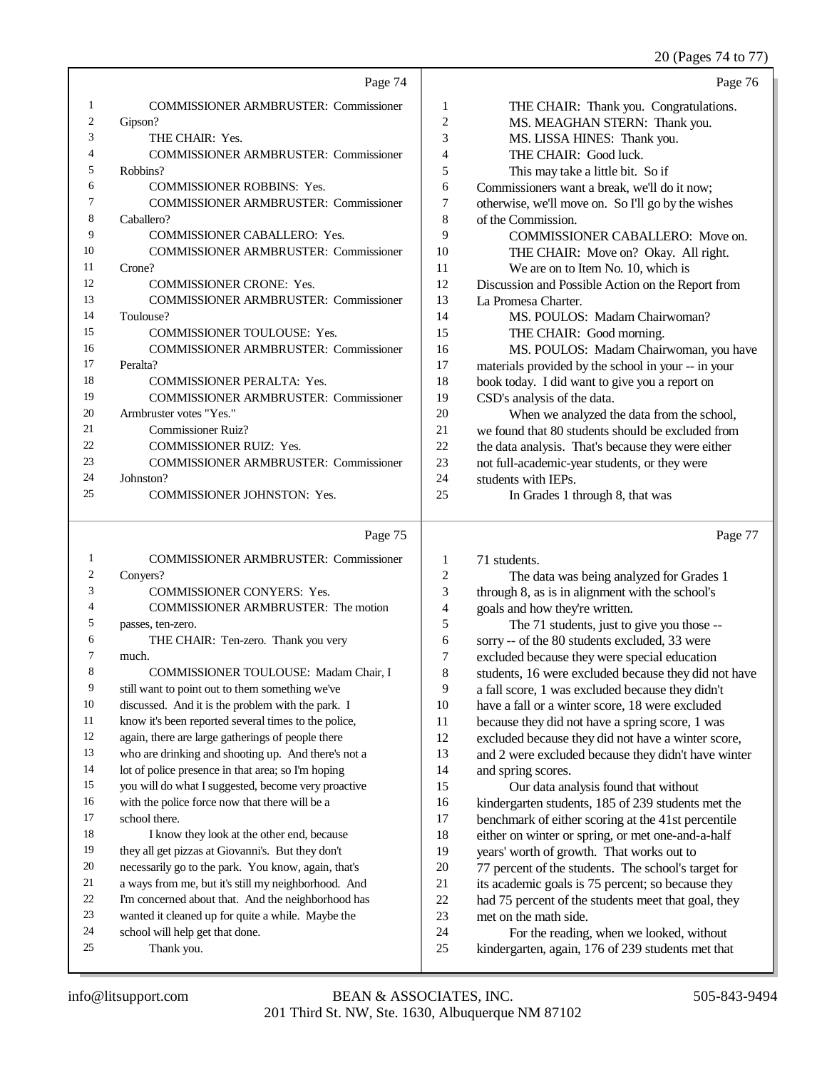Page 74

1 COMMISSIONER ARMBRUSTER: Commissioner
2 Gipson?
3 THE CHAIR: Yes.
4 COMMISSIONER ARMBRUSTER: Commissioner
5 Robbins?
6 COMMISSIONER ROBBINS: Yes.
7 COMMISSIONER ARMBRUSTER: Commissioner
8 Caballero?
9 COMMISSIONER CABALLERO: Yes.
10 COMMISSIONER ARMBRUSTER: Commissioner
11 Crone?
12 COMMISSIONER CRONE: Yes.
13 COMMISSIONER ARMBRUSTER: Commissioner
14 Toulouse?
15 COMMISSIONER TOULOUSE: Yes.
16 COMMISSIONER ARMBRUSTER: Commissioner
17 Peralta?
18 COMMISSIONER PERALTA: Yes.
19 COMMISSIONER ARMBRUSTER: Commissioner
20 Armbruster votes "Yes."
21 Commissioner Ruiz?
22 COMMISSIONER RUIZ: Yes.
23 COMMISSIONER ARMBRUSTER: Commissioner
24 Johnston?
25 COMMISSIONER JOHNSTON: Yes.

Page 75

1 COMMISSIONER ARMBRUSTER: Commissioner
2 Conyers?
3 COMMISSIONER CONYERS: Yes.
4 COMMISSIONER ARMBRUSTER: The motion
5 passes, ten-zero.
6 THE CHAIR: Ten-zero. Thank you very
7 much.
8 COMMISSIONER TOULOUSE: Madam Chair, I
9 still want to point out to them something we've
10 discussed. And it is the problem with the park. I
11 know it's been reported several times to the police,
12 again, there are large gatherings of people there
13 who are drinking and shooting up. And there's not a
14 lot of police presence in that area; so I'm hoping
15 you will do what I suggested, become very proactive
16 with the police force now that there will be a
17 school there.
18 I know they look at the other end, because
19 they all get pizzas at Giovanni's. But they don't
20 necessarily go to the park. You know, again, that's
21 a ways from me, but it's still my neighborhood. And
22 I'm concerned about that. And the neighborhood has
23 wanted it cleaned up for quite a while. Maybe the
24 school will help get that done.
25 Thank you.

Page 76

1 THE CHAIR: Thank you. Congratulations.
2 MS. MEAGHAN STERN: Thank you.
3 MS. LISSA HINES: Thank you.
4 THE CHAIR: Good luck.
5 This may take a little bit. So if
6 Commissioners want a break, we'll do it now;
7 otherwise, we'll move on. So I'll go by the wishes
8 of the Commission.
9 COMMISSIONER CABALLERO: Move on.
10 THE CHAIR: Move on? Okay. All right.
11 We are on to Item No. 10, which is
12 Discussion and Possible Action on the Report from
13 La Promesa Charter.
14 MS. POULOS: Madam Chairwoman?
15 THE CHAIR: Good morning.
16 MS. POULOS: Madam Chairwoman, you have
17 materials provided by the school in your -- in your
18 book today. I did want to give you a report on
19 CSD's analysis of the data.
20 When we analyzed the data from the school,
21 we found that 80 students should be excluded from
22 the data analysis. That's because they were either
23 not full-academic-year students, or they were
24 students with IEPs.
25 In Grades 1 through 8, that was

Page 77

1 71 students.
2 The data was being analyzed for Grades 1
3 through 8, as is in alignment with the school's
4 goals and how they're written.
5 The 71 students, just to give you those --
6 sorry -- of the 80 students excluded, 33 were
7 excluded because they were special education
8 students, 16 were excluded because they did not have
9 a fall score, 1 was excluded because they didn't
10 have a fall or a winter score, 18 were excluded
11 because they did not have a spring score, 1 was
12 excluded because they did not have a winter score,
13 and 2 were excluded because they didn't have winter
14 and spring scores.
15 Our data analysis found that without
16 kindergarten students, 185 of 239 students met the
17 benchmark of either scoring at the 41st percentile
18 either on winter or spring, or met one-and-a-half
19 years' worth of growth. That works out to
20 77 percent of the students. The school's target for
21 its academic goals is 75 percent; so because they
22 had 75 percent of the students meet that goal, they
23 met on the math side.
24 For the reading, when we looked, without
25 kindergarten, again, 176 of 239 students met that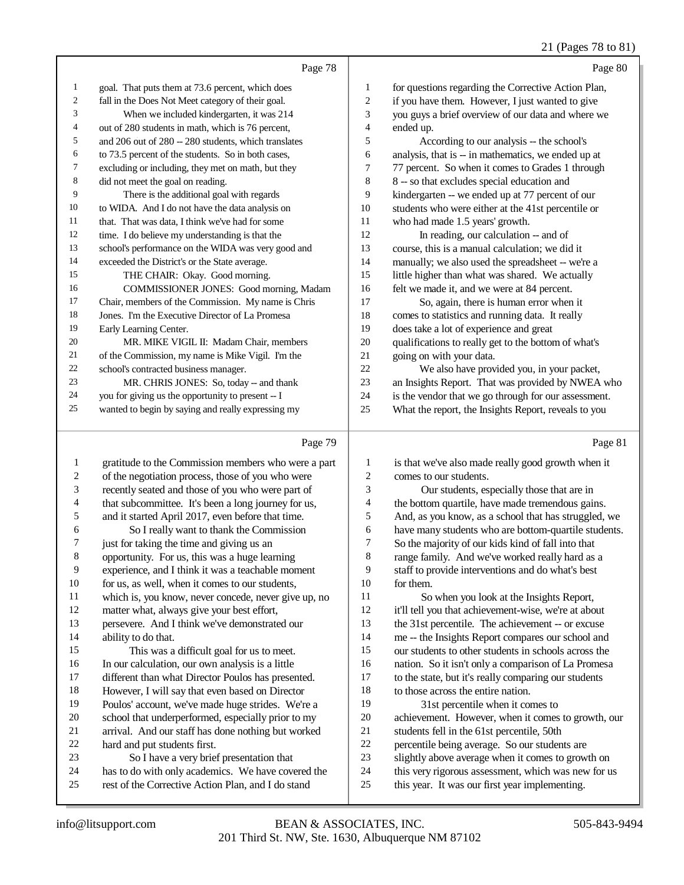Page 78

1 goal. That puts them at 73.6 percent, which does
2 fall in the Does Not Meet category of their goal.
3 When we included kindergarten, it was 214
4 out of 280 students in math, which is 76 percent,
5 and 206 out of 280 -- 280 students, which translates
6 to 73.5 percent of the students. So in both cases,
7 excluding or including, they met on math, but they
8 did not meet the goal on reading.
9 There is the additional goal with regards
10 to WIDA. And I do not have the data analysis on
11 that. That was data, I think we've had for some
12 time. I do believe my understanding is that the
13 school's performance on the WIDA was very good and
14 exceeded the District's or the State average.
15 THE CHAIR: Okay. Good morning.
16 COMMISSIONER JONES: Good morning, Madam
17 Chair, members of the Commission. My name is Chris
18 Jones. I'm the Executive Director of La Promesa
19 Early Learning Center.
20 MR. MIKE VIGIL II: Madam Chair, members
21 of the Commission, my name is Mike Vigil. I'm the
22 school's contracted business manager.
23 MR. CHRIS JONES: So, today -- and thank
24 you for giving us the opportunity to present -- I
25 wanted to begin by saying and really expressing my

Page 79

1 gratitude to the Commission members who were a part
2 of the negotiation process, those of you who were
3 recently seated and those of you who were part of
4 that subcommittee. It's been a long journey for us,
5 and it started April 2017, even before that time.
6 So I really want to thank the Commission
7 just for taking the time and giving us an
8 opportunity. For us, this was a huge learning
9 experience, and I think it was a teachable moment
10 for us, as well, when it comes to our students,
11 which is, you know, never concede, never give up, no
12 matter what, always give your best effort,
13 persevere. And I think we've demonstrated our
14 ability to do that.
15 This was a difficult goal for us to meet.
16 In our calculation, our own analysis is a little
17 different than what Director Poulos has presented.
18 However, I will say that even based on Director
19 Poulos' account, we've made huge strides. We're a
20 school that underperformed, especially prior to my
21 arrival. And our staff has done nothing but worked
22 hard and put students first.
23 So I have a very brief presentation that
24 has to do with only academics. We have covered the
25 rest of the Corrective Action Plan, and I do stand

Page 80

1 for questions regarding the Corrective Action Plan,
2 if you have them. However, I just wanted to give
3 you guys a brief overview of our data and where we
4 ended up.
5 According to our analysis -- the school's
6 analysis, that is -- in mathematics, we ended up at
7 77 percent. So when it comes to Grades 1 through
8 8 -- so that excludes special education and
9 kindergarten -- we ended up at 77 percent of our
10 students who were either at the 41st percentile or
11 who had made 1.5 years' growth.
12 In reading, our calculation -- and of
13 course, this is a manual calculation; we did it
14 manually; we also used the spreadsheet -- we're a
15 little higher than what was shared. We actually
16 felt we made it, and we were at 84 percent.
17 So, again, there is human error when it
18 comes to statistics and running data. It really
19 does take a lot of experience and great
20 qualifications to really get to the bottom of what's
21 going on with your data.
22 We also have provided you, in your packet,
23 an Insights Report. That was provided by NWEA who
24 is the vendor that we go through for our assessment.
25 What the report, the Insights Report, reveals to you

Page 81

1 is that we've also made really good growth when it
2 comes to our students.
3 Our students, especially those that are in
4 the bottom quartile, have made tremendous gains.
5 And, as you know, as a school that has struggled, we
6 have many students who are bottom-quartile students.
7 So the majority of our kids kind of fall into that
8 range family. And we've worked really hard as a
9 staff to provide interventions and do what's best
10 for them.
11 So when you look at the Insights Report,
12 it'll tell you that achievement-wise, we're at about
13 the 31st percentile. The achievement -- or excuse
14 me -- the Insights Report compares our school and
15 our students to other students in schools across the
16 nation. So it isn't only a comparison of La Promesa
17 to the state, but it's really comparing our students
18 to those across the entire nation.
19 31st percentile when it comes to
20 achievement. However, when it comes to growth, our
21 students fell in the 61st percentile, 50th
22 percentile being average. So our students are
23 slightly above average when it comes to growth on
24 this very rigorous assessment, which was new for us
25 this year. It was our first year implementing.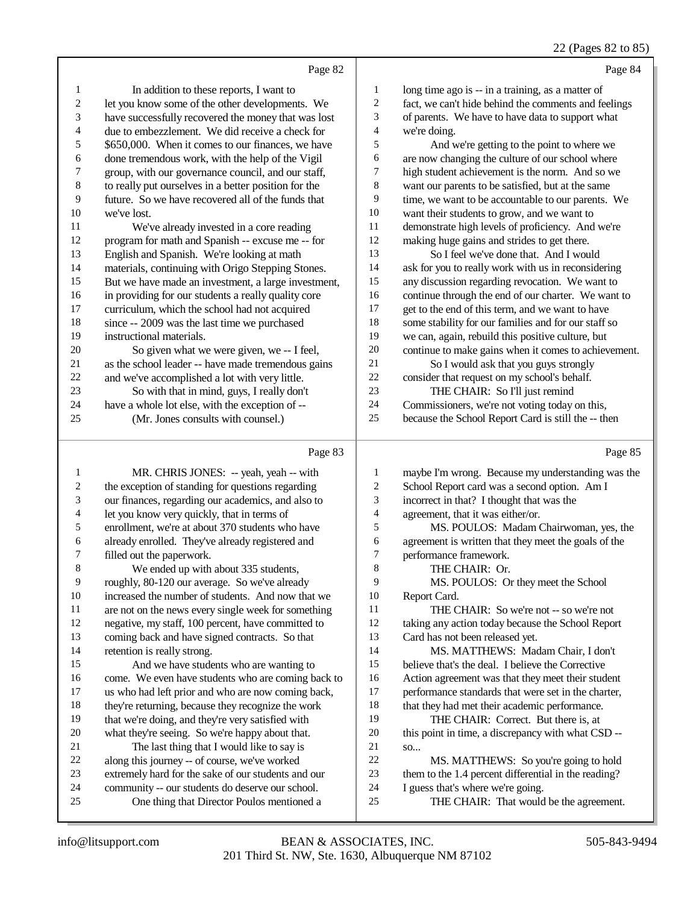Page 82

1 In addition to these reports, I want to
2 let you know some of the other developments. We
3 have successfully recovered the money that was lost
4 due to embezzlement. We did receive a check for
5 $650,000. When it comes to our finances, we have
6 done tremendous work, with the help of the Vigil
7 group, with our governance council, and our staff,
8 to really put ourselves in a better position for the
9 future. So we have recovered all of the funds that
10 we've lost.
11 We've already invested in a core reading
12 program for math and Spanish -- excuse me -- for
13 English and Spanish. We're looking at math
14 materials, continuing with Origo Stepping Stones.
15 But we have made an investment, a large investment,
16 in providing for our students a really quality core
17 curriculum, which the school had not acquired
18 since -- 2009 was the last time we purchased
19 instructional materials.
20 So given what we were given, we -- I feel,
21 as the school leader -- have made tremendous gains
22 and we've accomplished a lot with very little.
23 So with that in mind, guys, I really don't
24 have a whole lot else, with the exception of --
25 (Mr. Jones consults with counsel.)

Page 83

1 MR. CHRIS JONES: -- yeah, yeah -- with
2 the exception of standing for questions regarding
3 our finances, regarding our academics, and also to
4 let you know very quickly, that in terms of
5 enrollment, we're at about 370 students who have
6 already enrolled. They've already registered and
7 filled out the paperwork.
8 We ended up with about 335 students,
9 roughly, 80-120 our average. So we've already
10 increased the number of students. And now that we
11 are not on the news every single week for something
12 negative, my staff, 100 percent, have committed to
13 coming back and have signed contracts. So that
14 retention is really strong.
15 And we have students who are wanting to
16 come. We even have students who are coming back to
17 us who had left prior and who are now coming back,
18 they're returning, because they recognize the work
19 that we're doing, and they're very satisfied with
20 what they're seeing. So we're happy about that.
21 The last thing that I would like to say is
22 along this journey -- of course, we've worked
23 extremely hard for the sake of our students and our
24 community -- our students do deserve our school.
25 One thing that Director Poulos mentioned a

Page 84

1 long time ago is -- in a training, as a matter of
2 fact, we can't hide behind the comments and feelings
3 of parents. We have to have data to support what
4 we're doing.
5 And we're getting to the point to where we
6 are now changing the culture of our school where
7 high student achievement is the norm. And so we
8 want our parents to be satisfied, but at the same
9 time, we want to be accountable to our parents. We
10 want their students to grow, and we want to
11 demonstrate high levels of proficiency. And we're
12 making huge gains and strides to get there.
13 So I feel we've done that. And I would
14 ask for you to really work with us in reconsidering
15 any discussion regarding revocation. We want to
16 continue through the end of our charter. We want to
17 get to the end of this term, and we want to have
18 some stability for our families and for our staff so
19 we can, again, rebuild this positive culture, but
20 continue to make gains when it comes to achievement.
21 So I would ask that you guys strongly
22 consider that request on my school's behalf.
23 THE CHAIR: So I'll just remind
24 Commissioners, we're not voting today on this,
25 because the School Report Card is still the -- then

Page 85

1 maybe I'm wrong. Because my understanding was the
2 School Report card was a second option. Am I
3 incorrect in that? I thought that was the
4 agreement, that it was either/or.
5 MS. POULOS: Madam Chairwoman, yes, the
6 agreement is written that they meet the goals of the
7 performance framework.
8 THE CHAIR: Or.
9 MS. POULOS: Or they meet the School
10 Report Card.
11 THE CHAIR: So we're not -- so we're not
12 taking any action today because the School Report
13 Card has not been released yet.
14 MS. MATTHEWS: Madam Chair, I don't
15 believe that's the deal. I believe the Corrective
16 Action agreement was that they meet their student
17 performance standards that were set in the charter,
18 that they had met their academic performance.
19 THE CHAIR: Correct. But there is, at
20 this point in time, a discrepancy with what CSD --
21 so...
22 MS. MATTHEWS: So you're going to hold
23 them to the 1.4 percent differential in the reading?
24 I guess that's where we're going.
25 THE CHAIR: That would be the agreement.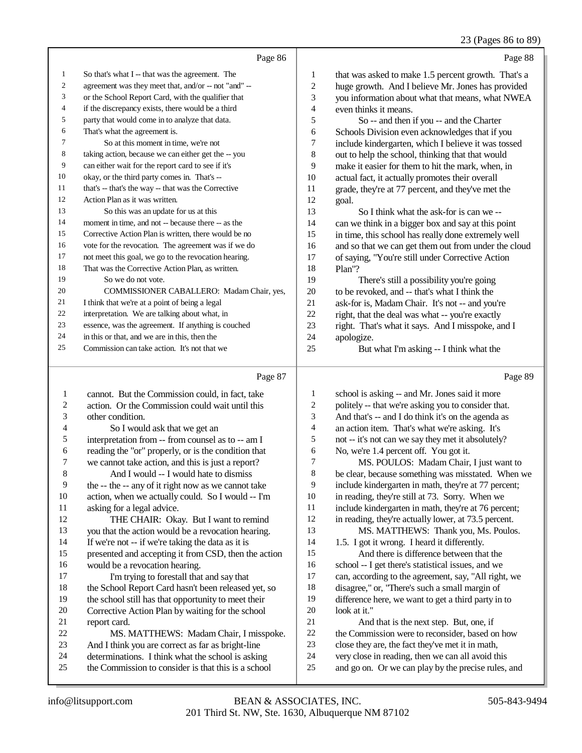Page 86

1 So that's what I -- that was the agreement. The
2 agreement was they meet that, and/or -- not "and" --
3 or the School Report Card, with the qualifier that
4 if the discrepancy exists, there would be a third
5 party that would come in to analyze that data.
6 That's what the agreement is.
7 So at this moment in time, we're not
8 taking action, because we can either get the -- you
9 can either wait for the report card to see if it's
10 okay, or the third party comes in. That's --
11 that's -- that's the way -- that was the Corrective
12 Action Plan as it was written.
13 So this was an update for us at this
14 moment in time, and not -- because there -- as the
15 Corrective Action Plan is written, there would be no
16 vote for the revocation. The agreement was if we do
17 not meet this goal, we go to the revocation hearing.
18 That was the Corrective Action Plan, as written.
19 So we do not vote.
20 COMMISSIONER CABALLERO: Madam Chair, yes,
21 I think that we're at a point of being a legal
22 interpretation. We are talking about what, in
23 essence, was the agreement. If anything is couched
24 in this or that, and we are in this, then the
25 Commission can take action. It's not that we

Page 87

1 cannot. But the Commission could, in fact, take
2 action. Or the Commission could wait until this
3 other condition.
4 So I would ask that we get an
5 interpretation from -- from counsel as to -- am I
6 reading the "or" properly, or is the condition that
7 we cannot take action, and this is just a report?
8 And I would -- I would hate to dismiss
9 the -- the -- any of it right now as we cannot take
10 action, when we actually could. So I would -- I'm
11 asking for a legal advice.
12 THE CHAIR: Okay. But I want to remind
13 you that the action would be a revocation hearing.
14 If we're not -- if we're taking the data as it is
15 presented and accepting it from CSD, then the action
16 would be a revocation hearing.
17 I'm trying to forestall that and say that
18 the School Report Card hasn't been released yet, so
19 the school still has that opportunity to meet their
20 Corrective Action Plan by waiting for the school
21 report card.
22 MS. MATTHEWS: Madam Chair, I misspoke.
23 And I think you are correct as far as bright-line
24 determinations. I think what the school is asking
25 the Commission to consider is that this is a school

Page 88

1 that was asked to make 1.5 percent growth. That's a
2 huge growth. And I believe Mr. Jones has provided
3 you information about what that means, what NWEA
4 even thinks it means.
5 So -- and then if you -- and the Charter
6 Schools Division even acknowledges that if you
7 include kindergarten, which I believe it was tossed
8 out to help the school, thinking that that would
9 make it easier for them to hit the mark, when, in
10 actual fact, it actually promotes their overall
11 grade, they're at 77 percent, and they've met the
12 goal.
13 So I think what the ask-for is can we --
14 can we think in a bigger box and say at this point
15 in time, this school has really done extremely well
16 and so that we can get them out from under the cloud
17 of saying, "You're still under Corrective Action
18 Plan"?
19 There's still a possibility you're going
20 to be revoked, and -- that's what I think the
21 ask-for is, Madam Chair. It's not -- and you're
22 right, that the deal was what -- you're exactly
23 right. That's what it says. And I misspoke, and I
24 apologize.
25 But what I'm asking -- I think what the

Page 89

1 school is asking -- and Mr. Jones said it more
2 politely -- that we're asking you to consider that.
3 And that's -- and I do think it's on the agenda as
4 an action item. That's what we're asking. It's
5 not -- it's not can we say they met it absolutely?
6 No, we're 1.4 percent off. You got it.
7 MS. POULOS: Madam Chair, I just want to
8 be clear, because something was misstated. When we
9 include kindergarten in math, they're at 77 percent;
10 in reading, they're still at 73. Sorry. When we
11 include kindergarten in math, they're at 76 percent;
12 in reading, they're actually lower, at 73.5 percent.
13 MS. MATTHEWS: Thank you, Ms. Poulos.
14 1.5. I got it wrong. I heard it differently.
15 And there is difference between that the
16 school -- I get there's statistical issues, and we
17 can, according to the agreement, say, "All right, we
18 disagree," or, "There's such a small margin of
19 difference here, we want to get a third party in to
20 look at it."
21 And that is the next step. But, one, if
22 the Commission were to reconsider, based on how
23 close they are, the fact they've met it in math,
24 very close in reading, then we can all avoid this
25 and go on. Or we can play by the precise rules, and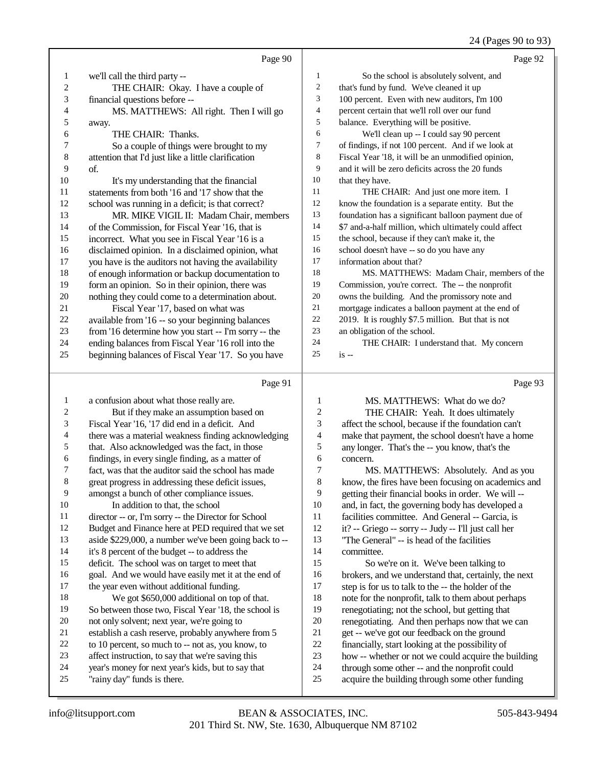Page 90

1 we'll call the third party --
2 THE CHAIR: Okay. I have a couple of
3 financial questions before --
4 MS. MATTHEWS: All right. Then I will go
5 away.
6 THE CHAIR: Thanks.
7 So a couple of things were brought to my
8 attention that I'd just like a little clarification
9 of.
10 It's my understanding that the financial
11 statements from both '16 and '17 show that the
12 school was running in a deficit; is that correct?
13 MR. MIKE VIGIL II: Madam Chair, members
14 of the Commission, for Fiscal Year '16, that is
15 incorrect. What you see in Fiscal Year '16 is a
16 disclaimed opinion. In a disclaimed opinion, what
17 you have is the auditors not having the availability
18 of enough information or backup documentation to
19 form an opinion. So in their opinion, there was
20 nothing they could come to a determination about.
21 Fiscal Year '17, based on what was
22 available from '16 -- so your beginning balances
23 from '16 determine how you start -- I'm sorry -- the
24 ending balances from Fiscal Year '16 roll into the
25 beginning balances of Fiscal Year '17. So you have

Page 91

1 a confusion about what those really are.
2 But if they make an assumption based on
3 Fiscal Year '16, '17 did end in a deficit. And
4 there was a material weakness finding acknowledging
5 that. Also acknowledged was the fact, in those
6 findings, in every single finding, as a matter of
7 fact, was that the auditor said the school has made
8 great progress in addressing these deficit issues,
9 amongst a bunch of other compliance issues.
10 In addition to that, the school
11 director -- or, I'm sorry -- the Director for School
12 Budget and Finance here at PED required that we set
13 aside $229,000, a number we've been going back to --
14 it's 8 percent of the budget -- to address the
15 deficit. The school was on target to meet that
16 goal. And we would have easily met it at the end of
17 the year even without additional funding.
18 We got $650,000 additional on top of that.
19 So between those two, Fiscal Year '18, the school is
20 not only solvent; next year, we're going to
21 establish a cash reserve, probably anywhere from 5
22 to 10 percent, so much to -- not as, you know, to
23 affect instruction, to say that we're saving this
24 year's money for next year's kids, but to say that
25 "rainy day" funds is there.

Page 92

1 So the school is absolutely solvent, and
2 that's fund by fund. We've cleaned it up
3 100 percent. Even with new auditors, I'm 100
4 percent certain that we'll roll over our fund
5 balance. Everything will be positive.
6 We'll clean up -- I could say 90 percent
7 of findings, if not 100 percent. And if we look at
8 Fiscal Year '18, it will be an unmodified opinion,
9 and it will be zero deficits across the 20 funds
10 that they have.
11 THE CHAIR: And just one more item. I
12 know the foundation is a separate entity. But the
13 foundation has a significant balloon payment due of
14 $7 and-a-half million, which ultimately could affect
15 the school, because if they can't make it, the
16 school doesn't have -- so do you have any
17 information about that?
18 MS. MATTHEWS: Madam Chair, members of the
19 Commission, you're correct. The -- the nonprofit
20 owns the building. And the promissory note and
21 mortgage indicates a balloon payment at the end of
22 2019. It is roughly $7.5 million. But that is not
23 an obligation of the school.
24 THE CHAIR: I understand that. My concern
25 is --

Page 93

1 MS. MATTHEWS: What do we do?
2 THE CHAIR: Yeah. It does ultimately
3 affect the school, because if the foundation can't
4 make that payment, the school doesn't have a home
5 any longer. That's the -- you know, that's the
6 concern.
7 MS. MATTHEWS: Absolutely. And as you
8 know, the fires have been focusing on academics and
9 getting their financial books in order. We will --
10 and, in fact, the governing body has developed a
11 facilities committee. And General -- Garcia, is
12 it? -- Griego -- sorry -- Judy -- I'll just call her
13 "The General" -- is head of the facilities
14 committee.
15 So we're on it. We've been talking to
16 brokers, and we understand that, certainly, the next
17 step is for us to talk to the -- the holder of the
18 note for the nonprofit, talk to them about perhaps
19 renegotiating; not the school, but getting that
20 renegotiating. And then perhaps now that we can
21 get -- we've got our feedback on the ground
22 financially, start looking at the possibility of
23 how -- whether or not we could acquire the building
24 through some other -- and the nonprofit could
25 acquire the building through some other funding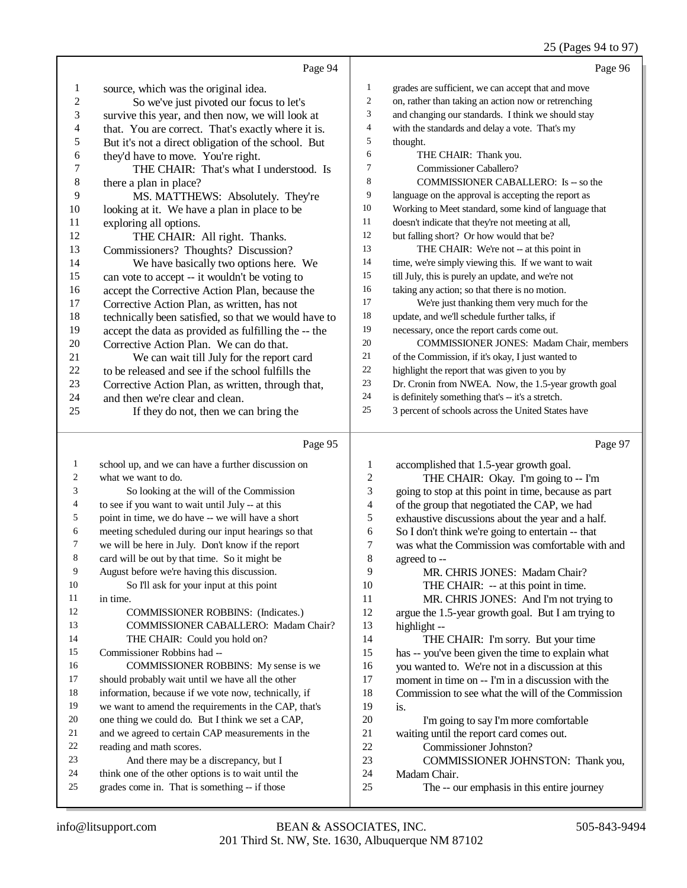Page 94

1 source, which was the original idea.
2 So we've just pivoted our focus to let's
3 survive this year, and then now, we will look at
4 that. You are correct. That's exactly where it is.
5 But it's not a direct obligation of the school. But
6 they'd have to move. You're right.
7 THE CHAIR: That's what I understood. Is
8 there a plan in place?
9 MS. MATTHEWS: Absolutely. They're
10 looking at it. We have a plan in place to be
11 exploring all options.
12 THE CHAIR: All right. Thanks.
13 Commissioners? Thoughts? Discussion?
14 We have basically two options here. We
15 can vote to accept -- it wouldn't be voting to
16 accept the Corrective Action Plan, because the
17 Corrective Action Plan, as written, has not
18 technically been satisfied, so that we would have to
19 accept the data as provided as fulfilling the -- the
20 Corrective Action Plan. We can do that.
21 We can wait till July for the report card
22 to be released and see if the school fulfills the
23 Corrective Action Plan, as written, through that,
24 and then we're clear and clean.
25 If they do not, then we can bring the

Page 95

1 school up, and we can have a further discussion on
2 what we want to do.
3 So looking at the will of the Commission
4 to see if you want to wait until July -- at this
5 point in time, we do have -- we will have a short
6 meeting scheduled during our input hearings so that
7 we will be here in July. Don't know if the report
8 card will be out by that time. So it might be
9 August before we're having this discussion.
10 So I'll ask for your input at this point
11 in time.
12 COMMISSIONER ROBBINS: (Indicates.)
13 COMMISSIONER CABALLERO: Madam Chair?
14 THE CHAIR: Could you hold on?
15 Commissioner Robbins had --
16 COMMISSIONER ROBBINS: My sense is we
17 should probably wait until we have all the other
18 information, because if we vote now, technically, if
19 we want to amend the requirements in the CAP, that's
20 one thing we could do. But I think we set a CAP,
21 and we agreed to certain CAP measurements in the
22 reading and math scores.
23 And there may be a discrepancy, but I
24 think one of the other options is to wait until the
25 grades come in. That is something -- if those

Page 96

1 grades are sufficient, we can accept that and move
2 on, rather than taking an action now or retrenching
3 and changing our standards. I think we should stay
4 with the standards and delay a vote. That's my
5 thought.
6 THE CHAIR: Thank you.
7 Commissioner Caballero?
8 COMMISSIONER CABALLERO: Is -- so the
9 language on the approval is accepting the report as
10 Working to Meet standard, some kind of language that
11 doesn't indicate that they're not meeting at all,
12 but falling short? Or how would that be?
13 THE CHAIR: We're not -- at this point in
14 time, we're simply viewing this. If we want to wait
15 till July, this is purely an update, and we're not
16 taking any action; so that there is no motion.
17 We're just thanking them very much for the
18 update, and we'll schedule further talks, if
19 necessary, once the report cards come out.
20 COMMISSIONER JONES: Madam Chair, members
21 of the Commission, if it's okay, I just wanted to
22 highlight the report that was given to you by
23 Dr. Cronin from NWEA. Now, the 1.5-year growth goal
24 is definitely something that's -- it's a stretch.
25 3 percent of schools across the United States have

Page 97

1 accomplished that 1.5-year growth goal.
2 THE CHAIR: Okay. I'm going to -- I'm
3 going to stop at this point in time, because as part
4 of the group that negotiated the CAP, we had
5 exhaustive discussions about the year and a half.
6 So I don't think we're going to entertain -- that
7 was what the Commission was comfortable with and
8 agreed to --
9 MR. CHRIS JONES: Madam Chair?
10 THE CHAIR: -- at this point in time.
11 MR. CHRIS JONES: And I'm not trying to
12 argue the 1.5-year growth goal. But I am trying to
13 highlight --
14 THE CHAIR: I'm sorry. But your time
15 has -- you've been given the time to explain what
16 you wanted to. We're not in a discussion at this
17 moment in time on -- I'm in a discussion with the
18 Commission to see what the will of the Commission
19 is.
20 I'm going to say I'm more comfortable
21 waiting until the report card comes out.
22 Commissioner Johnston?
23 COMMISSIONER JOHNSTON: Thank you,
24 Madam Chair.
25 The -- our emphasis in this entire journey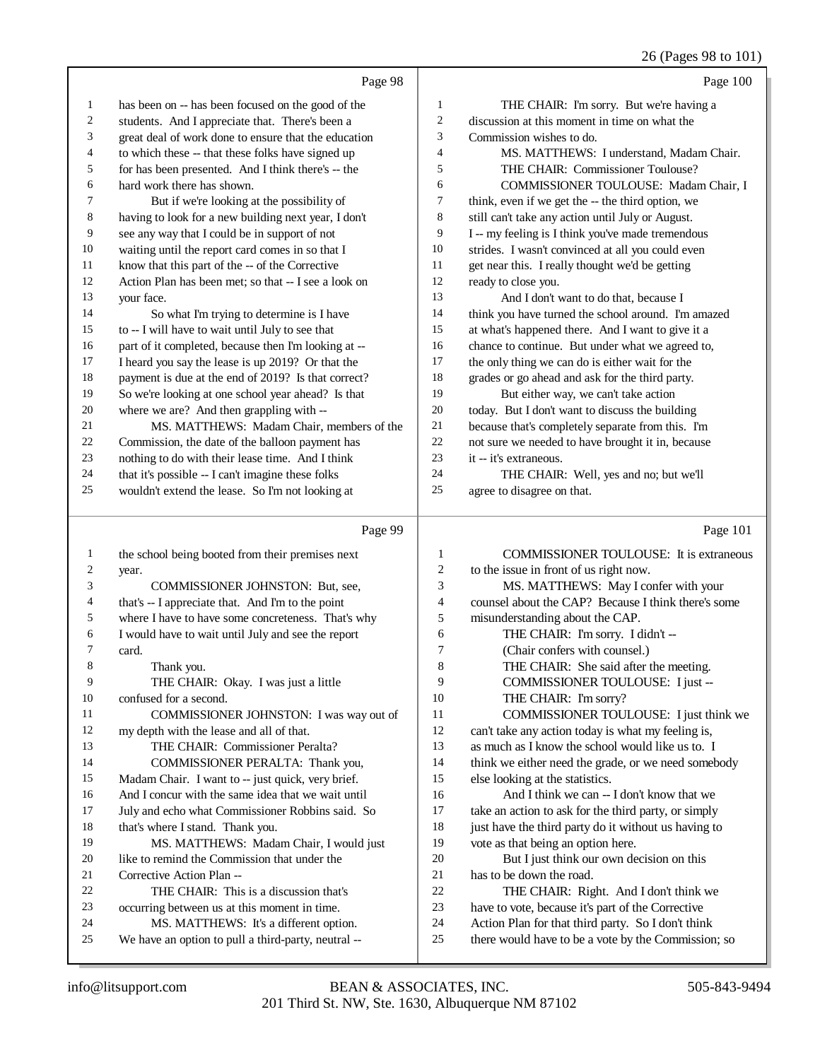Page 98

1 has been on -- has been focused on the good of the
2 students. And I appreciate that. There's been a
3 great deal of work done to ensure that the education
4 to which these -- that these folks have signed up
5 for has been presented. And I think there's -- the
6 hard work there has shown.
7 But if we're looking at the possibility of
8 having to look for a new building next year, I don't
9 see any way that I could be in support of not
10 waiting until the report card comes in so that I
11 know that this part of the -- of the Corrective
12 Action Plan has been met; so that -- I see a look on
13 your face.
14 So what I'm trying to determine is I have
15 to -- I will have to wait until July to see that
16 part of it completed, because then I'm looking at --
17 I heard you say the lease is up 2019? Or that the
18 payment is due at the end of 2019? Is that correct?
19 So we're looking at one school year ahead? Is that
20 where we are? And then grappling with --
21 MS. MATTHEWS: Madam Chair, members of the
22 Commission, the date of the balloon payment has
23 nothing to do with their lease time. And I think
24 that it's possible -- I can't imagine these folks
25 wouldn't extend the lease. So I'm not looking at

Page 99

1 the school being booted from their premises next
2 year.
3 COMMISSIONER JOHNSTON: But, see,
4 that's -- I appreciate that. And I'm to the point
5 where I have to have some concreteness. That's why
6 I would have to wait until July and see the report
7 card.
8 Thank you.
9 THE CHAIR: Okay. I was just a little
10 confused for a second.
11 COMMISSIONER JOHNSTON: I was way out of
12 my depth with the lease and all of that.
13 THE CHAIR: Commissioner Peralta?
14 COMMISSIONER PERALTA: Thank you,
15 Madam Chair. I want to -- just quick, very brief.
16 And I concur with the same idea that we wait until
17 July and echo what Commissioner Robbins said. So
18 that's where I stand. Thank you.
19 MS. MATTHEWS: Madam Chair, I would just
20 like to remind the Commission that under the
21 Corrective Action Plan --
22 THE CHAIR: This is a discussion that's
23 occurring between us at this moment in time.
24 MS. MATTHEWS: It's a different option.
25 We have an option to pull a third-party, neutral --

Page 100

1 THE CHAIR: I'm sorry. But we're having a
2 discussion at this moment in time on what the
3 Commission wishes to do.
4 MS. MATTHEWS: I understand, Madam Chair.
5 THE CHAIR: Commissioner Toulouse?
6 COMMISSIONER TOULOUSE: Madam Chair, I
7 think, even if we get the -- the third option, we
8 still can't take any action until July or August.
9 I -- my feeling is I think you've made tremendous
10 strides. I wasn't convinced at all you could even
11 get near this. I really thought we'd be getting
12 ready to close you.
13 And I don't want to do that, because I
14 think you have turned the school around. I'm amazed
15 at what's happened there. And I want to give it a
16 chance to continue. But under what we agreed to,
17 the only thing we can do is either wait for the
18 grades or go ahead and ask for the third party.
19 But either way, we can't take action
20 today. But I don't want to discuss the building
21 because that's completely separate from this. I'm
22 not sure we needed to have brought it in, because
23 it -- it's extraneous.
24 THE CHAIR: Well, yes and no; but we'll
25 agree to disagree on that.

Page 101

1 COMMISSIONER TOULOUSE: It is extraneous
2 to the issue in front of us right now.
3 MS. MATTHEWS: May I confer with your
4 counsel about the CAP? Because I think there's some
5 misunderstanding about the CAP.
6 THE CHAIR: I'm sorry. I didn't --
7 (Chair confers with counsel.)
8 THE CHAIR: She said after the meeting.
9 COMMISSIONER TOULOUSE: I just --
10 THE CHAIR: I'm sorry?
11 COMMISSIONER TOULOUSE: I just think we
12 can't take any action today is what my feeling is,
13 as much as I know the school would like us to. I
14 think we either need the grade, or we need somebody
15 else looking at the statistics.
16 And I think we can -- I don't know that we
17 take an action to ask for the third party, or simply
18 just have the third party do it without us having to
19 vote as that being an option here.
20 But I just think our own decision on this
21 has to be down the road.
22 THE CHAIR: Right. And I don't think we
23 have to vote, because it's part of the Corrective
24 Action Plan for that third party. So I don't think
25 there would have to be a vote by the Commission; so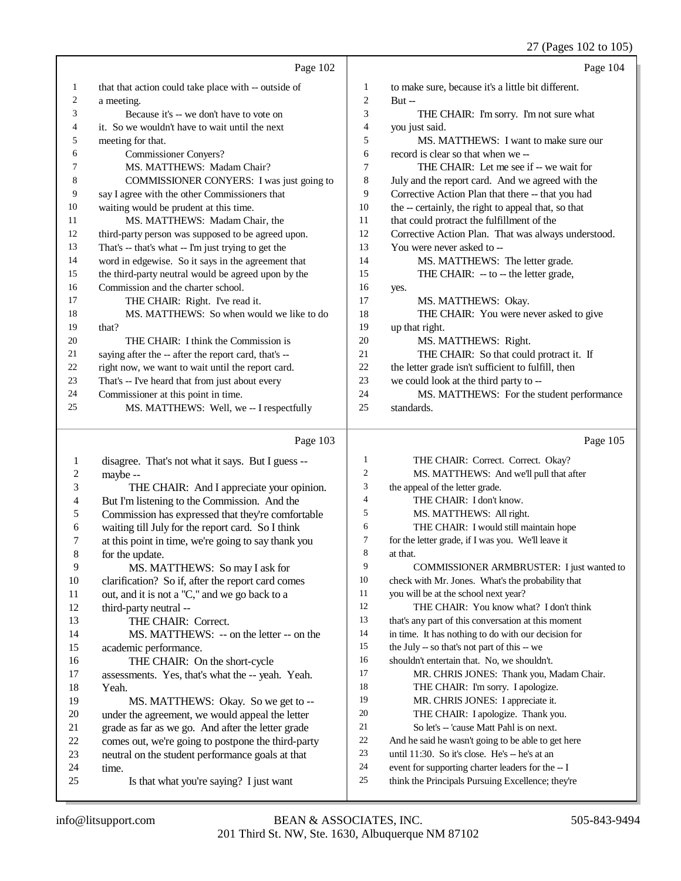Page 102

1 that that action could take place with -- outside of
2 a meeting.
3 Because it's -- we don't have to vote on
4 it. So we wouldn't have to wait until the next
5 meeting for that.
6 Commissioner Conyers?
7 MS. MATTHEWS: Madam Chair?
8 COMMISSIONER CONYERS: I was just going to
9 say I agree with the other Commissioners that
10 waiting would be prudent at this time.
11 MS. MATTHEWS: Madam Chair, the
12 third-party person was supposed to be agreed upon.
13 That's -- that's what -- I'm just trying to get the
14 word in edgewise. So it says in the agreement that
15 the third-party neutral would be agreed upon by the
16 Commission and the charter school.
17 THE CHAIR: Right. I've read it.
18 MS. MATTHEWS: So when would we like to do
19 that?
20 THE CHAIR: I think the Commission is
21 saying after the -- after the report card, that's --
22 right now, we want to wait until the report card.
23 That's -- I've heard that from just about every
24 Commissioner at this point in time.
25 MS. MATTHEWS: Well, we -- I respectfully

Page 103

1 disagree. That's not what it says. But I guess --
2 maybe --
3 THE CHAIR: And I appreciate your opinion.
4 But I'm listening to the Commission. And the
5 Commission has expressed that they're comfortable
6 waiting till July for the report card. So I think
7 at this point in time, we're going to say thank you
8 for the update.
9 MS. MATTHEWS: So may I ask for
10 clarification? So if, after the report card comes
11 out, and it is not a "C," and we go back to a
12 third-party neutral --
13 THE CHAIR: Correct.
14 MS. MATTHEWS: -- on the letter -- on the
15 academic performance.
16 THE CHAIR: On the short-cycle
17 assessments. Yes, that's what the -- yeah. Yeah.
18 Yeah.
19 MS. MATTHEWS: Okay. So we get to --
20 under the agreement, we would appeal the letter
21 grade as far as we go. And after the letter grade
22 comes out, we're going to postpone the third-party
23 neutral on the student performance goals at that
24 time.
25 Is that what you're saying? I just want

Page 104

1 to make sure, because it's a little bit different.
2 But --
3 THE CHAIR: I'm sorry. I'm not sure what
4 you just said.
5 MS. MATTHEWS: I want to make sure our
6 record is clear so that when we --
7 THE CHAIR: Let me see if -- we wait for
8 July and the report card. And we agreed with the
9 Corrective Action Plan that there -- that you had
10 the -- certainly, the right to appeal that, so that
11 that could protract the fulfillment of the
12 Corrective Action Plan. That was always understood.
13 You were never asked to --
14 MS. MATTHEWS: The letter grade.
15 THE CHAIR: -- to -- the letter grade,
16 yes.
17 MS. MATTHEWS: Okay.
18 THE CHAIR: You were never asked to give
19 up that right.
20 MS. MATTHEWS: Right.
21 THE CHAIR: So that could protract it. If
22 the letter grade isn't sufficient to fulfill, then
23 we could look at the third party to --
24 MS. MATTHEWS: For the student performance
25 standards.

Page 105

1 THE CHAIR: Correct. Correct. Okay?
2 MS. MATTHEWS: And we'll pull that after
3 the appeal of the letter grade.
4 THE CHAIR: I don't know.
5 MS. MATTHEWS: All right.
6 THE CHAIR: I would still maintain hope
7 for the letter grade, if I was you. We'll leave it
8 at that.
9 COMMISSIONER ARMBRUSTER: I just wanted to
10 check with Mr. Jones. What's the probability that
11 you will be at the school next year?
12 THE CHAIR: You know what? I don't think
13 that's any part of this conversation at this moment
14 in time. It has nothing to do with our decision for
15 the July -- so that's not part of this -- we
16 shouldn't entertain that. No, we shouldn't.
17 MR. CHRIS JONES: Thank you, Madam Chair.
18 THE CHAIR: I'm sorry. I apologize.
19 MR. CHRIS JONES: I appreciate it.
20 THE CHAIR: I apologize. Thank you.
21 So let's -- 'cause Matt Pahl is on next.
22 And he said he wasn't going to be able to get here
23 until 11:30. So it's close. He's -- he's at an
24 event for supporting charter leaders for the -- I
25 think the Principals Pursuing Excellence; they're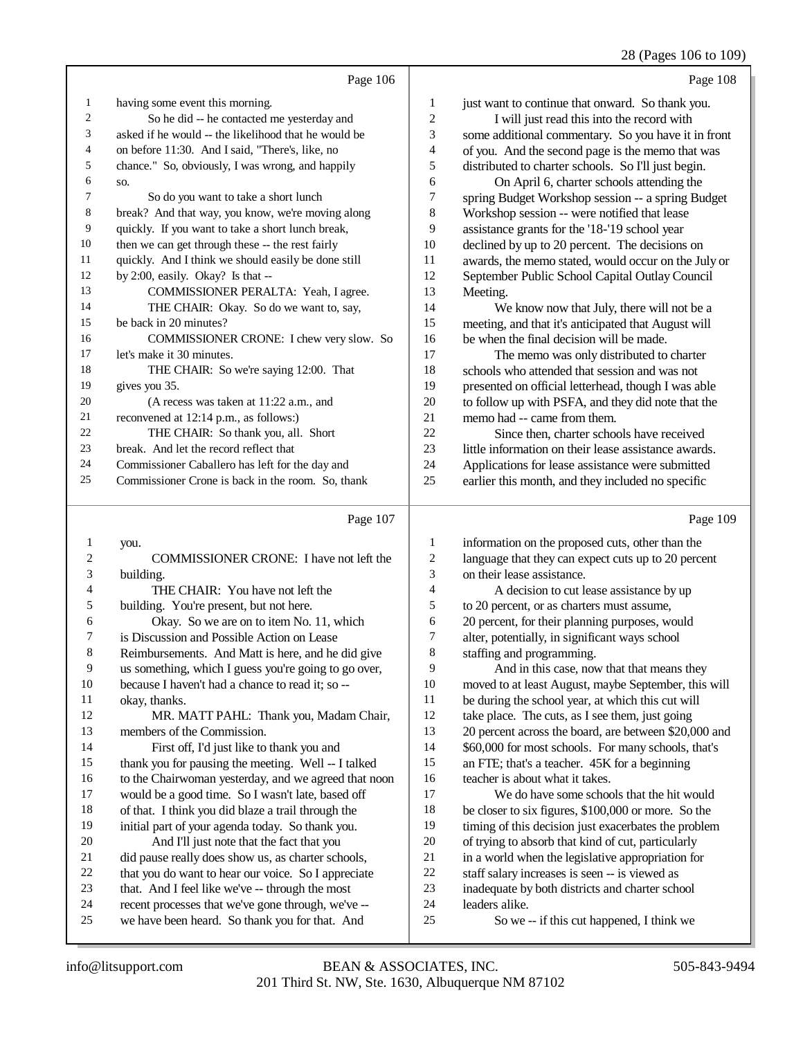Page 106

1 having some event this morning.
2 So he did -- he contacted me yesterday and
3 asked if he would -- the likelihood that he would be
4 on before 11:30. And I said, "There's, like, no
5 chance." So, obviously, I was wrong, and happily
6 so.
7 So do you want to take a short lunch
8 break? And that way, you know, we're moving along
9 quickly. If you want to take a short lunch break,
10 then we can get through these -- the rest fairly
11 quickly. And I think we should easily be done still
12 by 2:00, easily. Okay? Is that --
13 COMMISSIONER PERALTA: Yeah, I agree.
14 THE CHAIR: Okay. So do we want to, say,
15 be back in 20 minutes?
16 COMMISSIONER CRONE: I chew very slow. So
17 let's make it 30 minutes.
18 THE CHAIR: So we're saying 12:00. That
19 gives you 35.
20 (A recess was taken at 11:22 a.m., and
21 reconvened at 12:14 p.m., as follows:)
22 THE CHAIR: So thank you, all. Short
23 break. And let the record reflect that
24 Commissioner Caballero has left for the day and
25 Commissioner Crone is back in the room. So, thank

Page 107

1 you.
2 COMMISSIONER CRONE: I have not left the
3 building.
4 THE CHAIR: You have not left the
5 building. You're present, but not here.
6 Okay. So we are on to item No. 11, which
7 is Discussion and Possible Action on Lease
8 Reimbursements. And Matt is here, and he did give
9 us something, which I guess you're going to go over,
10 because I haven't had a chance to read it; so --
11 okay, thanks.
12 MR. MATT PAHL: Thank you, Madam Chair,
13 members of the Commission.
14 First off, I'd just like to thank you and
15 thank you for pausing the meeting. Well -- I talked
16 to the Chairwoman yesterday, and we agreed that noon
17 would be a good time. So I wasn't late, based off
18 of that. I think you did blaze a trail through the
19 initial part of your agenda today. So thank you.
20 And I'll just note that the fact that you
21 did pause really does show us, as charter schools,
22 that you do want to hear our voice. So I appreciate
23 that. And I feel like we've -- through the most
24 recent processes that we've gone through, we've --
25 we have been heard. So thank you for that. And

Page 108

1 just want to continue that onward. So thank you.
2 I will just read this into the record with
3 some additional commentary. So you have it in front
4 of you. And the second page is the memo that was
5 distributed to charter schools. So I'll just begin.
6 On April 6, charter schools attending the
7 spring Budget Workshop session -- a spring Budget
8 Workshop session -- were notified that lease
9 assistance grants for the '18-'19 school year
10 declined by up to 20 percent. The decisions on
11 awards, the memo stated, would occur on the July or
12 September Public School Capital Outlay Council
13 Meeting.
14 We know now that July, there will not be a
15 meeting, and that it's anticipated that August will
16 be when the final decision will be made.
17 The memo was only distributed to charter
18 schools that attended that session and was not
19 presented on official letterhead, though I was able
20 to follow up with PSFA, and they did note that the
21 memo had -- came from them.
22 Since then, charter schools have received
23 little information on their lease assistance awards.
24 Applications for lease assistance were submitted
25 earlier this month, and they included no specific

Page 109

1 information on the proposed cuts, other than the
2 language that they can expect cuts up to 20 percent
3 on their lease assistance.
4 A decision to cut lease assistance by up
5 to 20 percent, or as charters must assume,
6 20 percent, for their planning purposes, would
7 alter, potentially, in significant ways school
8 staffing and programming.
9 And in this case, now that that means they
10 moved to at least August, maybe September, this will
11 be during the school year, at which this cut will
12 take place. The cuts, as I see them, just going
13 20 percent across the board, are between $20,000 and
14 $60,000 for most schools. For many schools, that's
15 an FTE; that's a teacher. 45K for a beginning
16 teacher is about what it takes.
17 We do have some schools that the hit would
18 be closer to six figures, $100,000 or more. So the
19 timing of this decision just exacerbates the problem
20 of trying to absorb that kind of cut, particularly
21 in a world when the legislative appropriation for
22 staff salary increases is seen -- is viewed as
23 inadequate by both districts and charter school
24 leaders alike.
25 So we -- if this cut happened, I think we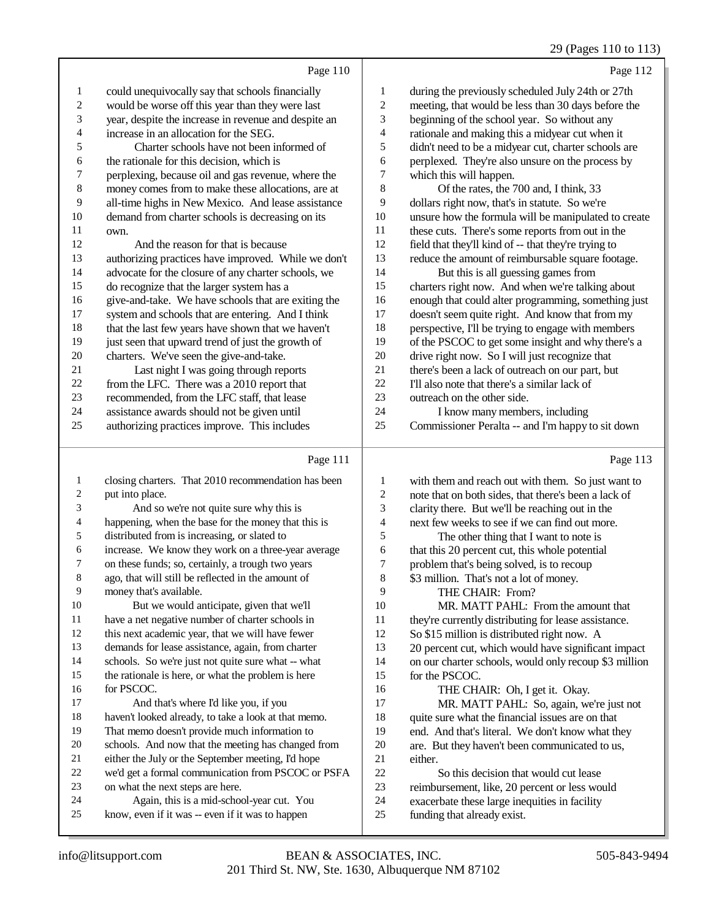Page 110

could unequivocally say that schools financially would be worse off this year than they were last year, despite the increase in revenue and despite an increase in an allocation for the SEG.

Charter schools have not been informed of the rationale for this decision, which is perplexing, because oil and gas revenue, where the money comes from to make these allocations, are at all-time highs in New Mexico. And lease assistance demand from charter schools is decreasing on its own.

And the reason for that is because authorizing practices have improved. While we don't advocate for the closure of any charter schools, we do recognize that the larger system has a give-and-take. We have schools that are exiting the system and schools that are entering. And I think that the last few years have shown that we haven't just seen that upward trend of just the growth of charters. We've seen the give-and-take.

Last night I was going through reports from the LFC. There was a 2010 report that recommended, from the LFC staff, that lease assistance awards should not be given until authorizing practices improve. This includes

Page 111

closing charters. That 2010 recommendation has been put into place.

And so we're not quite sure why this is happening, when the base for the money that this is distributed from is increasing, or slated to increase. We know they work on a three-year average on these funds; so, certainly, a trough two years ago, that will still be reflected in the amount of money that's available.

But we would anticipate, given that we'll have a net negative number of charter schools in this next academic year, that we will have fewer demands for lease assistance, again, from charter schools. So we're just not quite sure what -- what the rationale is here, or what the problem is here for PSCOC.

And that's where I'd like you, if you haven't looked already, to take a look at that memo. That memo doesn't provide much information to schools. And now that the meeting has changed from either the July or the September meeting, I'd hope we'd get a formal communication from PSCOC or PSFA on what the next steps are here.

Again, this is a mid-school-year cut. You know, even if it was -- even if it was to happen

Page 112

during the previously scheduled July 24th or 27th meeting, that would be less than 30 days before the beginning of the school year. So without any rationale and making this a midyear cut when it didn't need to be a midyear cut, charter schools are perplexed. They're also unsure on the process by which this will happen.

Of the rates, the 700 and, I think, 33 dollars right now, that's in statute. So we're unsure how the formula will be manipulated to create these cuts. There's some reports from out in the field that they'll kind of -- that they're trying to reduce the amount of reimbursable square footage.

But this is all guessing games from charters right now. And when we're talking about enough that could alter programming, something just doesn't seem quite right. And know that from my perspective, I'll be trying to engage with members of the PSCOC to get some insight and why there's a drive right now. So I will just recognize that there's been a lack of outreach on our part, but I'll also note that there's a similar lack of outreach on the other side.

I know many members, including Commissioner Peralta -- and I'm happy to sit down

Page 113

with them and reach out with them. So just want to note that on both sides, that there's been a lack of clarity there. But we'll be reaching out in the next few weeks to see if we can find out more.

The other thing that I want to note is that this 20 percent cut, this whole potential problem that's being solved, is to recoup $3 million. That's not a lot of money.

THE CHAIR: From?

MR. MATT PAHL: From the amount that they're currently distributing for lease assistance. So $15 million is distributed right now. A 20 percent cut, which would have significant impact on our charter schools, would only recoup $3 million for the PSCOC.

THE CHAIR: Oh, I get it. Okay.

MR. MATT PAHL: So, again, we're just not quite sure what the financial issues are on that end. And that's literal. We don't know what they are. But they haven't been communicated to us, either.

So this decision that would cut lease reimbursement, like, 20 percent or less would exacerbate these large inequities in facility funding that already exist.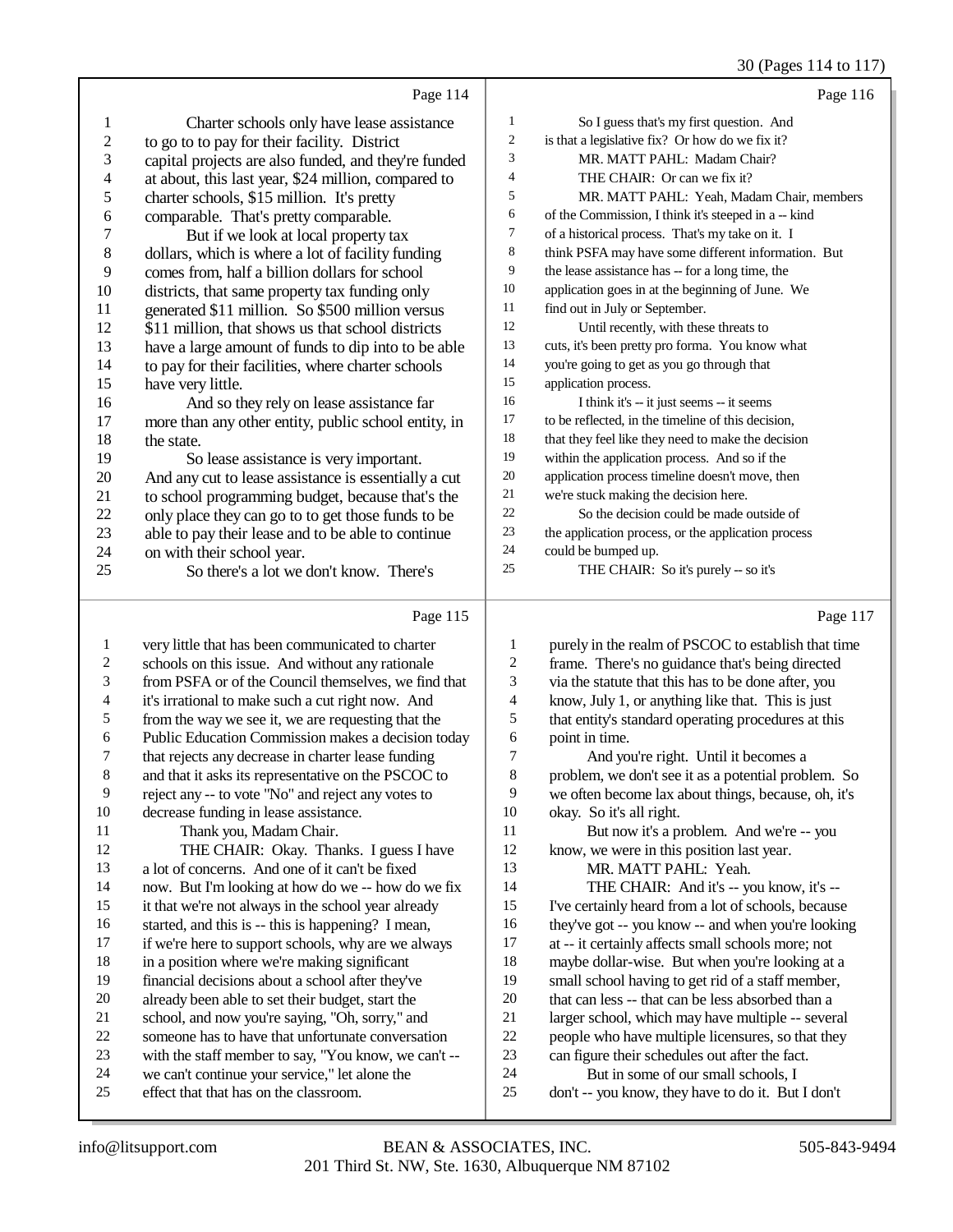Page 114

1 Charter schools only have lease assistance
2 to go to to pay for their facility. District
3 capital projects are also funded, and they're funded
4 at about, this last year, $24 million, compared to
5 charter schools, $15 million. It's pretty
6 comparable. That's pretty comparable.
7 But if we look at local property tax
8 dollars, which is where a lot of facility funding
9 comes from, half a billion dollars for school
10 districts, that same property tax funding only
11 generated $11 million. So $500 million versus
12 $11 million, that shows us that school districts
13 have a large amount of funds to dip into to be able
14 to pay for their facilities, where charter schools
15 have very little.
16 And so they rely on lease assistance far
17 more than any other entity, public school entity, in
18 the state.
19 So lease assistance is very important.
20 And any cut to lease assistance is essentially a cut
21 to school programming budget, because that's the
22 only place they can go to to get those funds to be
23 able to pay their lease and to be able to continue
24 on with their school year.
25 So there's a lot we don't know. There's

Page 115

1 very little that has been communicated to charter
2 schools on this issue. And without any rationale
3 from PSFA or of the Council themselves, we find that
4 it's irrational to make such a cut right now. And
5 from the way we see it, we are requesting that the
6 Public Education Commission makes a decision today
7 that rejects any decrease in charter lease funding
8 and that it asks its representative on the PSCOC to
9 reject any -- to vote "No" and reject any votes to
10 decrease funding in lease assistance.
11 Thank you, Madam Chair.
12 THE CHAIR: Okay. Thanks. I guess I have
13 a lot of concerns. And one of it can't be fixed
14 now. But I'm looking at how do we -- how do we fix
15 it that we're not always in the school year already
16 started, and this is -- this is happening? I mean,
17 if we're here to support schools, why are we always
18 in a position where we're making significant
19 financial decisions about a school after they've
20 already been able to set their budget, start the
21 school, and now you're saying, "Oh, sorry," and
22 someone has to have that unfortunate conversation
23 with the staff member to say, "You know, we can't --
24 we can't continue your service," let alone the
25 effect that that has on the classroom.

Page 116

1 So I guess that's my first question. And
2 is that a legislative fix? Or how do we fix it?
3 MR. MATT PAHL: Madam Chair?
4 THE CHAIR: Or can we fix it?
5 MR. MATT PAHL: Yeah, Madam Chair, members
6 of the Commission, I think it's steeped in a -- kind
7 of a historical process. That's my take on it. I
8 think PSFA may have some different information. But
9 the lease assistance has -- for a long time, the
10 application goes in at the beginning of June. We
11 find out in July or September.
12 Until recently, with these threats to
13 cuts, it's been pretty pro forma. You know what
14 you're going to get as you go through that
15 application process.
16 I think it's -- it just seems -- it seems
17 to be reflected, in the timeline of this decision,
18 that they feel like they need to make the decision
19 within the application process. And so if the
20 application process timeline doesn't move, then
21 we're stuck making the decision here.
22 So the decision could be made outside of
23 the application process, or the application process
24 could be bumped up.
25 THE CHAIR: So it's purely -- so it's

Page 117

1 purely in the realm of PSCOC to establish that time
2 frame. There's no guidance that's being directed
3 via the statute that this has to be done after, you
4 know, July 1, or anything like that. This is just
5 that entity's standard operating procedures at this
6 point in time.
7 And you're right. Until it becomes a
8 problem, we don't see it as a potential problem. So
9 we often become lax about things, because, oh, it's
10 okay. So it's all right.
11 But now it's a problem. And we're -- you
12 know, we were in this position last year.
13 MR. MATT PAHL: Yeah.
14 THE CHAIR: And it's -- you know, it's --
15 I've certainly heard from a lot of schools, because
16 they've got -- you know -- and when you're looking
17 at -- it certainly affects small schools more; not
18 maybe dollar-wise. But when you're looking at a
19 small school having to get rid of a staff member,
20 that can less -- that can be less absorbed than a
21 larger school, which may have multiple -- several
22 people who have multiple licensures, so that they
23 can figure their schedules out after the fact.
24 But in some of our small schools, I
25 don't -- you know, they have to do it. But I don't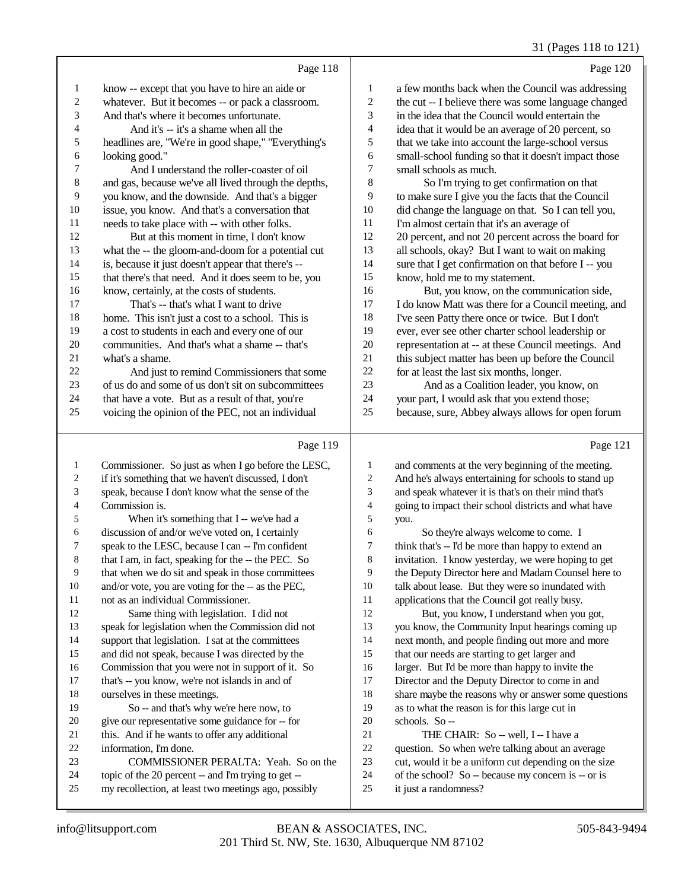Page 118

know -- except that you have to hire an aide or whatever. But it becomes -- or pack a classroom. And that's where it becomes unfortunate.

And it's -- it's a shame when all the headlines are, "We're in good shape," "Everything's looking good."

And I understand the roller-coaster of oil and gas, because we've all lived through the depths, you know, and the downside. And that's a bigger issue, you know. And that's a conversation that needs to take place with -- with other folks.

But at this moment in time, I don't know what the -- the gloom-and-doom for a potential cut is, because it just doesn't appear that there's -- that there's that need. And it does seem to be, you know, certainly, at the costs of students.

That's -- that's what I want to drive home. This isn't just a cost to a school. This is a cost to students in each and every one of our communities. And that's what a shame -- that's what's a shame.

And just to remind Commissioners that some of us do and some of us don't sit on subcommittees that have a vote. But as a result of that, you're voicing the opinion of the PEC, not an individual

Page 119

Commissioner. So just as when I go before the LESC, if it's something that we haven't discussed, I don't speak, because I don't know what the sense of the Commission is.

When it's something that I -- we've had a discussion of and/or we've voted on, I certainly speak to the LESC, because I can -- I'm confident that I am, in fact, speaking for the -- the PEC. So that when we do sit and speak in those committees and/or vote, you are voting for the -- as the PEC, not as an individual Commissioner.

Same thing with legislation. I did not speak for legislation when the Commission did not support that legislation. I sat at the committees and did not speak, because I was directed by the Commission that you were not in support of it. So that's -- you know, we're not islands in and of ourselves in these meetings.

So -- and that's why we're here now, to give our representative some guidance for -- for this. And if he wants to offer any additional information, I'm done.

COMMISSIONER PERALTA: Yeah. So on the topic of the 20 percent -- and I'm trying to get -- my recollection, at least two meetings ago, possibly

Page 120

a few months back when the Council was addressing the cut -- I believe there was some language changed in the idea that the Council would entertain the idea that it would be an average of 20 percent, so that we take into account the large-school versus small-school funding so that it doesn't impact those small schools as much.

So I'm trying to get confirmation on that to make sure I give you the facts that the Council did change the language on that. So I can tell you, I'm almost certain that it's an average of 20 percent, and not 20 percent across the board for all schools, okay? But I want to wait on making sure that I get confirmation on that before I -- you know, hold me to my statement.

But, you know, on the communication side, I do know Matt was there for a Council meeting, and I've seen Patty there once or twice. But I don't ever, ever see other charter school leadership or representation at -- at these Council meetings. And this subject matter has been up before the Council for at least the last six months, longer.

And as a Coalition leader, you know, on your part, I would ask that you extend those; because, sure, Abbey always allows for open forum

Page 121

and comments at the very beginning of the meeting. And he's always entertaining for schools to stand up and speak whatever it is that's on their mind that's going to impact their school districts and what have you.

So they're always welcome to come. I think that's -- I'd be more than happy to extend an invitation. I know yesterday, we were hoping to get the Deputy Director here and Madam Counsel here to talk about lease. But they were so inundated with applications that the Council got really busy.

But, you know, I understand when you got, you know, the Community Input hearings coming up next month, and people finding out more and more that our needs are starting to get larger and larger. But I'd be more than happy to invite the Director and the Deputy Director to come in and share maybe the reasons why or answer some questions as to what the reason is for this large cut in schools. So --

THE CHAIR: So -- well, I -- I have a question. So when we're talking about an average cut, would it be a uniform cut depending on the size of the school? So -- because my concern is -- or is it just a randomness?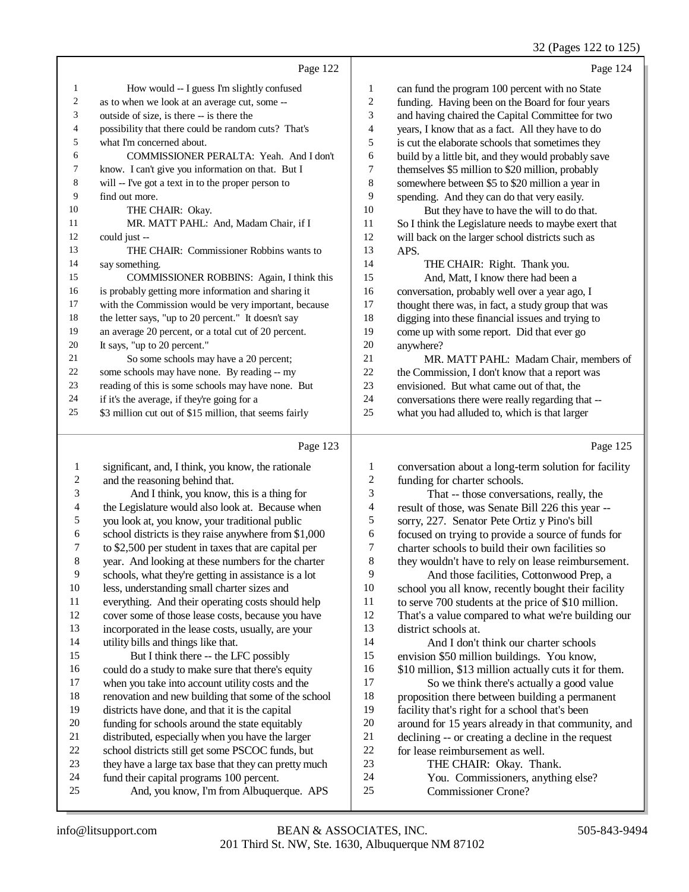Page 122

1 How would -- I guess I'm slightly confused
2 as to when we look at an average cut, some --
3 outside of size, is there -- is there the
4 possibility that there could be random cuts? That's
5 what I'm concerned about.
6 COMMISSIONER PERALTA: Yeah. And I don't
7 know. I can't give you information on that. But I
8 will -- I've got a text in to the proper person to
9 find out more.
10 THE CHAIR: Okay.
11 MR. MATT PAHL: And, Madam Chair, if I
12 could just --
13 THE CHAIR: Commissioner Robbins wants to
14 say something.
15 COMMISSIONER ROBBINS: Again, I think this
16 is probably getting more information and sharing it
17 with the Commission would be very important, because
18 the letter says, "up to 20 percent." It doesn't say
19 an average 20 percent, or a total cut of 20 percent.
20 It says, "up to 20 percent."
21 So some schools may have a 20 percent;
22 some schools may have none. By reading -- my
23 reading of this is some schools may have none. But
24 if it's the average, if they're going for a
25 $3 million cut out of $15 million, that seems fairly

Page 123

1 significant, and, I think, you know, the rationale
2 and the reasoning behind that.
3 And I think, you know, this is a thing for
4 the Legislature would also look at. Because when
5 you look at, you know, your traditional public
6 school districts is they raise anywhere from $1,000
7 to $2,500 per student in taxes that are capital per
8 year. And looking at these numbers for the charter
9 schools, what they're getting in assistance is a lot
10 less, understanding small charter sizes and
11 everything. And their operating costs should help
12 cover some of those lease costs, because you have
13 incorporated in the lease costs, usually, are your
14 utility bills and things like that.
15 But I think there -- the LFC possibly
16 could do a study to make sure that there's equity
17 when you take into account utility costs and the
18 renovation and new building that some of the school
19 districts have done, and that it is the capital
20 funding for schools around the state equitably
21 distributed, especially when you have the larger
22 school districts still get some PSCOC funds, but
23 they have a large tax base that they can pretty much
24 fund their capital programs 100 percent.
25 And, you know, I'm from Albuquerque. APS

Page 124

1 can fund the program 100 percent with no State
2 funding. Having been on the Board for four years
3 and having chaired the Capital Committee for two
4 years, I know that as a fact. All they have to do
5 is cut the elaborate schools that sometimes they
6 build by a little bit, and they would probably save
7 themselves $5 million to $20 million, probably
8 somewhere between $5 to $20 million a year in
9 spending. And they can do that very easily.
10 But they have to have the will to do that.
11 So I think the Legislature needs to maybe exert that
12 will back on the larger school districts such as
13 APS.
14 THE CHAIR: Right. Thank you.
15 And, Matt, I know there had been a
16 conversation, probably well over a year ago, I
17 thought there was, in fact, a study group that was
18 digging into these financial issues and trying to
19 come up with some report. Did that ever go
20 anywhere?
21 MR. MATT PAHL: Madam Chair, members of
22 the Commission, I don't know that a report was
23 envisioned. But what came out of that, the
24 conversations there were really regarding that --
25 what you had alluded to, which is that larger

Page 125

1 conversation about a long-term solution for facility
2 funding for charter schools.
3 That -- those conversations, really, the
4 result of those, was Senate Bill 226 this year --
5 sorry, 227. Senator Pete Ortiz y Pino's bill
6 focused on trying to provide a source of funds for
7 charter schools to build their own facilities so
8 they wouldn't have to rely on lease reimbursement.
9 And those facilities, Cottonwood Prep, a
10 school you all know, recently bought their facility
11 to serve 700 students at the price of $10 million.
12 That's a value compared to what we're building our
13 district schools at.
14 And I don't think our charter schools
15 envision $50 million buildings. You know,
16 $10 million, $13 million actually cuts it for them.
17 So we think there's actually a good value
18 proposition there between building a permanent
19 facility that's right for a school that's been
20 around for 15 years already in that community, and
21 declining -- or creating a decline in the request
22 for lease reimbursement as well.
23 THE CHAIR: Okay. Thank.
24 You. Commissioners, anything else?
25 Commissioner Crone?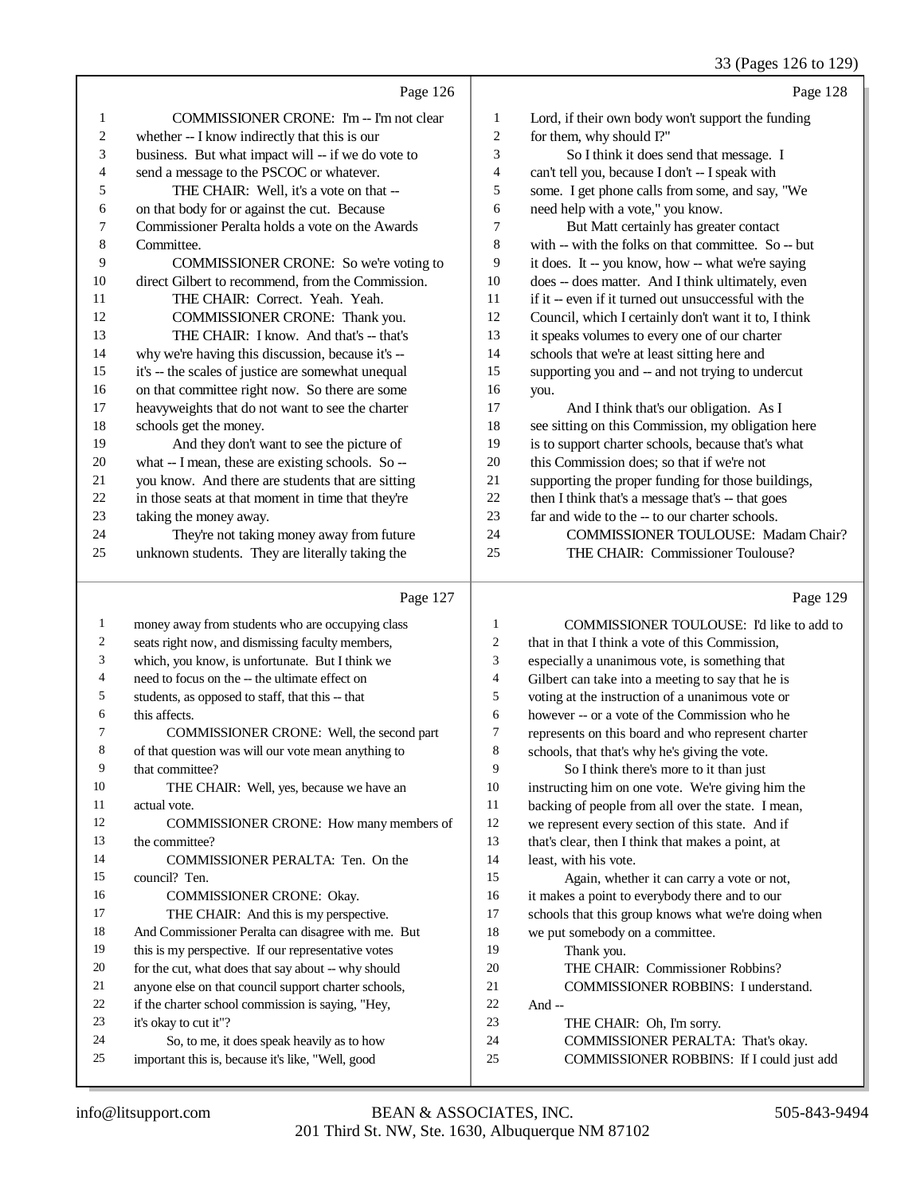Page 126

1 COMMISSIONER CRONE: I'm -- I'm not clear
2 whether -- I know indirectly that this is our
3 business. But what impact will -- if we do vote to
4 send a message to the PSCOC or whatever.
5 THE CHAIR: Well, it's a vote on that --
6 on that body for or against the cut. Because
7 Commissioner Peralta holds a vote on the Awards
8 Committee.
9 COMMISSIONER CRONE: So we're voting to
10 direct Gilbert to recommend, from the Commission.
11 THE CHAIR: Correct. Yeah. Yeah.
12 COMMISSIONER CRONE: Thank you.
13 THE CHAIR: I know. And that's -- that's
14 why we're having this discussion, because it's --
15 it's -- the scales of justice are somewhat unequal
16 on that committee right now. So there are some
17 heavyweights that do not want to see the charter
18 schools get the money.
19 And they don't want to see the picture of
20 what -- I mean, these are existing schools. So --
21 you know. And there are students that are sitting
22 in those seats at that moment in time that they're
23 taking the money away.
24 They're not taking money away from future
25 unknown students. They are literally taking the

Page 127

1 money away from students who are occupying class
2 seats right now, and dismissing faculty members,
3 which, you know, is unfortunate. But I think we
4 need to focus on the -- the ultimate effect on
5 students, as opposed to staff, that this -- that
6 this affects.
7 COMMISSIONER CRONE: Well, the second part
8 of that question was will our vote mean anything to
9 that committee?
10 THE CHAIR: Well, yes, because we have an
11 actual vote.
12 COMMISSIONER CRONE: How many members of
13 the committee?
14 COMMISSIONER PERALTA: Ten. On the
15 council? Ten.
16 COMMISSIONER CRONE: Okay.
17 THE CHAIR: And this is my perspective.
18 And Commissioner Peralta can disagree with me. But
19 this is my perspective. If our representative votes
20 for the cut, what does that say about -- why should
21 anyone else on that council support charter schools,
22 if the charter school commission is saying, "Hey,
23 it's okay to cut it"?
24 So, to me, it does speak heavily as to how
25 important this is, because it's like, "Well, good

Page 128

1 Lord, if their own body won't support the funding
2 for them, why should I?"
3 So I think it does send that message. I
4 can't tell you, because I don't -- I speak with
5 some. I get phone calls from some, and say, "We
6 need help with a vote," you know.
7 But Matt certainly has greater contact
8 with -- with the folks on that committee. So -- but
9 it does. It -- you know, how -- what we're saying
10 does -- does matter. And I think ultimately, even
11 if it -- even if it turned out unsuccessful with the
12 Council, which I certainly don't want it to, I think
13 it speaks volumes to every one of our charter
14 schools that we're at least sitting here and
15 supporting you and -- and not trying to undercut
16 you.
17 And I think that's our obligation. As I
18 see sitting on this Commission, my obligation here
19 is to support charter schools, because that's what
20 this Commission does; so that if we're not
21 supporting the proper funding for those buildings,
22 then I think that's a message that's -- that goes
23 far and wide to the -- to our charter schools.
24 COMMISSIONER TOULOUSE: Madam Chair?
25 THE CHAIR: Commissioner Toulouse?

Page 129

1 COMMISSIONER TOULOUSE: I'd like to add to
2 that in that I think a vote of this Commission,
3 especially a unanimous vote, is something that
4 Gilbert can take into a meeting to say that he is
5 voting at the instruction of a unanimous vote or
6 however -- or a vote of the Commission who he
7 represents on this board and who represent charter
8 schools, that that's why he's giving the vote.
9 So I think there's more to it than just
10 instructing him on one vote. We're giving him the
11 backing of people from all over the state. I mean,
12 we represent every section of this state. And if
13 that's clear, then I think that makes a point, at
14 least, with his vote.
15 Again, whether it can carry a vote or not,
16 it makes a point to everybody there and to our
17 schools that this group knows what we're doing when
18 we put somebody on a committee.
19 Thank you.
20 THE CHAIR: Commissioner Robbins?
21 COMMISSIONER ROBBINS: I understand.
22 And --
23 THE CHAIR: Oh, I'm sorry.
24 COMMISSIONER PERALTA: That's okay.
25 COMMISSIONER ROBBINS: If I could just add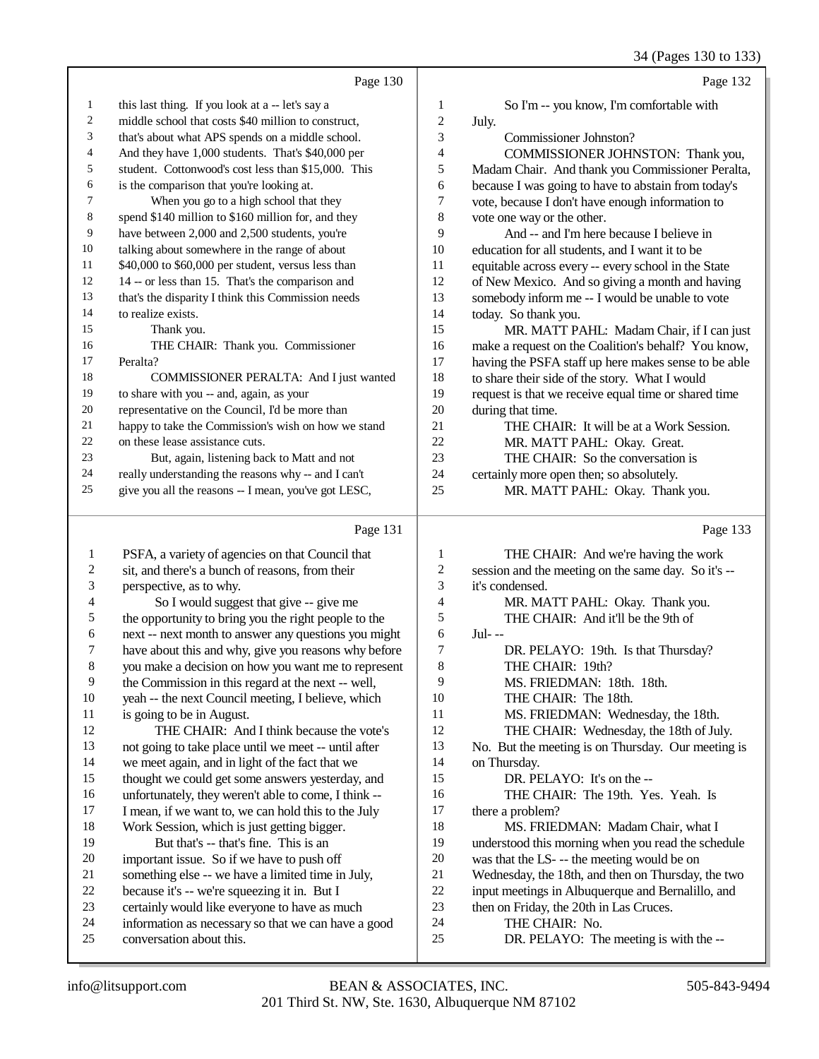Page 130

1 this last thing. If you look at a -- let's say
2 middle school that costs $40 million to construct,
3 that's about what APS spends on a middle school.
4 And they have 1,000 students. That's $40,000 per
5 student. Cottonwood's cost less than $15,000. This
6 is the comparison that you're looking at.
7 When you go to a high school that they
8 spend $140 million to $160 million for, and they
9 have between 2,000 and 2,500 students, you're
10 talking about somewhere in the range of about
11 $40,000 to $60,000 per student, versus less than
12 14 -- or less than 15. That's the comparison and
13 that's the disparity I think this Commission needs
14 to realize exists.
15 Thank you.
16 THE CHAIR: Thank you. Commissioner
17 Peralta?
18 COMMISSIONER PERALTA: And I just wanted
19 to share with you -- and, again, as your
20 representative on the Council, I'd be more than
21 happy to take the Commission's wish on how we stand
22 on these lease assistance cuts.
23 But, again, listening back to Matt and not
24 really understanding the reasons why -- and I can't
25 give you all the reasons -- I mean, you've got LESC,

Page 131

1 PSFA, a variety of agencies on that Council that
2 sit, and there's a bunch of reasons, from their
3 perspective, as to why.
4 So I would suggest that give -- give me
5 the opportunity to bring you the right people to the
6 next -- next month to answer any questions you might
7 have about this and why, give you reasons why before
8 you make a decision on how you want me to represent
9 the Commission in this regard at the next -- well,
10 yeah -- the next Council meeting, I believe, which
11 is going to be in August.
12 THE CHAIR: And I think because the vote's
13 not going to take place until we meet -- until after
14 we meet again, and in light of the fact that we
15 thought we could get some answers yesterday, and
16 unfortunately, they weren't able to come, I think --
17 I mean, if we want to, we can hold this to the July
18 Work Session, which is just getting bigger.
19 But that's -- that's fine. This is an
20 important issue. So if we have to push off
21 something else -- we have a limited time in July,
22 because it's -- we're squeezing it in. But I
23 certainly would like everyone to have as much
24 information as necessary so that we can have a good
25 conversation about this.

Page 132

1 So I'm -- you know, I'm comfortable with
2 July.
3 Commissioner Johnston?
4 COMMISSIONER JOHNSTON: Thank you,
5 Madam Chair. And thank you Commissioner Peralta,
6 because I was going to have to abstain from today's
7 vote, because I don't have enough information to
8 vote one way or the other.
9 And -- and I'm here because I believe in
10 education for all students, and I want it to be
11 equitable across every -- every school in the State
12 of New Mexico. And so giving a month and having
13 somebody inform me -- I would be unable to vote
14 today. So thank you.
15 MR. MATT PAHL: Madam Chair, if I can just
16 make a request on the Coalition's behalf? You know,
17 having the PSFA staff up here makes sense to be able
18 to share their side of the story. What I would
19 request is that we receive equal time or shared time
20 during that time.
21 THE CHAIR: It will be at a Work Session.
22 MR. MATT PAHL: Okay. Great.
23 THE CHAIR: So the conversation is
24 certainly more open then; so absolutely.
25 MR. MATT PAHL: Okay. Thank you.

Page 133

1 THE CHAIR: And we're having the work
2 session and the meeting on the same day. So it's --
3 it's condensed.
4 MR. MATT PAHL: Okay. Thank you.
5 THE CHAIR: And it'll be the 9th of
6 Jul- --
7 DR. PELAYO: 19th. Is that Thursday?
8 THE CHAIR: 19th?
9 MS. FRIEDMAN: 18th. 18th.
10 THE CHAIR: The 18th.
11 MS. FRIEDMAN: Wednesday, the 18th.
12 THE CHAIR: Wednesday, the 18th of July.
13 No. But the meeting is on Thursday. Our meeting is
14 on Thursday.
15 DR. PELAYO: It's on the --
16 THE CHAIR: The 19th. Yes. Yeah. Is
17 there a problem?
18 MS. FRIEDMAN: Madam Chair, what I
19 understood this morning when you read the schedule
20 was that the LS- -- the meeting would be on
21 Wednesday, the 18th, and then on Thursday, the two
22 input meetings in Albuquerque and Bernalillo, and
23 then on Friday, the 20th in Las Cruces.
24 THE CHAIR: No.
25 DR. PELAYO: The meeting is with the --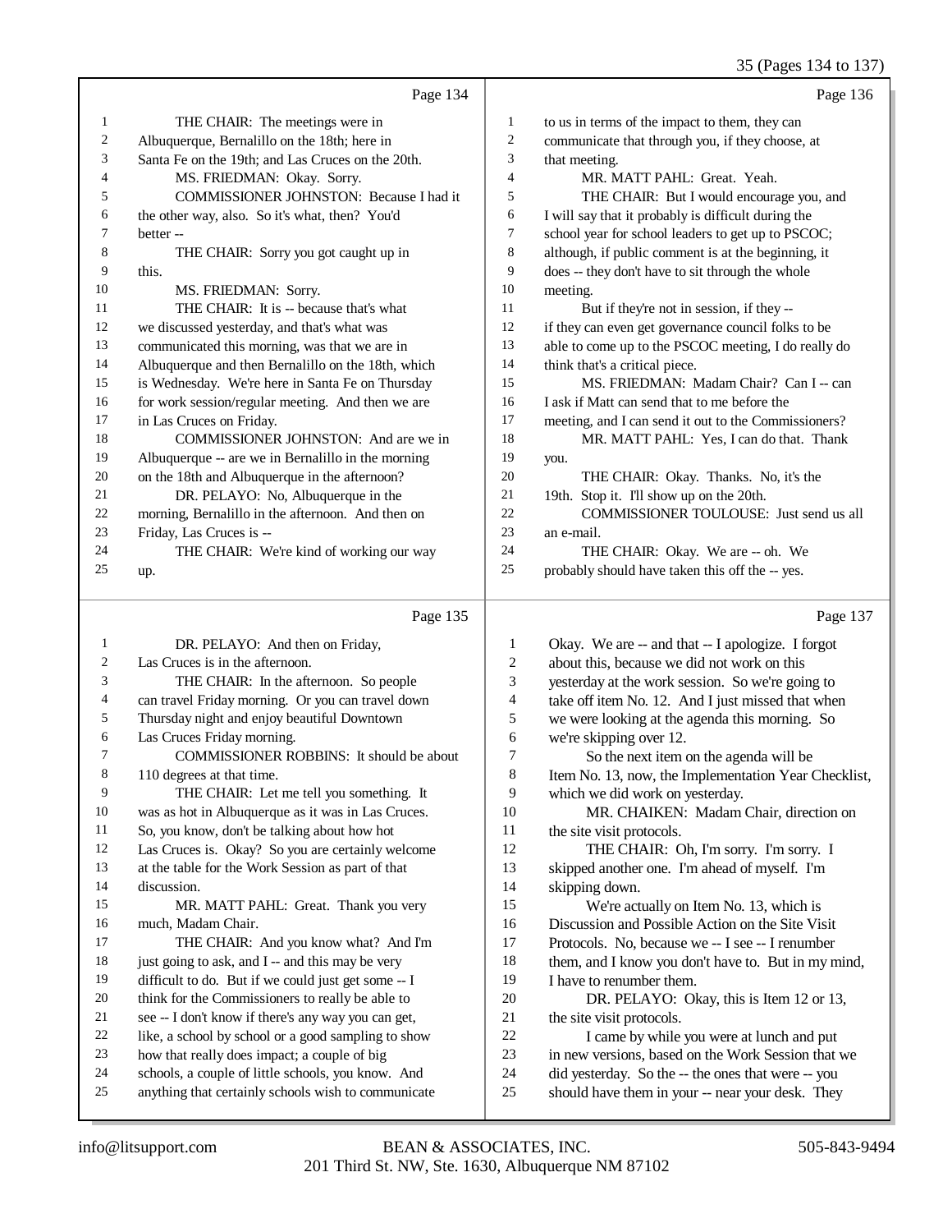Page 134

1 THE CHAIR: The meetings were in
2 Albuquerque, Bernalillo on the 18th; here in
3 Santa Fe on the 19th; and Las Cruces on the 20th.
4 MS. FRIEDMAN: Okay. Sorry.
5 COMMISSIONER JOHNSTON: Because I had it
6 the other way, also. So it's what, then? You'd
7 better --
8 THE CHAIR: Sorry you got caught up in
9 this.
10 MS. FRIEDMAN: Sorry.
11 THE CHAIR: It is -- because that's what
12 we discussed yesterday, and that's what was
13 communicated this morning, was that we are in
14 Albuquerque and then Bernalillo on the 18th, which
15 is Wednesday. We're here in Santa Fe on Thursday
16 for work session/regular meeting. And then we are
17 in Las Cruces on Friday.
18 COMMISSIONER JOHNSTON: And are we in
19 Albuquerque -- are we in Bernalillo in the morning
20 on the 18th and Albuquerque in the afternoon?
21 DR. PELAYO: No, Albuquerque in the
22 morning, Bernalillo in the afternoon. And then on
23 Friday, Las Cruces is --
24 THE CHAIR: We're kind of working our way
25 up.

Page 135

1 DR. PELAYO: And then on Friday,
2 Las Cruces is in the afternoon.
3 THE CHAIR: In the afternoon. So people
4 can travel Friday morning. Or you can travel down
5 Thursday night and enjoy beautiful Downtown
6 Las Cruces Friday morning.
7 COMMISSIONER ROBBINS: It should be about
8 110 degrees at that time.
9 THE CHAIR: Let me tell you something. It
10 was as hot in Albuquerque as it was in Las Cruces.
11 So, you know, don't be talking about how hot
12 Las Cruces is. Okay? So you are certainly welcome
13 at the table for the Work Session as part of that
14 discussion.
15 MR. MATT PAHL: Great. Thank you very
16 much, Madam Chair.
17 THE CHAIR: And you know what? And I'm
18 just going to ask, and I -- and this may be very
19 difficult to do. But if we could just get some -- I
20 think for the Commissioners to really be able to
21 see -- I don't know if there's any way you can get,
22 like, a school by school or a good sampling to show
23 how that really does impact; a couple of big
24 schools, a couple of little schools, you know. And
25 anything that certainly schools wish to communicate

Page 136

1 to us in terms of the impact to them, they can
2 communicate that through you, if they choose, at
3 that meeting.
4 MR. MATT PAHL: Great. Yeah.
5 THE CHAIR: But I would encourage you, and
6 I will say that it probably is difficult during the
7 school year for school leaders to get up to PSCOC;
8 although, if public comment is at the beginning, it
9 does -- they don't have to sit through the whole
10 meeting.
11 But if they're not in session, if they --
12 if they can even get governance council folks to be
13 able to come up to the PSCOC meeting, I do really do
14 think that's a critical piece.
15 MS. FRIEDMAN: Madam Chair? Can I -- can
16 I ask if Matt can send that to me before the
17 meeting, and I can send it out to the Commissioners?
18 MR. MATT PAHL: Yes, I can do that. Thank
19 you.
20 THE CHAIR: Okay. Thanks. No, it's the
21 19th. Stop it. I'll show up on the 20th.
22 COMMISSIONER TOULOUSE: Just send us all
23 an e-mail.
24 THE CHAIR: Okay. We are -- oh. We
25 probably should have taken this off the -- yes.

Page 137

1 Okay. We are -- and that -- I apologize. I forgot
2 about this, because we did not work on this
3 yesterday at the work session. So we're going to
4 take off item No. 12. And I just missed that when
5 we were looking at the agenda this morning. So
6 we're skipping over 12.
7 So the next item on the agenda will be
8 Item No. 13, now, the Implementation Year Checklist,
9 which we did work on yesterday.
10 MR. CHAIKEN: Madam Chair, direction on
11 the site visit protocols.
12 THE CHAIR: Oh, I'm sorry. I'm sorry. I
13 skipped another one. I'm ahead of myself. I'm
14 skipping down.
15 We're actually on Item No. 13, which is
16 Discussion and Possible Action on the Site Visit
17 Protocols. No, because we -- I see -- I renumber
18 them, and I know you don't have to. But in my mind,
19 I have to renumber them.
20 DR. PELAYO: Okay, this is Item 12 or 13,
21 the site visit protocols.
22 I came by while you were at lunch and put
23 in new versions, based on the Work Session that we
24 did yesterday. So the -- the ones that were -- you
25 should have them in your -- near your desk. They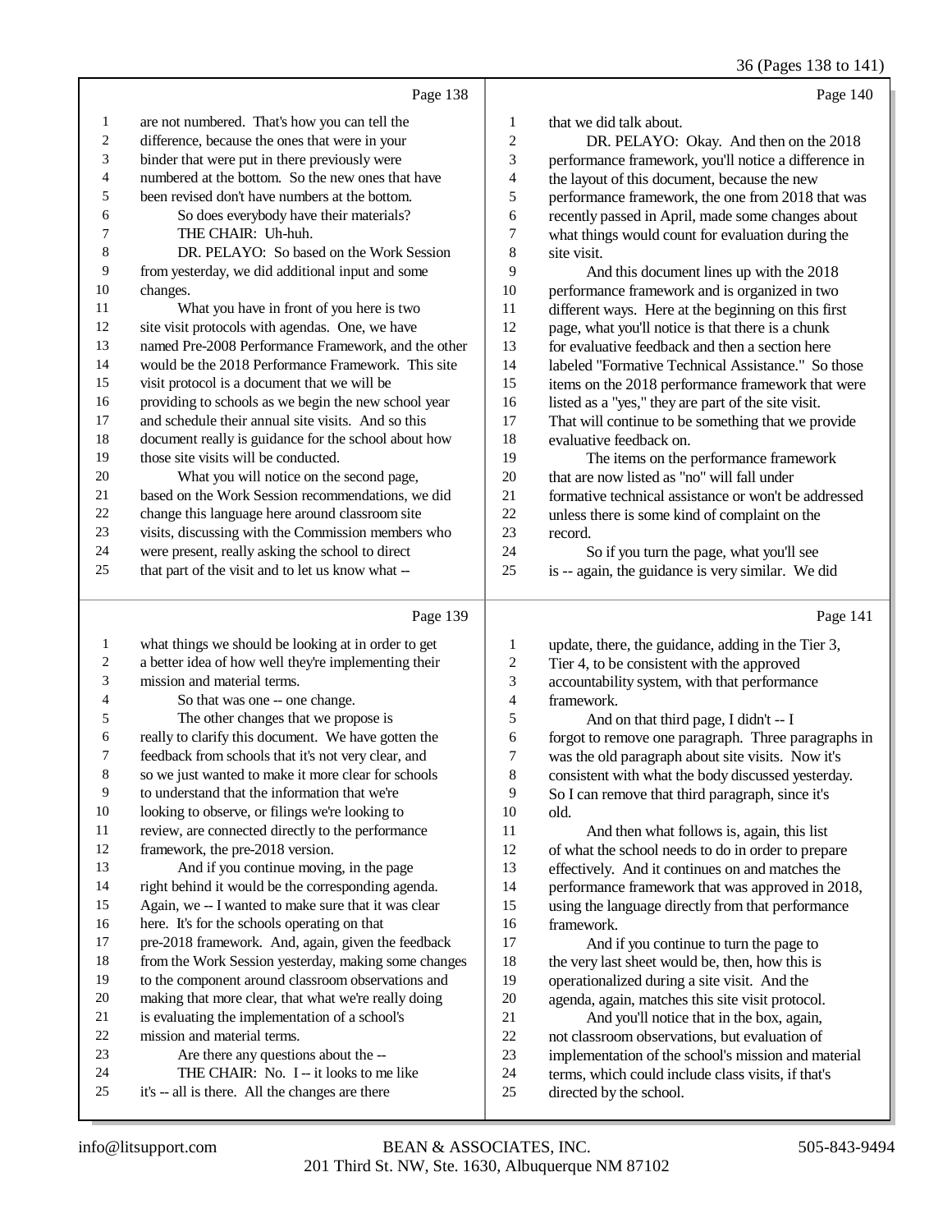Page 138

1 are not numbered. That's how you can tell the
2 difference, because the ones that were in your
3 binder that were put in there previously were
4 numbered at the bottom. So the new ones that have
5 been revised don't have numbers at the bottom.
6 So does everybody have their materials?
7 THE CHAIR: Uh-huh.
8 DR. PELAYO: So based on the Work Session
9 from yesterday, we did additional input and some
10 changes.
11 What you have in front of you here is two
12 site visit protocols with agendas. One, we have
13 named Pre-2008 Performance Framework, and the other
14 would be the 2018 Performance Framework. This site
15 visit protocol is a document that we will be
16 providing to schools as we begin the new school year
17 and schedule their annual site visits. And so this
18 document really is guidance for the school about how
19 those site visits will be conducted.
20 What you will notice on the second page,
21 based on the Work Session recommendations, we did
22 change this language here around classroom site
23 visits, discussing with the Commission members who
24 were present, really asking the school to direct
25 that part of the visit and to let us know what --

Page 139

1 what things we should be looking at in order to get
2 a better idea of how well they're implementing their
3 mission and material terms.
4 So that was one -- one change.
5 The other changes that we propose is
6 really to clarify this document. We have gotten the
7 feedback from schools that it's not very clear, and
8 so we just wanted to make it more clear for schools
9 to understand that the information that we're
10 looking to observe, or filings we're looking to
11 review, are connected directly to the performance
12 framework, the pre-2018 version.
13 And if you continue moving, in the page
14 right behind it would be the corresponding agenda.
15 Again, we -- I wanted to make sure that it was clear
16 here. It's for the schools operating on that
17 pre-2018 framework. And, again, given the feedback
18 from the Work Session yesterday, making some changes
19 to the component around classroom observations and
20 making that more clear, that what we're really doing
21 is evaluating the implementation of a school's
22 mission and material terms.
23 Are there any questions about the --
24 THE CHAIR: No. I -- it looks to me like
25 it's -- all is there. All the changes are there

Page 140

1 that we did talk about.
2 DR. PELAYO: Okay. And then on the 2018
3 performance framework, you'll notice a difference in
4 the layout of this document, because the new
5 performance framework, the one from 2018 that was
6 recently passed in April, made some changes about
7 what things would count for evaluation during the
8 site visit.
9 And this document lines up with the 2018
10 performance framework and is organized in two
11 different ways. Here at the beginning on this first
12 page, what you'll notice is that there is a chunk
13 for evaluative feedback and then a section here
14 labeled "Formative Technical Assistance." So those
15 items on the 2018 performance framework that were
16 listed as a "yes," they are part of the site visit.
17 That will continue to be something that we provide
18 evaluative feedback on.
19 The items on the performance framework
20 that are now listed as "no" will fall under
21 formative technical assistance or won't be addressed
22 unless there is some kind of complaint on the
23 record.
24 So if you turn the page, what you'll see
25 is -- again, the guidance is very similar. We did

Page 141

1 update, there, the guidance, adding in the Tier 3,
2 Tier 4, to be consistent with the approved
3 accountability system, with that performance
4 framework.
5 And on that third page, I didn't -- I
6 forgot to remove one paragraph. Three paragraphs in
7 was the old paragraph about site visits. Now it's
8 consistent with what the body discussed yesterday.
9 So I can remove that third paragraph, since it's
10 old.
11 And then what follows is, again, this list
12 of what the school needs to do in order to prepare
13 effectively. And it continues on and matches the
14 performance framework that was approved in 2018,
15 using the language directly from that performance
16 framework.
17 And if you continue to turn the page to
18 the very last sheet would be, then, how this is
19 operationalized during a site visit. And the
20 agenda, again, matches this site visit protocol.
21 And you'll notice that in the box, again,
22 not classroom observations, but evaluation of
23 implementation of the school's mission and material
24 terms, which could include class visits, if that's
25 directed by the school.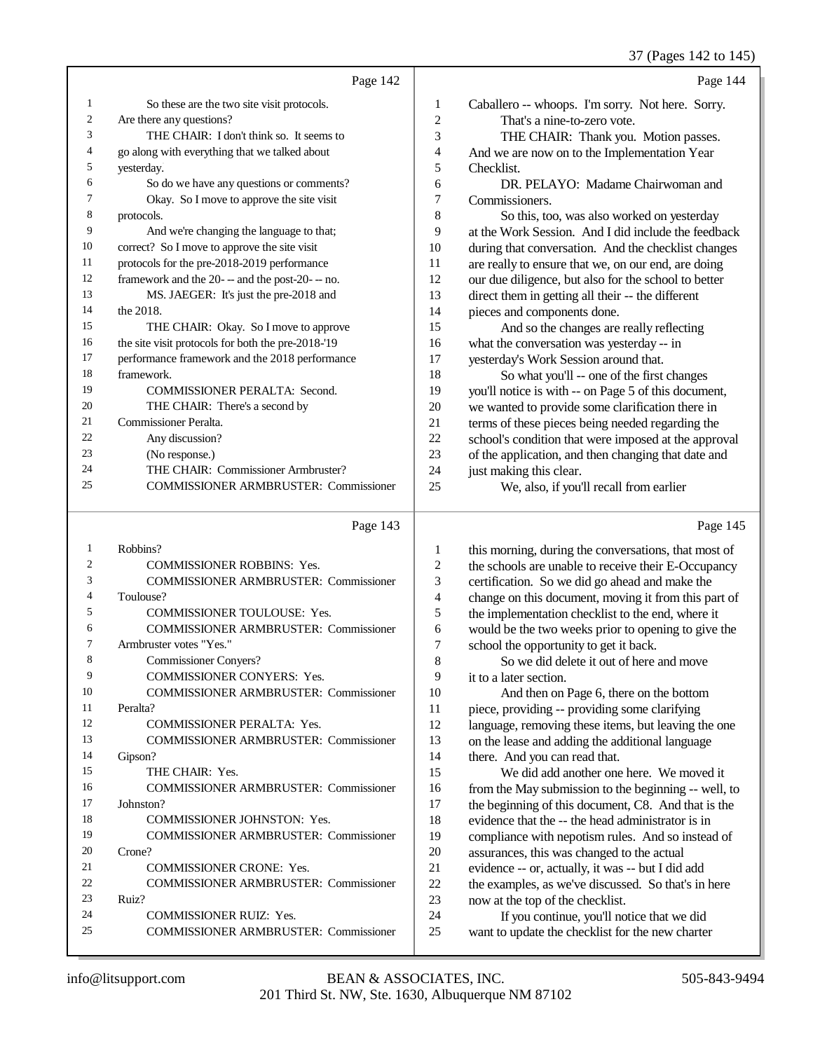Page 142

1 So these are the two site visit protocols.
2 Are there any questions?
3 THE CHAIR: I don't think so. It seems to
4 go along with everything that we talked about
5 yesterday.
6 So do we have any questions or comments?
7 Okay. So I move to approve the site visit
8 protocols.
9 And we're changing the language to that;
10 correct? So I move to approve the site visit
11 protocols for the pre-2018-2019 performance
12 framework and the 20- -- and the post-20- -- no.
13 MS. JAEGER: It's just the pre-2018 and
14 the 2018.
15 THE CHAIR: Okay. So I move to approve
16 the site visit protocols for both the pre-2018-'19
17 performance framework and the 2018 performance
18 framework.
19 COMMISSIONER PERALTA: Second.
20 THE CHAIR: There's a second by
21 Commissioner Peralta.
22 Any discussion?
23 (No response.)
24 THE CHAIR: Commissioner Armbruster?
25 COMMISSIONER ARMBRUSTER: Commissioner

Page 143

1 Robbins?
2 COMMISSIONER ROBBINS: Yes.
3 COMMISSIONER ARMBRUSTER: Commissioner
4 Toulouse?
5 COMMISSIONER TOULOUSE: Yes.
6 COMMISSIONER ARMBRUSTER: Commissioner
7 Armbruster votes "Yes."
8 Commissioner Conyers?
9 COMMISSIONER CONYERS: Yes.
10 COMMISSIONER ARMBRUSTER: Commissioner
11 Peralta?
12 COMMISSIONER PERALTA: Yes.
13 COMMISSIONER ARMBRUSTER: Commissioner
14 Gipson?
15 THE CHAIR: Yes.
16 COMMISSIONER ARMBRUSTER: Commissioner
17 Johnston?
18 COMMISSIONER JOHNSTON: Yes.
19 COMMISSIONER ARMBRUSTER: Commissioner
20 Crone?
21 COMMISSIONER CRONE: Yes.
22 COMMISSIONER ARMBRUSTER: Commissioner
23 Ruiz?
24 COMMISSIONER RUIZ: Yes.
25 COMMISSIONER ARMBRUSTER: Commissioner

Page 144

1 Caballero -- whoops. I'm sorry. Not here. Sorry.
2 That's a nine-to-zero vote.
3 THE CHAIR: Thank you. Motion passes.
4 And we are now on to the Implementation Year
5 Checklist.
6 DR. PELAYO: Madame Chairwoman and
7 Commissioners.
8 So this, too, was also worked on yesterday
9 at the Work Session. And I did include the feedback
10 during that conversation. And the checklist changes
11 are really to ensure that we, on our end, are doing
12 our due diligence, but also for the school to better
13 direct them in getting all their -- the different
14 pieces and components done.
15 And so the changes are really reflecting
16 what the conversation was yesterday -- in
17 yesterday's Work Session around that.
18 So what you'll -- one of the first changes
19 you'll notice is with -- on Page 5 of this document,
20 we wanted to provide some clarification there in
21 terms of these pieces being needed regarding the
22 school's condition that were imposed at the approval
23 of the application, and then changing that date and
24 just making this clear.
25 We, also, if you'll recall from earlier

Page 145

1 this morning, during the conversations, that most of
2 the schools are unable to receive their E-Occupancy
3 certification. So we did go ahead and make the
4 change on this document, moving it from this part of
5 the implementation checklist to the end, where it
6 would be the two weeks prior to opening to give the
7 school the opportunity to get it back.
8 So we did delete it out of here and move
9 it to a later section.
10 And then on Page 6, there on the bottom
11 piece, providing -- providing some clarifying
12 language, removing these items, but leaving the one
13 on the lease and adding the additional language
14 there. And you can read that.
15 We did add another one here. We moved it
16 from the May submission to the beginning -- well, to
17 the beginning of this document, C8. And that is the
18 evidence that the -- the head administrator is in
19 compliance with nepotism rules. And so instead of
20 assurances, this was changed to the actual
21 evidence -- or, actually, it was -- but I did add
22 the examples, as we've discussed. So that's in here
23 now at the top of the checklist.
24 If you continue, you'll notice that we did
25 want to update the checklist for the new charter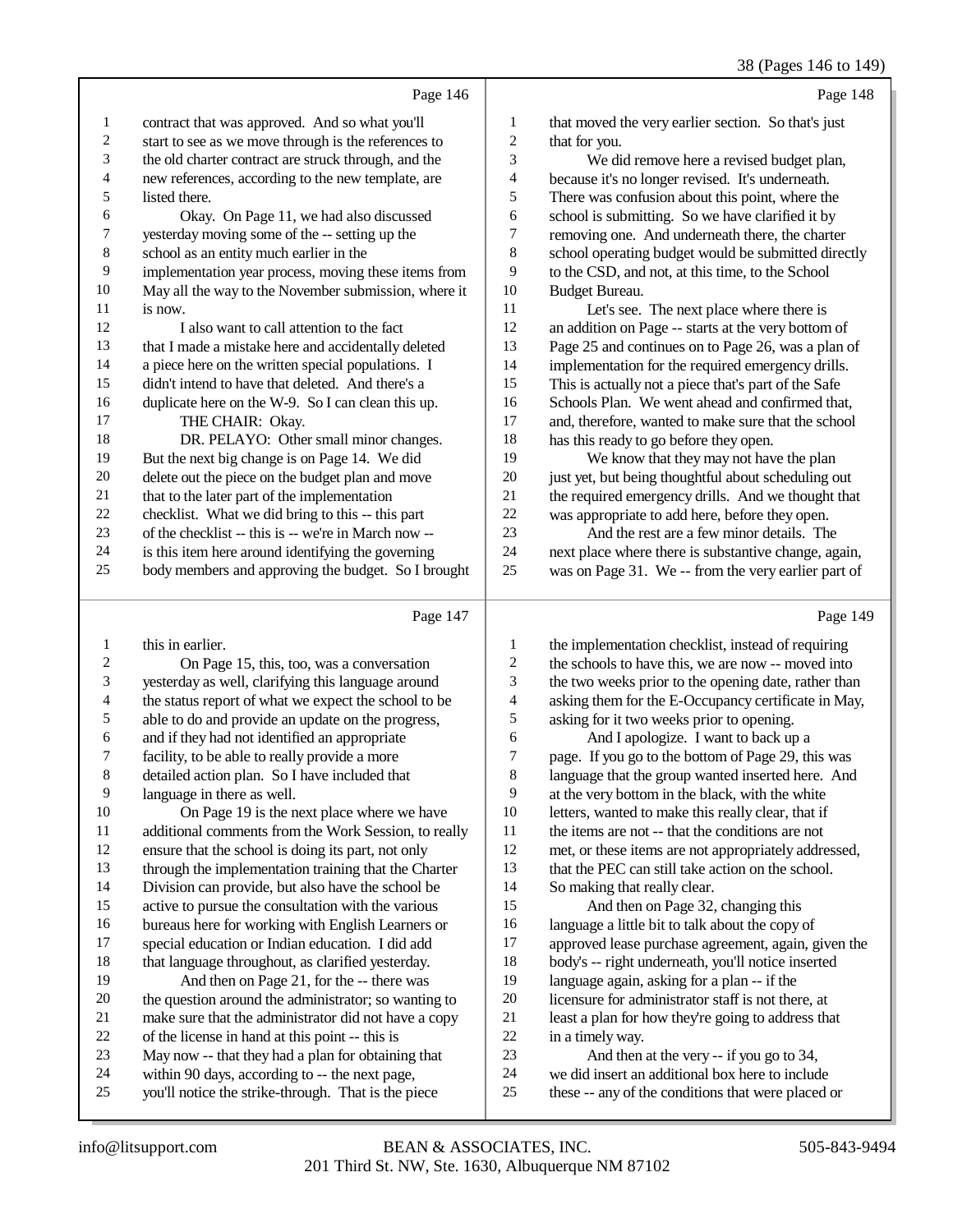Page 146

1 contract that was approved. And so what you'll
2 start to see as we move through is the references to
3 the old charter contract are struck through, and the
4 new references, according to the new template, are
5 listed there.
6 Okay. On Page 11, we had also discussed
7 yesterday moving some of the -- setting up the
8 school as an entity much earlier in the
9 implementation year process, moving these items from
10 May all the way to the November submission, where it
11 is now.
12 I also want to call attention to the fact
13 that I made a mistake here and accidentally deleted
14 a piece here on the written special populations. I
15 didn't intend to have that deleted. And there's a
16 duplicate here on the W-9. So I can clean this up.
17 THE CHAIR: Okay.
18 DR. PELAYO: Other small minor changes.
19 But the next big change is on Page 14. We did
20 delete out the piece on the budget plan and move
21 that to the later part of the implementation
22 checklist. What we did bring to this -- this part
23 of the checklist -- this is -- we're in March now --
24 is this item here around identifying the governing
25 body members and approving the budget. So I brought

Page 147

1 this in earlier.
2 On Page 15, this, too, was a conversation
3 yesterday as well, clarifying this language around
4 the status report of what we expect the school to be
5 able to do and provide an update on the progress,
6 and if they had not identified an appropriate
7 facility, to be able to really provide a more
8 detailed action plan. So I have included that
9 language in there as well.
10 On Page 19 is the next place where we have
11 additional comments from the Work Session, to really
12 ensure that the school is doing its part, not only
13 through the implementation training that the Charter
14 Division can provide, but also have the school be
15 active to pursue the consultation with the various
16 bureaus here for working with English Learners or
17 special education or Indian education. I did add
18 that language throughout, as clarified yesterday.
19 And then on Page 21, for the -- there was
20 the question around the administrator; so wanting to
21 make sure that the administrator did not have a copy
22 of the license in hand at this point -- this is
23 May now -- that they had a plan for obtaining that
24 within 90 days, according to -- the next page,
25 you'll notice the strike-through. That is the piece

Page 148

1 that moved the very earlier section. So that's just
2 that for you.
3 We did remove here a revised budget plan,
4 because it's no longer revised. It's underneath.
5 There was confusion about this point, where the
6 school is submitting. So we have clarified it by
7 removing one. And underneath there, the charter
8 school operating budget would be submitted directly
9 to the CSD, and not, at this time, to the School
10 Budget Bureau.
11 Let's see. The next place where there is
12 an addition on Page -- starts at the very bottom of
13 Page 25 and continues on to Page 26, was a plan of
14 implementation for the required emergency drills.
15 This is actually not a piece that's part of the Safe
16 Schools Plan. We went ahead and confirmed that,
17 and, therefore, wanted to make sure that the school
18 has this ready to go before they open.
19 We know that they may not have the plan
20 just yet, but being thoughtful about scheduling out
21 the required emergency drills. And we thought that
22 was appropriate to add here, before they open.
23 And the rest are a few minor details. The
24 next place where there is substantive change, again,
25 was on Page 31. We -- from the very earlier part of

Page 149

1 the implementation checklist, instead of requiring
2 the schools to have this, we are now -- moved into
3 the two weeks prior to the opening date, rather than
4 asking them for the E-Occupancy certificate in May,
5 asking for it two weeks prior to opening.
6 And I apologize. I want to back up a
7 page. If you go to the bottom of Page 29, this was
8 language that the group wanted inserted here. And
9 at the very bottom in the black, with the white
10 letters, wanted to make this really clear, that if
11 the items are not -- that the conditions are not
12 met, or these items are not appropriately addressed,
13 that the PEC can still take action on the school.
14 So making that really clear.
15 And then on Page 32, changing this
16 language a little bit to talk about the copy of
17 approved lease purchase agreement, given the
18 body's -- right underneath, you'll notice inserted
19 language again, asking for a plan -- if the
20 licensure for administrator staff is not there, at
21 least a plan for how they're going to address that
22 in a timely way.
23 And then at the very -- if you go to 34,
24 we did insert an additional box here to include
25 these -- any of the conditions that were placed or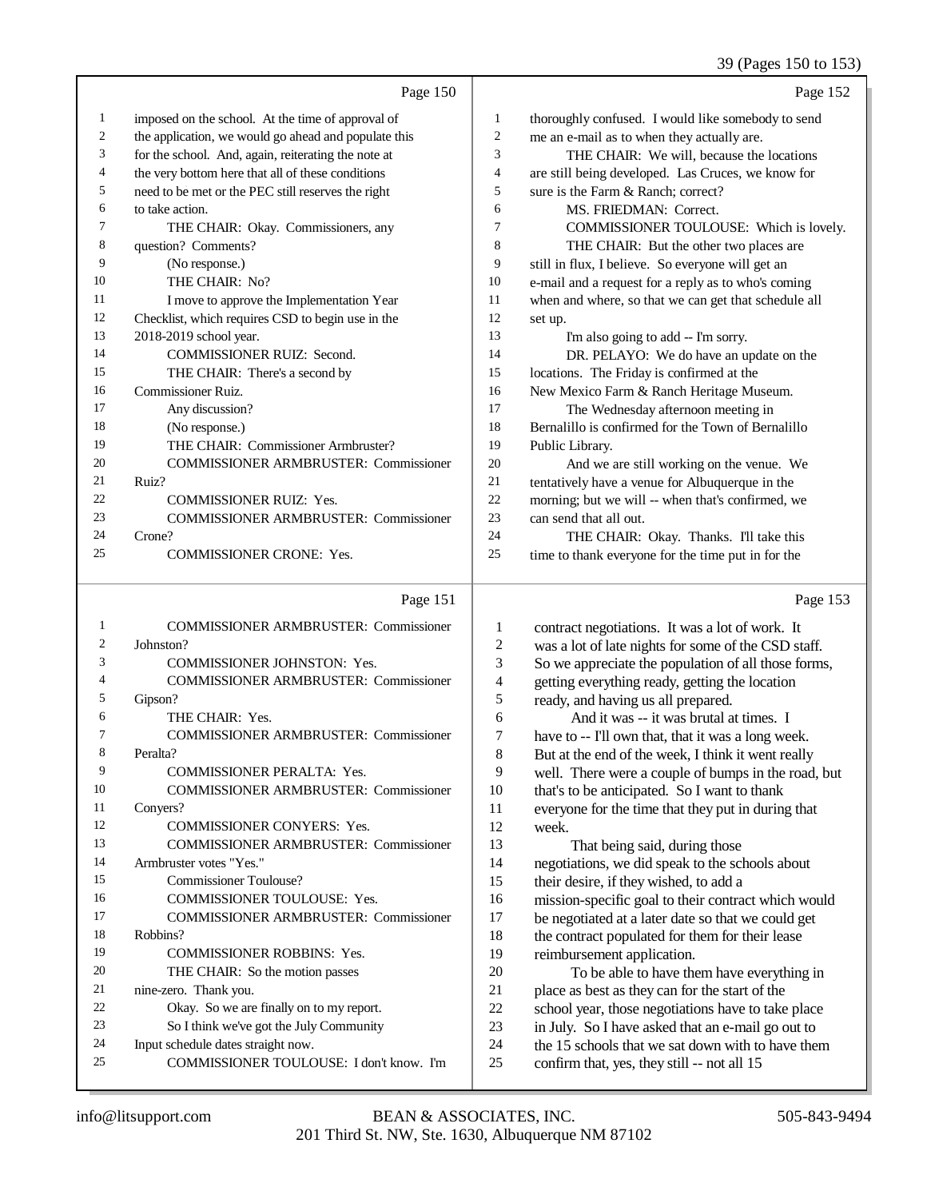Page 150

1 imposed on the school. At the time of approval of
2 the application, we would go ahead and populate this
3 for the school. And, again, reiterating the note at
4 the very bottom here that all of these conditions
5 need to be met or the PEC still reserves the right
6 to take action.
7 THE CHAIR: Okay. Commissioners, any
8 question? Comments?
9 (No response.)
10 THE CHAIR: No?
11 I move to approve the Implementation Year
12 Checklist, which requires CSD to begin use in the
13 2018-2019 school year.
14 COMMISSIONER RUIZ: Second.
15 THE CHAIR: There's a second by
16 Commissioner Ruiz.
17 Any discussion?
18 (No response.)
19 THE CHAIR: Commissioner Armbruster?
20 COMMISSIONER ARMBRUSTER: Commissioner
21 Ruiz?
22 COMMISSIONER RUIZ: Yes.
23 COMMISSIONER ARMBRUSTER: Commissioner
24 Crone?
25 COMMISSIONER CRONE: Yes.

Page 151

1 COMMISSIONER ARMBRUSTER: Commissioner
2 Johnston?
3 COMMISSIONER JOHNSTON: Yes.
4 COMMISSIONER ARMBRUSTER: Commissioner
5 Gipson?
6 THE CHAIR: Yes.
7 COMMISSIONER ARMBRUSTER: Commissioner
8 Peralta?
9 COMMISSIONER PERALTA: Yes.
10 COMMISSIONER ARMBRUSTER: Commissioner
11 Conyers?
12 COMMISSIONER CONYERS: Yes.
13 COMMISSIONER ARMBRUSTER: Commissioner
14 Armbruster votes "Yes."
15 Commissioner Toulouse?
16 COMMISSIONER TOULOUSE: Yes.
17 COMMISSIONER ARMBRUSTER: Commissioner
18 Robbins?
19 COMMISSIONER ROBBINS: Yes.
20 THE CHAIR: So the motion passes
21 nine-zero. Thank you.
22 Okay. So we are finally on to my report.
23 So I think we've got the July Community
24 Input schedule dates straight now.
25 COMMISSIONER TOULOUSE: I don't know. I'm

Page 152

1 thoroughly confused. I would like somebody to send
2 me an e-mail as to when they actually are.
3 THE CHAIR: We will, because the locations
4 are still being developed. Las Cruces, we know for
5 sure is the Farm & Ranch; correct?
6 MS. FRIEDMAN: Correct.
7 COMMISSIONER TOULOUSE: Which is lovely.
8 THE CHAIR: But the other two places are
9 still in flux, I believe. So everyone will get an
10 e-mail and a request for a reply as to who's coming
11 when and where, so that we can get that schedule all
12 set up.
13 I'm also going to add -- I'm sorry.
14 DR. PELAYO: We do have an update on the
15 locations. The Friday is confirmed at the
16 New Mexico Farm & Ranch Heritage Museum.
17 The Wednesday afternoon meeting in
18 Bernalillo is confirmed for the Town of Bernalillo
19 Public Library.
20 And we are still working on the venue. We
21 tentatively have a venue for Albuquerque in the
22 morning; but we will -- when that's confirmed, we
23 can send that all out.
24 THE CHAIR: Okay. Thanks. I'll take this
25 time to thank everyone for the time put in for the

Page 153

1 contract negotiations. It was a lot of work. It
2 was a lot of late nights for some of the CSD staff.
3 So we appreciate the population of all those forms,
4 getting everything ready, getting the location
5 ready, and having us all prepared.
6 And it was -- it was brutal at times. I
7 have to -- I'll own that, that it was a long week.
8 But at the end of the week, I think it went really
9 well. There were a couple of bumps in the road, but
10 that's to be anticipated. So I want to thank
11 everyone for the time that they put in during that
12 week.
13 That being said, during those
14 negotiations, we did speak to the schools about
15 their desire, if they wished, to add a
16 mission-specific goal to their contract which would
17 be negotiated at a later date so that we could get
18 the contract populated for them for their lease
19 reimbursement application.
20 To be able to have them have everything in
21 place as best as they can for the start of the
22 school year, those negotiations have to take place
23 in July. So I have asked that an e-mail go out to
24 the 15 schools that we sat down with to have them
25 confirm that, yes, they still -- not all 15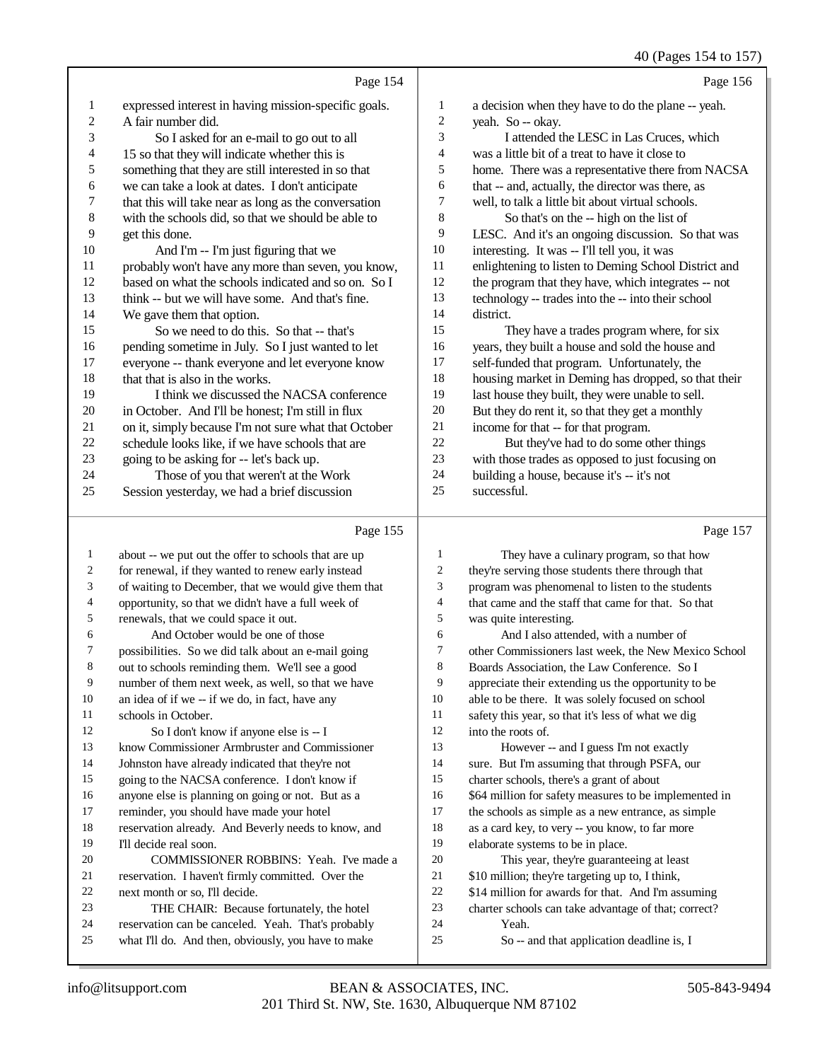Page 154

1 expressed interest in having mission-specific goals.
2 A fair number did.
3 So I asked for an e-mail to go out to all
4 15 so that they will indicate whether this is
5 something that they are still interested in so that
6 we can take a look at dates. I don't anticipate
7 that this will take near as long as the conversation
8 with the schools did, so that we should be able to
9 get this done.
10 And I'm -- I'm just figuring that we
11 probably won't have any more than seven, you know,
12 based on what the schools indicated and so on. So I
13 think -- but we will have some. And that's fine.
14 We gave them that option.
15 So we need to do this. So that -- that's
16 pending sometime in July. So I just wanted to let
17 everyone -- thank everyone and let everyone know
18 that that is also in the works.
19 I think we discussed the NACSA conference
20 in October. And I'll be honest; I'm still in flux
21 on it, simply because I'm not sure what that October
22 schedule looks like, if we have schools that are
23 going to be asking for -- let's back up.
24 Those of you that weren't at the Work
25 Session yesterday, we had a brief discussion

Page 155

1 about -- we put out the offer to schools that are up
2 for renewal, if they wanted to renew early instead
3 of waiting to December, that we would give them that
4 opportunity, so that we didn't have a full week of
5 renewals, that we could space it out.
6 And October would be one of those
7 possibilities. So we did talk about an e-mail going
8 out to schools reminding them. We'll see a good
9 number of them next week, as well, so that we have
10 an idea of if we -- if we do, in fact, have any
11 schools in October.
12 So I don't know if anyone else is -- I
13 know Commissioner Armbruster and Commissioner
14 Johnston have already indicated that they're not
15 going to the NACSA conference. I don't know if
16 anyone else is planning on going or not. But as a
17 reminder, you should have made your hotel
18 reservation already. And Beverly needs to know, and
19 I'll decide real soon.
20 COMMISSIONER ROBBINS: Yeah. I've made a
21 reservation. I haven't firmly committed. Over the
22 next month or so, I'll decide.
23 THE CHAIR: Because fortunately, the hotel
24 reservation can be canceled. Yeah. That's probably
25 what I'll do. And then, obviously, you have to make

Page 156

1 a decision when they have to do the plane -- yeah.
2 yeah. So -- okay.
3 I attended the LESC in Las Cruces, which
4 was a little bit of a treat to have it close to
5 home. There was a representative there from NACSA
6 that -- and, actually, the director was there, as
7 well, to talk a little bit about virtual schools.
8 So that's on the -- high on the list of
9 LESC. And it's an ongoing discussion. So that was
10 interesting. It was -- I'll tell you, it was
11 enlightening to listen to Deming School District and
12 the program that they have, which integrates -- not
13 technology -- trades into the -- into their school
14 district.
15 They have a trades program where, for six
16 years, they built a house and sold the house and
17 self-funded that program. Unfortunately, the
18 housing market in Deming has dropped, so that their
19 last house they built, they were unable to sell.
20 But they do rent it, so that they get a monthly
21 income for that -- for that program.
22 But they've had to do some other things
23 with those trades as opposed to just focusing on
24 building a house, because it's -- it's not
25 successful.

Page 157

1 They have a culinary program, so that how
2 they're serving those students there through that
3 program was phenomenal to listen to the students
4 that came and the staff that came for that. So that
5 was quite interesting.
6 And I also attended, with a number of
7 other Commissioners last week, the New Mexico School
8 Boards Association, the Law Conference. So I
9 appreciate their extending us the opportunity to be
10 able to be there. It was solely focused on school
11 safety this year, so that it's less of what we dig
12 into the roots of.
13 However -- and I guess I'm not exactly
14 sure. But I'm assuming that through PSFA, our
15 charter schools, there's a grant of about
16 $64 million for safety measures to be implemented in
17 the schools as simple as a new entrance, as simple
18 as a card key, to very -- you know, to far more
19 elaborate systems to be in place.
20 This year, they're guaranteeing at least
21 $10 million; they're targeting up to, I think,
22 $14 million for awards for that. And I'm assuming
23 charter schools can take advantage of that; correct?
24 Yeah.
25 So -- and that application deadline is, I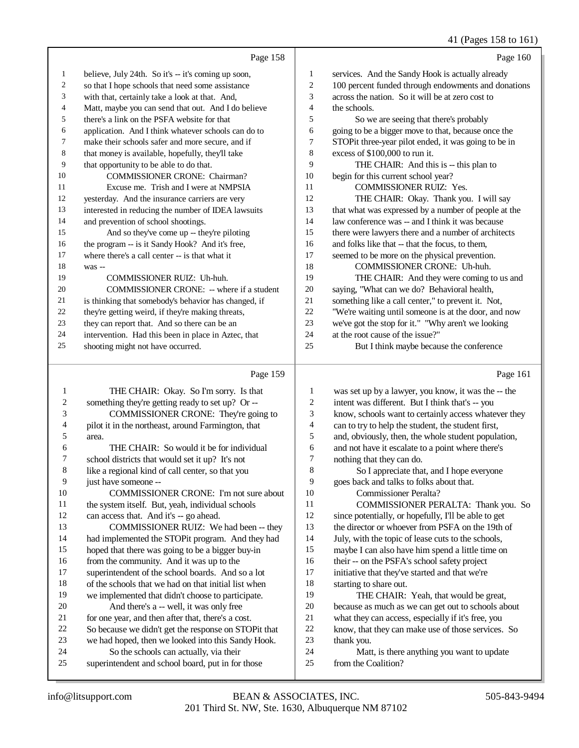Page 158

1 believe, July 24th. So it's -- it's coming up soon,
2 so that I hope schools that need some assistance
3 with that, certainly take a look at that. And,
4 Matt, maybe you can send that out. And I do believe
5 there's a link on the PSFA website for that
6 application. And I think whatever schools can do to
7 make their schools safer and more secure, and if
8 that money is available, hopefully, they'll take
9 that opportunity to be able to do that.
10 COMMISSIONER CRONE: Chairman?
11 Excuse me. Trish and I were at NMPSIA
12 yesterday. And the insurance carriers are very
13 interested in reducing the number of IDEA lawsuits
14 and prevention of school shootings.
15 And so they've come up -- they're piloting
16 the program -- is it Sandy Hook? And it's free,
17 where there's a call center -- is that what it
18 was --
19 COMMISSIONER RUIZ: Uh-huh.
20 COMMISSIONER CRONE: -- where if a student
21 is thinking that somebody's behavior has changed, if
22 they're getting weird, if they're making threats,
23 they can report that. And so there can be an
24 intervention. Had this been in place in Aztec, that
25 shooting might not have occurred.

Page 159

1 THE CHAIR: Okay. So I'm sorry. Is that
2 something they're getting ready to set up? Or --
3 COMMISSIONER CRONE: They're going to
4 pilot it in the northeast, around Farmington, that
5 area.
6 THE CHAIR: So would it be for individual
7 school districts that would set it up? It's not
8 like a regional kind of call center, so that you
9 just have someone --
10 COMMISSIONER CRONE: I'm not sure about
11 the system itself. But, yeah, individual schools
12 can access that. And it's -- go ahead.
13 COMMISSIONER RUIZ: We had been -- they
14 had implemented the STOPit program. And they had
15 hoped that there was going to be a bigger buy-in
16 from the community. And it was up to the
17 superintendent of the school boards. And so a lot
18 of the schools that we had on that initial list when
19 we implemented that didn't choose to participate.
20 And there's a -- well, it was only free
21 for one year, and then after that, there's a cost.
22 So because we didn't get the response on STOPit that
23 we had hoped, then we looked into this Sandy Hook.
24 So the schools can actually, via their
25 superintendent and school board, put in for those

Page 160

1 services. And the Sandy Hook is actually already
2 100 percent funded through endowments and donations
3 across the nation. So it will be at zero cost to
4 the schools.
5 So we are seeing that there's probably
6 going to be a bigger move to that, because once the
7 STOPit three-year pilot ended, it was going to be in
8 excess of $100,000 to run it.
9 THE CHAIR: And this is -- this plan to
10 begin for this current school year?
11 COMMISSIONER RUIZ: Yes.
12 THE CHAIR: Okay. Thank you. I will say
13 that what was expressed by a number of people at the
14 law conference was -- and I think it was because
15 there were lawyers there and a number of architects
16 and folks like that -- that the focus, to them,
17 seemed to be more on the physical prevention.
18 COMMISSIONER CRONE: Uh-huh.
19 THE CHAIR: And they were coming to us and
20 saying, "What can we do? Behavioral health,
21 something like a call center," to prevent it. Not,
22 "We're waiting until someone is at the door, and now
23 we've got the stop for it." "Why aren't we looking
24 at the root cause of the issue?"
25 But I think maybe because the conference

Page 161

1 was set up by a lawyer, you know, it was the -- the
2 intent was different. But I think that's -- you
3 know, schools want to certainly access whatever they
4 can to try to help the student, the student first,
5 and, obviously, then, the whole student population,
6 and not have it escalate to a point where there's
7 nothing that they can do.
8 So I appreciate that, and I hope everyone
9 goes back and talks to folks about that.
10 Commissioner Peralta?
11 COMMISSIONER PERALTA: Thank you. So
12 since potentially, or hopefully, I'll be able to get
13 the director or whoever from PSFA on the 19th of
14 July, with the topic of lease cuts to the schools,
15 maybe I can also have him spend a little time on
16 their -- on the PSFA's school safety project
17 initiative that they've started and that we're
18 starting to share out.
19 THE CHAIR: Yeah, that would be great,
20 because as much as we can get out to schools about
21 what they can access, especially if it's free, you
22 know, that they can make use of those services. So
23 thank you.
24 Matt, is there anything you want to update
25 from the Coalition?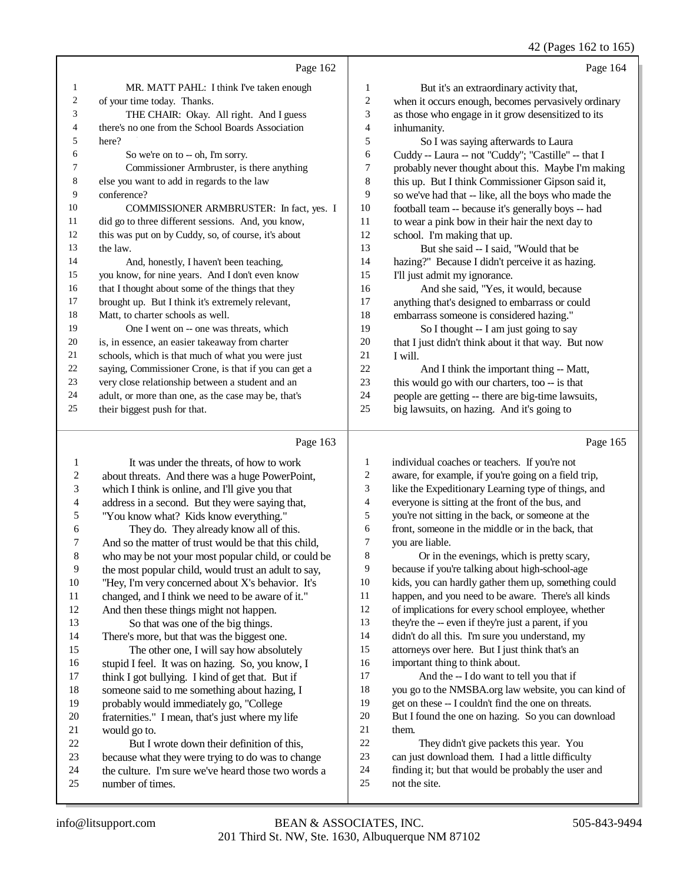Page 162

MR. MATT PAHL: I think I've taken enough of your time today. Thanks.

THE CHAIR: Okay. All right. And I guess there's no one from the School Boards Association here?

So we're on to -- oh, I'm sorry.

Commissioner Armbruster, is there anything else you want to add in regards to the law conference?

COMMISSIONER ARMBRUSTER: In fact, yes. I did go to three different sessions. And, you know, this was put on by Cuddy, so, of course, it's about the law.

And, honestly, I haven't been teaching, you know, for nine years. And I don't even know that I thought about some of the things that they brought up. But I think it's extremely relevant, Matt, to charter schools as well.

One I went on -- one was threats, which is, in essence, an easier takeaway from charter schools, which is that much of what you were just saying, Commissioner Crone, is that if you can get a very close relationship between a student and an adult, or more than one, as the case may be, that's their biggest push for that.

Page 163

It was under the threats, of how to work about threats. And there was a huge PowerPoint, which I think is online, and I'll give you that address in a second. But they were saying that, "You know what? Kids know everything."

They do. They already know all of this. And so the matter of trust would be that this child, who may be not your most popular child, or could be the most popular child, would trust an adult to say, "Hey, I'm very concerned about X's behavior. It's changed, and I think we need to be aware of it." And then these things might not happen.

So that was one of the big things. There's more, but that was the biggest one.

The other one, I will say how absolutely stupid I feel. It was on hazing. So, you know, I think I got bullying. I kind of get that. But if someone said to me something about hazing, I probably would immediately go, "College fraternities." I mean, that's just where my life would go to.

But I wrote down their definition of this, because what they were trying to do was to change the culture. I'm sure we've heard those two words a number of times.

Page 164

But it's an extraordinary activity that, when it occurs enough, becomes pervasively ordinary as those who engage in it grow desensitized to its inhumanity.

So I was saying afterwards to Laura Cuddy -- Laura -- not "Cuddy"; "Castille" -- that I probably never thought about this. Maybe I'm making this up. But I think Commissioner Gipson said it, so we've had that -- like, all the boys who made the football team -- because it's generally boys -- had to wear a pink bow in their hair the next day to school. I'm making that up.

But she said -- I said, "Would that be hazing?" Because I didn't perceive it as hazing. I'll just admit my ignorance.

And she said, "Yes, it would, because anything that's designed to embarrass or could embarrass someone is considered hazing."

So I thought -- I am just going to say that I just didn't think about it that way. But now I will.

And I think the important thing -- Matt, this would go with our charters, too -- is that people are getting -- there are big-time lawsuits, big lawsuits, on hazing. And it's going to

Page 165

individual coaches or teachers. If you're not aware, for example, if you're going on a field trip, like the Expeditionary Learning type of things, and everyone is sitting at the front of the bus, and you're not sitting in the back, or someone at the front, someone in the middle or in the back, that you are liable.

Or in the evenings, which is pretty scary, because if you're talking about high-school-age kids, you can hardly gather them up, something could happen, and you need to be aware. There's all kinds of implications for every school employee, whether they're the -- even if they're just a parent, if you didn't do all this. I'm sure you understand, my attorneys over here. But I just think that's an important thing to think about.

And the -- I do want to tell you that if you go to the NMSBA.org law website, you can kind of get on these -- I couldn't find the one on threats. But I found the one on hazing. So you can download them.

They didn't give packets this year. You can just download them. I had a little difficulty finding it; but that would be probably the user and not the site.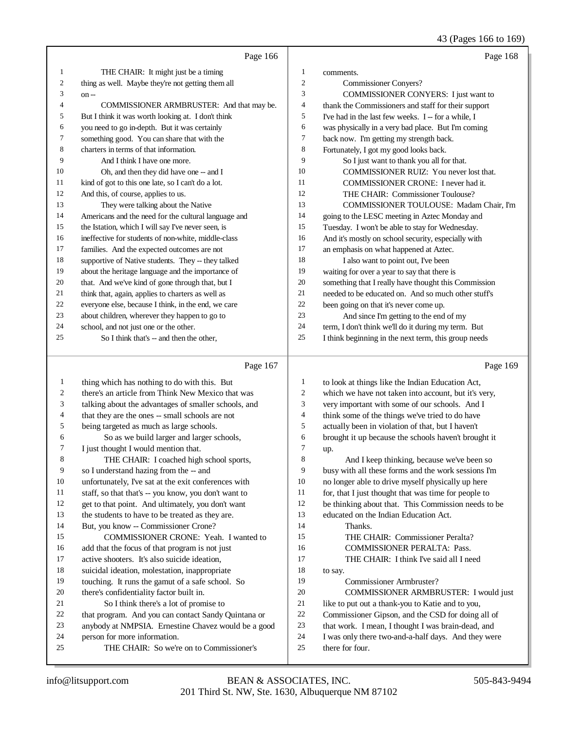Page 166

1 THE CHAIR: It might just be a timing
2 thing as well. Maybe they're not getting them all
3 on --
4 COMMISSIONER ARMBRUSTER: And that may be.
5 But I think it was worth looking at. I don't think
6 you need to go in-depth. But it was certainly
7 something good. You can share that with the
8 charters in terms of that information.
9 And I think I have one more.
10 Oh, and then they did have one -- and I
11 kind of got to this one late, so I can't do a lot.
12 And this, of course, applies to us.
13 They were talking about the Native
14 Americans and the need for the cultural language and
15 the Istation, which I will say I've never seen, is
16 ineffective for students of non-white, middle-class
17 families. And the expected outcomes are not
18 supportive of Native students. They -- they talked
19 about the heritage language and the importance of
20 that. And we've kind of gone through that, but I
21 think that, again, applies to charters as well as
22 everyone else, because I think, in the end, we care
23 about children, wherever they happen to go to
24 school, and not just one or the other.
25 So I think that's -- and then the other,

Page 167

1 thing which has nothing to do with this. But
2 there's an article from Think New Mexico that was
3 talking about the advantages of smaller schools, and
4 that they are the ones -- small schools are not
5 being targeted as much as large schools.
6 So as we build larger and larger schools,
7 I just thought I would mention that.
8 THE CHAIR: I coached high school sports,
9 so I understand hazing from the -- and
10 unfortunately, I've sat at the exit conferences with
11 staff, so that that's -- you know, you don't want to
12 get to that point. And ultimately, you don't want
13 the students to have to be treated as they are.
14 But, you know -- Commissioner Crone?
15 COMMISSIONER CRONE: Yeah. I wanted to
16 add that the focus of that program is not just
17 active shooters. It's also suicide ideation,
18 suicidal ideation, molestation, inappropriate
19 touching. It runs the gamut of a safe school. So
20 there's confidentiality factor built in.
21 So I think there's a lot of promise to
22 that program. And you can contact Sandy Quintana or
23 anybody at NMPSIA. Ernestine Chavez would be a good
24 person for more information.
25 THE CHAIR: So we're on to Commissioner's

Page 168

1 comments.
2 Commissioner Conyers?
3 COMMISSIONER CONYERS: I just want to
4 thank the Commissioners and staff for their support
5 I've had in the last few weeks. I -- for a while, I
6 was physically in a very bad place. But I'm coming
7 back now. I'm getting my strength back.
8 Fortunately, I got my good looks back.
9 So I just want to thank you all for that.
10 COMMISSIONER RUIZ: You never lost that.
11 COMMISSIONER CRONE: I never had it.
12 THE CHAIR: Commissioner Toulouse?
13 COMMISSIONER TOULOUSE: Madam Chair, I'm
14 going to the LESC meeting in Aztec Monday and
15 Tuesday. I won't be able to stay for Wednesday.
16 And it's mostly on school security, especially with
17 an emphasis on what happened at Aztec.
18 I also want to point out, I've been
19 waiting for over a year to say that there is
20 something that I really have thought this Commission
21 needed to be educated on. And so much other stuff's
22 been going on that it's never come up.
23 And since I'm getting to the end of my
24 term, I don't think we'll do it during my term. But
25 I think beginning in the next term, this group needs

Page 169

1 to look at things like the Indian Education Act,
2 which we have not taken into account, but it's very,
3 very important with some of our schools. And I
4 think some of the things we've tried to do have
5 actually been in violation of that, but I haven't
6 brought it up because the schools haven't brought it
7 up.
8 And I keep thinking, because we've been so
9 busy with all these forms and the work sessions I'm
10 no longer able to drive myself physically up here
11 for, that I just thought that was time for people to
12 be thinking about that. This Commission needs to be
13 educated on the Indian Education Act.
14 Thanks.
15 THE CHAIR: Commissioner Peralta?
16 COMMISSIONER PERALTA: Pass.
17 THE CHAIR: I think I've said all I need
18 to say.
19 Commissioner Armbruster?
20 COMMISSIONER ARMBRUSTER: I would just
21 like to put out a thank-you to Katie and to you,
22 Commissioner Gipson, and the CSD for doing all of
23 that work. I mean, I thought I was brain-dead, and
24 I was only there two-and-a-half days. And they were
25 there for four.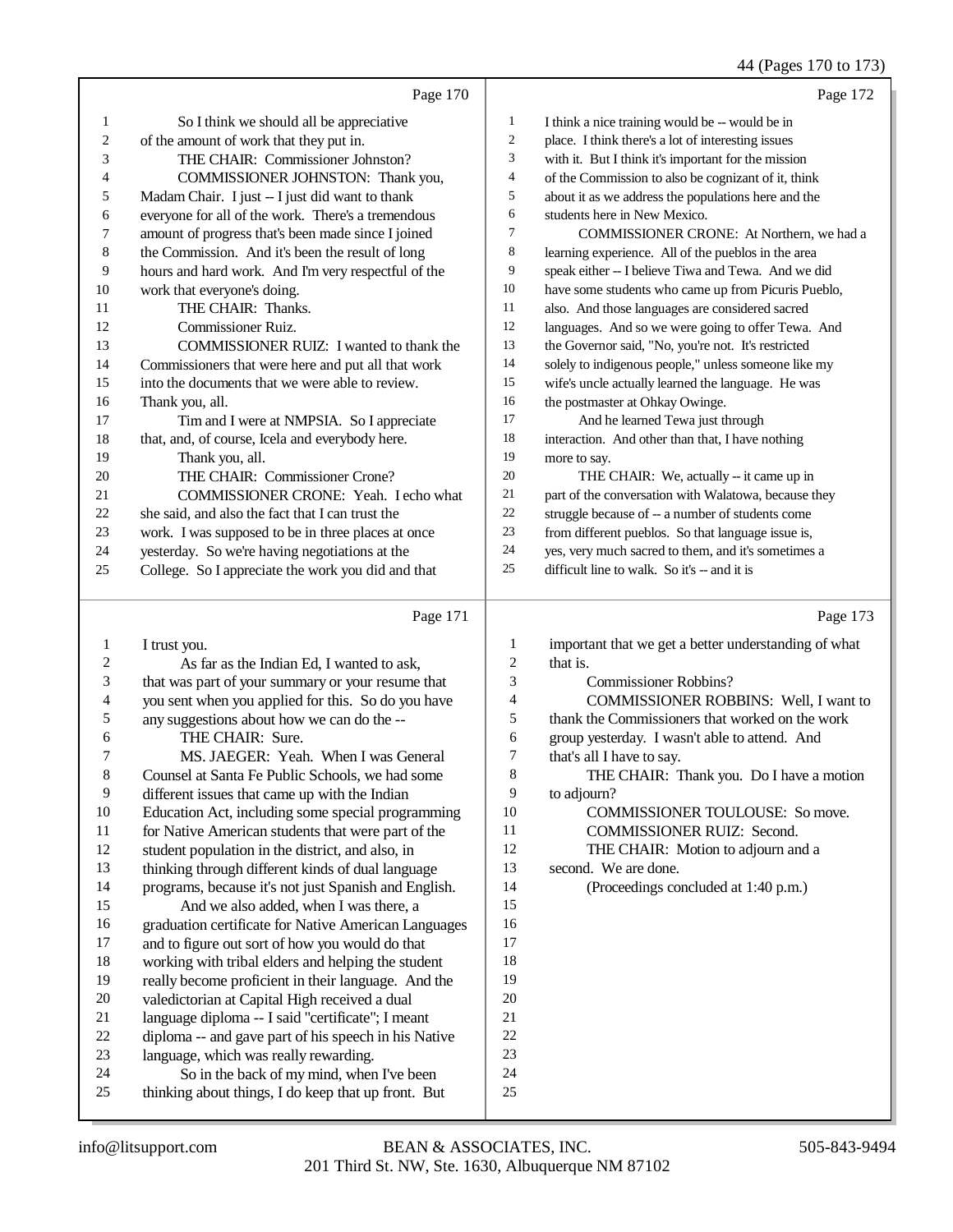Page 170

1 So I think we should all be appreciative
2 of the amount of work that they put in.
3 THE CHAIR: Commissioner Johnston?
4 COMMISSIONER JOHNSTON: Thank you,
5 Madam Chair. I just -- I just did want to thank
6 everyone for all of the work. There's a tremendous
7 amount of progress that's been made since I joined
8 the Commission. And it's been the result of long
9 hours and hard work. And I'm very respectful of the
10 work that everyone's doing.
11 THE CHAIR: Thanks.
12 Commissioner Ruiz.
13 COMMISSIONER RUIZ: I wanted to thank the
14 Commissioners that were here and put all that work
15 into the documents that we were able to review.
16 Thank you, all.
17 Tim and I were at NMPSIA. So I appreciate
18 that, and, of course, Icela and everybody here.
19 Thank you, all.
20 THE CHAIR: Commissioner Crone?
21 COMMISSIONER CRONE: Yeah. I echo what
22 she said, and also the fact that I can trust the
23 work. I was supposed to be in three places at once
24 yesterday. So we're having negotiations at the
25 College. So I appreciate the work you did and that

Page 171

1 I trust you.
2 As far as the Indian Ed, I wanted to ask,
3 that was part of your summary or your resume that
4 you sent when you applied for this. So do you have
5 any suggestions about how we can do the --
6 THE CHAIR: Sure.
7 MS. JAEGER: Yeah. When I was General
8 Counsel at Santa Fe Public Schools, we had some
9 different issues that came up with the Indian
10 Education Act, including some special programming
11 for Native American students that were part of the
12 student population in the district, and also, in
13 thinking through different kinds of dual language
14 programs, because it's not just Spanish and English.
15 And we also added, when I was there, a
16 graduation certificate for Native American Languages
17 and to figure out sort of how you would do that
18 working with tribal elders and helping the student
19 really become proficient in their language. And the
20 valedictorian at Capital High received a dual
21 language diploma -- I said "certificate"; I meant
22 diploma -- and gave part of his speech in his Native
23 language, which was really rewarding.
24 So in the back of my mind, when I've been
25 thinking about things, I do keep that up front. But

Page 172

1 I think a nice training would be -- would be in
2 place. I think there's a lot of interesting issues
3 with it. But I think it's important for the mission
4 of the Commission to also be cognizant of it, think
5 about it as we address the populations here and the
6 students here in New Mexico.
7 COMMISSIONER CRONE: At Northern, we had a
8 learning experience. All of the pueblos in the area
9 speak either -- I believe Tiwa and Tewa. And we did
10 have some students who came up from Picuris Pueblo,
11 also. And those languages are considered sacred
12 languages. And so we were going to offer Tewa. And
13 the Governor said, "No, you're not. It's restricted
14 solely to indigenous people," unless someone like my
15 wife's uncle actually learned the language. He was
16 the postmaster at Ohkay Owinge.
17 And he learned Tewa just through
18 interaction. And other than that, I have nothing
19 more to say.
20 THE CHAIR: We, actually -- it came up in
21 part of the conversation with Walatowa, because they
22 struggle because of -- a number of students come
23 from different pueblos. So that language issue is,
24 yes, very much sacred to them, and it's sometimes a
25 difficult line to walk. So it's -- and it is

Page 173

1 important that we get a better understanding of what
2 that is.
3 Commissioner Robbins?
4 COMMISSIONER ROBBINS: Well, I want to
5 thank the Commissioners that worked on the work
6 group yesterday. I wasn't able to attend. And
7 that's all I have to say.
8 THE CHAIR: Thank you. Do I have a motion
9 to adjourn?
10 COMMISSIONER TOULOUSE: So move.
11 COMMISSIONER RUIZ: Second.
12 THE CHAIR: Motion to adjourn and a
13 second. We are done.
14 (Proceedings concluded at 1:40 p.m.)
15
16
17
18
19
20
21
22
23
24
25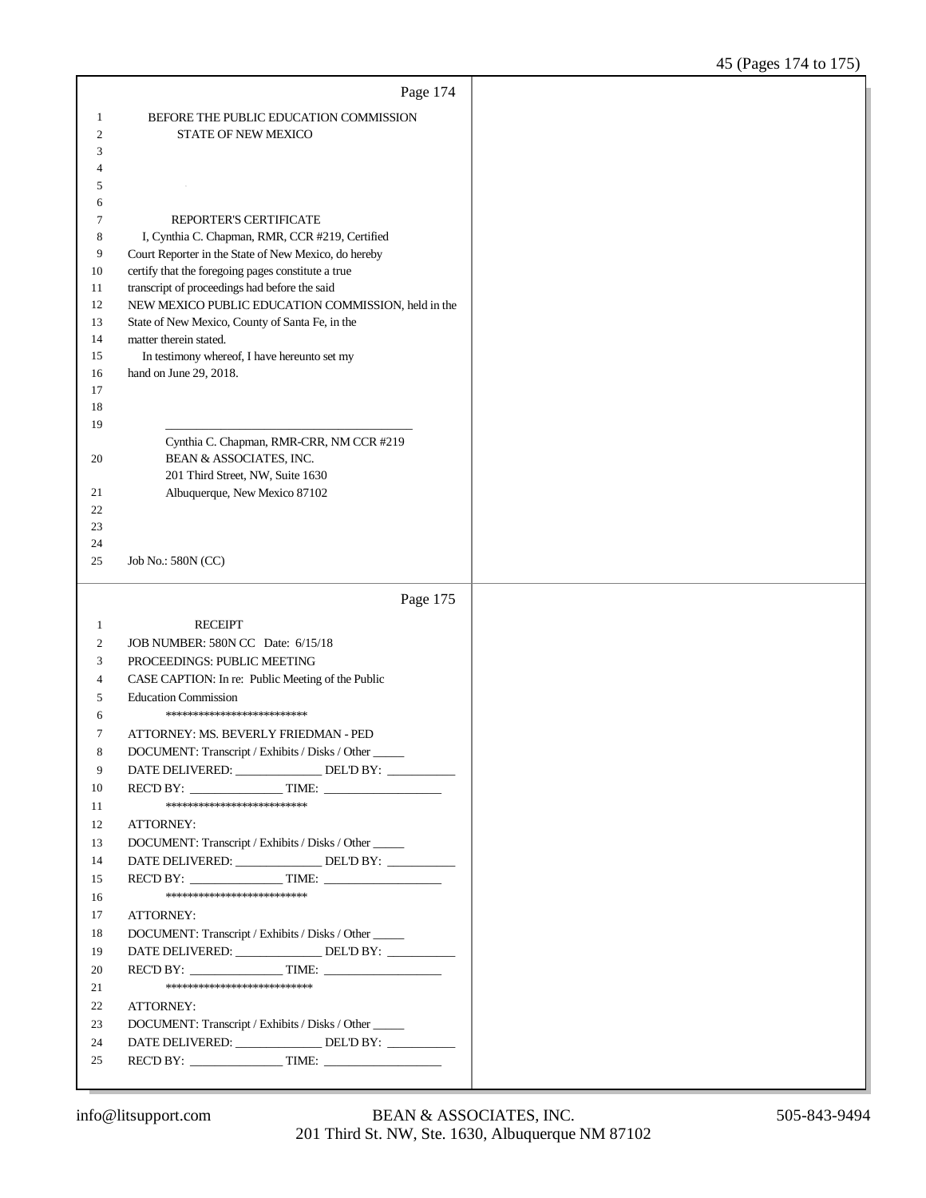Page 174

BEFORE THE PUBLIC EDUCATION COMMISSION
STATE OF NEW MEXICO

REPORTER'S CERTIFICATE

I, Cynthia C. Chapman, RMR, CCR #219, Certified Court Reporter in the State of New Mexico, do hereby certify that the foregoing pages constitute a true transcript of proceedings had before the said NEW MEXICO PUBLIC EDUCATION COMMISSION, held in the State of New Mexico, County of Santa Fe, in the matter therein stated.

In testimony whereof, I have hereunto set my hand on June 29, 2018.

\_\_\_\_\_\_\_\_\_\_\_\_\_\_\_\_\_\_\_\_\_\_\_\_\_\_\_\_\_\_\_\_\_\_\_\_\_\_\_\_

Cynthia C. Chapman, RMR-CRR, NM CCR #219
BEAN & ASSOCIATES, INC.
201 Third Street, NW, Suite 1630
Albuquerque, New Mexico 87102

Job No.: 580N (CC)

Page 175

RECEIPT

JOB NUMBER: 580N CC Date: 6/15/18
PROCEEDINGS: PUBLIC MEETING
CASE CAPTION: In re: Public Meeting of the Public Education Commission

\*\*\*\*\*\*\*\*\*\*\*\*\*\*\*\*\*\*\*\*\*\*\*\*\*\*\*

ATTORNEY: MS. BEVERLY FRIEDMAN - PED
DOCUMENT: Transcript / Exhibits / Disks / Other \_\_\_\_\_
DATE DELIVERED: \_\_\_\_\_\_\_\_\_\_\_\_\_\_\_ DEL'D BY: \_\_\_\_\_\_\_\_\_\_\_
REC'D BY: \_\_\_\_\_\_\_\_\_\_\_\_\_\_\_\_ TIME: \_\_\_\_\_\_\_\_\_\_\_\_\_\_\_\_\_\_\_

\*\*\*\*\*\*\*\*\*\*\*\*\*\*\*\*\*\*\*\*\*\*\*\*\*\*\*

ATTORNEY:
DOCUMENT: Transcript / Exhibits / Disks / Other \_\_\_\_\_
DATE DELIVERED: \_\_\_\_\_\_\_\_\_\_\_\_\_\_\_ DEL'D BY: \_\_\_\_\_\_\_\_\_\_\_
REC'D BY: \_\_\_\_\_\_\_\_\_\_\_\_\_\_\_\_ TIME: \_\_\_\_\_\_\_\_\_\_\_\_\_\_\_\_\_\_\_

\*\*\*\*\*\*\*\*\*\*\*\*\*\*\*\*\*\*\*\*\*\*\*\*\*\*\*

ATTORNEY:
DOCUMENT: Transcript / Exhibits / Disks / Other \_\_\_\_\_
DATE DELIVERED: \_\_\_\_\_\_\_\_\_\_\_\_\_\_\_ DEL'D BY: \_\_\_\_\_\_\_\_\_\_\_
REC'D BY: \_\_\_\_\_\_\_\_\_\_\_\_\_\_\_\_ TIME: \_\_\_\_\_\_\_\_\_\_\_\_\_\_\_\_\_\_\_

\*\*\*\*\*\*\*\*\*\*\*\*\*\*\*\*\*\*\*\*\*\*\*\*\*\*\*\*

ATTORNEY:
DOCUMENT: Transcript / Exhibits / Disks / Other \_\_\_\_\_
DATE DELIVERED: \_\_\_\_\_\_\_\_\_\_\_\_\_\_\_ DEL'D BY: \_\_\_\_\_\_\_\_\_\_\_
REC'D BY: \_\_\_\_\_\_\_\_\_\_\_\_\_\_\_\_ TIME: \_\_\_\_\_\_\_\_\_\_\_\_\_\_\_\_\_\_\_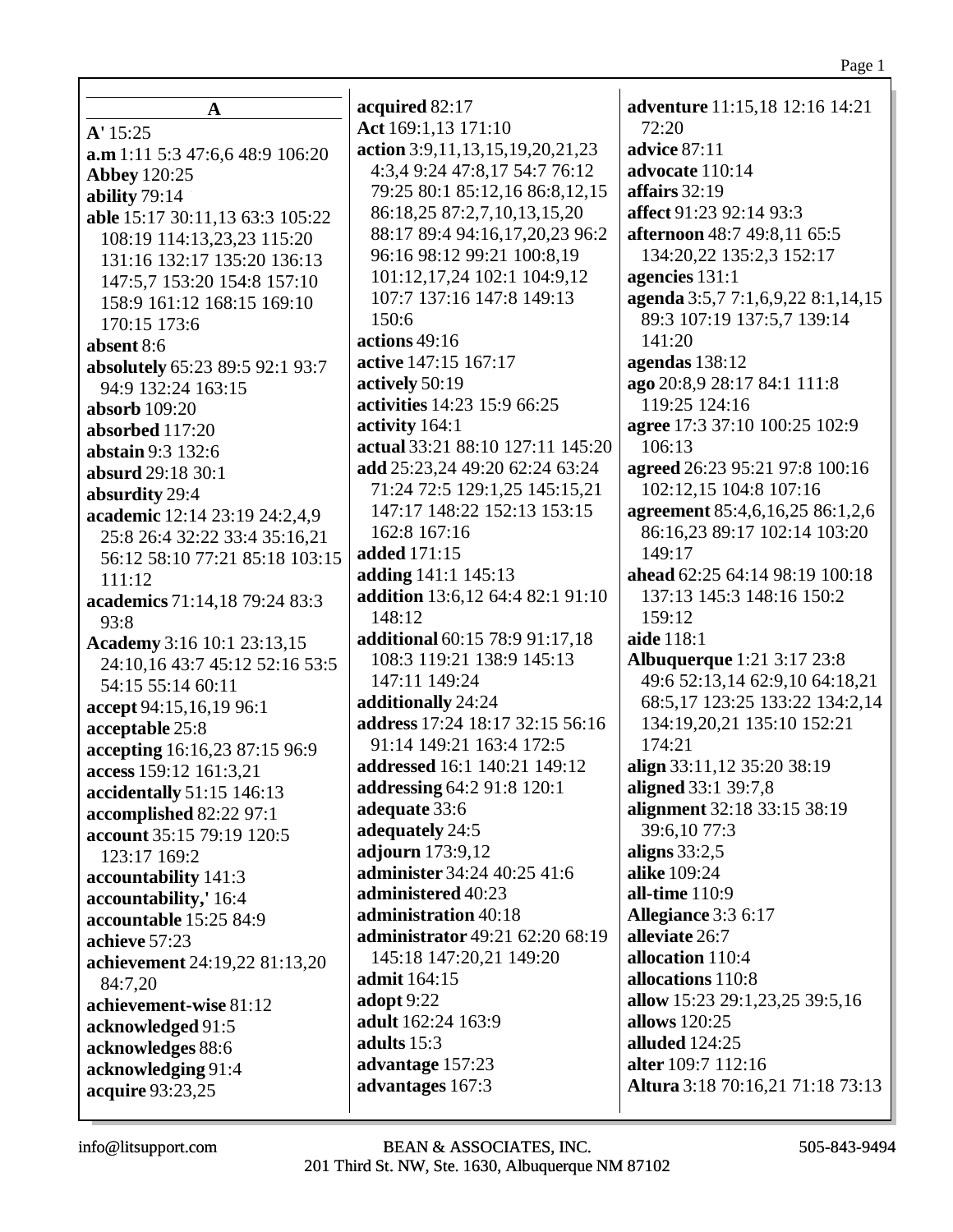## A

**A'** 15:25
**a.m** 1:11 5:3 47:6,6 48:9 106:20
**Abbey** 120:25
**ability** 79:14
**able** 15:17 30:11,13 63:3 105:22 108:19 114:13,23,23 115:20 131:16 132:17 135:20 136:13 147:5,7 153:20 154:8 157:10 158:9 161:12 168:15 169:10 170:15 173:6
**absent** 8:6
**absolutely** 65:23 89:5 92:1 93:7 94:9 132:24 163:15
**absorb** 109:20
**absorbed** 117:20
**abstain** 9:3 132:6
**absurd** 29:18 30:1
**absurdity** 29:4
**academic** 12:14 23:19 24:2,4,9 25:8 26:4 32:22 33:4 35:16,21 56:12 58:10 77:21 85:18 103:15 111:12
**academics** 71:14,18 79:24 83:3 93:8
**Academy** 3:16 10:1 23:13,15 24:10,16 43:7 45:12 52:16 53:5 54:15 55:14 60:11
**accept** 94:15,16,19 96:1
**acceptable** 25:8
**accepting** 16:16,23 87:15 96:9
**access** 159:12 161:3,21
**accidentally** 51:15 146:13
**accomplished** 82:22 97:1
**account** 35:15 79:19 120:5 123:17 169:2
**accountability** 141:3
**accountability,'** 16:4
**accountable** 15:25 84:9
**achieve** 57:23
**achievement** 24:19,22 81:13,20 84:7,20
**achievement-wise** 81:12
**acknowledged** 91:5
**acknowledges** 88:6
**acknowledging** 91:4
**acquire** 93:23,25
**acquired** 82:17
**Act** 169:1,13 171:10
**action** 3:9,11,13,15,19,20,21,23 4:3,4 9:24 47:8,17 54:7 76:12 79:25 80:1 85:12,16 86:8,12,15 86:18,25 87:2,7,10,13,15,20 88:17 89:4 94:16,17,20,23 96:2 96:16 98:12 99:21 100:8,19 101:12,17,24 102:1 104:9,12 107:7 137:16 147:8 149:13 150:6
**actions** 49:16
**active** 147:15 167:17
**actively** 50:19
**activities** 14:23 15:9 66:25
**activity** 164:1
**actual** 33:21 88:10 127:11 145:20
**add** 25:23,24 49:20 62:24 63:24 71:24 72:5 129:1,25 145:15,21 147:17 148:22 152:13 153:15 162:8 167:16
**added** 171:15
**adding** 141:1 145:13
**addition** 13:6,12 64:4 82:1 91:10 148:12
**additional** 60:15 78:9 91:17,18 108:3 119:21 138:9 145:13 147:11 149:24
**additionally** 24:24
**address** 17:24 18:17 32:15 56:16 91:14 149:21 163:4 172:5
**addressed** 16:1 140:21 149:12
**addressing** 64:2 91:8 120:1
**adequate** 33:6
**adequately** 24:5
**adjourn** 173:9,12
**administer** 34:24 40:25 41:6
**administered** 40:23
**administration** 40:18
**administrator** 49:21 62:20 68:19 145:18 147:20,21 149:20
**admit** 164:15
**adopt** 9:22
**adult** 162:24 163:9
**adults** 15:3
**advantage** 157:23
**advantages** 167:3
**adventure** 11:15,18 12:16 14:21 72:20
**advice** 87:11
**advocate** 110:14
**affairs** 32:19
**affect** 91:23 92:14 93:3
**afternoon** 48:7 49:8,11 65:5 134:20,22 135:2,3 152:17
**agencies** 131:1
**agenda** 3:5,7 7:1,6,9,22 8:1,14,15 89:3 107:19 137:5,7 139:14 141:20
**agendas** 138:12
**ago** 20:8,9 28:17 84:1 111:8 119:25 124:16
**agree** 17:3 37:10 100:25 102:9 106:13
**agreed** 26:23 95:21 97:8 100:16 102:12,15 104:8 107:16
**agreement** 85:4,6,16,25 86:1,2,6 86:16,23 89:17 102:14 103:20 149:17
**ahead** 62:25 64:14 98:19 100:18 137:13 145:3 148:16 150:2 159:12
**aide** 118:1
**Albuquerque** 1:21 3:17 23:8 49:6 52:13,14 62:9,10 64:18,21 68:5,17 123:25 133:22 134:2,14 134:19,20,21 135:10 152:21 174:21
**align** 33:11,12 35:20 38:19
**aligned** 33:1 39:7,8
**alignment** 32:18 33:15 38:19 39:6,10 77:3
**aligns** 33:2,5
**alike** 109:24
**all-time** 110:9
**Allegiance** 3:3 6:17
**alleviate** 26:7
**allocation** 110:4
**allocations** 110:8
**allow** 15:23 29:1,23,25 39:5,16
**allows** 120:25
**alluded** 124:25
**alter** 109:7 112:16
**Altura** 3:18 70:16,21 71:18 73:13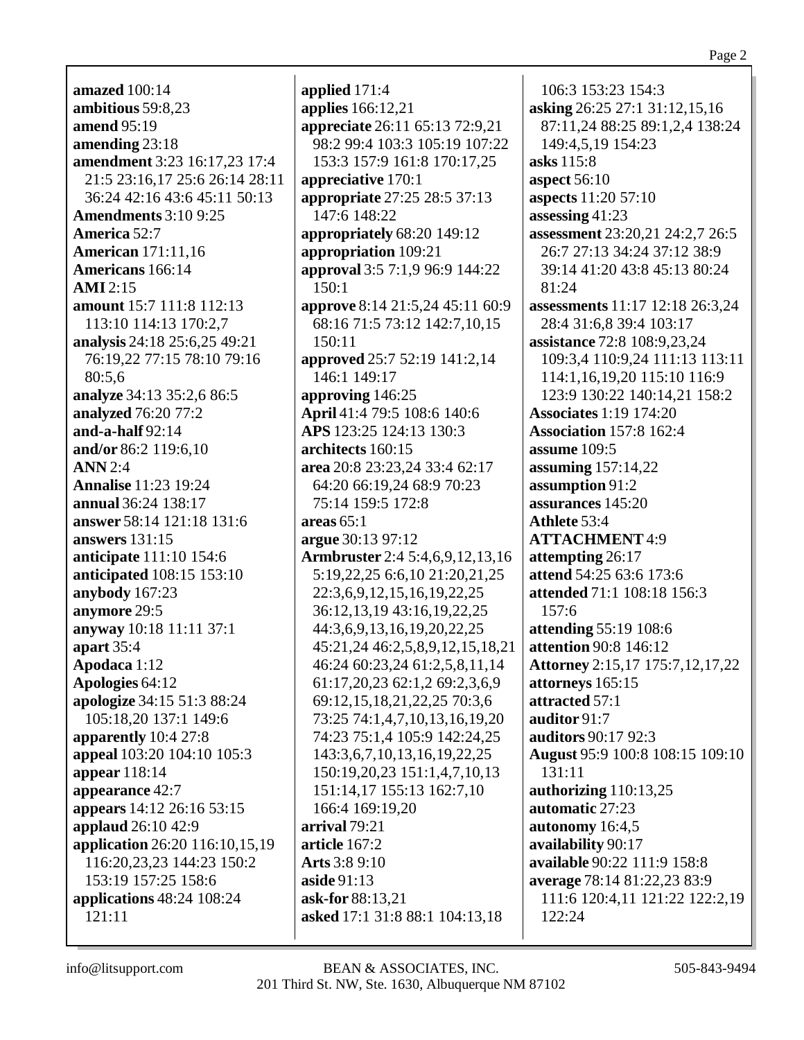**amazed** 100:14
**ambitious** 59:8,23
**amend** 95:19
**amending** 23:18
**amendment** 3:23 16:17,23 17:4 21:5 23:16,17 25:6 26:14 28:11 36:24 42:16 43:6 45:11 50:13
**Amendments** 3:10 9:25
**America** 52:7
**American** 171:11,16
**Americans** 166:14
**AMI** 2:15
**amount** 15:7 111:8 112:13 113:10 114:13 170:2,7
**analysis** 24:18 25:6,25 49:21 76:19,22 77:15 78:10 79:16 80:5,6
**analyze** 34:13 35:2,6 86:5
**analyzed** 76:20 77:2
**and-a-half** 92:14
**and/or** 86:2 119:6,10
**ANN** 2:4
**Annalise** 11:23 19:24
**annual** 36:24 138:17
**answer** 58:14 121:18 131:6
**answers** 131:15
**anticipate** 111:10 154:6
**anticipated** 108:15 153:10
**anybody** 167:23
**anymore** 29:5
**anyway** 10:18 11:11 37:1
**apart** 35:4
**Apodaca** 1:12
**Apologies** 64:12
**apologize** 34:15 51:3 88:24 105:18,20 137:1 149:6
**apparently** 10:4 27:8
**appeal** 103:20 104:10 105:3
**appear** 118:14
**appearance** 42:7
**appears** 14:12 26:16 53:15
**applaud** 26:10 42:9
**application** 26:20 116:10,15,19 116:20,23,23 144:23 150:2 153:19 157:25 158:6
**applications** 48:24 108:24 121:11
**applied** 171:4
**applies** 166:12,21
**appreciate** 26:11 65:13 72:9,21 98:2 99:4 103:3 105:19 107:22 153:3 157:9 161:8 170:17,25
**appreciative** 170:1
**appropriate** 27:25 28:5 37:13 147:6 148:22
**appropriately** 68:20 149:12
**appropriation** 109:21
**approval** 3:5 7:1,9 96:9 144:22 150:1
**approve** 8:14 21:5,24 45:11 60:9 68:16 71:5 73:12 142:7,10,15 150:11
**approved** 25:7 52:19 141:2,14 146:1 149:17
**approving** 146:25
**April** 41:4 79:5 108:6 140:6
**APS** 123:25 124:13 130:3
**architects** 160:15
**area** 20:8 23:23,24 33:4 62:17 64:20 66:19,24 68:9 70:23 75:14 159:5 172:8
**areas** 65:1
**argue** 30:13 97:12
**Armbruster** 2:4 5:4,6,9,12,13,16 5:19,22,25 6:6,10 21:20,21,25 22:3,6,9,12,15,16,19,22,25 36:12,13,19 43:16,19,22,25 44:3,6,9,13,16,19,20,22,25 45:21,24 46:2,5,8,9,12,15,18,21 46:24 60:23,24 61:2,5,8,11,14 61:17,20,23 62:1,2 69:2,3,6,9 69:12,15,18,21,22,25 70:3,6 73:25 74:1,4,7,10,13,16,19,20 74:23 75:1,4 105:9 142:24,25 143:3,6,7,10,13,16,19,22,25 150:19,20,23 151:1,4,7,10,13 151:14,17 155:13 162:7,10 166:4 169:19,20
**arrival** 79:21
**article** 167:2
**Arts** 3:8 9:10
**aside** 91:13
**ask-for** 88:13,21
**asked** 17:1 31:8 88:1 104:13,18 106:3 153:23 154:3
**asking** 26:25 27:1 31:12,15,16 87:11,24 88:25 89:1,2,4 138:24 149:4,5,19 154:23
**asks** 115:8
**aspect** 56:10
**aspects** 11:20 57:10
**assessing** 41:23
**assessment** 23:20,21 24:2,7 26:5 26:7 27:13 34:24 37:12 38:9 39:14 41:20 43:8 45:13 80:24 81:24
**assessments** 11:17 12:18 26:3,24 28:4 31:6,8 39:4 103:17
**assistance** 72:8 108:9,23,24 109:3,4 110:9,24 111:13 113:11 114:1,16,19,20 115:10 116:9 123:9 130:22 140:14,21 158:2
**Associates** 1:19 174:20
**Association** 157:8 162:4
**assume** 109:5
**assuming** 157:14,22
**assumption** 91:2
**assurances** 145:20
**Athlete** 53:4
**ATTACHMENT** 4:9
**attempting** 26:17
**attend** 54:25 63:6 173:6
**attended** 71:1 108:18 156:3 157:6
**attending** 55:19 108:6
**attention** 90:8 146:12
**Attorney** 2:15,17 175:7,12,17,22
**attorneys** 165:15
**attracted** 57:1
**auditor** 91:7
**auditors** 90:17 92:3
**August** 95:9 100:8 108:15 109:10 131:11
**authorizing** 110:13,25
**automatic** 27:23
**autonomy** 16:4,5
**availability** 90:17
**available** 90:22 111:9 158:8
**average** 78:14 81:22,23 83:9 111:6 120:4,11 121:22 122:2,19 122:24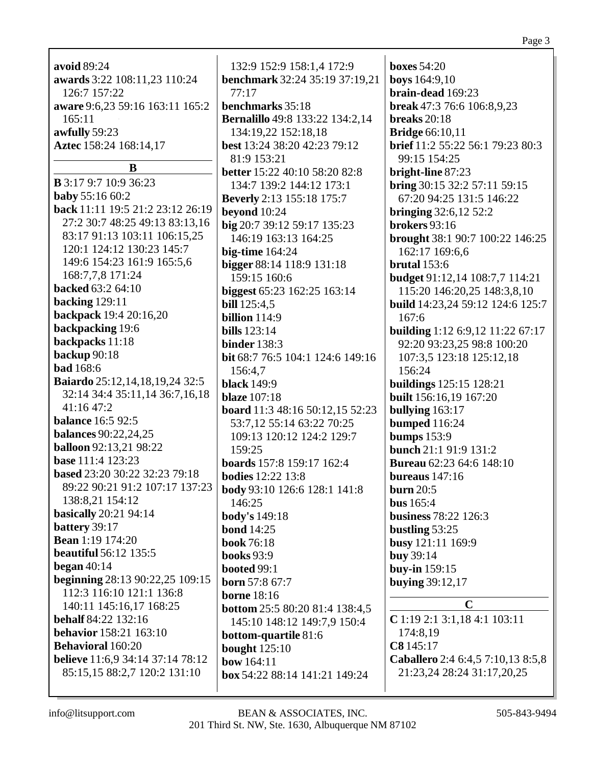**avoid** 89:24
**awards** 3:22 108:11,23 110:24 126:7 157:22
**aware** 9:6,23 59:16 163:11 165:2 165:11
**awfully** 59:23
**Aztec** 158:24 168:14,17

## B

**B** 3:17 9:7 10:9 36:23
**baby** 55:16 60:2
**back** 11:11 19:5 21:2 23:12 26:19 27:2 30:7 48:25 49:13 83:13,16 83:17 91:13 103:11 106:15,25 120:1 124:12 130:23 145:7 149:6 154:23 161:9 165:5,6 168:7,7,8 171:24
**backed** 63:2 64:10
**backing** 129:11
**backpack** 19:4 20:16,20
**backpacking** 19:6
**backpacks** 11:18
**backup** 90:18
**bad** 168:6
**Baiardo** 25:12,14,18,19,24 32:5 32:14 34:4 35:11,14 36:7,16,18 41:16 47:2
**balance** 16:5 92:5
**balances** 90:22,24,25
**balloon** 92:13,21 98:22
**base** 111:4 123:23
**based** 23:20 30:22 32:23 79:18 89:22 90:21 91:2 107:17 137:23 138:8,21 154:12
**basically** 20:21 94:14
**battery** 39:17
**Bean** 1:19 174:20
**beautiful** 56:12 135:5
**began** 40:14
**beginning** 28:13 90:22,25 109:15 112:3 116:10 121:1 136:8 140:11 145:16,17 168:25
**behalf** 84:22 132:16
**behavior** 158:21 163:10
**Behavioral** 160:20
**believe** 11:6,9 34:14 37:14 78:12 85:15,15 88:2,7 120:2 131:10 132:9 152:9 158:1,4 172:9
**benchmark** 32:24 35:19 37:19,21 77:17
**benchmarks** 35:18
**Bernalillo** 49:8 133:22 134:2,14 134:19,22 152:18,18
**best** 13:24 38:20 42:23 79:12 81:9 153:21
**better** 15:22 40:10 58:20 82:8 134:7 139:2 144:12 173:1
**Beverly** 2:13 155:18 175:7
**beyond** 10:24
**big** 20:7 39:12 59:17 135:23 146:19 163:13 164:25
**big-time** 164:24
**bigger** 88:14 118:9 131:18 159:15 160:6
**biggest** 65:23 162:25 163:14
**bill** 125:4,5
**billion** 114:9
**bills** 123:14
**binder** 138:3
**bit** 68:7 76:5 104:1 124:6 149:16 156:4,7
**black** 149:9
**blaze** 107:18
**board** 11:3 48:16 50:12,15 52:23 53:7,12 55:14 63:22 70:25 109:13 120:12 124:2 129:7 159:25
**boards** 157:8 159:17 162:4
**bodies** 12:22 13:8
**body** 93:10 126:6 128:1 141:8 146:25
**body's** 149:18
**bond** 14:25
**book** 76:18
**books** 93:9
**booted** 99:1
**born** 57:8 67:7
**borne** 18:16
**bottom** 25:5 80:20 81:4 138:4,5 145:10 148:12 149:7,9 150:4
**bottom-quartile** 81:6
**bought** 125:10
**bow** 164:11
**box** 54:22 88:14 141:21 149:24
**boxes** 54:20
**boys** 164:9,10
**brain-dead** 169:23
**break** 47:3 76:6 106:8,9,23
**breaks** 20:18
**Bridge** 66:10,11
**brief** 11:2 55:22 56:1 79:23 80:3 99:15 154:25
**bright-line** 87:23
**bring** 30:15 32:2 57:11 59:15 67:20 94:25 131:5 146:22
**bringing** 32:6,12 52:2
**brokers** 93:16
**brought** 38:1 90:7 100:22 146:25 162:17 169:6,6
**brutal** 153:6
**budget** 91:12,14 108:7,7 114:21 115:20 146:20,25 148:3,8,10
**build** 14:23,24 59:12 124:6 125:7 167:6
**building** 1:12 6:9,12 11:22 67:17 92:20 93:23,25 98:8 100:20 107:3,5 123:18 125:12,18 156:24
**buildings** 125:15 128:21
**built** 156:16,19 167:20
**bullying** 163:17
**bumped** 116:24
**bumps** 153:9
**bunch** 21:1 91:9 131:2
**Bureau** 62:23 64:6 148:10
**bureaus** 147:16
**burn** 20:5
**bus** 165:4
**business** 78:22 126:3
**bustling** 53:25
**busy** 121:11 169:9
**buy** 39:14
**buy-in** 159:15
**buying** 39:12,17

## C

**C** 1:19 2:1 3:1,18 4:1 103:11 174:8,19
**C8** 145:17
**Caballero** 2:4 6:4,5 7:10,13 8:5,8 21:23,24 28:24 31:17,20,25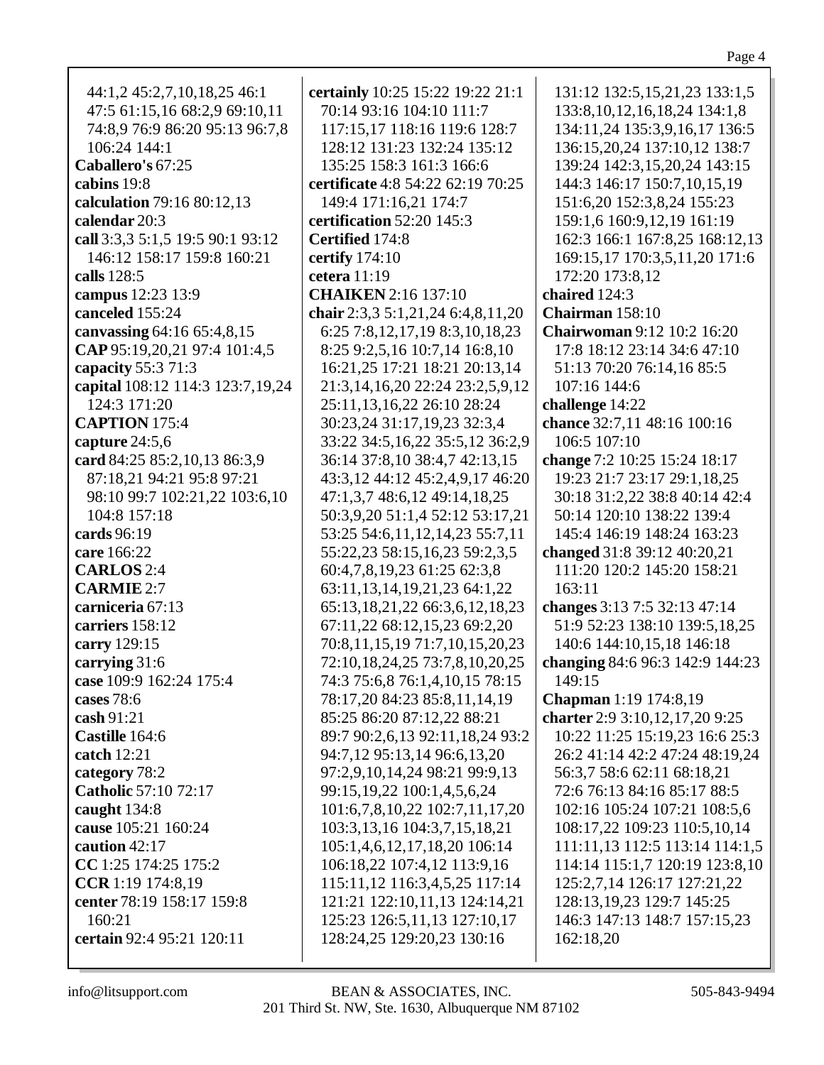44:1,2 45:2,7,10,18,25 46:1 47:5 61:15,16 68:2,9 69:10,11 74:8,9 76:9 86:20 95:13 96:7,8 106:24 144:1

**Caballero's** 67:25

**cabins** 19:8

**calculation** 79:16 80:12,13

**calendar** 20:3

**call** 3:3,3 5:1,5 19:5 90:1 93:12 146:12 158:17 159:8 160:21

**calls** 128:5

**campus** 12:23 13:9

**canceled** 155:24

**canvassing** 64:16 65:4,8,15

**CAP** 95:19,20,21 97:4 101:4,5

**capacity** 55:3 71:3

**capital** 108:12 114:3 123:7,19,24 124:3 171:20

**CAPTION** 175:4

**capture** 24:5,6

**card** 84:25 85:2,10,13 86:3,9 87:18,21 94:21 95:8 97:21 98:10 99:7 102:21,22 103:6,10 104:8 157:18

**cards** 96:19

**care** 166:22

**CARLOS** 2:4

**CARMIE** 2:7

**carniceria** 67:13

**carriers** 158:12

**carry** 129:15

**carrying** 31:6

**case** 109:9 162:24 175:4

**cases** 78:6

**cash** 91:21

**Castille** 164:6

**catch** 12:21

**category** 78:2

**Catholic** 57:10 72:17

**caught** 134:8

**cause** 105:21 160:24

**caution** 42:17

**CC** 1:25 174:25 175:2

**CCR** 1:19 174:8,19

**center** 78:19 158:17 159:8 160:21

**certain** 92:4 95:21 120:11

**certainly** 10:25 15:22 19:22 21:1 70:14 93:16 104:10 111:7 117:15,17 118:16 119:6 128:7 128:12 131:23 132:24 135:12 135:25 158:3 161:3 166:6

**certificate** 4:8 54:22 62:19 70:25 149:4 171:16,21 174:7

**certification** 52:20 145:3

**Certified** 174:8

**certify** 174:10

**cetera** 11:19

**CHAIKEN** 2:16 137:10

**chair** 2:3,3 5:1,21,24 6:4,8,11,20 6:25 7:8,12,17,19 8:3,10,18,23 8:25 9:2,5,16 10:7,14 16:8,10 16:21,25 17:21 18:21 20:13,14 21:3,14,16,20 22:24 23:2,5,9,12 25:11,13,16,22 26:10 28:24 30:23,24 31:17,19,23 32:3,4 33:22 34:5,16,22 35:5,12 36:2,9 36:14 37:8,10 38:4,7 42:13,15 43:3,12 44:12 45:2,4,9,17 46:20 47:1,3,7 48:6,12 49:14,18,25 50:3,9,20 51:1,4 52:12 53:17,21 53:25 54:6,11,12,14,23 55:7,11 55:22,23 58:15,16,23 59:2,3,5 60:4,7,8,19,23 61:25 62:3,8 63:11,13,14,19,21,23 64:1,22 65:13,18,21,22 66:3,6,12,18,23 67:11,22 68:12,15,23 69:2,20 70:8,11,15,19 71:7,10,15,20,23 72:10,18,24,25 73:7,8,10,20,25 74:3 75:6,8 76:1,4,10,15 78:15 78:17,20 84:23 85:8,11,14,19 85:25 86:20 87:12,22 88:21 89:7 90:2,6,13 92:11,18,24 93:2 94:7,12 95:13,14 96:6,13,20 97:2,9,10,14,24 98:21 99:9,13 99:15,19,22 100:1,4,5,6,24 101:6,7,8,10,22 102:7,11,17,20 103:3,13,16 104:3,7,15,18,21 105:1,4,6,12,17,18,20 106:14 106:18,22 107:4,12 113:9,16 115:11,12 116:3,4,5,25 117:14 121:21 122:10,11,13 124:14,21 125:23 126:5,11,13 127:10,17 128:24,25 129:20,23 130:16 131:12 132:5,15,21,23 133:1,5 133:8,10,12,16,18,24 134:1,8 134:11,24 135:3,9,16,17 136:5 136:15,20,24 137:10,12 138:7 139:24 142:3,15,20,24 143:15 144:3 146:17 150:7,10,15,19 151:6,20 152:3,8,24 155:23 159:1,6 160:9,12,19 161:19 162:3 166:1 167:8,25 168:12,13 169:15,17 170:3,5,11,20 171:6 172:20 173:8,12

**chaired** 124:3

**Chairman** 158:10

**Chairwoman** 9:12 10:2 16:20 17:8 18:12 23:14 34:6 47:10 51:13 70:20 76:14,16 85:5 107:16 144:6

**challenge** 14:22

**chance** 32:7,11 48:16 100:16 106:5 107:10

**change** 7:2 10:25 15:24 18:17 19:23 21:7 23:17 29:1,18,25 30:18 31:2,22 38:8 40:14 42:4 50:14 120:10 138:22 139:4 145:4 146:19 148:24 163:23

**changed** 31:8 39:12 40:20,21 111:20 120:2 145:20 158:21 163:11

**changes** 3:13 7:5 32:13 47:14 51:9 52:23 138:10 139:5,18,25 140:6 144:10,15,18 146:18

**changing** 84:6 96:3 142:9 144:23 149:15

**Chapman** 1:19 174:8,19

**charter** 2:9 3:10,12,17,20 9:25 10:22 11:25 15:19,23 16:6 25:3 26:2 41:14 42:2 47:24 48:19,24 56:3,7 58:6 62:11 68:18,21 72:6 76:13 84:16 85:17 88:5 102:16 105:24 107:21 108:5,6 108:17,22 109:23 110:5,10,14 111:11,13 112:5 113:14 114:1,5 114:14 115:1,7 120:19 123:8,10 125:2,7,14 126:17 127:21,22 128:13,19,23 129:7 145:25 146:3 147:13 148:7 157:15,23 162:18,20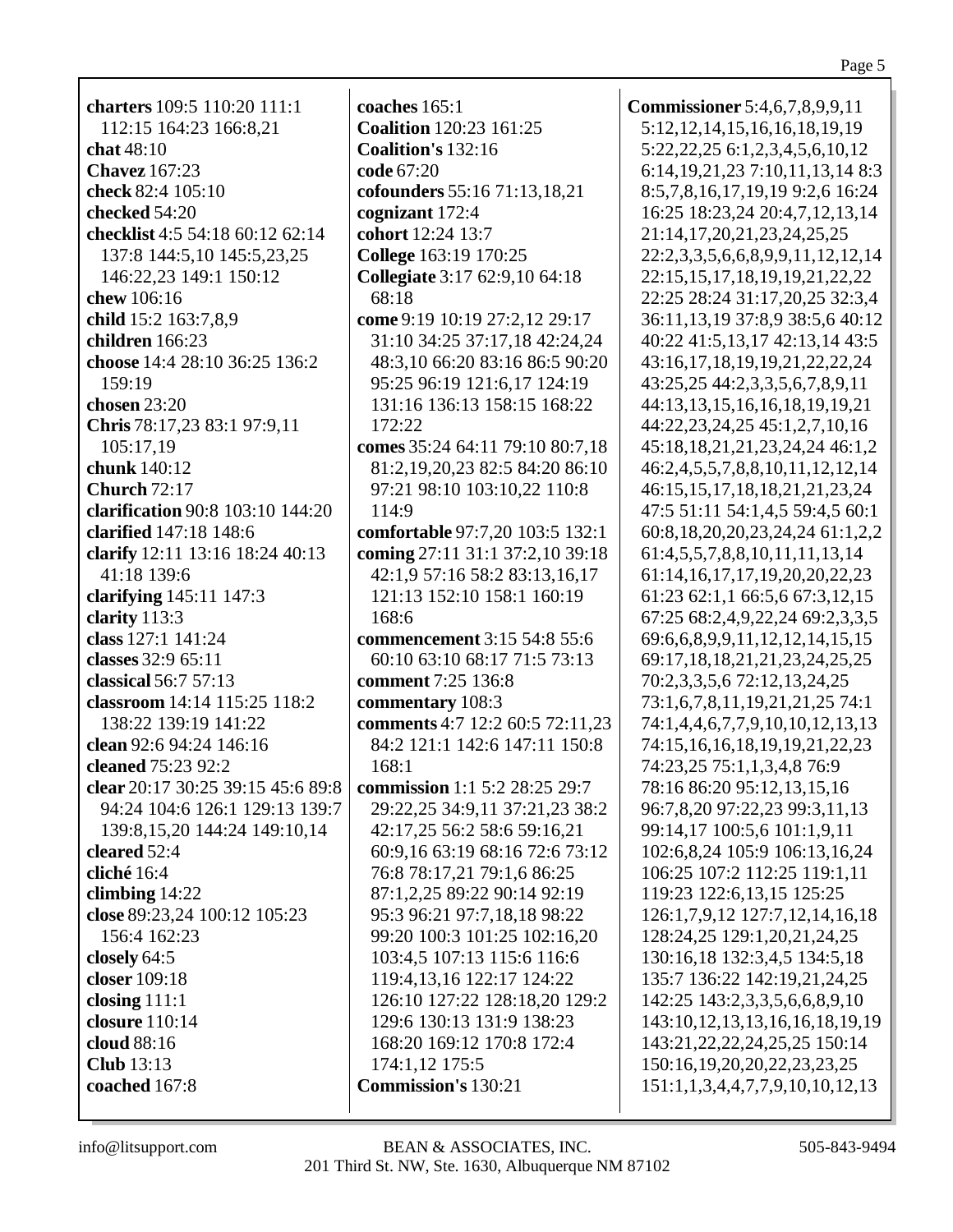**charters** 109:5 110:20 111:1 112:15 164:23 166:8,21
**chat** 48:10
**Chavez** 167:23
**check** 82:4 105:10
**checked** 54:20
**checklist** 4:5 54:18 60:12 62:14 137:8 144:5,10 145:5,23,25 146:22,23 149:1 150:12
**chew** 106:16
**child** 15:2 163:7,8,9
**children** 166:23
**choose** 14:4 28:10 36:25 136:2 159:19
**chosen** 23:20
**Chris** 78:17,23 83:1 97:9,11 105:17,19
**chunk** 140:12
**Church** 72:17
**clarification** 90:8 103:10 144:20
**clarified** 147:18 148:6
**clarify** 12:11 13:16 18:24 40:13 41:18 139:6
**clarifying** 145:11 147:3
**clarity** 113:3
**class** 127:1 141:24
**classes** 32:9 65:11
**classical** 56:7 57:13
**classroom** 14:14 115:25 118:2 138:22 139:19 141:22
**clean** 92:6 94:24 146:16
**cleaned** 75:23 92:2
**clear** 20:17 30:25 39:15 45:6 89:8 94:24 104:6 126:1 129:13 139:7 139:8,15,20 144:24 149:10,14
**cleared** 52:4
**cliché** 16:4
**climbing** 14:22
**close** 89:23,24 100:12 105:23 156:4 162:23
**closely** 64:5
**closer** 109:18
**closing** 111:1
**closure** 110:14
**cloud** 88:16
**Club** 13:13
**coached** 167:8
**coaches** 165:1
**Coalition** 120:23 161:25
**Coalition's** 132:16
**code** 67:20
**cofounders** 55:16 71:13,18,21
**cognizant** 172:4
**cohort** 12:24 13:7
**College** 163:19 170:25
**Collegiate** 3:17 62:9,10 64:18 68:18
**come** 9:19 10:19 27:2,12 29:17 31:10 34:25 37:17,18 42:24,24 48:3,10 66:20 83:16 86:5 90:20 95:25 96:19 121:6,17 124:19 131:16 136:13 158:15 168:22 172:22
**comes** 35:24 64:11 79:10 80:7,18 81:2,19,20,23 82:5 84:20 86:10 97:21 98:10 103:10,22 110:8 114:9
**comfortable** 97:7,20 103:5 132:1
**coming** 27:11 31:1 37:2,10 39:18 42:1,9 57:16 58:2 83:13,16,17 121:13 152:10 158:1 160:19 168:6
**commencement** 3:15 54:8 55:6 60:10 63:10 68:17 71:5 73:13
**comment** 7:25 136:8
**commentary** 108:3
**comments** 4:7 12:2 60:5 72:11,23 84:2 121:1 142:6 147:11 150:8 168:1
**commission** 1:1 5:2 28:25 29:7 29:22,25 34:9,11 37:21,23 38:2 42:17,25 56:2 58:6 59:16,21 60:9,16 63:19 68:16 72:6 73:12 76:8 78:17,21 79:1,6 86:25 87:1,2,25 89:22 90:14 92:19 95:3 96:21 97:7,18,18 98:22 99:20 100:3 101:25 102:16,20 103:4,5 107:13 115:6 116:6 119:4,13,16 122:17 124:22 126:10 127:22 128:18,20 129:2 129:6 130:13 131:9 138:23 168:20 169:12 170:8 172:4 174:1,12 175:5
**Commission's** 130:21
**Commissioner** 5:4,6,7,8,9,9,11 5:12,12,14,15,16,16,18,19,19 5:22,22,25 6:1,2,3,4,5,6,10,12 6:14,19,21,23 7:10,11,13,14 8:3 8:5,7,8,16,17,19,19 9:2,6 16:24 16:25 18:23,24 20:4,7,12,13,14 21:14,17,20,21,23,24,25,25 22:2,3,3,5,6,6,8,9,9,11,12,12,14 22:15,15,17,18,19,19,21,22,22 22:25 28:24 31:17,20,25 32:3,4 36:11,13,19 37:8,9 38:5,6 40:12 40:22 41:5,13,17 42:13,14 43:5 43:16,17,18,19,19,21,22,22,24 43:25,25 44:2,3,3,5,6,7,8,9,11 44:13,13,15,16,16,18,19,19,21 44:22,23,24,25 45:1,2,7,10,16 45:18,18,21,21,23,24,24 46:1,2 46:2,4,5,5,7,8,8,10,11,12,12,14 46:15,15,17,18,18,21,21,23,24 47:5 51:11 54:1,4,5 59:4,5 60:1 60:8,18,20,20,23,24,24 61:1,2,2 61:4,5,5,7,8,8,10,11,11,13,14 61:14,16,17,17,19,20,20,22,23 61:23 62:1,1 66:5,6 67:3,12,15 67:25 68:2,4,9,22,24 69:2,3,3,5 69:6,6,8,9,9,11,12,12,14,15,15 69:17,18,18,21,21,23,24,25,25 70:2,3,3,5,6 72:12,13,24,25 73:1,6,7,8,11,19,21,21,25 74:1 74:1,4,4,6,7,7,9,10,10,12,13,13 74:15,16,16,18,19,19,21,22,23 74:23,25 75:1,1,3,4,8 76:9 78:16 86:20 95:12,13,15,16 96:7,8,20 97:22,23 99:3,11,13 99:14,17 100:5,6 101:1,9,11 102:6,8,24 105:9 106:13,16,24 106:25 107:2 112:25 119:1,11 119:23 122:6,13,15 125:25 126:1,7,9,12 127:7,12,14,16,18 128:24,25 129:1,20,21,24,25 130:16,18 132:3,4,5 134:5,18 135:7 136:22 142:19,21,24,25 142:25 143:2,3,3,5,6,6,8,9,10 143:10,12,13,13,16,16,18,19,19 143:21,22,22,24,25,25 150:14 150:16,19,20,20,22,23,23,25 151:1,1,3,4,4,7,7,9,10,10,12,13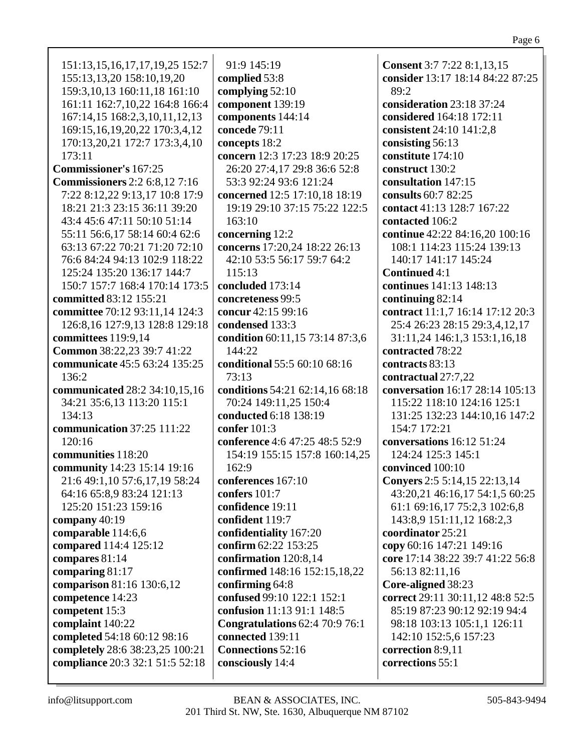151:13,15,16,17,17,19,25 152:7 155:13,13,20 158:10,19,20 159:3,10,13 160:11,18 161:10 161:11 162:7,10,22 164:8 166:4 167:14,15 168:2,3,10,11,12,13 169:15,16,19,20,22 170:3,4,12 170:13,20,21 172:7 173:3,4,10 173:11

**Commissioner's** 167:25

**Commissioners** 2:2 6:8,12 7:16 7:22 8:12,22 9:13,17 10:8 17:9 18:21 21:3 23:15 36:11 39:20 43:4 45:6 47:11 50:10 51:14 55:11 56:6,17 58:14 60:4 62:6 63:13 67:22 70:21 71:20 72:10 76:6 84:24 94:13 102:9 118:22 125:24 135:20 136:17 144:7 150:7 157:7 168:4 170:14 173:5

**committed** 83:12 155:21

**committee** 70:12 93:11,14 124:3 126:8,16 127:9,13 128:8 129:18

**committees** 119:9,14

**Common** 38:22,23 39:7 41:22

**communicate** 45:5 63:24 135:25 136:2

**communicated** 28:2 34:10,15,16 34:21 35:6,13 113:20 115:1 134:13

**communication** 37:25 111:22 120:16

**communities** 118:20

**community** 14:23 15:14 19:16 21:6 49:1,10 57:6,17,19 58:24 64:16 65:8,9 83:24 121:13 125:20 151:23 159:16

**company** 40:19

**comparable** 114:6,6

**compared** 114:4 125:12

**compares** 81:14

**comparing** 81:17

**comparison** 81:16 130:6,12

**competence** 14:23

**competent** 15:3

**complaint** 140:22

**completed** 54:18 60:12 98:16

**completely** 28:6 38:23,25 100:21

**compliance** 20:3 32:1 51:5 52:18 91:9 145:19

**complied** 53:8

**complying** 52:10

**component** 139:19

**components** 144:14

**concede** 79:11

**concepts** 18:2

**concern** 12:3 17:23 18:9 20:25 26:20 27:4,17 29:8 36:6 52:8 53:3 92:24 93:6 121:24

**concerned** 12:5 17:10,18 18:19 19:19 29:10 37:15 75:22 122:5 163:10

**concerning** 12:2

**concerns** 17:20,24 18:22 26:13 42:10 53:5 56:17 59:7 64:2 115:13

**concluded** 173:14

**concreteness** 99:5

**concur** 42:15 99:16

**condensed** 133:3

**condition** 60:11,15 73:14 87:3,6 144:22

**conditional** 55:5 60:10 68:16 73:13

**conditions** 54:21 62:14,16 68:18 70:24 149:11,25 150:4

**conducted** 6:18 138:19

**confer** 101:3

**conference** 4:6 47:25 48:5 52:9 154:19 155:15 157:8 160:14,25 162:9

**conferences** 167:10

**confers** 101:7

**confidence** 19:11

**confident** 119:7

**confidentiality** 167:20

**confirm** 62:22 153:25

**confirmation** 120:8,14

**confirmed** 148:16 152:15,18,22

**confirming** 64:8

**confused** 99:10 122:1 152:1

**confusion** 11:13 91:1 148:5

**Congratulations** 62:4 70:9 76:1

**connected** 139:11

**Connections** 52:16

**consciously** 14:4

**Consent** 3:7 7:22 8:1,13,15

**consider** 13:17 18:14 84:22 87:25 89:2

**consideration** 23:18 37:24

**considered** 164:18 172:11

**consistent** 24:10 141:2,8

**consisting** 56:13

**constitute** 174:10

**construct** 130:2

**consultation** 147:15

**consults** 60:7 82:25

**contact** 41:13 128:7 167:22

**contacted** 106:2

**continue** 42:22 84:16,20 100:16 108:1 114:23 115:24 139:13 140:17 141:17 145:24

**Continued** 4:1

**continues** 141:13 148:13

**continuing** 82:14

**contract** 11:1,7 16:14 17:12 20:3 25:4 26:23 28:15 29:3,4,12,17 31:11,24 146:1,3 153:1,16,18

**contracted** 78:22

**contracts** 83:13

**contractual** 27:7,22

**conversation** 16:17 28:14 105:13 115:22 118:10 124:16 125:1 131:25 132:23 144:10,16 147:2 154:7 172:21

**conversations** 16:12 51:24 124:24 125:3 145:1

**convinced** 100:10

**Conyers** 2:5 5:14,15 22:13,14 43:20,21 46:16,17 54:1,5 60:25 61:1 69:16,17 75:2,3 102:6,8 143:8,9 151:11,12 168:2,3

**coordinator** 25:21

**copy** 60:16 147:21 149:16

**core** 17:14 38:22 39:7 41:22 56:8 56:13 82:11,16

**Core-aligned** 38:23

**correct** 29:11 30:11,12 48:8 52:5 85:19 87:23 90:12 92:19 94:4 98:18 103:13 105:1,1 126:11 142:10 152:5,6 157:23

**correction** 8:9,11

**corrections** 55:1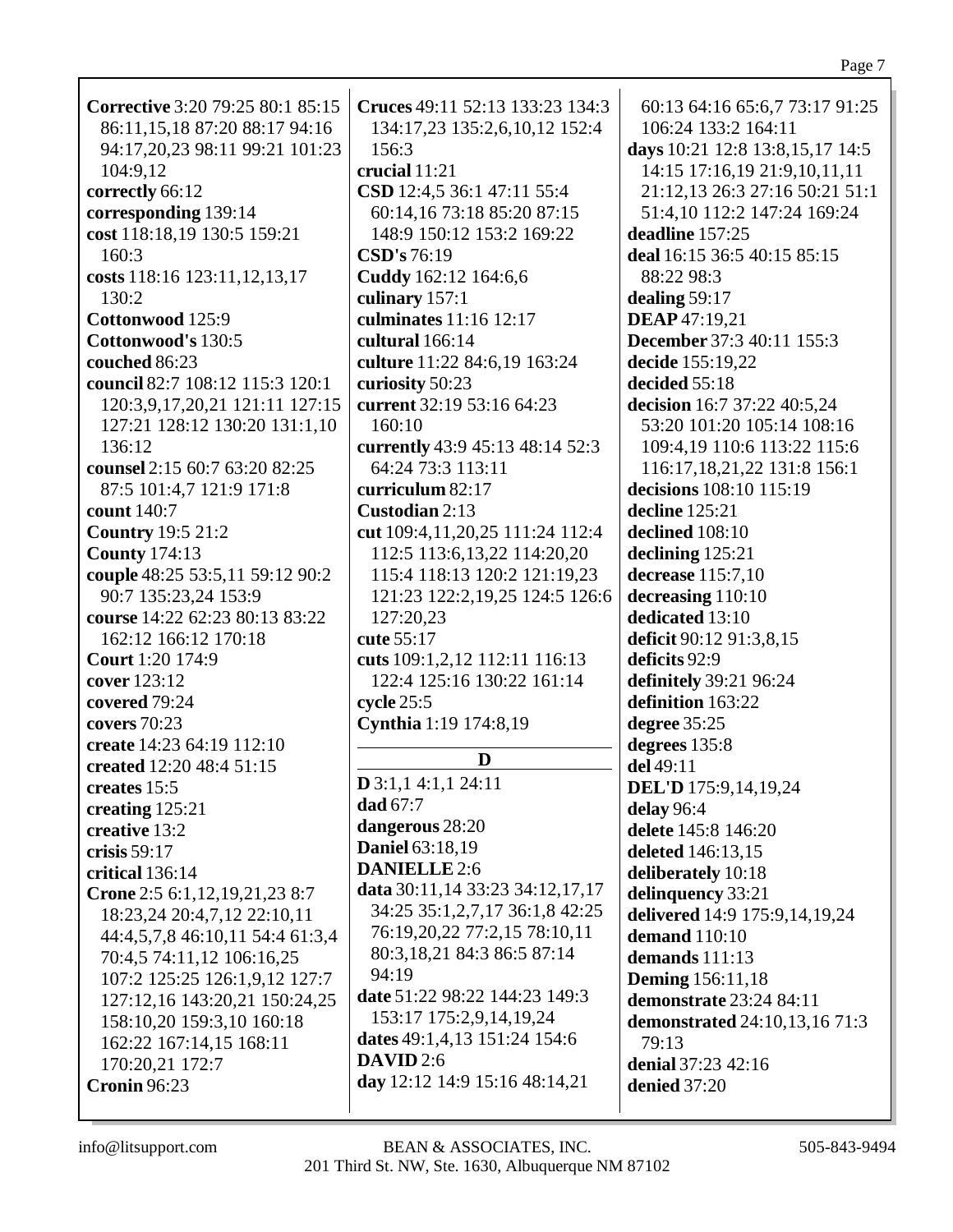**Corrective** 3:20 79:25 80:1 85:15 86:11,15,18 87:20 88:17 94:16 94:17,20,23 98:11 99:21 101:23 104:9,12
**correctly** 66:12
**corresponding** 139:14
**cost** 118:18,19 130:5 159:21 160:3
**costs** 118:16 123:11,12,13,17 130:2
**Cottonwood** 125:9
**Cottonwood's** 130:5
**couched** 86:23
**council** 82:7 108:12 115:3 120:1 120:3,9,17,20,21 121:11 127:15 127:21 128:12 130:20 131:1,10 136:12
**counsel** 2:15 60:7 63:20 82:25 87:5 101:4,7 121:9 171:8
**count** 140:7
**Country** 19:5 21:2
**County** 174:13
**couple** 48:25 53:5,11 59:12 90:2 90:7 135:23,24 153:9
**course** 14:22 62:23 80:13 83:22 162:12 166:12 170:18
**Court** 1:20 174:9
**cover** 123:12
**covered** 79:24
**covers** 70:23
**create** 14:23 64:19 112:10
**created** 12:20 48:4 51:15
**creates** 15:5
**creating** 125:21
**creative** 13:2
**crisis** 59:17
**critical** 136:14
**Crone** 2:5 6:1,12,19,21,23 8:7 18:23,24 20:4,7,12 22:10,11 44:4,5,7,8 46:10,11 54:4 61:3,4 70:4,5 74:11,12 106:16,25 107:2 125:25 126:1,9,12 127:7 127:12,16 143:20,21 150:24,25 158:10,20 159:3,10 160:18 162:22 167:14,15 168:11 170:20,21 172:7
**Cronin** 96:23
**Cruces** 49:11 52:13 133:23 134:3 134:17,23 135:2,6,10,12 152:4 156:3
**crucial** 11:21
**CSD** 12:4,5 36:1 47:11 55:4 60:14,16 73:18 85:20 87:15 148:9 150:12 153:2 169:22
**CSD's** 76:19
**Cuddy** 162:12 164:6,6
**culinary** 157:1
**culminates** 11:16 12:17
**cultural** 166:14
**culture** 11:22 84:6,19 163:24
**curiosity** 50:23
**current** 32:19 53:16 64:23 160:10
**currently** 43:9 45:13 48:14 52:3 64:24 73:3 113:11
**curriculum** 82:17
**Custodian** 2:13
**cut** 109:4,11,20,25 111:24 112:4 112:5 113:6,13,22 114:20,20 115:4 118:13 120:2 121:19,23 121:23 122:2,19,25 124:5 126:6 127:20,23
**cute** 55:17
**cuts** 109:1,2,12 112:11 116:13 122:4 125:16 130:22 161:14
**cycle** 25:5
**Cynthia** 1:19 174:8,19

## D

**D** 3:1,1 4:1,1 24:11
**dad** 67:7
**dangerous** 28:20
**Daniel** 63:18,19
**DANIELLE** 2:6
**data** 30:11,14 33:23 34:12,17,17 34:25 35:1,2,7,17 36:1,8 42:25 76:19,20,22 77:2,15 78:10,11 80:3,18,21 84:3 86:5 87:14 94:19
**date** 51:22 98:22 144:23 149:3 153:17 175:2,9,14,19,24
**dates** 49:1,4,13 151:24 154:6
**DAVID** 2:6
**day** 12:12 14:9 15:16 48:14,21 60:13 64:16 65:6,7 73:17 91:25 106:24 133:2 164:11
**days** 10:21 12:8 13:8,15,17 14:5 14:15 17:16,19 21:9,10,11,11 21:12,13 26:3 27:16 50:21 51:1 51:4,10 112:2 147:24 169:24
**deadline** 157:25
**deal** 16:15 36:5 40:15 85:15 88:22 98:3
**dealing** 59:17
**DEAP** 47:19,21
**December** 37:3 40:11 155:3
**decide** 155:19,22
**decided** 55:18
**decision** 16:7 37:22 40:5,24 53:20 101:20 105:14 108:16 109:4,19 110:6 113:22 115:6 116:17,18,21,22 131:8 156:1
**decisions** 108:10 115:19
**decline** 125:21
**declined** 108:10
**declining** 125:21
**decrease** 115:7,10
**decreasing** 110:10
**dedicated** 13:10
**deficit** 90:12 91:3,8,15
**deficits** 92:9
**definitely** 39:21 96:24
**definition** 163:22
**degree** 35:25
**degrees** 135:8
**del** 49:11
**DEL'D** 175:9,14,19,24
**delay** 96:4
**delete** 145:8 146:20
**deleted** 146:13,15
**deliberately** 10:18
**delinquency** 33:21
**delivered** 14:9 175:9,14,19,24
**demand** 110:10
**demands** 111:13
**Deming** 156:11,18
**demonstrate** 23:24 84:11
**demonstrated** 24:10,13,16 71:3 79:13
**denial** 37:23 42:16
**denied** 37:20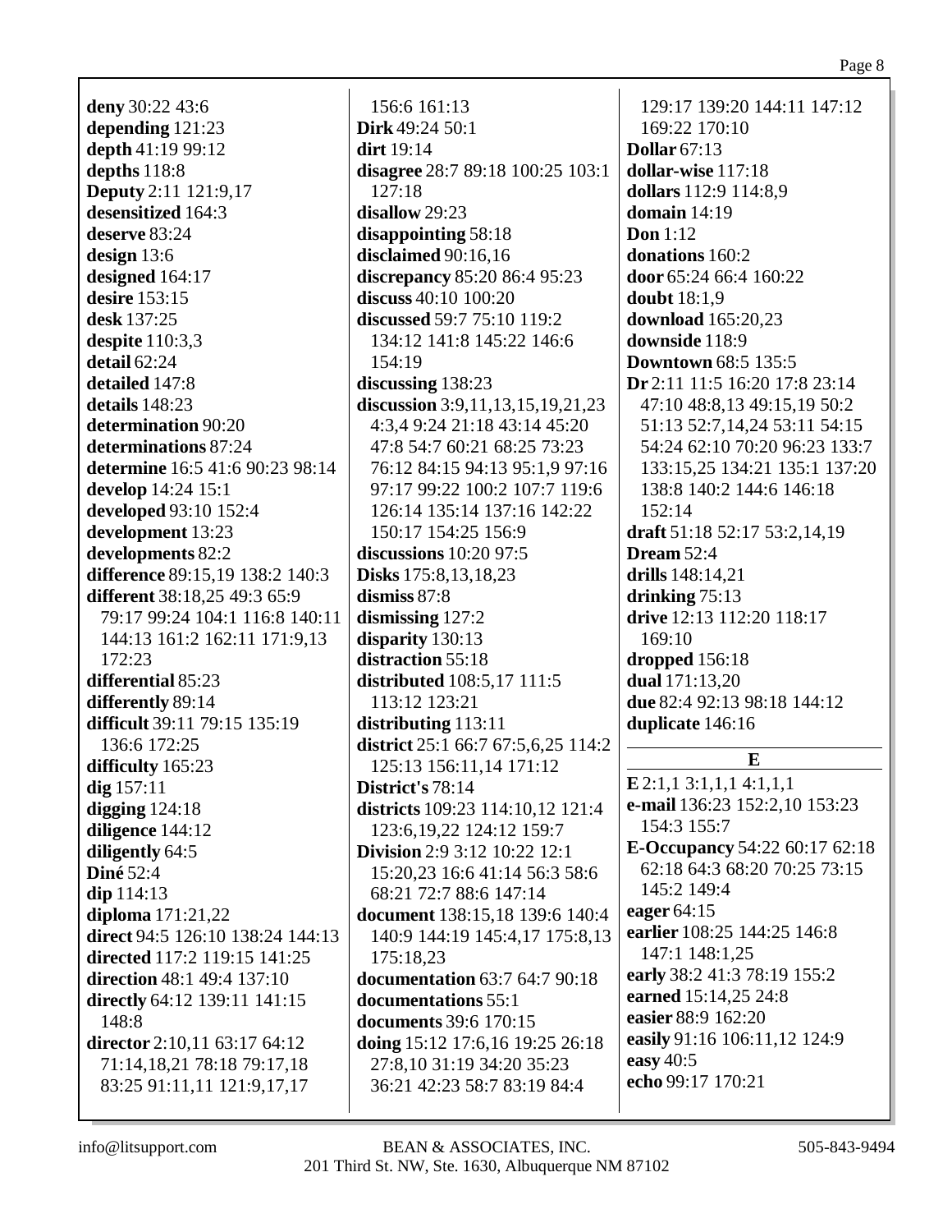**deny** 30:22 43:6
**depending** 121:23
**depth** 41:19 99:12
**depths** 118:8
**Deputy** 2:11 121:9,17
**desensitized** 164:3
**deserve** 83:24
**design** 13:6
**designed** 164:17
**desire** 153:15
**desk** 137:25
**despite** 110:3,3
**detail** 62:24
**detailed** 147:8
**details** 148:23
**determination** 90:20
**determinations** 87:24
**determine** 16:5 41:6 90:23 98:14
**develop** 14:24 15:1
**developed** 93:10 152:4
**development** 13:23
**developments** 82:2
**difference** 89:15,19 138:2 140:3
**different** 38:18,25 49:3 65:9 79:17 99:24 104:1 116:8 140:11 144:13 161:2 162:11 171:9,13 172:23
**differential** 85:23
**differently** 89:14
**difficult** 39:11 79:15 135:19 136:6 172:25
**difficulty** 165:23
**dig** 157:11
**digging** 124:18
**diligence** 144:12
**diligently** 64:5
**Diné** 52:4
**dip** 114:13
**diploma** 171:21,22
**direct** 94:5 126:10 138:24 144:13
**directed** 117:2 119:15 141:25
**direction** 48:1 49:4 137:10
**directly** 64:12 139:11 141:15 148:8
**director** 2:10,11 63:17 64:12 71:14,18,21 78:18 79:17,18 83:25 91:11,11 121:9,17,17 156:6 161:13
**Dirk** 49:24 50:1
**dirt** 19:14
**disagree** 28:7 89:18 100:25 103:1 127:18
**disallow** 29:23
**disappointing** 58:18
**disclaimed** 90:16,16
**discrepancy** 85:20 86:4 95:23
**discuss** 40:10 100:20
**discussed** 59:7 75:10 119:2 134:12 141:8 145:22 146:6 154:19
**discussing** 138:23
**discussion** 3:9,11,13,15,19,21,23 4:3,4 9:24 21:18 43:14 45:20 47:8 54:7 60:21 68:25 73:23 76:12 84:15 94:13 95:1,9 97:16 97:17 99:22 100:2 107:7 119:6 126:14 135:14 137:16 142:22 150:17 154:25 156:9
**discussions** 10:20 97:5
**Disks** 175:8,13,18,23
**dismiss** 87:8
**dismissing** 127:2
**disparity** 130:13
**distraction** 55:18
**distributed** 108:5,17 111:5 113:12 123:21
**distributing** 113:11
**district** 25:1 66:7 67:5,6,25 114:2 125:13 156:11,14 171:12
**District's** 78:14
**districts** 109:23 114:10,12 121:4 123:6,19,22 124:12 159:7
**Division** 2:9 3:12 10:22 12:1 15:20,23 16:6 41:14 56:3 58:6 68:21 72:7 88:6 147:14
**document** 138:15,18 139:6 140:4 140:9 144:19 145:4,17 175:8,13 175:18,23
**documentation** 63:7 64:7 90:18
**documentations** 55:1
**documents** 39:6 170:15
**doing** 15:12 17:6,16 19:25 26:18 27:8,10 31:19 34:20 35:23 36:21 42:23 58:7 83:19 84:4 129:17 139:20 144:11 147:12 169:22 170:10
**Dollar** 67:13
**dollar-wise** 117:18
**dollars** 112:9 114:8,9
**domain** 14:19
**Don** 1:12
**donations** 160:2
**door** 65:24 66:4 160:22
**doubt** 18:1,9
**download** 165:20,23
**downside** 118:9
**Downtown** 68:5 135:5
**Dr** 2:11 11:5 16:20 17:8 23:14 47:10 48:8,13 49:15,19 50:2 51:13 52:7,14,24 53:11 54:15 54:24 62:10 70:20 96:23 133:7 133:15,25 134:21 135:1 137:20 138:8 140:2 144:6 146:18 152:14
**draft** 51:18 52:17 53:2,14,19
**Dream** 52:4
**drills** 148:14,21
**drinking** 75:13
**drive** 12:13 112:20 118:17 169:10
**dropped** 156:18
**dual** 171:13,20
**due** 82:4 92:13 98:18 144:12
**duplicate** 146:16

## E

**E** 2:1,1 3:1,1,1 4:1,1,1
**e-mail** 136:23 152:2,10 153:23 154:3 155:7
**E-Occupancy** 54:22 60:17 62:18 62:18 64:3 68:20 70:25 73:15 145:2 149:4
**eager** 64:15
**earlier** 108:25 144:25 146:8 147:1 148:1,25
**early** 38:2 41:3 78:19 155:2
**earned** 15:14,25 24:8
**easier** 88:9 162:20
**easily** 91:16 106:11,12 124:9
**easy** 40:5
**echo** 99:17 170:21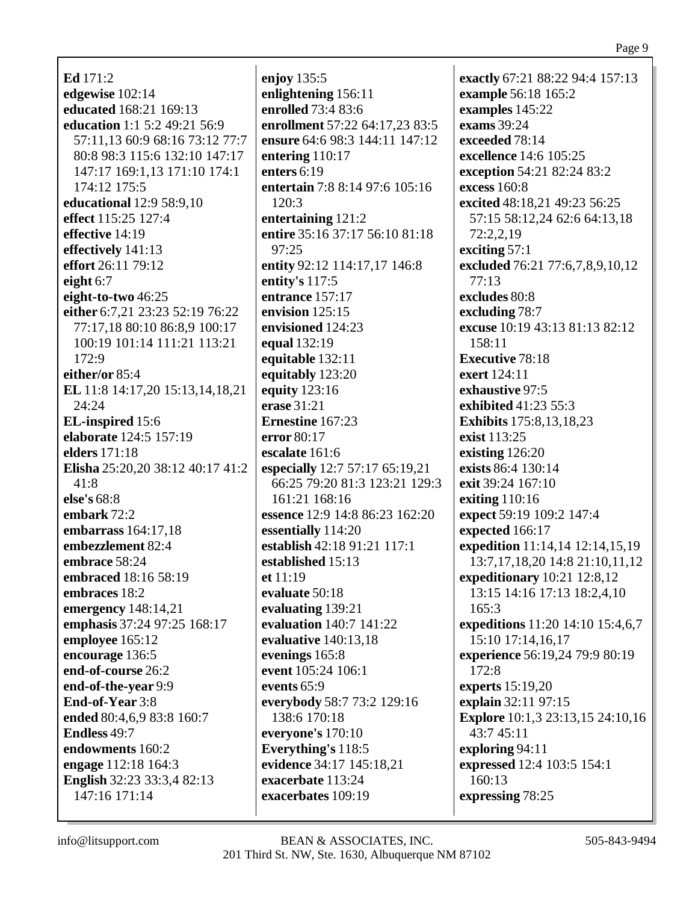**Ed** 171:2
**edgewise** 102:14
**educated** 168:21 169:13
**education** 1:1 5:2 49:21 56:9 57:11,13 60:9 68:16 73:12 77:7 80:8 98:3 115:6 132:10 147:17 147:17 169:1,13 171:10 174:1 174:12 175:5
**educational** 12:9 58:9,10
**effect** 115:25 127:4
**effective** 14:19
**effectively** 141:13
**effort** 26:11 79:12
**eight** 6:7
**eight-to-two** 46:25
**either** 6:7,21 23:23 52:19 76:22 77:17,18 80:10 86:8,9 100:17 100:19 101:14 111:21 113:21 172:9
**either/or** 85:4
**EL** 11:8 14:17,20 15:13,14,18,21 24:24
**EL-inspired** 15:6
**elaborate** 124:5 157:19
**elders** 171:18
**Elisha** 25:20,20 38:12 40:17 41:2 41:8
**else's** 68:8
**embark** 72:2
**embarrass** 164:17,18
**embezzlement** 82:4
**embrace** 58:24
**embraced** 18:16 58:19
**embraces** 18:2
**emergency** 148:14,21
**emphasis** 37:24 97:25 168:17
**employee** 165:12
**encourage** 136:5
**end-of-course** 26:2
**end-of-the-year** 9:9
**End-of-Year** 3:8
**ended** 80:4,6,9 83:8 160:7
**Endless** 49:7
**endowments** 160:2
**engage** 112:18 164:3
**English** 32:23 33:3,4 82:13 147:16 171:14
**enjoy** 135:5
**enlightening** 156:11
**enrolled** 73:4 83:6
**enrollment** 57:22 64:17,23 83:5
**ensure** 64:6 98:3 144:11 147:12
**entering** 110:17
**enters** 6:19
**entertain** 7:8 8:14 97:6 105:16 120:3
**entertaining** 121:2
**entire** 35:16 37:17 56:10 81:18 97:25
**entity** 92:12 114:17,17 146:8
**entity's** 117:5
**entrance** 157:17
**envision** 125:15
**envisioned** 124:23
**equal** 132:19
**equitable** 132:11
**equitably** 123:20
**equity** 123:16
**erase** 31:21
**Ernestine** 167:23
**error** 80:17
**escalate** 161:6
**especially** 12:7 57:17 65:19,21 66:25 79:20 81:3 123:21 129:3 161:21 168:16
**essence** 12:9 14:8 86:23 162:20
**essentially** 114:20
**establish** 42:18 91:21 117:1
**established** 15:13
**et** 11:19
**evaluate** 50:18
**evaluating** 139:21
**evaluation** 140:7 141:22
**evaluative** 140:13,18
**evenings** 165:8
**event** 105:24 106:1
**events** 65:9
**everybody** 58:7 73:2 129:16 138:6 170:18
**everyone's** 170:10
**Everything's** 118:5
**evidence** 34:17 145:18,21
**exacerbate** 113:24
**exacerbates** 109:19
**exactly** 67:21 88:22 94:4 157:13
**example** 56:18 165:2
**examples** 145:22
**exams** 39:24
**exceeded** 78:14
**excellence** 14:6 105:25
**exception** 54:21 82:24 83:2
**excess** 160:8
**excited** 48:18,21 49:23 56:25 57:15 58:12,24 62:6 64:13,18 72:2,2,19
**exciting** 57:1
**excluded** 76:21 77:6,7,8,9,10,12 77:13
**excludes** 80:8
**excluding** 78:7
**excuse** 10:19 43:13 81:13 82:12 158:11
**Executive** 78:18
**exert** 124:11
**exhaustive** 97:5
**exhibited** 41:23 55:3
**Exhibits** 175:8,13,18,23
**exist** 113:25
**existing** 126:20
**exists** 86:4 130:14
**exit** 39:24 167:10
**exiting** 110:16
**expect** 59:19 109:2 147:4
**expected** 166:17
**expedition** 11:14,14 12:14,15,19 13:7,17,18,20 14:8 21:10,11,12
**expeditionary** 10:21 12:8,12 13:15 14:16 17:13 18:2,4,10 165:3
**expeditions** 11:20 14:10 15:4,6,7 15:10 17:14,16,17
**experience** 56:19,24 79:9 80:19 172:8
**experts** 15:19,20
**explain** 32:11 97:15
**Explore** 10:1,3 23:13,15 24:10,16 43:7 45:11
**exploring** 94:11
**expressed** 12:4 103:5 154:1 160:13
**expressing** 78:25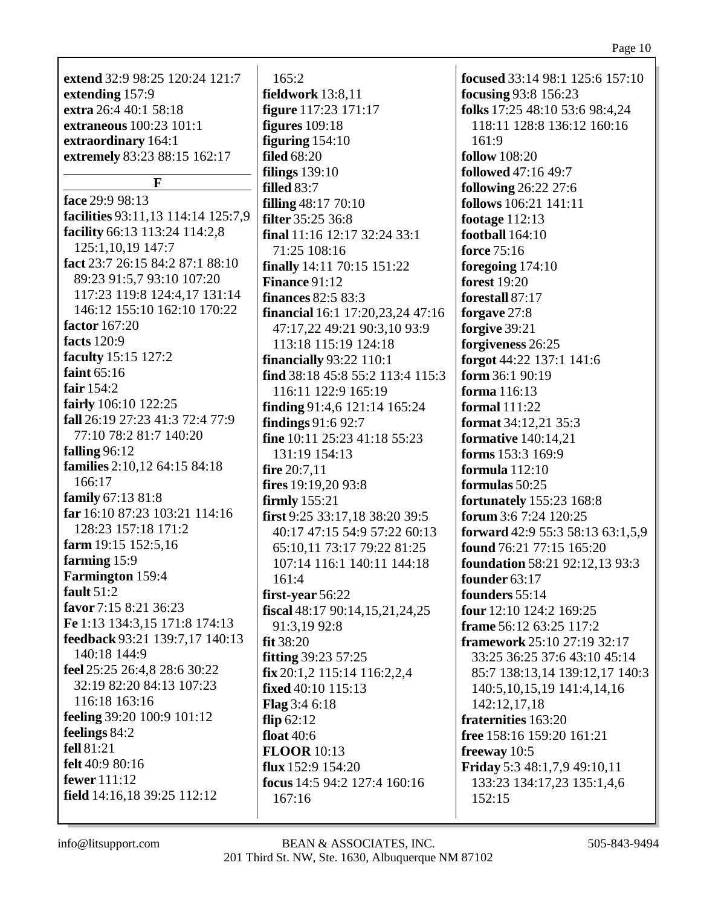**extend** 32:9 98:25 120:24 121:7
**extending** 157:9
**extra** 26:4 40:1 58:18
**extraneous** 100:23 101:1
**extraordinary** 164:1
**extremely** 83:23 88:15 162:17

## F

**face** 29:9 98:13
**facilities** 93:11,13 114:14 125:7,9
**facility** 66:13 113:24 114:2,8 125:1,10,19 147:7
**fact** 23:7 26:15 84:2 87:1 88:10 89:23 91:5,7 93:10 107:20 117:23 119:8 124:4,17 131:14 146:12 155:10 162:10 170:22
**factor** 167:20
**facts** 120:9
**faculty** 15:15 127:2
**faint** 65:16
**fair** 154:2
**fairly** 106:10 122:25
**fall** 26:19 27:23 41:3 72:4 77:9 77:10 78:2 81:7 140:20
**falling** 96:12
**families** 2:10,12 64:15 84:18 166:17
**family** 67:13 81:8
**far** 16:10 87:23 103:21 114:16 128:23 157:18 171:2
**farm** 19:15 152:5,16
**farming** 15:9
**Farmington** 159:4
**fault** 51:2
**favor** 7:15 8:21 36:23
**Fe** 1:13 134:3,15 171:8 174:13
**feedback** 93:21 139:7,17 140:13 140:18 144:9
**feel** 25:25 26:4,8 28:6 30:22 32:19 82:20 84:13 107:23 116:18 163:16
**feeling** 39:20 100:9 101:12
**feelings** 84:2
**fell** 81:21
**felt** 40:9 80:16
**fewer** 111:12
**field** 14:16,18 39:25 112:12 165:2
**fieldwork** 13:8,11
**figure** 117:23 171:17
**figures** 109:18
**figuring** 154:10
**filed** 68:20
**filings** 139:10
**filled** 83:7
**filling** 48:17 70:10
**filter** 35:25 36:8
**final** 11:16 12:17 32:24 33:1 71:25 108:16
**finally** 14:11 70:15 151:22
**Finance** 91:12
**finances** 82:5 83:3
**financial** 16:1 17:20,23,24 47:16 47:17,22 49:21 90:3,10 93:9 113:18 115:19 124:18
**financially** 93:22 110:1
**find** 38:18 45:8 55:2 113:4 115:3 116:11 122:9 165:19
**finding** 91:4,6 121:14 165:24
**findings** 91:6 92:7
**fine** 10:11 25:23 41:18 55:23 131:19 154:13
**fire** 20:7,11
**fires** 19:19,20 93:8
**firmly** 155:21
**first** 9:25 33:17,18 38:20 39:5 40:17 47:15 54:9 57:22 60:13 65:10,11 73:17 79:22 81:25 107:14 116:1 140:11 144:18 161:4
**first-year** 56:22
**fiscal** 48:17 90:14,15,21,24,25 91:3,19 92:8
**fit** 38:20
**fitting** 39:23 57:25
**fix** 20:1,2 115:14 116:2,2,4
**fixed** 40:10 115:13
**Flag** 3:4 6:18
**flip** 62:12
**float** 40:6
**FLOOR** 10:13
**flux** 152:9 154:20
**focus** 14:5 94:2 127:4 160:16 167:16
**focused** 33:14 98:1 125:6 157:10
**focusing** 93:8 156:23
**folks** 17:25 48:10 53:6 98:4,24 118:11 128:8 136:12 160:16 161:9
**follow** 108:20
**followed** 47:16 49:7
**following** 26:22 27:6
**follows** 106:21 141:11
**footage** 112:13
**football** 164:10
**force** 75:16
**foregoing** 174:10
**forest** 19:20
**forestall** 87:17
**forgave** 27:8
**forgive** 39:21
**forgiveness** 26:25
**forgot** 44:22 137:1 141:6
**form** 36:1 90:19
**forma** 116:13
**formal** 111:22
**format** 34:12,21 35:3
**formative** 140:14,21
**forms** 153:3 169:9
**formula** 112:10
**formulas** 50:25
**fortunately** 155:23 168:8
**forum** 3:6 7:24 120:25
**forward** 42:9 55:3 58:13 63:1,5,9
**found** 76:21 77:15 165:20
**foundation** 58:21 92:12,13 93:3
**founder** 63:17
**founders** 55:14
**four** 12:10 124:2 169:25
**frame** 56:12 63:25 117:2
**framework** 25:10 27:19 32:17 33:25 36:25 37:6 43:10 45:14 85:7 138:13,14 139:12,17 140:3 140:5,10,15,19 141:4,14,16 142:12,17,18
**fraternities** 163:20
**free** 158:16 159:20 161:21
**freeway** 10:5
**Friday** 5:3 48:1,7,9 49:10,11 133:23 134:17,23 135:1,4,6 152:15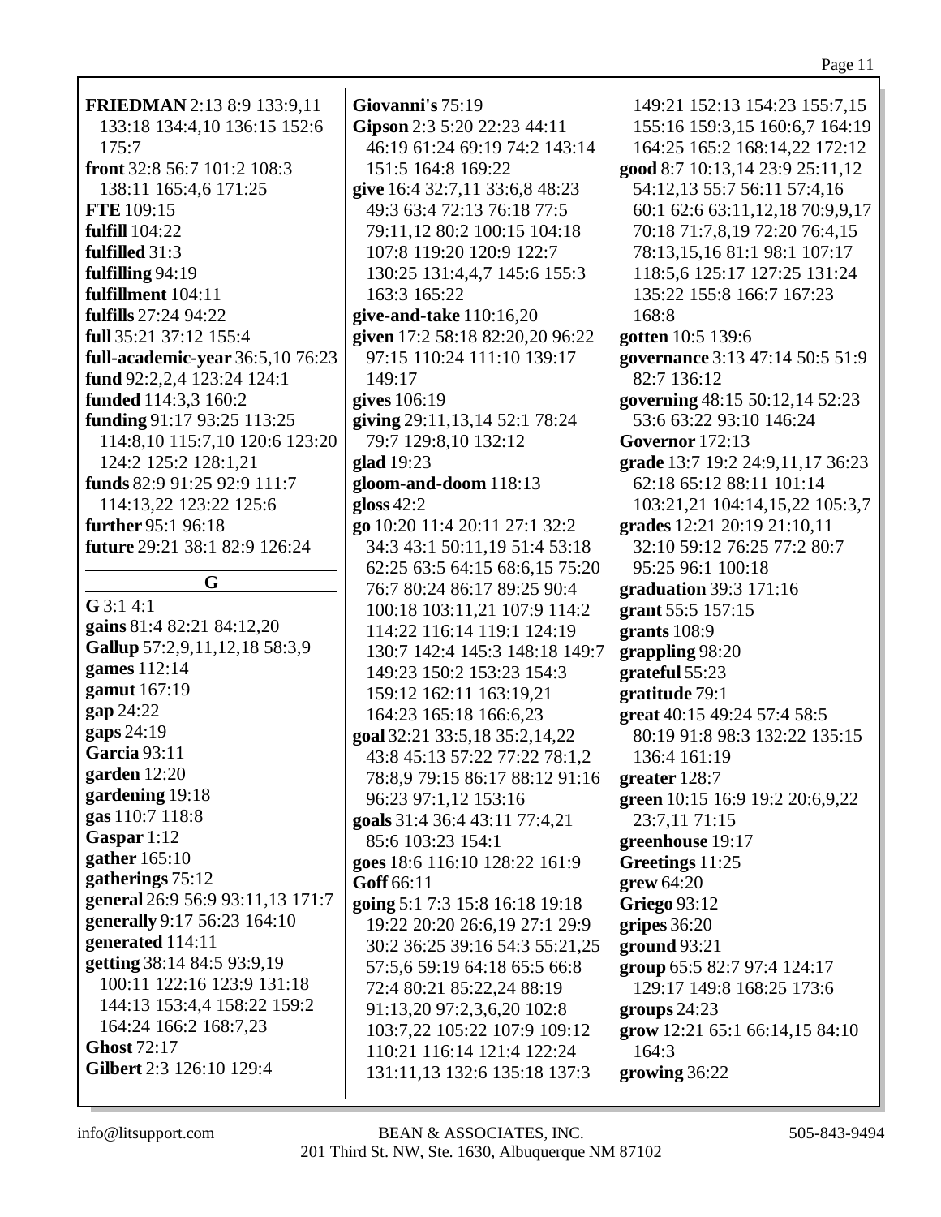**FRIEDMAN** 2:13 8:9 133:9,11 133:18 134:4,10 136:15 152:6 175:7
**front** 32:8 56:7 101:2 108:3 138:11 165:4,6 171:25
**FTE** 109:15
**fulfill** 104:22
**fulfilled** 31:3
**fulfilling** 94:19
**fulfillment** 104:11
**fulfills** 27:24 94:22
**full** 35:21 37:12 155:4
**full-academic-year** 36:5,10 76:23
**fund** 92:2,2,4 123:24 124:1
**funded** 114:3,3 160:2
**funding** 91:17 93:25 113:25 114:8,10 115:7,10 120:6 123:20 124:2 125:2 128:1,21
**funds** 82:9 91:25 92:9 111:7 114:13,22 123:22 125:6
**further** 95:1 96:18
**future** 29:21 38:1 82:9 126:24

## G

**G** 3:1 4:1
**gains** 81:4 82:21 84:12,20
**Gallup** 57:2,9,11,12,18 58:3,9
**games** 112:14
**gamut** 167:19
**gap** 24:22
**gaps** 24:19
**Garcia** 93:11
**garden** 12:20
**gardening** 19:18
**gas** 110:7 118:8
**Gaspar** 1:12
**gather** 165:10
**gatherings** 75:12
**general** 26:9 56:9 93:11,13 171:7
**generally** 9:17 56:23 164:10
**generated** 114:11
**getting** 38:14 84:5 93:9,19 100:11 122:16 123:9 131:18 144:13 153:4,4 158:22 159:2 164:24 166:2 168:7,23
**Ghost** 72:17
**Gilbert** 2:3 126:10 129:4
**Giovanni's** 75:19
**Gipson** 2:3 5:20 22:23 44:11 46:19 61:24 69:19 74:2 143:14 151:5 164:8 169:22
**give** 16:4 32:7,11 33:6,8 48:23 49:3 63:4 72:13 76:18 77:5 79:11,12 80:2 100:15 104:18 107:8 119:20 120:9 122:7 130:25 131:4,4,7 145:6 155:3 163:3 165:22
**give-and-take** 110:16,20
**given** 17:2 58:18 82:20,20 96:22 97:15 110:24 111:10 139:17 149:17
**gives** 106:19
**giving** 29:11,13,14 52:1 78:24 79:7 129:8,10 132:12
**glad** 19:23
**gloom-and-doom** 118:13
**gloss** 42:2
**go** 10:20 11:4 20:11 27:1 32:2 34:3 43:1 50:11,19 51:4 53:18 62:25 63:5 64:15 68:6,15 75:20 76:7 80:24 86:17 89:25 90:4 100:18 103:11,21 107:9 114:2 114:22 116:14 119:1 124:19 130:7 142:4 145:3 148:18 149:7 149:23 150:2 153:23 154:3 159:12 162:11 163:19,21 164:23 165:18 166:6,23
**goal** 32:21 33:5,18 35:2,14,22 43:8 45:13 57:22 77:22 78:1,2 78:8,9 79:15 86:17 88:12 91:16 96:23 97:1,12 153:16
**goals** 31:4 36:4 43:11 77:4,21 85:6 103:23 154:1
**goes** 18:6 116:10 128:22 161:9
**Goff** 66:11
**going** 5:1 7:3 15:8 16:18 19:18 19:22 20:20 26:6,19 27:1 29:9 30:2 36:25 39:16 54:3 55:21,25 57:5,6 59:19 64:18 65:5 66:8 72:4 80:21 85:22,24 88:19 91:13,20 97:2,3,6,20 102:8 103:7,22 105:22 107:9 109:12 110:21 116:14 121:4 122:24 131:11,13 132:6 135:18 137:3 149:21 152:13 154:23 155:7,15 155:16 159:3,15 160:6,7 164:19 164:25 165:2 168:14,22 172:12
**good** 8:7 10:13,14 23:9 25:11,12 54:12,13 55:7 56:11 57:4,16 60:1 62:6 63:11,12,18 70:9,9,17 70:18 71:7,8,19 72:20 76:4,15 78:13,15,16 81:1 98:1 107:17 118:5,6 125:17 127:25 131:24 135:22 155:8 166:7 167:23 168:8
**gotten** 10:5 139:6
**governance** 3:13 47:14 50:5 51:9 82:7 136:12
**governing** 48:15 50:12,14 52:23 53:6 63:22 93:10 146:24
**Governor** 172:13
**grade** 13:7 19:2 24:9,11,17 36:23 62:18 65:12 88:11 101:14 103:21,21 104:14,15,22 105:3,7
**grades** 12:21 20:19 21:10,11 32:10 59:12 76:25 77:2 80:7 95:25 96:1 100:18
**graduation** 39:3 171:16
**grant** 55:5 157:15
**grants** 108:9
**grappling** 98:20
**grateful** 55:23
**gratitude** 79:1
**great** 40:15 49:24 57:4 58:5 80:19 91:8 98:3 132:22 135:15 136:4 161:19
**greater** 128:7
**green** 10:15 16:9 19:2 20:6,9,22 23:7,11 71:15
**greenhouse** 19:17
**Greetings** 11:25
**grew** 64:20
**Griego** 93:12
**gripes** 36:20
**ground** 93:21
**group** 65:5 82:7 97:4 124:17 129:17 149:8 168:25 173:6
**groups** 24:23
**grow** 12:21 65:1 66:14,15 84:10 164:3
**growing** 36:22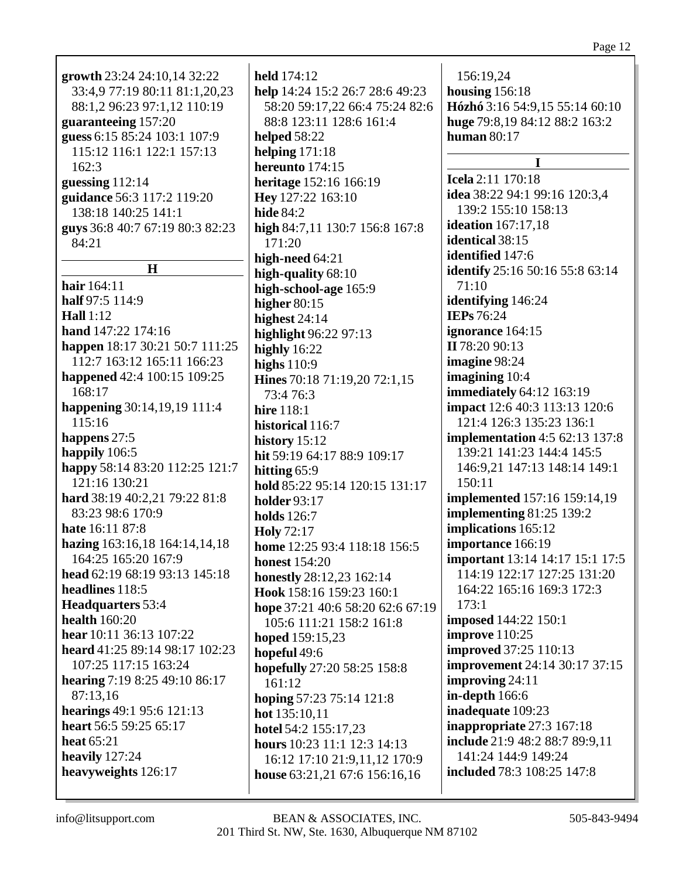**growth** 23:24 24:10,14 32:22 33:4,9 77:19 80:11 81:1,20,23 88:1,2 96:23 97:1,12 110:19
**guaranteeing** 157:20
**guess** 6:15 85:24 103:1 107:9 115:12 116:1 122:1 157:13 162:3
**guessing** 112:14
**guidance** 56:3 117:2 119:20 138:18 140:25 141:1
**guys** 36:8 40:7 67:19 80:3 82:23 84:21

**H**

**hair** 164:11
**half** 97:5 114:9
**Hall** 1:12
**hand** 147:22 174:16
**happen** 18:17 30:21 50:7 111:25 112:7 163:12 165:11 166:23
**happened** 42:4 100:15 109:25 168:17
**happening** 30:14,19,19 111:4 115:16
**happens** 27:5
**happily** 106:5
**happy** 58:14 83:20 112:25 121:7 121:16 130:21
**hard** 38:19 40:2,21 79:22 81:8 83:23 98:6 170:9
**hate** 16:11 87:8
**hazing** 163:16,18 164:14,14,18 164:25 165:20 167:9
**head** 62:19 68:19 93:13 145:18
**headlines** 118:5
**Headquarters** 53:4
**health** 160:20
**hear** 10:11 36:13 107:22
**heard** 41:25 89:14 98:17 102:23 107:25 117:15 163:24
**hearing** 7:19 8:25 49:10 86:17 87:13,16
**hearings** 49:1 95:6 121:13
**heart** 56:5 59:25 65:17
**heat** 65:21
**heavily** 127:24
**heavyweights** 126:17
**held** 174:12
**help** 14:24 15:2 26:7 28:6 49:23 58:20 59:17,22 66:4 75:24 82:6 88:8 123:11 128:6 161:4
**helped** 58:22
**helping** 171:18
**hereunto** 174:15
**heritage** 152:16 166:19
**Hey** 127:22 163:10
**hide** 84:2
**high** 84:7,11 130:7 156:8 167:8 171:20
**high-need** 64:21
**high-quality** 68:10
**high-school-age** 165:9
**higher** 80:15
**highest** 24:14
**highlight** 96:22 97:13
**highly** 16:22
**highs** 110:9
**Hines** 70:18 71:19,20 72:1,15 73:4 76:3
**hire** 118:1
**historical** 116:7
**history** 15:12
**hit** 59:19 64:17 88:9 109:17
**hitting** 65:9
**hold** 85:22 95:14 120:15 131:17
**holder** 93:17
**holds** 126:7
**Holy** 72:17
**home** 12:25 93:4 118:18 156:5
**honest** 154:20
**honestly** 28:12,23 162:14
**Hook** 158:16 159:23 160:1
**hope** 37:21 40:6 58:20 62:6 67:19 105:6 111:21 158:2 161:8
**hoped** 159:15,23
**hopeful** 49:6
**hopefully** 27:20 58:25 158:8 161:12
**hoping** 57:23 75:14 121:8
**hot** 135:10,11
**hotel** 54:2 155:17,23
**hours** 10:23 11:1 12:3 14:13 16:12 17:10 21:9,11,12 170:9
**house** 63:21,21 67:6 156:16,16 156:19,24
**housing** 156:18
**Hózhó** 3:16 54:9,15 55:14 60:10
**huge** 79:8,19 84:12 88:2 163:2
**human** 80:17

**I**

**Icela** 2:11 170:18
**idea** 38:22 94:1 99:16 120:3,4 139:2 155:10 158:13
**ideation** 167:17,18
**identical** 38:15
**identified** 147:6
**identify** 25:16 50:16 55:8 63:14 71:10
**identifying** 146:24
**IEPs** 76:24
**ignorance** 164:15
**II** 78:20 90:13
**imagine** 98:24
**imagining** 10:4
**immediately** 64:12 163:19
**impact** 12:6 40:3 113:13 120:6 121:4 126:3 135:23 136:1
**implementation** 4:5 62:13 137:8 139:21 141:23 144:4 145:5 146:9,21 147:13 148:14 149:1 150:11
**implemented** 157:16 159:14,19
**implementing** 81:25 139:2
**implications** 165:12
**importance** 166:19
**important** 13:14 14:17 15:1 17:5 114:19 122:17 127:25 131:20 164:22 165:16 169:3 172:3 173:1
**imposed** 144:22 150:1
**improve** 110:25
**improved** 37:25 110:13
**improvement** 24:14 30:17 37:15
**improving** 24:11
**in-depth** 166:6
**inadequate** 109:23
**inappropriate** 27:3 167:18
**include** 21:9 48:2 88:7 89:9,11 141:24 144:9 149:24
**included** 78:3 108:25 147:8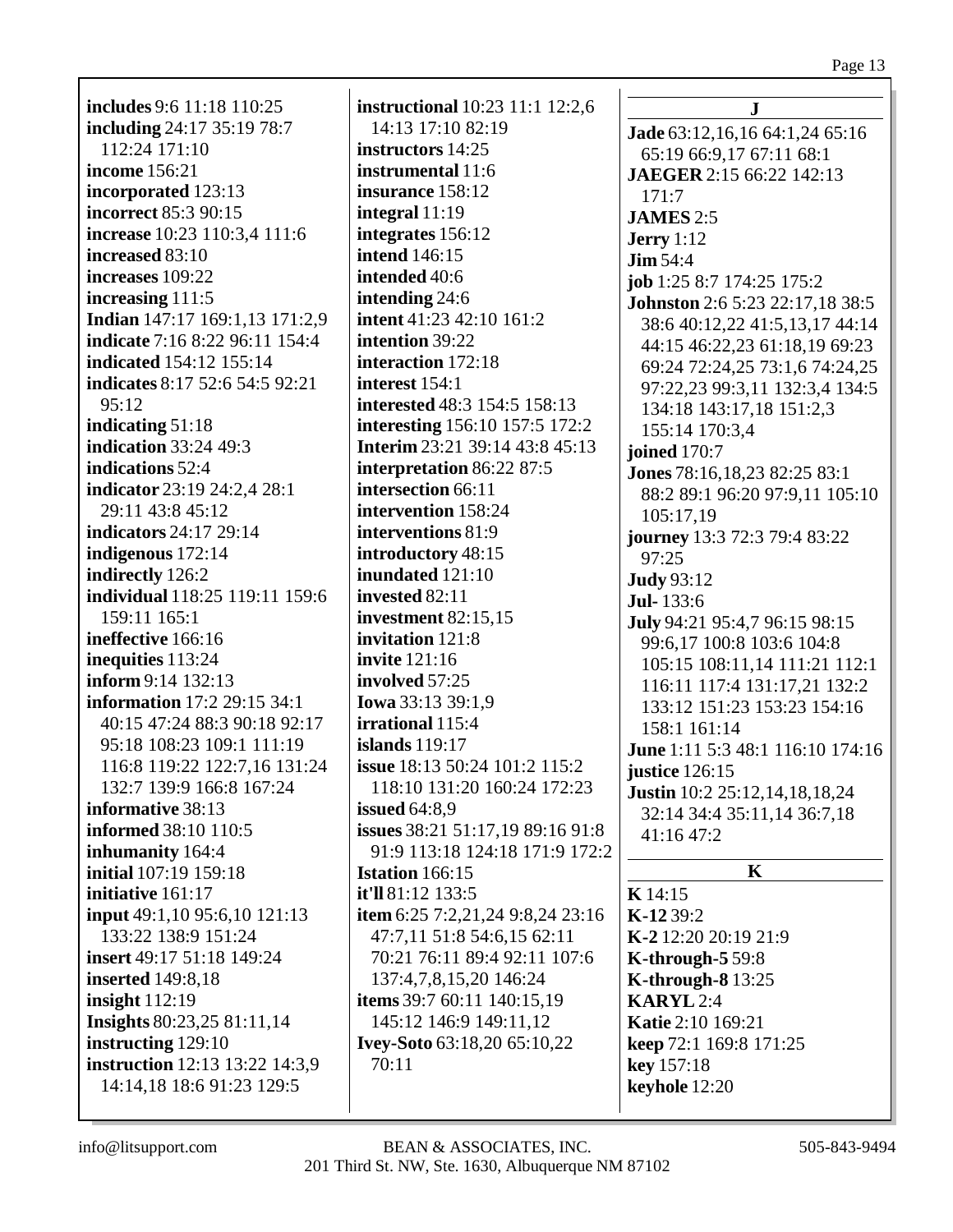**includes** 9:6 11:18 110:25
**including** 24:17 35:19 78:7 112:24 171:10
**income** 156:21
**incorporated** 123:13
**incorrect** 85:3 90:15
**increase** 10:23 110:3,4 111:6
**increased** 83:10
**increases** 109:22
**increasing** 111:5
**Indian** 147:17 169:1,13 171:2,9
**indicate** 7:16 8:22 96:11 154:4
**indicated** 154:12 155:14
**indicates** 8:17 52:6 54:5 92:21 95:12
**indicating** 51:18
**indication** 33:24 49:3
**indications** 52:4
**indicator** 23:19 24:2,4 28:1 29:11 43:8 45:12
**indicators** 24:17 29:14
**indigenous** 172:14
**indirectly** 126:2
**individual** 118:25 119:11 159:6 159:11 165:1
**ineffective** 166:16
**inequities** 113:24
**inform** 9:14 132:13
**information** 17:2 29:15 34:1 40:15 47:24 88:3 90:18 92:17 95:18 108:23 109:1 111:19 116:8 119:22 122:7,16 131:24 132:7 139:9 166:8 167:24
**informative** 38:13
**informed** 38:10 110:5
**inhumanity** 164:4
**initial** 107:19 159:18
**initiative** 161:17
**input** 49:1,10 95:6,10 121:13 133:22 138:9 151:24
**insert** 49:17 51:18 149:24
**inserted** 149:8,18
**insight** 112:19
**Insights** 80:23,25 81:11,14
**instructing** 129:10
**instruction** 12:13 13:22 14:3,9 14:14,18 18:6 91:23 129:5
**instructional** 10:23 11:1 12:2,6 14:13 17:10 82:19
**instructors** 14:25
**instrumental** 11:6
**insurance** 158:12
**integral** 11:19
**integrates** 156:12
**intend** 146:15
**intended** 40:6
**intending** 24:6
**intent** 41:23 42:10 161:2
**intention** 39:22
**interaction** 172:18
**interest** 154:1
**interested** 48:3 154:5 158:13
**interesting** 156:10 157:5 172:2
**Interim** 23:21 39:14 43:8 45:13
**interpretation** 86:22 87:5
**intersection** 66:11
**intervention** 158:24
**interventions** 81:9
**introductory** 48:15
**inundated** 121:10
**invested** 82:11
**investment** 82:15,15
**invitation** 121:8
**invite** 121:16
**involved** 57:25
**Iowa** 33:13 39:1,9
**irrational** 115:4
**islands** 119:17
**issue** 18:13 50:24 101:2 115:2 118:10 131:20 160:24 172:23
**issued** 64:8,9
**issues** 38:21 51:17,19 89:16 91:8 91:9 113:18 124:18 171:9 172:2
**Istation** 166:15
**it'll** 81:12 133:5
**item** 6:25 7:2,21,24 9:8,24 23:16 47:7,11 51:8 54:6,15 62:11 70:21 76:11 89:4 92:11 107:6 137:4,7,8,15,20 146:24
**items** 39:7 60:11 140:15,19 145:12 146:9 149:11,12
**Ivey-Soto** 63:18,20 65:10,22 70:11

## J

**Jade** 63:12,16,16 64:1,24 65:16 65:19 66:9,17 67:11 68:1
**JAEGER** 2:15 66:22 142:13 171:7
**JAMES** 2:5
**Jerry** 1:12
**Jim** 54:4
**job** 1:25 8:7 174:25 175:2
**Johnston** 2:6 5:23 22:17,18 38:5 38:6 40:12,22 41:5,13,17 44:14 44:15 46:22,23 61:18,19 69:23 69:24 72:24,25 73:1,6 74:24,25 97:22,23 99:3,11 132:3,4 134:5 134:18 143:17,18 151:2,3 155:14 170:3,4
**joined** 170:7
**Jones** 78:16,18,23 82:25 83:1 88:2 89:1 96:20 97:9,11 105:10 105:17,19
**journey** 13:3 72:3 79:4 83:22 97:25
**Judy** 93:12
**Jul-** 133:6
**July** 94:21 95:4,7 96:15 98:15 99:6,17 100:8 103:6 104:8 105:15 108:11,14 111:21 112:1 116:11 117:4 131:17,21 132:2 133:12 151:23 153:23 154:16 158:1 161:14
**June** 1:11 5:3 48:1 116:10 174:16
**justice** 126:15
**Justin** 10:2 25:12,14,18,18,24 32:14 34:4 35:11,14 36:7,18 41:16 47:2

## K

**K** 14:15
**K-12** 39:2
**K-2** 12:20 20:19 21:9
**K-through-5** 59:8
**K-through-8** 13:25
**KARYL** 2:4
**Katie** 2:10 169:21
**keep** 72:1 169:8 171:25
**key** 157:18
**keyhole** 12:20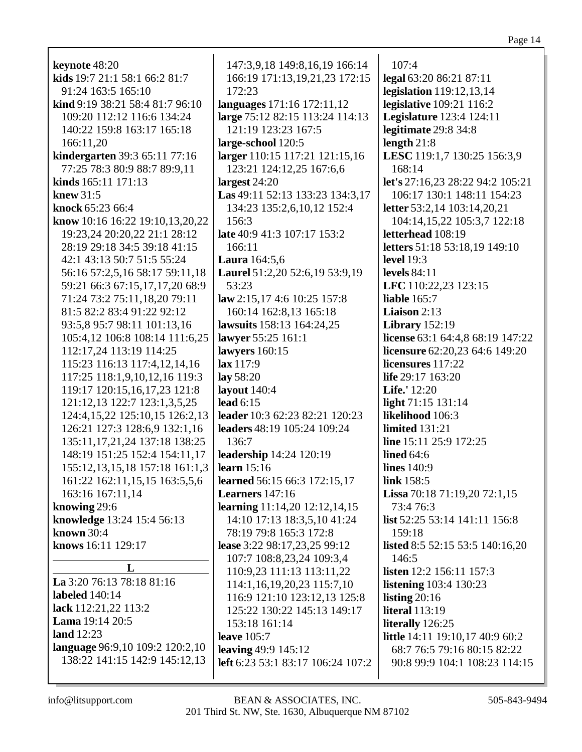**keynote** 48:20
**kids** 19:7 21:1 58:1 66:2 81:7 91:24 163:5 165:10
**kind** 9:19 38:21 58:4 81:7 96:10 109:20 112:12 116:6 134:24 140:22 159:8 163:17 165:18 166:11,20
**kindergarten** 39:3 65:11 77:16 77:25 78:3 80:9 88:7 89:9,11
**kinds** 165:11 171:13
**knew** 31:5
**knock** 65:23 66:4
**know** 10:16 16:22 19:10,13,20,22 19:23,24 20:20,22 21:1 28:12 28:19 29:18 34:5 39:18 41:15 42:1 43:13 50:7 51:5 55:24 56:16 57:2,5,16 58:17 59:11,18 59:21 66:3 67:15,17,17,20 68:9 71:24 73:2 75:11,18,20 79:11 81:5 82:2 83:4 91:22 92:12 93:5,8 95:7 98:11 101:13,16 105:4,12 106:8 108:14 111:6,25 112:17,24 113:19 114:25 115:23 116:13 117:4,12,14,16 117:25 118:1,9,10,12,16 119:3 119:17 120:15,16,17,23 121:8 121:12,13 122:7 123:1,3,5,25 124:4,15,22 125:10,15 126:2,13 126:21 127:3 128:6,9 132:1,16 135:11,17,21,24 137:18 138:25 148:19 151:25 152:4 154:11,17 155:12,13,15,18 157:18 161:1,3 161:22 162:11,15,15 163:5,5,6 163:16 167:11,14
**knowing** 29:6
**knowledge** 13:24 15:4 56:13
**known** 30:4
**knows** 16:11 129:17

## L

**La** 3:20 76:13 78:18 81:16
**labeled** 140:14
**lack** 112:21,22 113:2
**Lama** 19:14 20:5
**land** 12:23
**language** 96:9,10 109:2 120:2,10 138:22 141:15 142:9 145:12,13 147:3,9,18 149:8,16,19 166:14 166:19 171:13,19,21,23 172:15 172:23
**languages** 171:16 172:11,12
**large** 75:12 82:15 113:24 114:13 121:19 123:23 167:5
**large-school** 120:5
**larger** 110:15 117:21 121:15,16 123:21 124:12,25 167:6,6
**largest** 24:20
**Las** 49:11 52:13 133:23 134:3,17 134:23 135:2,6,10,12 152:4 156:3
**late** 40:9 41:3 107:17 153:2 166:11
**Laura** 164:5,6
**Laurel** 51:2,20 52:6,19 53:9,19 53:23
**law** 2:15,17 4:6 10:25 157:8 160:14 162:8,13 165:18
**lawsuits** 158:13 164:24,25
**lawyer** 55:25 161:1
**lawyers** 160:15
**lax** 117:9
**lay** 58:20
**layout** 140:4
**lead** 6:15
**leader** 10:3 62:23 82:21 120:23
**leaders** 48:19 105:24 109:24 136:7
**leadership** 14:24 120:19
**learn** 15:16
**learned** 56:15 66:3 172:15,17
**Learners** 147:16
**learning** 11:14,20 12:12,14,15 14:10 17:13 18:3,5,10 41:24 78:19 79:8 165:3 172:8
**lease** 3:22 98:17,23,25 99:12 107:7 108:8,23,24 109:3,4 110:9,23 111:13 113:11,22 114:1,16,19,20,23 115:7,10 116:9 121:10 123:12,13 125:8 125:22 130:22 145:13 149:17 153:18 161:14
**leave** 105:7
**leaving** 49:9 145:12
**left** 6:23 53:1 83:17 106:24 107:2 107:4
**legal** 63:20 86:21 87:11
**legislation** 119:12,13,14
**legislative** 109:21 116:2
**Legislature** 123:4 124:11
**legitimate** 29:8 34:8
**length** 21:8
**LESC** 119:1,7 130:25 156:3,9 168:14
**let's** 27:16,23 28:22 94:2 105:21 106:17 130:1 148:11 154:23
**letter** 53:2,14 103:14,20,21 104:14,15,22 105:3,7 122:18
**letterhead** 108:19
**letters** 51:18 53:18,19 149:10
**level** 19:3
**levels** 84:11
**LFC** 110:22,23 123:15
**liable** 165:7
**Liaison** 2:13
**Library** 152:19
**license** 63:1 64:4,8 68:19 147:22
**licensure** 62:20,23 64:6 149:20
**licensures** 117:22
**life** 29:17 163:20
**Life.'** 12:20
**light** 71:15 131:14
**likelihood** 106:3
**limited** 131:21
**line** 15:11 25:9 172:25
**lined** 64:6
**lines** 140:9
**link** 158:5
**Lissa** 70:18 71:19,20 72:1,15 73:4 76:3
**list** 52:25 53:14 141:11 156:8 159:18
**listed** 8:5 52:15 53:5 140:16,20 146:5
**listen** 12:2 156:11 157:3
**listening** 103:4 130:23
**listing** 20:16
**literal** 113:19
**literally** 126:25
**little** 14:11 19:10,17 40:9 60:2 68:7 76:5 79:16 80:15 82:22 90:8 99:9 104:1 108:23 114:15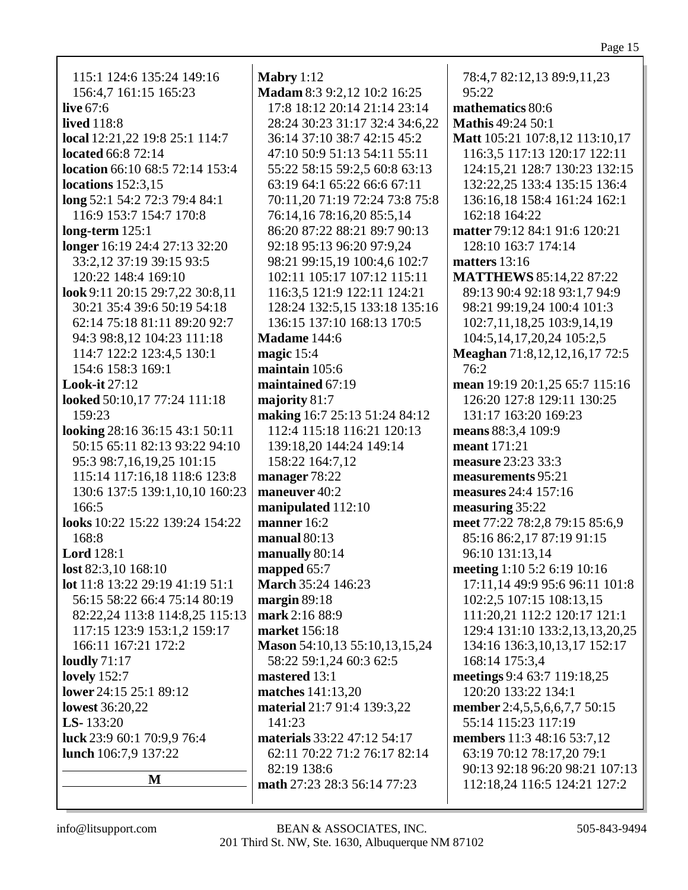115:1 124:6 135:24 149:16 156:4,7 161:15 165:23
**live** 67:6
**lived** 118:8
**local** 12:21,22 19:8 25:1 114:7
**located** 66:8 72:14
**location** 66:10 68:5 72:14 153:4
**locations** 152:3,15
**long** 52:1 54:2 72:3 79:4 84:1 116:9 153:7 154:7 170:8
**long-term** 125:1
**longer** 16:19 24:4 27:13 32:20 33:2,12 37:19 39:15 93:5 120:22 148:4 169:10
**look** 9:11 20:15 29:7,22 30:8,11 30:21 35:4 39:6 50:19 54:18 62:14 75:18 81:11 89:20 92:7 94:3 98:8,12 104:23 111:18 114:7 122:2 123:4,5 130:1 154:6 158:3 169:1
**Look-it** 27:12
**looked** 50:10,17 77:24 111:18 159:23
**looking** 28:16 36:15 43:1 50:11 50:15 65:11 82:13 93:22 94:10 95:3 98:7,16,19,25 101:15 115:14 117:16,18 118:6 123:8 130:6 137:5 139:1,10,10 160:23 166:5
**looks** 10:22 15:22 139:24 154:22 168:8
**Lord** 128:1
**lost** 82:3,10 168:10
**lot** 11:8 13:22 29:19 41:19 51:1 56:15 58:22 66:4 75:14 80:19 82:22,24 113:8 114:8,25 115:13 117:15 123:9 153:1,2 159:17 166:11 167:21 172:2
**loudly** 71:17
**lovely** 152:7
**lower** 24:15 25:1 89:12
**lowest** 36:20,22
**LS-** 133:20
**luck** 23:9 60:1 70:9,9 76:4
**lunch** 106:7,9 137:22

## M

**Mabry** 1:12
**Madam** 8:3 9:2,12 10:2 16:25 17:8 18:12 20:14 21:14 23:14 28:24 30:23 31:17 32:4 34:6,22 36:14 37:10 38:7 42:15 45:2 47:10 50:9 51:13 54:11 55:11 55:22 58:15 59:2,5 60:8 63:13 63:19 64:1 65:22 66:6 67:11 70:11,20 71:19 72:24 73:8 75:8 76:14,16 78:16,20 85:5,14 86:20 87:22 88:21 89:7 90:13 92:18 95:13 96:20 97:9,24 98:21 99:15,19 100:4,6 102:7 102:11 105:17 107:12 115:11 116:3,5 121:9 122:11 124:21 128:24 132:5,15 133:18 135:16 136:15 137:10 168:13 170:5
**Madame** 144:6
**magic** 15:4
**maintain** 105:6
**maintained** 67:19
**majority** 81:7
**making** 16:7 25:13 51:24 84:12 112:4 115:18 116:21 120:13 139:18,20 144:24 149:14 158:22 164:7,12
**manager** 78:22
**maneuver** 40:2
**manipulated** 112:10
**manner** 16:2
**manual** 80:13
**manually** 80:14
**mapped** 65:7
**March** 35:24 146:23
**margin** 89:18
**mark** 2:16 88:9
**market** 156:18
**Mason** 54:10,13 55:10,13,15,24 58:22 59:1,24 60:3 62:5
**mastered** 13:1
**matches** 141:13,20
**material** 21:7 91:4 139:3,22 141:23
**materials** 33:22 47:12 54:17 62:11 70:22 71:2 76:17 82:14 82:19 138:6
**math** 27:23 28:3 56:14 77:23 78:4,7 82:12,13 89:9,11,23 95:22
**mathematics** 80:6
**Mathis** 49:24 50:1
**Matt** 105:21 107:8,12 113:10,17 116:3,5 117:13 120:17 122:11 124:15,21 128:7 130:23 132:15 132:22,25 133:4 135:15 136:4 136:16,18 158:4 161:24 162:1 162:18 164:22
**matter** 79:12 84:1 91:6 120:21 128:10 163:7 174:14
**matters** 13:16
**MATTHEWS** 85:14,22 87:22 89:13 90:4 92:18 93:1,7 94:9 98:21 99:19,24 100:4 101:3 102:7,11,18,25 103:9,14,19 104:5,14,17,20,24 105:2,5
**Meaghan** 71:8,12,12,16,17 72:5 76:2
**mean** 19:19 20:1,25 65:7 115:16 126:20 127:8 129:11 130:25 131:17 163:20 169:23
**means** 88:3,4 109:9
**meant** 171:21
**measure** 23:23 33:3
**measurements** 95:21
**measures** 24:4 157:16
**measuring** 35:22
**meet** 77:22 78:2,8 79:15 85:6,9 85:16 86:2,17 87:19 91:15 96:10 131:13,14
**meeting** 1:10 5:2 6:19 10:16 17:11,14 49:9 95:6 96:11 101:8 102:2,5 107:15 108:13,15 111:20,21 112:2 120:17 121:1 129:4 131:10 133:2,13,13,20,25 134:16 136:3,10,13,17 152:17 168:14 175:3,4
**meetings** 9:4 63:7 119:18,25 120:20 133:22 134:1
**member** 2:4,5,5,6,6,7,7 50:15 55:14 115:23 117:19
**members** 11:3 48:16 53:7,12 63:19 70:12 78:17,20 79:1 90:13 92:18 96:20 98:21 107:13 112:18,24 116:5 124:21 127:2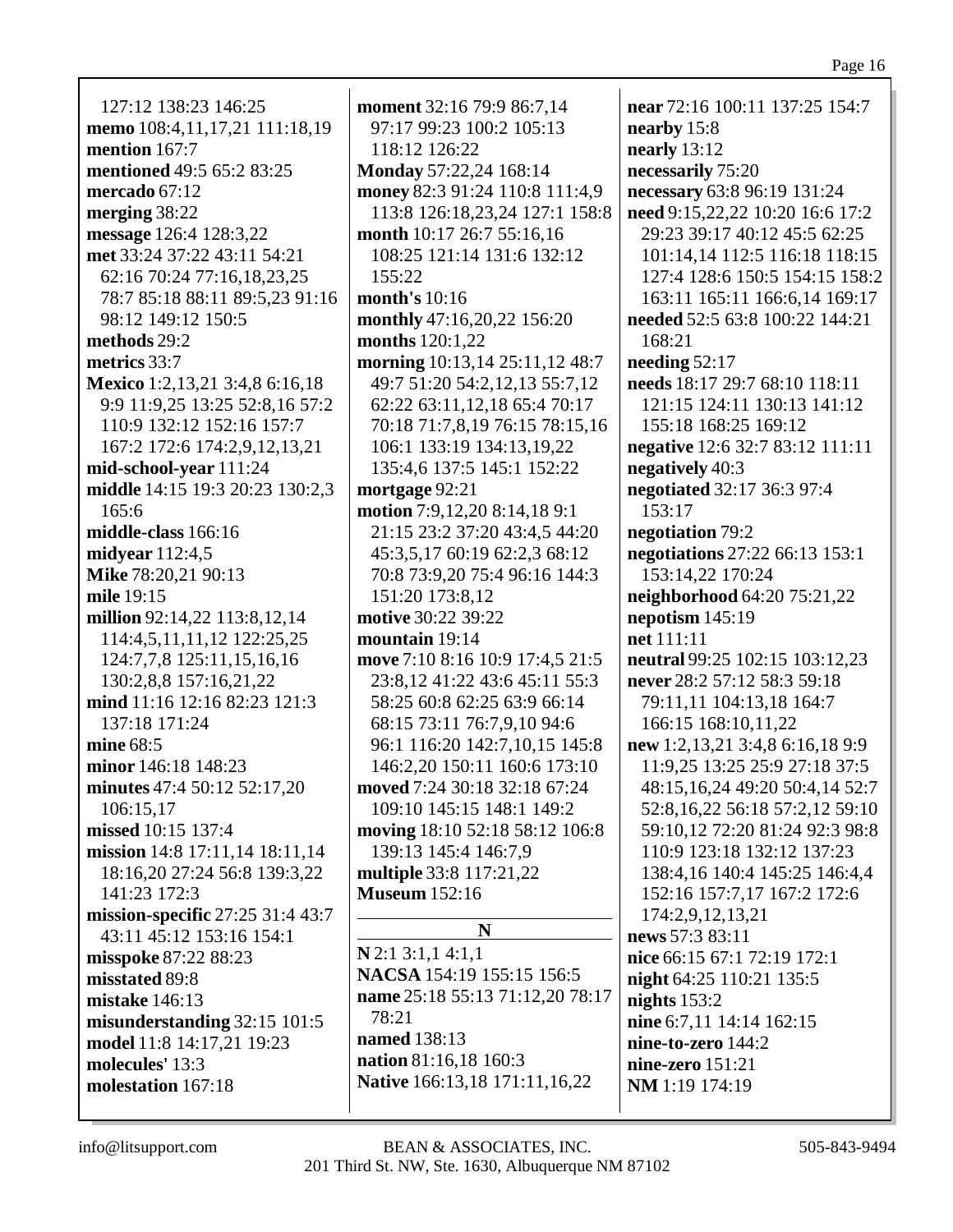127:12 138:23 146:25
**memo** 108:4,11,17,21 111:18,19
**mention** 167:7
**mentioned** 49:5 65:2 83:25
**mercado** 67:12
**merging** 38:22
**message** 126:4 128:3,22
**met** 33:24 37:22 43:11 54:21 62:16 70:24 77:16,18,23,25 78:7 85:18 88:11 89:5,23 91:16 98:12 149:12 150:5
**methods** 29:2
**metrics** 33:7
**Mexico** 1:2,13,21 3:4,8 6:16,18 9:9 11:9,25 13:25 52:8,16 57:2 110:9 132:12 152:16 157:7 167:2 172:6 174:2,9,12,13,21
**mid-school-year** 111:24
**middle** 14:15 19:3 20:23 130:2,3 165:6
**middle-class** 166:16
**midyear** 112:4,5
**Mike** 78:20,21 90:13
**mile** 19:15
**million** 92:14,22 113:8,12,14 114:4,5,11,11,12 122:25,25 124:7,7,8 125:11,15,16,16 130:2,8,8 157:16,21,22
**mind** 11:16 12:16 82:23 121:3 137:18 171:24
**mine** 68:5
**minor** 146:18 148:23
**minutes** 47:4 50:12 52:17,20 106:15,17
**missed** 10:15 137:4
**mission** 14:8 17:11,14 18:11,14 18:16,20 27:24 56:8 139:3,22 141:23 172:3
**mission-specific** 27:25 31:4 43:7 43:11 45:12 153:16 154:1
**misspoke** 87:22 88:23
**misstated** 89:8
**mistake** 146:13
**misunderstanding** 32:15 101:5
**model** 11:8 14:17,21 19:23
**molecules'** 13:3
**molestation** 167:18
**moment** 32:16 79:9 86:7,14 97:17 99:23 100:2 105:13 118:12 126:22
**Monday** 57:22,24 168:14
**money** 82:3 91:24 110:8 111:4,9 113:8 126:18,23,24 127:1 158:8
**month** 10:17 26:7 55:16,16 108:25 121:14 131:6 132:12 155:22
**month's** 10:16
**monthly** 47:16,20,22 156:20
**months** 120:1,22
**morning** 10:13,14 25:11,12 48:7 49:7 51:20 54:2,12,13 55:7,12 62:22 63:11,12,18 65:4 70:17 70:18 71:7,8,19 76:15 78:15,16 106:1 133:19 134:13,19,22 135:4,6 137:5 145:1 152:22
**mortgage** 92:21
**motion** 7:9,12,20 8:14,18 9:1 21:15 23:2 37:20 43:4,5 44:20 45:3,5,17 60:19 62:2,3 68:12 70:8 73:9,20 75:4 96:16 144:3 151:20 173:8,12
**motive** 30:22 39:22
**mountain** 19:14
**move** 7:10 8:16 10:9 17:4,5 21:5 23:8,12 41:22 43:6 45:11 55:3 58:25 60:8 62:25 63:9 66:14 68:15 73:11 76:7,9,10 94:6 96:1 116:20 142:7,10,15 145:8 146:2,20 150:11 160:6 173:10
**moved** 7:24 30:18 32:18 67:24 109:10 145:15 148:1 149:2
**moving** 18:10 52:18 58:12 106:8 139:13 145:4 146:7,9
**multiple** 33:8 117:21,22
**Museum** 152:16

## N

**N** 2:1 3:1,1 4:1,1
**NACSA** 154:19 155:15 156:5
**name** 25:18 55:13 71:12,20 78:17 78:21
**named** 138:13
**nation** 81:16,18 160:3
**Native** 166:13,18 171:11,16,22
**near** 72:16 100:11 137:25 154:7
**nearby** 15:8
**nearly** 13:12
**necessarily** 75:20
**necessary** 63:8 96:19 131:24
**need** 9:15,22,22 10:20 16:6 17:2 29:23 39:17 40:12 45:5 62:25 101:14,14 112:5 116:18 118:15 127:4 128:6 150:5 154:15 158:2 163:11 165:11 166:6,14 169:17
**needed** 52:5 63:8 100:22 144:21 168:21
**needing** 52:17
**needs** 18:17 29:7 68:10 118:11 121:15 124:11 130:13 141:12 155:18 168:25 169:12
**negative** 12:6 32:7 83:12 111:11
**negatively** 40:3
**negotiated** 32:17 36:3 97:4 153:17
**negotiation** 79:2
**negotiations** 27:22 66:13 153:1 153:14,22 170:24
**neighborhood** 64:20 75:21,22
**nepotism** 145:19
**net** 111:11
**neutral** 99:25 102:15 103:12,23
**never** 28:2 57:12 58:3 59:18 79:11,11 104:13,18 164:7 166:15 168:10,11,22
**new** 1:2,13,21 3:4,8 6:16,18 9:9 11:9,25 13:25 25:9 27:18 37:5 48:15,16,24 49:20 50:4,14 52:7 52:8,16,22 56:18 57:2,12 59:10 59:10,12 72:20 81:24 92:3 98:8 110:9 123:18 132:12 137:23 138:4,16 140:4 145:25 146:4,4 152:16 157:7,17 167:2 172:6 174:2,9,12,13,21
**news** 57:3 83:11
**nice** 66:15 67:1 72:19 172:1
**night** 64:25 110:21 135:5
**nights** 153:2
**nine** 6:7,11 14:14 162:15
**nine-to-zero** 144:2
**nine-zero** 151:21
**NM** 1:19 174:19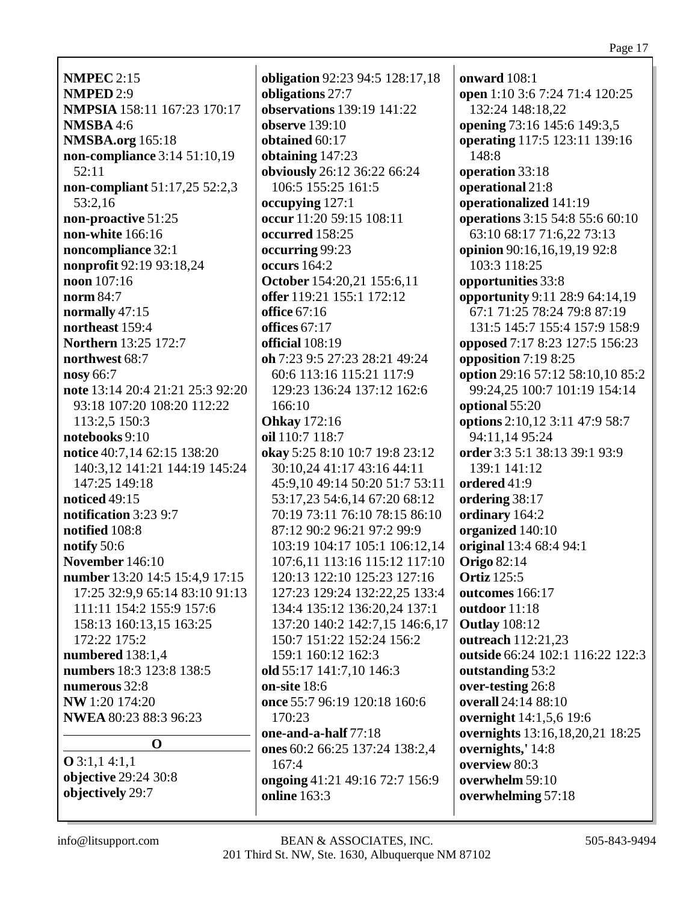**NMPEC** 2:15
**NMPED** 2:9
**NMPSIA** 158:11 167:23 170:17
**NMSBA** 4:6
**NMSBA.org** 165:18
**non-compliance** 3:14 51:10,19 52:11
**non-compliant** 51:17,25 52:2,3 53:2,16
**non-proactive** 51:25
**non-white** 166:16
**noncompliance** 32:1
**nonprofit** 92:19 93:18,24
**noon** 107:16
**norm** 84:7
**normally** 47:15
**northeast** 159:4
**Northern** 13:25 172:7
**northwest** 68:7
**nosy** 66:7
**note** 13:14 20:4 21:21 25:3 92:20 93:18 107:20 108:20 112:22 113:2,5 150:3
**notebooks** 9:10
**notice** 40:7,14 62:15 138:20 140:3,12 141:21 144:19 145:24 147:25 149:18
**noticed** 49:15
**notification** 3:23 9:7
**notified** 108:8
**notify** 50:6
**November** 146:10
**number** 13:20 14:5 15:4,9 17:15 17:25 32:9,9 65:14 83:10 91:13 111:11 154:2 155:9 157:6 158:13 160:13,15 163:25 172:22 175:2
**numbered** 138:1,4
**numbers** 18:3 123:8 138:5
**numerous** 32:8
**NW** 1:20 174:20
**NWEA** 80:23 88:3 96:23

## O

**O** 3:1,1 4:1,1
**objective** 29:24 30:8
**objectively** 29:7
**obligation** 92:23 94:5 128:17,18
**obligations** 27:7
**observations** 139:19 141:22
**observe** 139:10
**obtained** 60:17
**obtaining** 147:23
**obviously** 26:12 36:22 66:24 106:5 155:25 161:5
**occupying** 127:1
**occur** 11:20 59:15 108:11
**occurred** 158:25
**occurring** 99:23
**occurs** 164:2
**October** 154:20,21 155:6,11
**offer** 119:21 155:1 172:12
**office** 67:16
**offices** 67:17
**official** 108:19
**oh** 7:23 9:5 27:23 28:21 49:24 60:6 113:16 115:21 117:9 129:23 136:24 137:12 162:6 166:10
**Ohkay** 172:16
**oil** 110:7 118:7
**okay** 5:25 8:10 10:7 19:8 23:12 30:10,24 41:17 43:16 44:11 45:9,10 49:14 50:20 51:7 53:11 53:17,23 54:6,14 67:20 68:12 70:19 73:11 76:10 78:15 86:10 87:12 90:2 96:21 97:2 99:9 103:19 104:17 105:1 106:12,14 107:6,11 113:16 115:12 117:10 120:13 122:10 125:23 127:16 127:23 129:24 132:22,25 133:4 134:4 135:12 136:20,24 137:1 137:20 140:2 142:7,15 146:6,17 150:7 151:22 152:24 156:2 159:1 160:12 162:3
**old** 55:17 141:7,10 146:3
**on-site** 18:6
**once** 55:7 96:19 120:18 160:6 170:23
**one-and-a-half** 77:18
**ones** 60:2 66:25 137:24 138:2,4 167:4
**ongoing** 41:21 49:16 72:7 156:9
**online** 163:3
**onward** 108:1
**open** 1:10 3:6 7:24 71:4 120:25 132:24 148:18,22
**opening** 73:16 145:6 149:3,5
**operating** 117:5 123:11 139:16 148:8
**operation** 33:18
**operational** 21:8
**operationalized** 141:19
**operations** 3:15 54:8 55:6 60:10 63:10 68:17 71:6,22 73:13
**opinion** 90:16,16,19,19 92:8 103:3 118:25
**opportunities** 33:8
**opportunity** 9:11 28:9 64:14,19 67:1 71:25 78:24 79:8 87:19 131:5 145:7 155:4 157:9 158:9
**opposed** 7:17 8:23 127:5 156:23
**opposition** 7:19 8:25
**option** 29:16 57:12 58:10,10 85:2 99:24,25 100:7 101:19 154:14
**optional** 55:20
**options** 2:10,12 3:11 47:9 58:7 94:11,14 95:24
**order** 3:3 5:1 38:13 39:1 93:9 139:1 141:12
**ordered** 41:9
**ordering** 38:17
**ordinary** 164:2
**organized** 140:10
**original** 13:4 68:4 94:1
**Origo** 82:14
**Ortiz** 125:5
**outcomes** 166:17
**outdoor** 11:18
**Outlay** 108:12
**outreach** 112:21,23
**outside** 66:24 102:1 116:22 122:3
**outstanding** 53:2
**over-testing** 26:8
**overall** 24:14 88:10
**overnight** 14:1,5,6 19:6
**overnights** 13:16,18,20,21 18:25
**overnights,'** 14:8
**overview** 80:3
**overwhelm** 59:10
**overwhelming** 57:18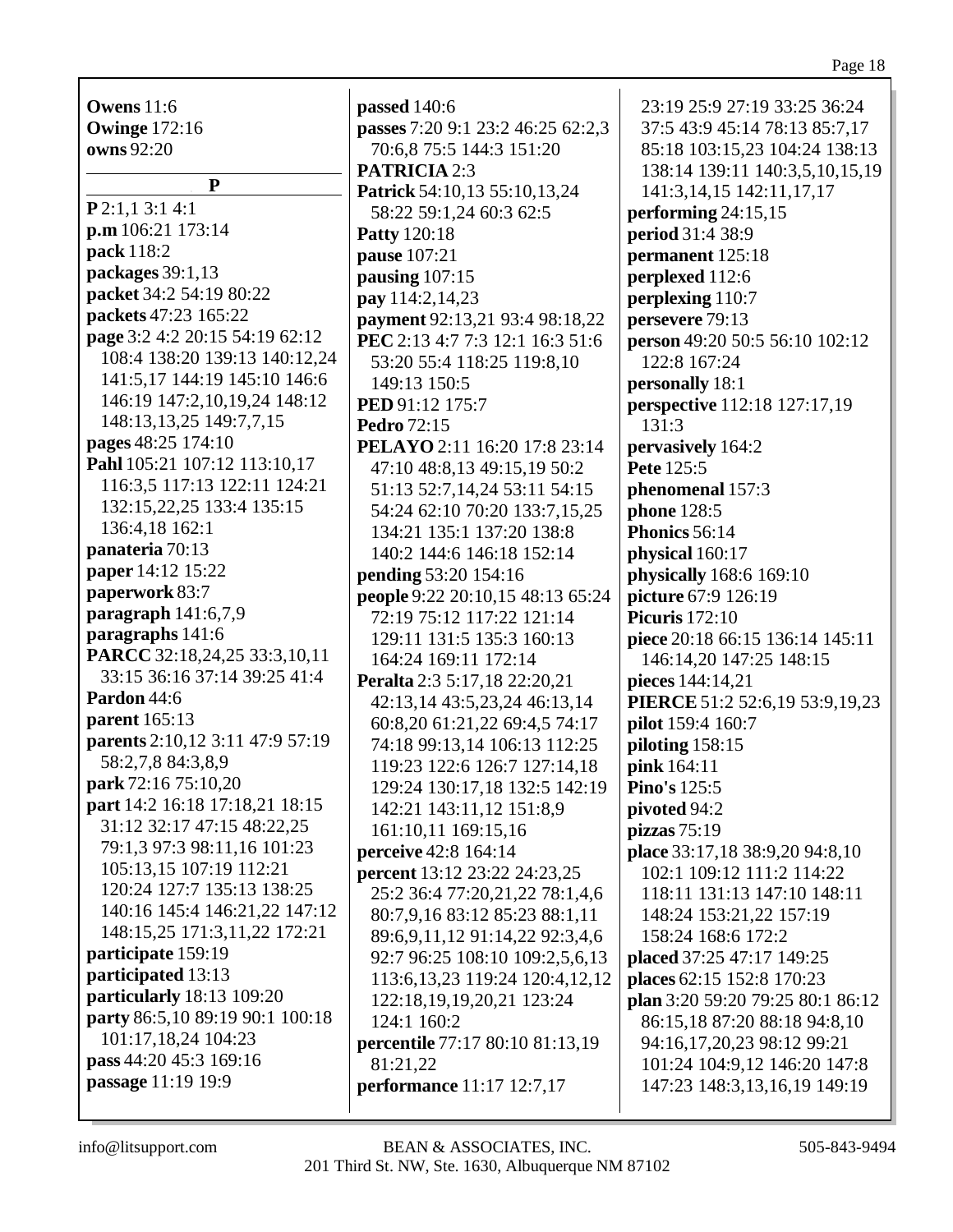**Owens** 11:6
**Owinge** 172:16
**owns** 92:20

## P

**P** 2:1,1 3:1 4:1
**p.m** 106:21 173:14
**pack** 118:2
**packages** 39:1,13
**packet** 34:2 54:19 80:22
**packets** 47:23 165:22
**page** 3:2 4:2 20:15 54:19 62:12 108:4 138:20 139:13 140:12,24 141:5,17 144:19 145:10 146:6 146:19 147:2,10,19,24 148:12 148:13,13,25 149:7,7,15
**pages** 48:25 174:10
**Pahl** 105:21 107:12 113:10,17 116:3,5 117:13 122:11 124:21 132:15,22,25 133:4 135:15 136:4,18 162:1
**panateria** 70:13
**paper** 14:12 15:22
**paperwork** 83:7
**paragraph** 141:6,7,9
**paragraphs** 141:6
**PARCC** 32:18,24,25 33:3,10,11 33:15 36:16 37:14 39:25 41:4
**Pardon** 44:6
**parent** 165:13
**parents** 2:10,12 3:11 47:9 57:19 58:2,7,8 84:3,8,9
**park** 72:16 75:10,20
**part** 14:2 16:18 17:18,21 18:15 31:12 32:17 47:15 48:22,25 79:1,3 97:3 98:11,16 101:23 105:13,15 107:19 112:21 120:24 127:7 135:13 138:25 140:16 145:4 146:21,22 147:12 148:15,25 171:3,11,22 172:21
**participate** 159:19
**participated** 13:13
**particularly** 18:13 109:20
**party** 86:5,10 89:19 90:1 100:18 101:17,18,24 104:23
**pass** 44:20 45:3 169:16
**passage** 11:19 19:9
**passed** 140:6
**passes** 7:20 9:1 23:2 46:25 62:2,3 70:6,8 75:5 144:3 151:20
**PATRICIA** 2:3
**Patrick** 54:10,13 55:10,13,24 58:22 59:1,24 60:3 62:5
**Patty** 120:18
**pause** 107:21
**pausing** 107:15
**pay** 114:2,14,23
**payment** 92:13,21 93:4 98:18,22
**PEC** 2:13 4:7 7:3 12:1 16:3 51:6 53:20 55:4 118:25 119:8,10 149:13 150:5
**PED** 91:12 175:7
**Pedro** 72:15
**PELAYO** 2:11 16:20 17:8 23:14 47:10 48:8,13 49:15,19 50:2 51:13 52:7,14,24 53:11 54:15 54:24 62:10 70:20 133:7,15,25 134:21 135:1 137:20 138:8 140:2 144:6 146:18 152:14
**pending** 53:20 154:16
**people** 9:22 20:10,15 48:13 65:24 72:19 75:12 117:22 121:14 129:11 131:5 135:3 160:13 164:24 169:11 172:14
**Peralta** 2:3 5:17,18 22:20,21 42:13,14 43:5,23,24 46:13,14 60:8,20 61:21,22 69:4,5 74:17 74:18 99:13,14 106:13 112:25 119:23 122:6 126:7 127:14,18 129:24 130:17,18 132:5 142:19 142:21 143:11,12 151:8,9 161:10,11 169:15,16
**perceive** 42:8 164:14
**percent** 13:12 23:22 24:23,25 25:2 36:4 77:20,21,22 78:1,4,6 80:7,9,16 83:12 85:23 88:1,11 89:6,9,11,12 91:14,22 92:3,4,6 92:7 96:25 108:10 109:2,5,6,13 113:6,13,23 119:24 120:4,12,12 122:18,19,19,20,21 123:24 124:1 160:2
**percentile** 77:17 80:10 81:13,19 81:21,22
**performance** 11:17 12:7,17 23:19 25:9 27:19 33:25 36:24 37:5 43:9 45:14 78:13 85:7,17 85:18 103:15,23 104:24 138:13 138:14 139:11 140:3,5,10,15,19 141:3,14,15 142:11,17,17
**performing** 24:15,15
**period** 31:4 38:9
**permanent** 125:18
**perplexed** 112:6
**perplexing** 110:7
**persevere** 79:13
**person** 49:20 50:5 56:10 102:12 122:8 167:24
**personally** 18:1
**perspective** 112:18 127:17,19 131:3
**pervasively** 164:2
**Pete** 125:5
**phenomenal** 157:3
**phone** 128:5
**Phonics** 56:14
**physical** 160:17
**physically** 168:6 169:10
**picture** 67:9 126:19
**Picuris** 172:10
**piece** 20:18 66:15 136:14 145:11 146:14,20 147:25 148:15
**pieces** 144:14,21
**PIERCE** 51:2 52:6,19 53:9,19,23
**pilot** 159:4 160:7
**piloting** 158:15
**pink** 164:11
**Pino's** 125:5
**pivoted** 94:2
**pizzas** 75:19
**place** 33:17,18 38:9,20 94:8,10 102:1 109:12 111:2 114:22 118:11 131:13 147:10 148:11 148:24 153:21,22 157:19 158:24 168:6 172:2
**placed** 37:25 47:17 149:25
**places** 62:15 152:8 170:23
**plan** 3:20 59:20 79:25 80:1 86:12 86:15,18 87:20 88:18 94:8,10 94:16,17,20,23 98:12 99:21 101:24 104:9,12 146:20 147:8 147:23 148:3,13,16,19 149:19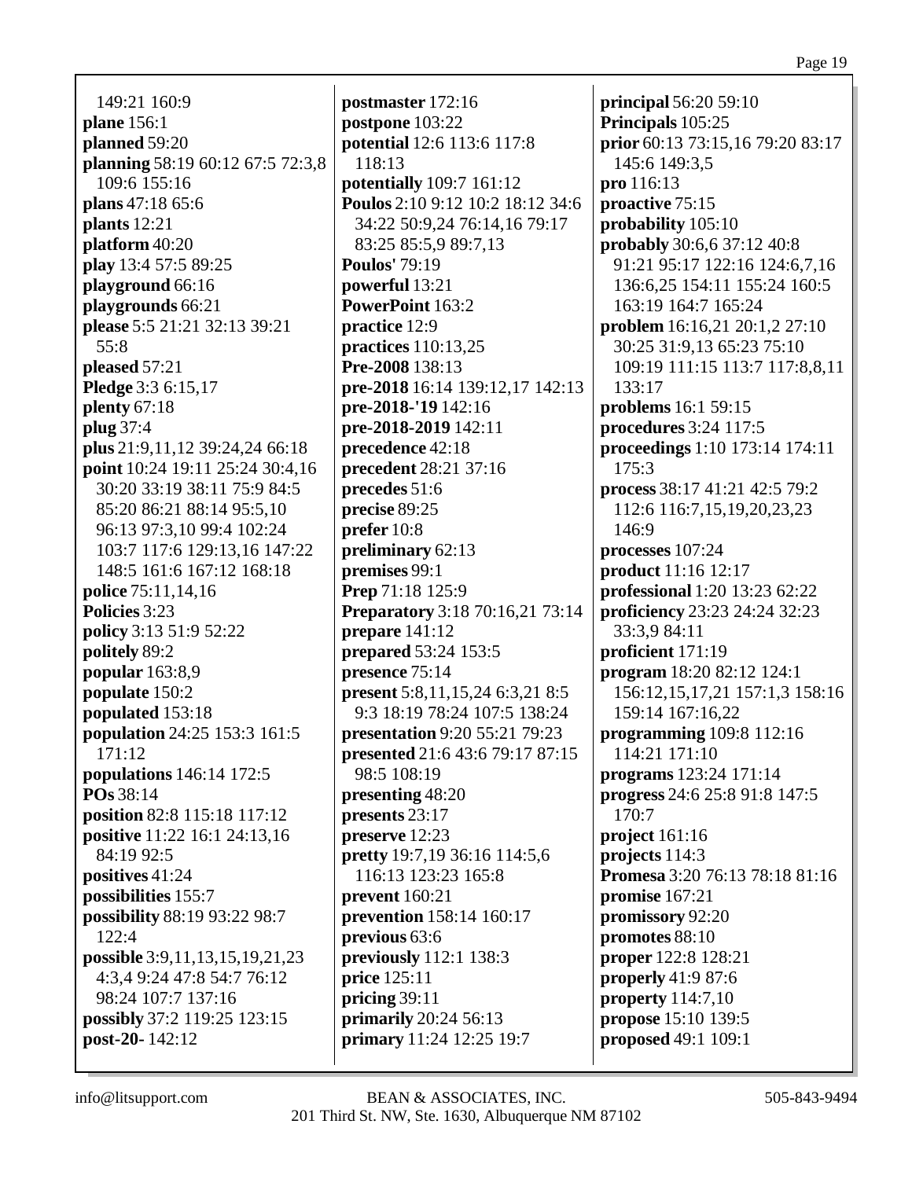149:21 160:9
**plane** 156:1
**planned** 59:20
**planning** 58:19 60:12 67:5 72:3,8 109:6 155:16
**plans** 47:18 65:6
**plants** 12:21
**platform** 40:20
**play** 13:4 57:5 89:25
**playground** 66:16
**playgrounds** 66:21
**please** 5:5 21:21 32:13 39:21 55:8
**pleased** 57:21
**Pledge** 3:3 6:15,17
**plenty** 67:18
**plug** 37:4
**plus** 21:9,11,12 39:24,24 66:18
**point** 10:24 19:11 25:24 30:4,16 30:20 33:19 38:11 75:9 84:5 85:20 86:21 88:14 95:5,10 96:13 97:3,10 99:4 102:24 103:7 117:6 129:13,16 147:22 148:5 161:6 167:12 168:18
**police** 75:11,14,16
**Policies** 3:23
**policy** 3:13 51:9 52:22
**politely** 89:2
**popular** 163:8,9
**populate** 150:2
**populated** 153:18
**population** 24:25 153:3 161:5 171:12
**populations** 146:14 172:5
**POs** 38:14
**position** 82:8 115:18 117:12
**positive** 11:22 16:1 24:13,16 84:19 92:5
**positives** 41:24
**possibilities** 155:7
**possibility** 88:19 93:22 98:7 122:4
**possible** 3:9,11,13,15,19,21,23 4:3,4 9:24 47:8 54:7 76:12 98:24 107:7 137:16
**possibly** 37:2 119:25 123:15
**post-20-** 142:12
**postmaster** 172:16
**postpone** 103:22
**potential** 12:6 113:6 117:8 118:13
**potentially** 109:7 161:12
**Poulos** 2:10 9:12 10:2 18:12 34:6 34:22 50:9,24 76:14,16 79:17 83:25 85:5,9 89:7,13
**Poulos'** 79:19
**powerful** 13:21
**PowerPoint** 163:2
**practice** 12:9
**practices** 110:13,25
**Pre-2008** 138:13
**pre-2018** 16:14 139:12,17 142:13
**pre-2018-'19** 142:16
**pre-2018-2019** 142:11
**precedence** 42:18
**precedent** 28:21 37:16
**precedes** 51:6
**precise** 89:25
**prefer** 10:8
**preliminary** 62:13
**premises** 99:1
**Prep** 71:18 125:9
**Preparatory** 3:18 70:16,21 73:14
**prepare** 141:12
**prepared** 53:24 153:5
**presence** 75:14
**present** 5:8,11,15,24 6:3,21 8:5 9:3 18:19 78:24 107:5 138:24
**presentation** 9:20 55:21 79:23
**presented** 21:6 43:6 79:17 87:15 98:5 108:19
**presenting** 48:20
**presents** 23:17
**preserve** 12:23
**pretty** 19:7,19 36:16 114:5,6 116:13 123:23 165:8
**prevent** 160:21
**prevention** 158:14 160:17
**previous** 63:6
**previously** 112:1 138:3
**price** 125:11
**pricing** 39:11
**primarily** 20:24 56:13
**primary** 11:24 12:25 19:7
**principal** 56:20 59:10
**Principals** 105:25
**prior** 60:13 73:15,16 79:20 83:17 145:6 149:3,5
**pro** 116:13
**proactive** 75:15
**probability** 105:10
**probably** 30:6,6 37:12 40:8 91:21 95:17 122:16 124:6,7,16 136:6,25 154:11 155:24 160:5 163:19 164:7 165:24
**problem** 16:16,21 20:1,2 27:10 30:25 31:9,13 65:23 75:10 109:19 111:15 113:7 117:8,8,11 133:17
**problems** 16:1 59:15
**procedures** 3:24 117:5
**proceedings** 1:10 173:14 174:11 175:3
**process** 38:17 41:21 42:5 79:2 112:6 116:7,15,19,20,23,23 146:9
**processes** 107:24
**product** 11:16 12:17
**professional** 1:20 13:23 62:22
**proficiency** 23:23 24:24 32:23 33:3,9 84:11
**proficient** 171:19
**program** 18:20 82:12 124:1 156:12,15,17,21 157:1,3 158:16 159:14 167:16,22
**programming** 109:8 112:16 114:21 171:10
**programs** 123:24 171:14
**progress** 24:6 25:8 91:8 147:5 170:7
**project** 161:16
**projects** 114:3
**Promesa** 3:20 76:13 78:18 81:16
**promise** 167:21
**promissory** 92:20
**promotes** 88:10
**proper** 122:8 128:21
**properly** 41:9 87:6
**property** 114:7,10
**propose** 15:10 139:5
**proposed** 49:1 109:1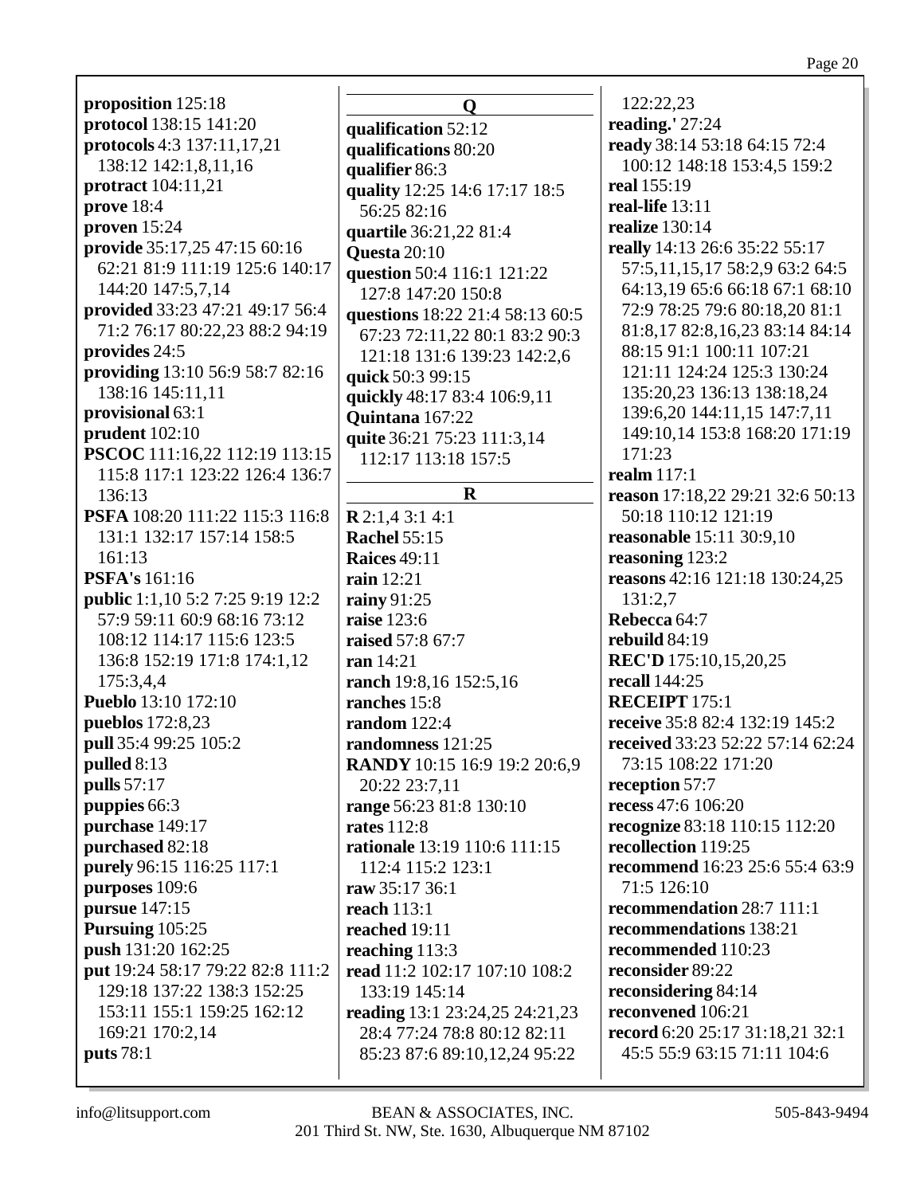**proposition** 125:18
**protocol** 138:15 141:20
**protocols** 4:3 137:11,17,21 138:12 142:1,8,11,16
**protract** 104:11,21
**prove** 18:4
**proven** 15:24
**provide** 35:17,25 47:15 60:16 62:21 81:9 111:19 125:6 140:17 144:20 147:5,7,14
**provided** 33:23 47:21 49:17 56:4 71:2 76:17 80:22,23 88:2 94:19
**provides** 24:5
**providing** 13:10 56:9 58:7 82:16 138:16 145:11,11
**provisional** 63:1
**prudent** 102:10
**PSCOC** 111:16,22 112:19 113:15 115:8 117:1 123:22 126:4 136:7 136:13
**PSFA** 108:20 111:22 115:3 116:8 131:1 132:17 157:14 158:5 161:13
**PSFA's** 161:16
**public** 1:1,10 5:2 7:25 9:19 12:2 57:9 59:11 60:9 68:16 73:12 108:12 114:17 115:6 123:5 136:8 152:19 171:8 174:1,12 175:3,4,4
**Pueblo** 13:10 172:10
**pueblos** 172:8,23
**pull** 35:4 99:25 105:2
**pulled** 8:13
**pulls** 57:17
**puppies** 66:3
**purchase** 149:17
**purchased** 82:18
**purely** 96:15 116:25 117:1
**purposes** 109:6
**pursue** 147:15
**Pursuing** 105:25
**push** 131:20 162:25
**put** 19:24 58:17 79:22 82:8 111:2 129:18 137:22 138:3 152:25 153:11 155:1 159:25 162:12 169:21 170:2,14
**puts** 78:1

## Q

**qualification** 52:12
**qualifications** 80:20
**qualifier** 86:3
**quality** 12:25 14:6 17:17 18:5 56:25 82:16
**quartile** 36:21,22 81:4
**Questa** 20:10
**question** 50:4 116:1 121:22 127:8 147:20 150:8
**questions** 18:22 21:4 58:13 60:5 67:23 72:11,22 80:1 83:2 90:3 121:18 131:6 139:23 142:2,6
**quick** 50:3 99:15
**quickly** 48:17 83:4 106:9,11
**Quintana** 167:22
**quite** 36:21 75:23 111:3,14 112:17 113:18 157:5

## R

**R** 2:1,4 3:1 4:1
**Rachel** 55:15
**Raices** 49:11
**rain** 12:21
**rainy** 91:25
**raise** 123:6
**raised** 57:8 67:7
**ran** 14:21
**ranch** 19:8,16 152:5,16
**ranches** 15:8
**random** 122:4
**randomness** 121:25
**RANDY** 10:15 16:9 19:2 20:6,9 20:22 23:7,11
**range** 56:23 81:8 130:10
**rates** 112:8
**rationale** 13:19 110:6 111:15 112:4 115:2 123:1
**raw** 35:17 36:1
**reach** 113:1
**reached** 19:11
**reaching** 113:3
**read** 11:2 102:17 107:10 108:2 133:19 145:14
**reading** 13:1 23:24,25 24:21,23 28:4 77:24 78:8 80:12 82:11 85:23 87:6 89:10,12,24 95:22 122:22,23
**reading.'** 27:24
**ready** 38:14 53:18 64:15 72:4 100:12 148:18 153:4,5 159:2
**real** 155:19
**real-life** 13:11
**realize** 130:14
**really** 14:13 26:6 35:22 55:17 57:5,11,15,17 58:2,9 63:2 64:5 64:13,19 65:6 66:18 67:1 68:10 72:9 78:25 79:6 80:18,20 81:1 81:8,17 82:8,16,23 83:14 84:14 88:15 91:1 100:11 107:21 121:11 124:24 125:3 130:24 135:20,23 136:13 138:18,24 139:6,20 144:11,15 147:7,11 149:10,14 153:8 168:20 171:19 171:23
**realm** 117:1
**reason** 17:18,22 29:21 32:6 50:13 50:18 110:12 121:19
**reasonable** 15:11 30:9,10
**reasoning** 123:2
**reasons** 42:16 121:18 130:24,25 131:2,7
**Rebecca** 64:7
**rebuild** 84:19
**REC'D** 175:10,15,20,25
**recall** 144:25
**RECEIPT** 175:1
**receive** 35:8 82:4 132:19 145:2
**received** 33:23 52:22 57:14 62:24 73:15 108:22 171:20
**reception** 57:7
**recess** 47:6 106:20
**recognize** 83:18 110:15 112:20
**recollection** 119:25
**recommend** 16:23 25:6 55:4 63:9 71:5 126:10
**recommendation** 28:7 111:1
**recommendations** 138:21
**recommended** 110:23
**reconsider** 89:22
**reconsidering** 84:14
**reconvened** 106:21
**record** 6:20 25:17 31:18,21 32:1 45:5 55:9 63:15 71:11 104:6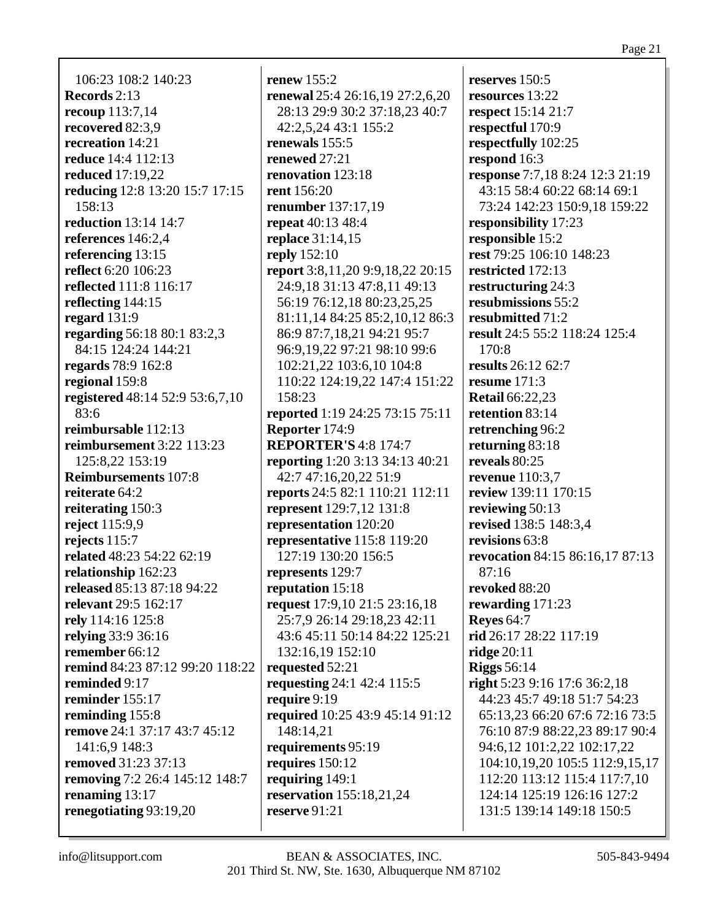106:23 108:2 140:23
**Records** 2:13
**recoup** 113:7,14
**recovered** 82:3,9
**recreation** 14:21
**reduce** 14:4 112:13
**reduced** 17:19,22
**reducing** 12:8 13:20 15:7 17:15 158:13
**reduction** 13:14 14:7
**references** 146:2,4
**referencing** 13:15
**reflect** 6:20 106:23
**reflected** 111:8 116:17
**reflecting** 144:15
**regard** 131:9
**regarding** 56:18 80:1 83:2,3 84:15 124:24 144:21
**regards** 78:9 162:8
**regional** 159:8
**registered** 48:14 52:9 53:6,7,10 83:6
**reimbursable** 112:13
**reimbursement** 3:22 113:23 125:8,22 153:19
**Reimbursements** 107:8
**reiterate** 64:2
**reiterating** 150:3
**reject** 115:9,9
**rejects** 115:7
**related** 48:23 54:22 62:19
**relationship** 162:23
**released** 85:13 87:18 94:22
**relevant** 29:5 162:17
**rely** 114:16 125:8
**relying** 33:9 36:16
**remember** 66:12
**remind** 84:23 87:12 99:20 118:22
**reminded** 9:17
**reminder** 155:17
**reminding** 155:8
**remove** 24:1 37:17 43:7 45:12 141:6,9 148:3
**removed** 31:23 37:13
**removing** 7:2 26:4 145:12 148:7
**renaming** 13:17
**renegotiating** 93:19,20
**renew** 155:2
**renewal** 25:4 26:16,19 27:2,6,20 28:13 29:9 30:2 37:18,23 40:7 42:2,5,24 43:1 155:2
**renewals** 155:5
**renewed** 27:21
**renovation** 123:18
**rent** 156:20
**renumber** 137:17,19
**repeat** 40:13 48:4
**replace** 31:14,15
**reply** 152:10
**report** 3:8,11,20 9:9,18,22 20:15 24:9,18 31:13 47:8,11 49:13 56:19 76:12,18 80:23,25,25 81:11,14 84:25 85:2,10,12 86:3 86:9 87:7,18,21 94:21 95:7 96:9,19,22 97:21 98:10 99:6 102:21,22 103:6,10 104:8 110:22 124:19,22 147:4 151:22 158:23
**reported** 1:19 24:25 73:15 75:11
**Reporter** 174:9
**REPORTER'S** 4:8 174:7
**reporting** 1:20 3:13 34:13 40:21 42:7 47:16,20,22 51:9
**reports** 24:5 82:1 110:21 112:11
**represent** 129:7,12 131:8
**representation** 120:20
**representative** 115:8 119:20 127:19 130:20 156:5
**represents** 129:7
**reputation** 15:18
**request** 17:9,10 21:5 23:16,18 25:7,9 26:14 29:18,23 42:11 43:6 45:11 50:14 84:22 125:21 132:16,19 152:10
**requested** 52:21
**requesting** 24:1 42:4 115:5
**require** 9:19
**required** 10:25 43:9 45:14 91:12 148:14,21
**requirements** 95:19
**requires** 150:12
**requiring** 149:1
**reservation** 155:18,21,24
**reserve** 91:21
**reserves** 150:5
**resources** 13:22
**respect** 15:14 21:7
**respectful** 170:9
**respectfully** 102:25
**respond** 16:3
**response** 7:7,18 8:24 12:3 21:19 43:15 58:4 60:22 68:14 69:1 73:24 142:23 150:9,18 159:22
**responsibility** 17:23
**responsible** 15:2
**rest** 79:25 106:10 148:23
**restricted** 172:13
**restructuring** 24:3
**resubmissions** 55:2
**resubmitted** 71:2
**result** 24:5 55:2 118:24 125:4 170:8
**results** 26:12 62:7
**resume** 171:3
**Retail** 66:22,23
**retention** 83:14
**retrenching** 96:2
**returning** 83:18
**reveals** 80:25
**revenue** 110:3,7
**review** 139:11 170:15
**reviewing** 50:13
**revised** 138:5 148:3,4
**revisions** 63:8
**revocation** 84:15 86:16,17 87:13 87:16
**revoked** 88:20
**rewarding** 171:23
**Reyes** 64:7
**rid** 26:17 28:22 117:19
**ridge** 20:11
**Riggs** 56:14
**right** 5:23 9:16 17:6 36:2,18 44:23 45:7 49:18 51:7 54:23 65:13,23 66:20 67:6 72:16 73:5 76:10 87:9 88:22,23 89:17 90:4 94:6,12 101:2,22 102:17,22 104:10,19,20 105:5 112:9,15,17 112:20 113:12 115:4 117:7,10 124:14 125:19 126:16 127:2 131:5 139:14 149:18 150:5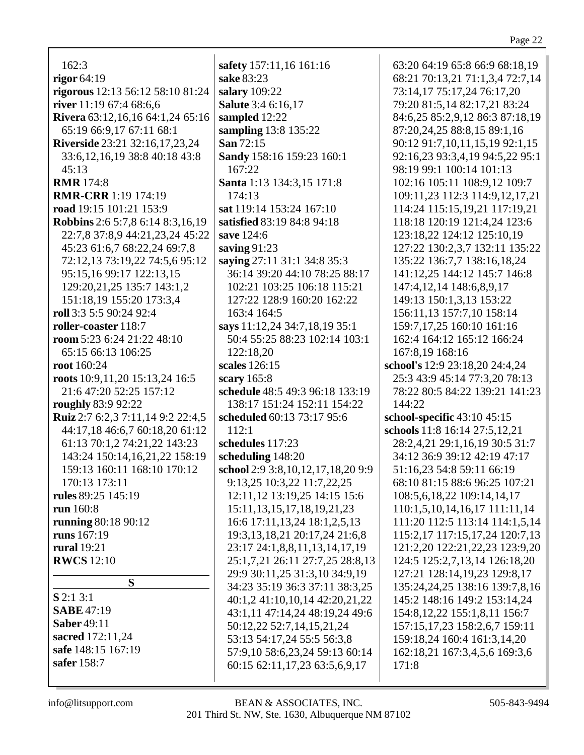162:3
**rigor** 64:19
**rigorous** 12:13 56:12 58:10 81:24
**river** 11:19 67:4 68:6,6
**Rivera** 63:12,16,16 64:1,24 65:16 65:19 66:9,17 67:11 68:1
**Riverside** 23:21 32:16,17,23,24 33:6,12,16,19 38:8 40:18 43:8 45:13
**RMR** 174:8
**RMR-CRR** 1:19 174:19
**road** 19:15 101:21 153:9
**Robbins** 2:6 5:7,8 6:14 8:3,16,19 22:7,8 37:8,9 44:21,23,24 45:22 45:23 61:6,7 68:22,24 69:7,8 72:12,13 73:19,22 74:5,6 95:12 95:15,16 99:17 122:13,15 129:20,21,25 135:7 143:1,2 151:18,19 155:20 173:3,4
**roll** 3:3 5:5 90:24 92:4
**roller-coaster** 118:7
**room** 5:23 6:24 21:22 48:10 65:15 66:13 106:25
**root** 160:24
**roots** 10:9,11,20 15:13,24 16:5 21:6 47:20 52:25 157:12
**roughly** 83:9 92:22
**Ruiz** 2:7 6:2,3 7:11,14 9:2 22:4,5 44:17,18 46:6,7 60:18,20 61:12 61:13 70:1,2 74:21,22 143:23 143:24 150:14,16,21,22 158:19 159:13 160:11 168:10 170:12 170:13 173:11
**rules** 89:25 145:19
**run** 160:8
**running** 80:18 90:12
**runs** 167:19
**rural** 19:21
**RWCS** 12:10

## S

**S** 2:1 3:1
**SABE** 47:19
**Saber** 49:11
**sacred** 172:11,24
**safe** 148:15 167:19
**safer** 158:7
**safety** 157:11,16 161:16
**sake** 83:23
**salary** 109:22
**Salute** 3:4 6:16,17
**sampled** 12:22
**sampling** 13:8 135:22
**San** 72:15
**Sandy** 158:16 159:23 160:1 167:22
**Santa** 1:13 134:3,15 171:8 174:13
**sat** 119:14 153:24 167:10
**satisfied** 83:19 84:8 94:18
**save** 124:6
**saving** 91:23
**saying** 27:11 31:1 34:8 35:3 36:14 39:20 44:10 78:25 88:17 102:21 103:25 106:18 115:21 127:22 128:9 160:20 162:22 163:4 164:5
**says** 11:12,24 34:7,18,19 35:1 50:4 55:25 88:23 102:14 103:1 122:18,20
**scales** 126:15
**scary** 165:8
**schedule** 48:5 49:3 96:18 133:19 138:17 151:24 152:11 154:22
**scheduled** 60:13 73:17 95:6 112:1
**schedules** 117:23
**scheduling** 148:20
**school** 2:9 3:8,10,12,17,18,20 9:9 9:13,25 10:3,22 11:7,22,25 12:11,12 13:19,25 14:15 15:6 15:11,13,15,17,18,19,21,23 16:6 17:11,13,24 18:1,2,5,13 19:3,13,18,21 20:17,24 21:6,8 23:17 24:1,8,8,11,13,14,17,19 25:1,7,21 26:11 27:7,25 28:8,13 29:9 30:11,25 31:3,10 34:9,19 34:23 35:19 36:3 37:11 38:3,25 40:1,2 41:10,10,14 42:20,21,22 43:1,11 47:14,24 48:19,24 49:6 50:12,22 52:7,14,15,21,24 53:13 54:17,24 55:5 56:3,8 57:9,10 58:6,23,24 59:13 60:14 60:15 62:11,17,23 63:5,6,9,17 63:20 64:19 65:8 66:9 68:18,19 68:21 70:13,21 71:1,3,4 72:7,14 73:14,17 75:17,24 76:17,20 79:20 81:5,14 82:17,21 83:24 84:6,25 85:2,9,12 86:3 87:18,19 87:20,24,25 88:8,15 89:1,16 90:12 91:7,10,11,15,19 92:1,15 92:16,23 93:3,4,19 94:5,22 95:1 98:19 99:1 100:14 101:13 102:16 105:11 108:9,12 109:7 109:11,23 112:3 114:9,12,17,21 114:24 115:15,19,21 117:19,21 118:18 120:19 121:4,24 123:6 123:18,22 124:12 125:10,19 127:22 130:2,3,7 132:11 135:22 135:22 136:7,7 138:16,18,24 141:12,25 144:12 145:7 146:8 147:4,12,14 148:6,8,9,17 149:13 150:1,3,13 153:22 156:11,13 157:7,10 158:14 159:7,17,25 160:10 161:16 162:4 164:12 165:12 166:24 167:8,19 168:16
**school's** 12:9 23:18,20 24:4,24 25:3 43:9 45:14 77:3,20 78:13 78:22 80:5 84:22 139:21 141:23 144:22
**school-specific** 43:10 45:15
**schools** 11:8 16:14 27:5,12,21 28:2,4,21 29:1,16,19 30:5 31:7 34:12 36:9 39:12 42:19 47:17 51:16,23 54:8 59:11 66:19 68:10 81:15 88:6 96:25 107:21 108:5,6,18,22 109:14,14,17 110:1,5,10,14,16,17 111:11,14 111:20 112:5 113:14 114:1,5,14 115:2,17 117:15,17,24 120:7,13 121:2,20 122:21,22,23 123:9,20 124:5 125:2,7,13,14 126:18,20 127:21 128:14,19,23 129:8,17 135:24,24,25 138:16 139:7,8,16 145:2 148:16 149:2 153:14,24 154:8,12,22 155:1,8,11 156:7 157:15,17,23 158:2,6,7 159:11 159:18,24 160:4 161:3,14,20 162:18,21 167:3,4,5,6 169:3,6 171:8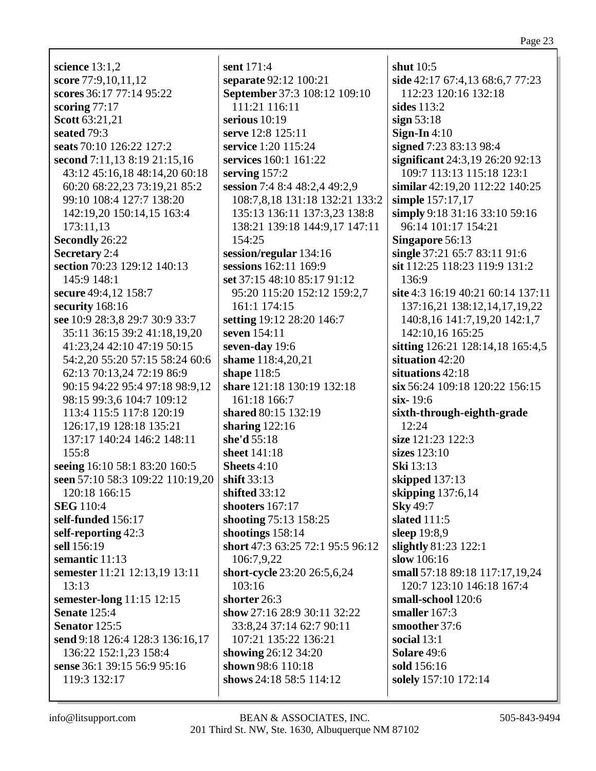**science** 13:1,2
**score** 77:9,10,11,12
**scores** 36:17 77:14 95:22
**scoring** 77:17
**Scott** 63:21,21
**seated** 79:3
**seats** 70:10 126:22 127:2
**second** 7:11,13 8:19 21:15,16 43:12 45:16,18 48:14,20 60:18 60:20 68:22,23 73:19,21 85:2 99:10 108:4 127:7 138:20 142:19,20 150:14,15 163:4 173:11,13
**Secondly** 26:22
**Secretary** 2:4
**section** 70:23 129:12 140:13 145:9 148:1
**secure** 49:4,12 158:7
**security** 168:16
**see** 10:9 28:3,8 29:7 30:9 33:7 35:11 36:15 39:2 41:18,19,20 41:23,24 42:10 47:19 50:15 54:2,20 55:20 57:15 58:24 60:6 62:13 70:13,24 72:19 86:9 90:15 94:22 95:4 97:18 98:9,12 98:15 99:3,6 104:7 109:12 113:4 115:5 117:8 120:19 126:17,19 128:18 135:21 137:17 140:24 146:2 148:11 155:8
**seeing** 16:10 58:1 83:20 160:5
**seen** 57:10 58:3 109:22 110:19,20 120:18 166:15
**SEG** 110:4
**self-funded** 156:17
**self-reporting** 42:3
**sell** 156:19
**semantic** 11:13
**semester** 11:21 12:13,19 13:11 13:13
**semester-long** 11:15 12:15
**Senate** 125:4
**Senator** 125:5
**send** 9:18 126:4 128:3 136:16,17 136:22 152:1,23 158:4
**sense** 36:1 39:15 56:9 95:16 119:3 132:17
**sent** 171:4
**separate** 92:12 100:21
**September** 37:3 108:12 109:10 111:21 116:11
**serious** 10:19
**serve** 12:8 125:11
**service** 1:20 115:24
**services** 160:1 161:22
**serving** 157:2
**session** 7:4 8:4 48:2,4 49:2,9 108:7,8,18 131:18 132:21 133:2 135:13 136:11 137:3,23 138:8 138:21 139:18 144:9,17 147:11 154:25
**session/regular** 134:16
**sessions** 162:11 169:9
**set** 37:15 48:10 85:17 91:12 95:20 115:20 152:12 159:2,7 161:1 174:15
**setting** 19:12 28:20 146:7
**seven** 154:11
**seven-day** 19:6
**shame** 118:4,20,21
**shape** 118:5
**share** 121:18 130:19 132:18 161:18 166:7
**shared** 80:15 132:19
**sharing** 122:16
**she'd** 55:18
**sheet** 141:18
**Sheets** 4:10
**shift** 33:13
**shifted** 33:12
**shooters** 167:17
**shooting** 75:13 158:25
**shootings** 158:14
**short** 47:3 63:25 72:1 95:5 96:12 106:7,9,22
**short-cycle** 23:20 26:5,6,24 103:16
**shorter** 26:3
**show** 27:16 28:9 30:11 32:22 33:8,24 37:14 62:7 90:11 107:21 135:22 136:21
**showing** 26:12 34:20
**shown** 98:6 110:18
**shows** 24:18 58:5 114:12
**shut** 10:5
**side** 42:17 67:4,13 68:6,7 77:23 112:23 120:16 132:18
**sides** 113:2
**sign** 53:18
**Sign-In** 4:10
**signed** 7:23 83:13 98:4
**significant** 24:3,19 26:20 92:13 109:7 113:13 115:18 123:1
**similar** 42:19,20 112:22 140:25
**simple** 157:17,17
**simply** 9:18 31:16 33:10 59:16 96:14 101:17 154:21
**Singapore** 56:13
**single** 37:21 65:7 83:11 91:6
**sit** 112:25 118:23 119:9 131:2 136:9
**site** 4:3 16:19 40:21 60:14 137:11 137:16,21 138:12,14,17,19,22 140:8,16 141:7,19,20 142:1,7 142:10,16 165:25
**sitting** 126:21 128:14,18 165:4,5
**situation** 42:20
**situations** 42:18
**six** 56:24 109:18 120:22 156:15
**six-** 19:6
**sixth-through-eighth-grade** 12:24
**size** 121:23 122:3
**sizes** 123:10
**Ski** 13:13
**skipped** 137:13
**skipping** 137:6,14
**Sky** 49:7
**slated** 111:5
**sleep** 19:8,9
**slightly** 81:23 122:1
**slow** 106:16
**small** 57:18 89:18 117:17,19,24 120:7 123:10 146:18 167:4
**small-school** 120:6
**smaller** 167:3
**smoother** 37:6
**social** 13:1
**Solare** 49:6
**sold** 156:16
**solely** 157:10 172:14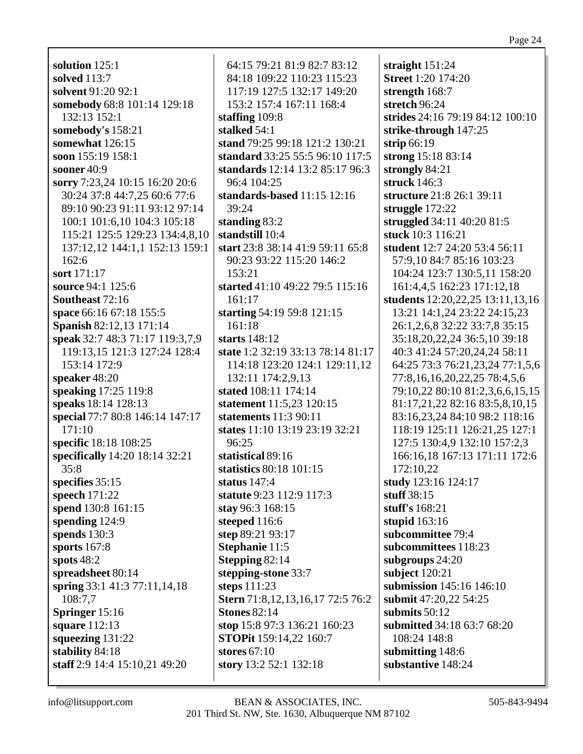**solution** 125:1
**solved** 113:7
**solvent** 91:20 92:1
**somebody** 68:8 101:14 129:18 132:13 152:1
**somebody's** 158:21
**somewhat** 126:15
**soon** 155:19 158:1
**sooner** 40:9
**sorry** 7:23,24 10:15 16:20 20:6 30:24 37:8 44:7,25 60:6 77:6 89:10 90:23 91:11 93:12 97:14 100:1 101:6,10 104:3 105:18 115:21 125:5 129:23 134:4,8,10 137:12,12 144:1,1 152:13 159:1 162:6
**sort** 171:17
**source** 94:1 125:6
**Southeast** 72:16
**space** 66:16 67:18 155:5
**Spanish** 82:12,13 171:14
**speak** 32:7 48:3 71:17 119:3,7,9 119:13,15 121:3 127:24 128:4 153:14 172:9
**speaker** 48:20
**speaking** 17:25 119:8
**speaks** 18:14 128:13
**special** 77:7 80:8 146:14 147:17 171:10
**specific** 18:18 108:25
**specifically** 14:20 18:14 32:21 35:8
**specifies** 35:15
**speech** 171:22
**spend** 130:8 161:15
**spending** 124:9
**spends** 130:3
**sports** 167:8
**spots** 48:2
**spreadsheet** 80:14
**spring** 33:1 41:3 77:11,14,18 108:7,7
**Springer** 15:16
**square** 112:13
**squeezing** 131:22
**stability** 84:18
**staff** 2:9 14:4 15:10,21 49:20 64:15 79:21 81:9 82:7 83:12 84:18 109:22 110:23 115:23 117:19 127:5 132:17 149:20 153:2 157:4 167:11 168:4
**staffing** 109:8
**stalked** 54:1
**stand** 79:25 99:18 121:2 130:21
**standard** 33:25 55:5 96:10 117:5
**standards** 12:14 13:2 85:17 96:3 96:4 104:25
**standards-based** 11:15 12:16 39:24
**standing** 83:2
**standstill** 10:4
**start** 23:8 38:14 41:9 59:11 65:8 90:23 93:22 115:20 146:2 153:21
**started** 41:10 49:22 79:5 115:16 161:17
**starting** 54:19 59:8 121:15 161:18
**starts** 148:12
**state** 1:2 32:19 33:13 78:14 81:17 114:18 123:20 124:1 129:11,12 132:11 174:2,9,13
**stated** 108:11 174:14
**statement** 11:5,23 120:15
**statements** 11:3 90:11
**states** 11:10 13:19 23:19 32:21 96:25
**statistical** 89:16
**statistics** 80:18 101:15
**status** 147:4
**statute** 9:23 112:9 117:3
**stay** 96:3 168:15
**steeped** 116:6
**step** 89:21 93:17
**Stephanie** 11:5
**Stepping** 82:14
**stepping-stone** 33:7
**steps** 111:23
**Stern** 71:8,12,13,16,17 72:5 76:2
**Stones** 82:14
**stop** 15:8 97:3 136:21 160:23
**STOPit** 159:14,22 160:7
**stores** 67:10
**story** 13:2 52:1 132:18
**straight** 151:24
**Street** 1:20 174:20
**strength** 168:7
**stretch** 96:24
**strides** 24:16 79:19 84:12 100:10
**strike-through** 147:25
**strip** 66:19
**strong** 15:18 83:14
**strongly** 84:21
**struck** 146:3
**structure** 21:8 26:1 39:11
**struggle** 172:22
**struggled** 34:11 40:20 81:5
**stuck** 10:3 116:21
**student** 12:7 24:20 53:4 56:11 57:9,10 84:7 85:16 103:23 104:24 123:7 130:5,11 158:20 161:4,4,5 162:23 171:12,18
**students** 12:20,22,25 13:11,13,16 13:21 14:1,24 23:22 24:15,23 26:1,2,6,8 32:22 33:7,8 35:15 35:18,20,22,24 36:5,10 39:18 40:3 41:24 57:20,24,24 58:11 64:25 73:3 76:21,23,24 77:1,5,6 77:8,16,16,20,22,25 78:4,5,6 79:10,22 80:10 81:2,3,6,6,15,15 81:17,21,22 82:16 83:5,8,10,15 83:16,23,24 84:10 98:2 118:16 118:19 125:11 126:21,25 127:1 127:5 130:4,9 132:10 157:2,3 166:16,18 167:13 171:11 172:6 172:10,22
**study** 123:16 124:17
**stuff** 38:15
**stuff's** 168:21
**stupid** 163:16
**subcommittee** 79:4
**subcommittees** 118:23
**subgroups** 24:20
**subject** 120:21
**submission** 145:16 146:10
**submit** 47:20,22 54:25
**submits** 50:12
**submitted** 34:18 63:7 68:20 108:24 148:8
**submitting** 148:6
**substantive** 148:24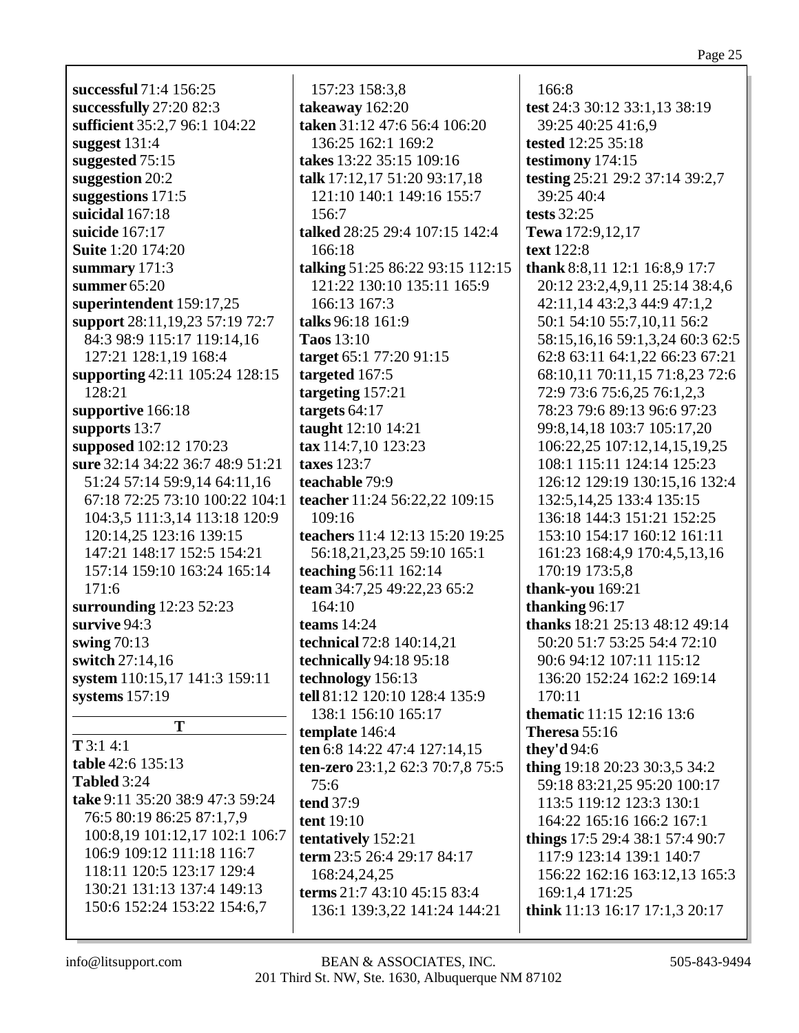**successful** 71:4 156:25
**successfully** 27:20 82:3
**sufficient** 35:2,7 96:1 104:22
**suggest** 131:4
**suggested** 75:15
**suggestion** 20:2
**suggestions** 171:5
**suicidal** 167:18
**suicide** 167:17
**Suite** 1:20 174:20
**summary** 171:3
**summer** 65:20
**superintendent** 159:17,25
**support** 28:11,19,23 57:19 72:7 84:3 98:9 115:17 119:14,16 127:21 128:1,19 168:4
**supporting** 42:11 105:24 128:15 128:21
**supportive** 166:18
**supports** 13:7
**supposed** 102:12 170:23
**sure** 32:14 34:22 36:7 48:9 51:21 51:24 57:14 59:9,14 64:11,16 67:18 72:25 73:10 100:22 104:1 104:3,5 111:3,14 113:18 120:9 120:14,25 123:16 139:15 147:21 148:17 152:5 154:21 157:14 159:10 163:24 165:14 171:6
**surrounding** 12:23 52:23
**survive** 94:3
**swing** 70:13
**switch** 27:14,16
**system** 110:15,17 141:3 159:11
**systems** 157:19

**T**

**T** 3:1 4:1
**table** 42:6 135:13
**Tabled** 3:24
**take** 9:11 35:20 38:9 47:3 59:24 76:5 80:19 86:25 87:1,7,9 100:8,19 101:12,17 102:1 106:7 106:9 109:12 111:18 116:7 118:11 120:5 123:17 129:4 130:21 131:13 137:4 149:13 150:6 152:24 153:22 154:6,7 157:23 158:3,8
**takeaway** 162:20
**taken** 31:12 47:6 56:4 106:20 136:25 162:1 169:2
**takes** 13:22 35:15 109:16
**talk** 17:12,17 51:20 93:17,18 121:10 140:1 149:16 155:7 156:7
**talked** 28:25 29:4 107:15 142:4 166:18
**talking** 51:25 86:22 93:15 112:15 121:22 130:10 135:11 165:9 166:13 167:3
**talks** 96:18 161:9
**Taos** 13:10
**target** 65:1 77:20 91:15
**targeted** 167:5
**targeting** 157:21
**targets** 64:17
**taught** 12:10 14:21
**tax** 114:7,10 123:23
**taxes** 123:7
**teachable** 79:9
**teacher** 11:24 56:22,22 109:15 109:16
**teachers** 11:4 12:13 15:20 19:25 56:18,21,23,25 59:10 165:1
**teaching** 56:11 162:14
**team** 34:7,25 49:22,23 65:2 164:10
**teams** 14:24
**technical** 72:8 140:14,21
**technically** 94:18 95:18
**technology** 156:13
**tell** 81:12 120:10 128:4 135:9 138:1 156:10 165:17
**template** 146:4
**ten** 6:8 14:22 47:4 127:14,15
**ten-zero** 23:1,2 62:3 70:7,8 75:5 75:6
**tend** 37:9
**tent** 19:10
**tentatively** 152:21
**term** 23:5 26:4 29:17 84:17 168:24,24,25
**terms** 21:7 43:10 45:15 83:4 136:1 139:3,22 141:24 144:21 166:8
**test** 24:3 30:12 33:1,13 38:19 39:25 40:25 41:6,9
**tested** 12:25 35:18
**testimony** 174:15
**testing** 25:21 29:2 37:14 39:2,7 39:25 40:4
**tests** 32:25
**Tewa** 172:9,12,17
**text** 122:8
**thank** 8:8,11 12:1 16:8,9 17:7 20:12 23:2,4,9,11 25:14 38:4,6 42:11,14 43:2,3 44:9 47:1,2 50:1 54:10 55:7,10,11 56:2 58:15,16,16 59:1,3,24 60:3 62:5 62:8 63:11 64:1,22 66:23 67:21 68:10,11 70:11,15 71:8,23 72:6 72:9 73:6 75:6,25 76:1,2,3 78:23 79:6 89:13 96:6 97:23 99:8,14,18 103:7 105:17,20 106:22,25 107:12,14,15,19,25 108:1 115:11 124:14 125:23 126:12 129:19 130:15,16 132:4 132:5,14,25 133:4 135:15 136:18 144:3 151:21 152:25 153:10 154:17 160:12 161:11 161:23 168:4,9 170:4,5,13,16 170:19 173:5,8
**thank-you** 169:21
**thanking** 96:17
**thanks** 18:21 25:13 48:12 49:14 50:20 51:7 53:25 54:4 72:10 90:6 94:12 107:11 115:12 136:20 152:24 162:2 169:14 170:11
**thematic** 11:15 12:16 13:6
**Theresa** 55:16
**they'd** 94:6
**thing** 19:18 20:23 30:3,5 34:2 59:18 83:21,25 95:20 100:17 113:5 119:12 123:3 130:1 164:22 165:16 166:2 167:1
**things** 17:5 29:4 38:1 57:4 90:7 117:9 123:14 139:1 140:7 156:22 162:16 163:12,13 165:3 169:1,4 171:25
**think** 11:13 16:17 17:1,3 20:17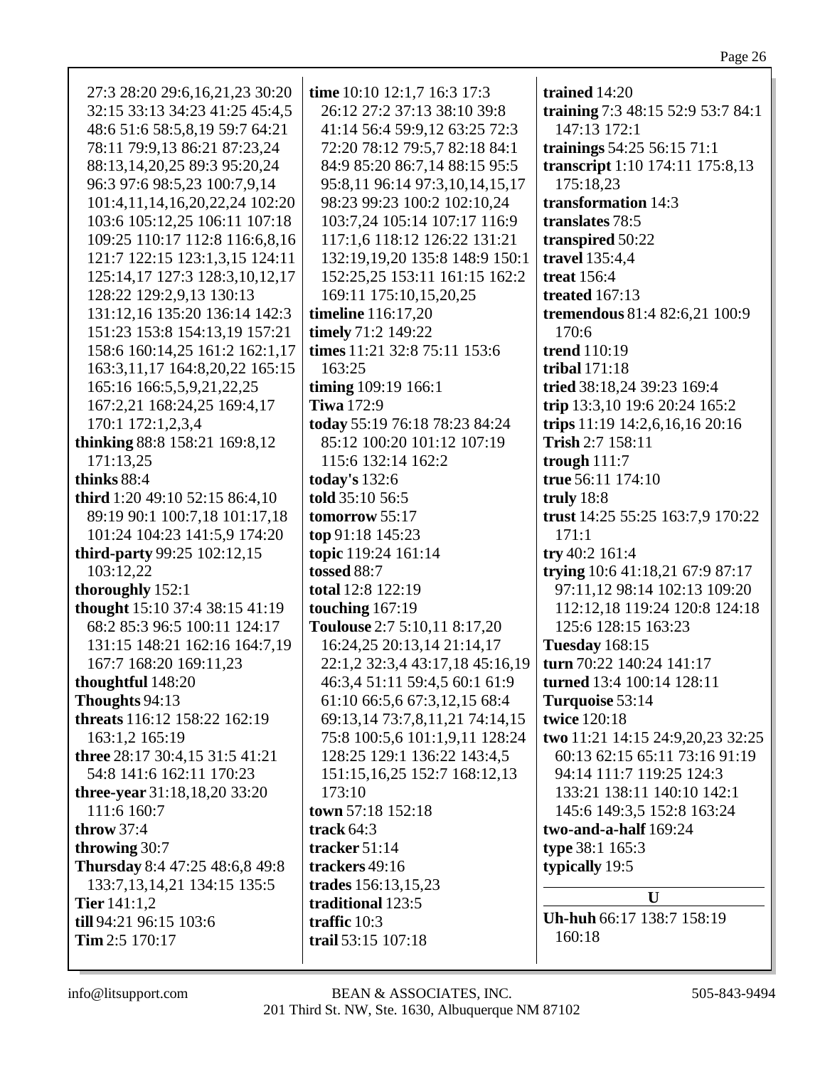27:3 28:20 29:6,16,21,23 30:20 32:15 33:13 34:23 41:25 45:4,5 48:6 51:6 58:5,8,19 59:7 64:21 78:11 79:9,13 86:21 87:23,24 88:13,14,20,25 89:3 95:20,24 96:3 97:6 98:5,23 100:7,9,14 101:4,11,14,16,20,22,24 102:20 103:6 105:12,25 106:11 107:18 109:25 110:17 112:8 116:6,8,16 121:7 122:15 123:1,3,15 124:11 125:14,17 127:3 128:3,10,12,17 128:22 129:2,9,13 130:13 131:12,16 135:20 136:14 142:3 151:23 153:8 154:13,19 157:21 158:6 160:14,25 161:2 162:1,17 163:3,11,17 164:8,20,22 165:15 165:16 166:5,5,9,21,22,25 167:2,21 168:24,25 169:4,17 170:1 172:1,2,3,4

**thinking** 88:8 158:21 169:8,12 171:13,25

**thinks** 88:4

**third** 1:20 49:10 52:15 86:4,10 89:19 90:1 100:7,18 101:17,18 101:24 104:23 141:5,9 174:20

**third-party** 99:25 102:12,15 103:12,22

**thoroughly** 152:1

**thought** 15:10 37:4 38:15 41:19 68:2 85:3 96:5 100:11 124:17 131:15 148:21 162:16 164:7,19 167:7 168:20 169:11,23

**thoughtful** 148:20

**Thoughts** 94:13

**threats** 116:12 158:22 162:19 163:1,2 165:19

**three** 28:17 30:4,15 31:5 41:21 54:8 141:6 162:11 170:23

**three-year** 31:18,18,20 33:20 111:6 160:7

**throw** 37:4

**throwing** 30:7

**Thursday** 8:4 47:25 48:6,8 49:8 133:7,13,14,21 134:15 135:5

**Tier** 141:1,2

**till** 94:21 96:15 103:6

**Tim** 2:5 170:17

**time** 10:10 12:1,7 16:3 17:3 26:12 27:2 37:13 38:10 39:8 41:14 56:4 59:9,12 63:25 72:3 72:20 78:12 79:5,7 82:18 84:1 84:9 85:20 86:7,14 88:15 95:5 95:8,11 96:14 97:3,10,14,15,17 98:23 99:23 100:2 102:10,24 103:7,24 105:14 107:17 116:9 117:1,6 118:12 126:22 131:21 132:19,19,20 135:8 148:9 150:1 152:25,25 153:11 161:15 162:2 169:11 175:10,15,20,25

**timeline** 116:17,20

**timely** 71:2 149:22

**times** 11:21 32:8 75:11 153:6 163:25

**timing** 109:19 166:1

**Tiwa** 172:9

**today** 55:19 76:18 78:23 84:24 85:12 100:20 101:12 107:19 115:6 132:14 162:2

**today's** 132:6

**told** 35:10 56:5

**tomorrow** 55:17

**top** 91:18 145:23

**topic** 119:24 161:14

**tossed** 88:7

**total** 12:8 122:19

**touching** 167:19

**Toulouse** 2:7 5:10,11 8:17,20 16:24,25 20:13,14 21:14,17 22:1,2 32:3,4 43:17,18 45:16,19 46:3,4 51:11 59:4,5 60:1 61:9 61:10 66:5,6 67:3,12,15 68:4 69:13,14 73:7,8,11,21 74:14,15 75:8 100:5,6 101:1,9,11 128:24 128:25 129:1 136:22 143:4,5 151:15,16,25 152:7 168:12,13 173:10

**town** 57:18 152:18

**track** 64:3

**tracker** 51:14

**trackers** 49:16

**trades** 156:13,15,23

**traditional** 123:5

**traffic** 10:3

**trail** 53:15 107:18

**trained** 14:20

**training** 7:3 48:15 52:9 53:7 84:1 147:13 172:1

**trainings** 54:25 56:15 71:1

**transcript** 1:10 174:11 175:8,13 175:18,23

**transformation** 14:3

**translates** 78:5

**transpired** 50:22

**travel** 135:4,4

**treat** 156:4

**treated** 167:13

**tremendous** 81:4 82:6,21 100:9 170:6

**trend** 110:19

**tribal** 171:18

**tried** 38:18,24 39:23 169:4

**trip** 13:3,10 19:6 20:24 165:2

**trips** 11:19 14:2,6,16,16 20:16

**Trish** 2:7 158:11

**trough** 111:7

**true** 56:11 174:10

**truly** 18:8

**trust** 14:25 55:25 163:7,9 170:22 171:1

**try** 40:2 161:4

**trying** 10:6 41:18,21 67:9 87:17 97:11,12 98:14 102:13 109:20 112:12,18 119:24 120:8 124:18 125:6 128:15 163:23

**Tuesday** 168:15

**turn** 70:22 140:24 141:17

**turned** 13:4 100:14 128:11

**Turquoise** 53:14

**twice** 120:18

**two** 11:21 14:15 24:9,20,23 32:25 60:13 62:15 65:11 73:16 91:19 94:14 111:7 119:25 124:3 133:21 138:11 140:10 142:1 145:6 149:3,5 152:8 163:24

**two-and-a-half** 169:24

**type** 38:1 165:3

**typically** 19:5

## U

**Uh-huh** 66:17 138:7 158:19 160:18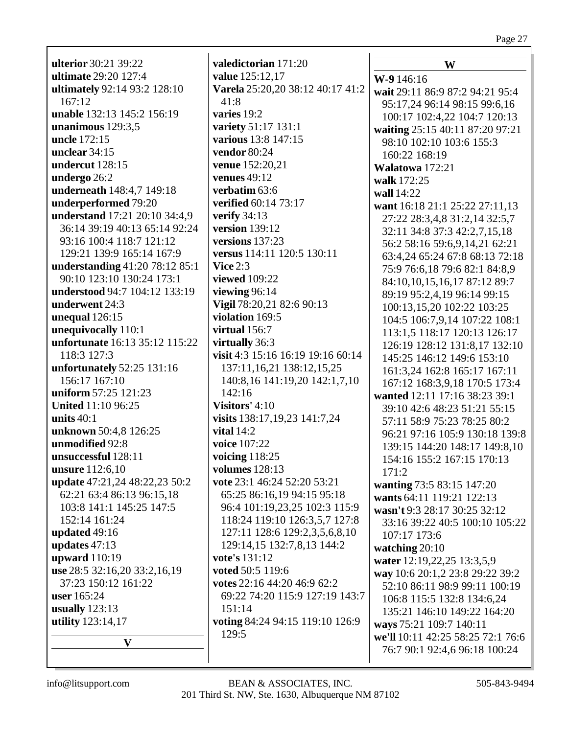**ulterior** 30:21 39:22
**ultimate** 29:20 127:4
**ultimately** 92:14 93:2 128:10 167:12
**unable** 132:13 145:2 156:19
**unanimous** 129:3,5
**uncle** 172:15
**unclear** 34:15
**undercut** 128:15
**undergo** 26:2
**underneath** 148:4,7 149:18
**underperformed** 79:20
**understand** 17:21 20:10 34:4,9 36:14 39:19 40:13 65:14 92:24 93:16 100:4 118:7 121:12 129:21 139:9 165:14 167:9
**understanding** 41:20 78:12 85:1 90:10 123:10 130:24 173:1
**understood** 94:7 104:12 133:19
**underwent** 24:3
**unequal** 126:15
**unequivocally** 110:1
**unfortunate** 16:13 35:12 115:22 118:3 127:3
**unfortunately** 52:25 131:16 156:17 167:10
**uniform** 57:25 121:23
**United** 11:10 96:25
**units** 40:1
**unknown** 50:4,8 126:25
**unmodified** 92:8
**unsuccessful** 128:11
**unsure** 112:6,10
**update** 47:21,24 48:22,23 50:2 62:21 63:4 86:13 96:15,18 103:8 141:1 145:25 147:5 152:14 161:24
**updated** 49:16
**updates** 47:13
**upward** 110:19
**use** 28:5 32:16,20 33:2,16,19 37:23 150:12 161:22
**user** 165:24
**usually** 123:13
**utility** 123:14,17

## V

**valedictorian** 171:20
**value** 125:12,17
**Varela** 25:20,20 38:12 40:17 41:2 41:8
**varies** 19:2
**variety** 51:17 131:1
**various** 13:8 147:15
**vendor** 80:24
**venue** 152:20,21
**venues** 49:12
**verbatim** 63:6
**verified** 60:14 73:17
**verify** 34:13
**version** 139:12
**versions** 137:23
**versus** 114:11 120:5 130:11
**Vice** 2:3
**viewed** 109:22
**viewing** 96:14
**Vigil** 78:20,21 82:6 90:13
**violation** 169:5
**virtual** 156:7
**virtually** 36:3
**visit** 4:3 15:16 16:19 19:16 60:14 137:11,16,21 138:12,15,25 140:8,16 141:19,20 142:1,7,10 142:16
**Visitors'** 4:10
**visits** 138:17,19,23 141:7,24
**vital** 14:2
**voice** 107:22
**voicing** 118:25
**volumes** 128:13
**vote** 23:1 46:24 52:20 53:21 65:25 86:16,19 94:15 95:18 96:4 101:19,23,25 102:3 115:9 118:24 119:10 126:3,5,7 127:8 127:11 128:6 129:2,3,5,6,8,10 129:14,15 132:7,8,13 144:2
**vote's** 131:12
**voted** 50:5 119:6
**votes** 22:16 44:20 46:9 62:2 69:22 74:20 115:9 127:19 143:7 151:14
**voting** 84:24 94:15 119:10 126:9 129:5

## W

**W-9** 146:16
**wait** 29:11 86:9 87:2 94:21 95:4 95:17,24 96:14 98:15 99:6,16 100:17 102:4,22 104:7 120:13
**waiting** 25:15 40:11 87:20 97:21 98:10 102:10 103:6 155:3 160:22 168:19
**Walatowa** 172:21
**walk** 172:25
**wall** 14:22
**want** 16:18 21:1 25:22 27:11,13 27:22 28:3,4,8 31:2,14 32:5,7 32:11 34:8 37:3 42:2,7,15,18 56:2 58:16 59:6,9,14,21 62:21 63:4,24 65:24 67:8 68:13 72:18 75:9 76:6,18 79:6 82:1 84:8,9 84:10,10,15,16,17 87:12 89:7 89:19 95:2,4,19 96:14 99:15 100:13,15,20 102:22 103:25 104:5 106:7,9,14 107:22 108:1 113:1,5 118:17 120:13 126:17 126:19 128:12 131:8,17 132:10 145:25 146:12 149:6 153:10 161:3,24 162:8 165:17 167:11 167:12 168:3,9,18 170:5 173:4
**wanted** 12:11 17:16 38:23 39:1 39:10 42:6 48:23 51:21 55:15 57:11 58:9 75:23 78:25 80:2 96:21 97:16 105:9 130:18 139:8 139:15 144:20 148:17 149:8,10 154:16 155:2 167:15 170:13 171:2
**wanting** 73:5 83:15 147:20
**wants** 64:11 119:21 122:13
**wasn't** 9:3 28:17 30:25 32:12 33:16 39:22 40:5 100:10 105:22 107:17 173:6
**watching** 20:10
**water** 12:19,22,25 13:3,5,9
**way** 10:6 20:1,2 23:8 29:22 39:2 52:10 86:11 98:9 99:11 100:19 106:8 115:5 132:8 134:6,24 135:21 146:10 149:22 164:20
**ways** 75:21 109:7 140:11
**we'll** 10:11 42:25 58:25 72:1 76:6 76:7 90:1 92:4,6 96:18 100:24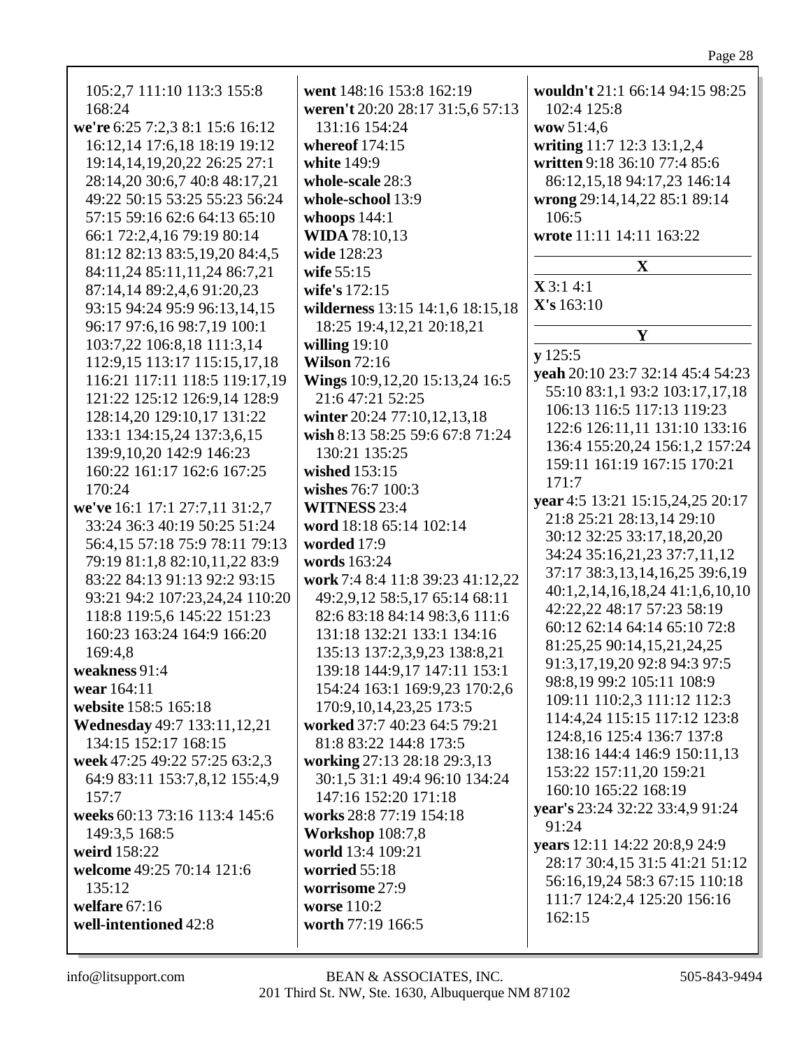105:2,7 111:10 113:3 155:8 168:24
**we're** 6:25 7:2,3 8:1 15:6 16:12 16:12,14 17:6,18 18:19 19:12 19:14,14,19,20,22 26:25 27:1 28:14,20 30:6,7 40:8 48:17,21 49:22 50:15 53:25 55:23 56:24 57:15 59:16 62:6 64:13 65:10 66:1 72:2,4,16 79:19 80:14 81:12 82:13 83:5,19,20 84:4,5 84:11,24 85:11,11,24 86:7,21 87:14,14 89:2,4,6 91:20,23 93:15 94:24 95:9 96:13,14,15 96:17 97:6,16 98:7,19 100:1 103:7,22 106:8,18 111:3,14 112:9,15 113:17 115:15,17,18 116:21 117:11 118:5 119:17,19 121:22 125:12 126:9,14 128:9 128:14,20 129:10,17 131:22 133:1 134:15,24 137:3,6,15 139:9,10,20 142:9 146:23 160:22 161:17 162:6 167:25 170:24
**we've** 16:1 17:1 27:7,11 31:2,7 33:24 36:3 40:19 50:25 51:24 56:4,15 57:18 75:9 78:11 79:13 79:19 81:1,8 82:10,11,22 83:9 83:22 84:13 91:13 92:2 93:15 93:21 94:2 107:23,24,24 110:20 118:8 119:5,6 145:22 151:23 160:23 163:24 164:9 166:20 169:4,8
**weakness** 91:4
**wear** 164:11
**website** 158:5 165:18
**Wednesday** 49:7 133:11,12,21 134:15 152:17 168:15
**week** 47:25 49:22 57:25 63:2,3 64:9 83:11 153:7,8,12 155:4,9 157:7
**weeks** 60:13 73:16 113:4 145:6 149:3,5 168:5
**weird** 158:22
**welcome** 49:25 70:14 121:6 135:12
**welfare** 67:16
**well-intentioned** 42:8
**went** 148:16 153:8 162:19
**weren't** 20:20 28:17 31:5,6 57:13 131:16 154:24
**whereof** 174:15
**white** 149:9
**whole-scale** 28:3
**whole-school** 13:9
**whoops** 144:1
**WIDA** 78:10,13
**wide** 128:23
**wife** 55:15
**wife's** 172:15
**wilderness** 13:15 14:1,6 18:15,18 18:25 19:4,12,21 20:18,21
**willing** 19:10
**Wilson** 72:16
**Wings** 10:9,12,20 15:13,24 16:5 21:6 47:21 52:25
**winter** 20:24 77:10,12,13,18
**wish** 8:13 58:25 59:6 67:8 71:24 130:21 135:25
**wished** 153:15
**wishes** 76:7 100:3
**WITNESS** 23:4
**word** 18:18 65:14 102:14
**worded** 17:9
**words** 163:24
**work** 7:4 8:4 11:8 39:23 41:12,22 49:2,9,12 58:5,17 65:14 68:11 82:6 83:18 84:14 98:3,6 111:6 131:18 132:21 133:1 134:16 135:13 137:2,3,9,23 138:8,21 139:18 144:9,17 147:11 153:1 154:24 163:1 169:9,23 170:2,6 170:9,10,14,23,25 173:5
**worked** 37:7 40:23 64:5 79:21 81:8 83:22 144:8 173:5
**working** 27:13 28:18 29:3,13 30:1,5 31:1 49:4 96:10 134:24 147:16 152:20 171:18
**works** 28:8 77:19 154:18
**Workshop** 108:7,8
**world** 13:4 109:21
**worried** 55:18
**worrisome** 27:9
**worse** 110:2
**worth** 77:19 166:5
**wouldn't** 21:1 66:14 94:15 98:25 102:4 125:8
**wow** 51:4,6
**writing** 11:7 12:3 13:1,2,4
**written** 9:18 36:10 77:4 85:6 86:12,15,18 94:17,23 146:14
**wrong** 29:14,14,22 85:1 89:14 106:5
**wrote** 11:11 14:11 163:22

## X

**X** 3:1 4:1
**X's** 163:10

## Y

**y** 125:5
**yeah** 20:10 23:7 32:14 45:4 54:23 55:10 83:1,1 93:2 103:17,17,18 106:13 116:5 117:13 119:23 122:6 126:11,11 131:10 133:16 136:4 155:20,24 156:1,2 157:24 159:11 161:19 167:15 170:21 171:7
**year** 4:5 13:21 15:15,24,25 20:17 21:8 25:21 28:13,14 29:10 30:12 32:25 33:17,18,20,20 34:24 35:16,21,23 37:7,11,12 37:17 38:3,13,14,16,25 39:6,19 40:1,2,14,16,18,24 41:1,6,10,10 42:22,22 48:17 57:23 58:19 60:12 62:14 64:14 65:10 72:8 81:25,25 90:14,15,21,24,25 91:3,17,19,20 92:8 94:3 97:5 98:8,19 99:2 105:11 108:9 109:11 110:2,3 111:12 112:3 114:4,24 115:15 117:12 123:8 124:8,16 125:4 136:7 137:8 138:16 144:4 146:9 150:11,13 153:22 157:11,20 159:21 160:10 165:22 168:19
**year's** 23:24 32:22 33:4,9 91:24 91:24
**years** 12:11 14:22 20:8,9 24:9 28:17 30:4,15 31:5 41:21 51:12 56:16,19,24 58:3 67:15 110:18 111:7 124:2,4 125:20 156:16 162:15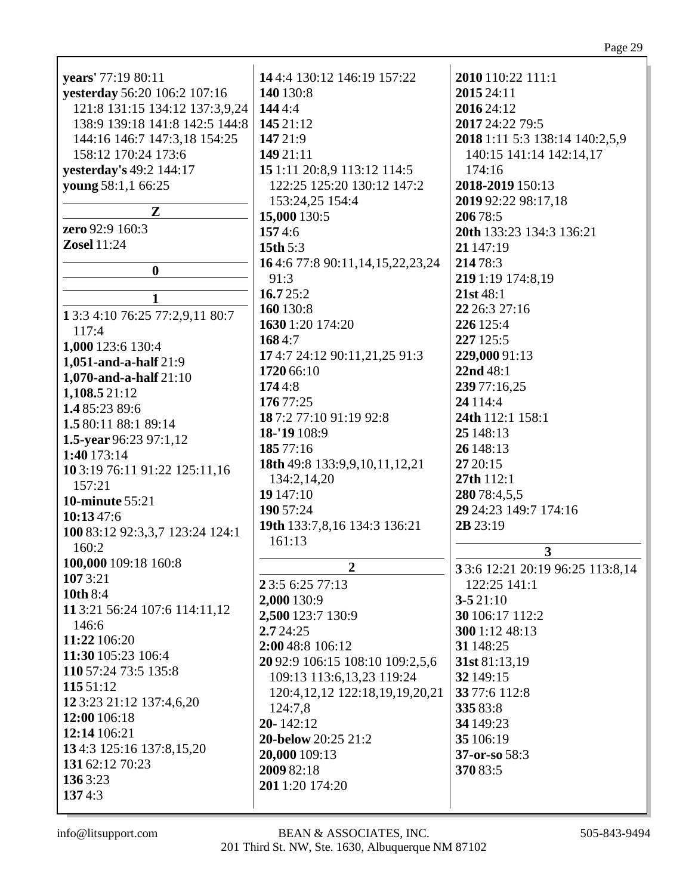**years'** 77:19 80:11
**yesterday** 56:20 106:2 107:16 121:8 131:15 134:12 137:3,9,24 138:9 139:18 141:8 142:5 144:8 144:16 146:7 147:3,18 154:25 158:12 170:24 173:6
**yesterday's** 49:2 144:17
**young** 58:1,1 66:25

**Z**

**zero** 92:9 160:3
**Zosel** 11:24

**0**

**1**

**1** 3:3 4:10 76:25 77:2,9,11 80:7 117:4
**1,000** 123:6 130:4
**1,051-and-a-half** 21:9
**1,070-and-a-half** 21:10
**1,108.5** 21:12
**1.4** 85:23 89:6
**1.5** 80:11 88:1 89:14
**1.5-year** 96:23 97:1,12
**1:40** 173:14
**10** 3:19 76:11 91:22 125:11,16 157:21
**10-minute** 55:21
**10:13** 47:6
**100** 83:12 92:3,3,7 123:24 124:1 160:2
**100,000** 109:18 160:8
**107** 3:21
**10th** 8:4
**11** 3:21 56:24 107:6 114:11,12 146:6
**11:22** 106:20
**11:30** 105:23 106:4
**110** 57:24 73:5 135:8
**115** 51:12
**12** 3:23 21:12 137:4,6,20
**12:00** 106:18
**12:14** 106:21
**13** 4:3 125:16 137:8,15,20
**131** 62:12 70:23
**136** 3:23
**137** 4:3
**14** 4:4 130:12 146:19 157:22
**140** 130:8
**144** 4:4
**145** 21:12
**147** 21:9
**149** 21:11
**15** 1:11 20:8,9 113:12 114:5 122:25 125:20 130:12 147:2 153:24,25 154:4
**15,000** 130:5
**157** 4:6
**15th** 5:3
**16** 4:6 77:8 90:11,14,15,22,23,24 91:3
**16.7** 25:2
**160** 130:8
**1630** 1:20 174:20
**168** 4:7
**17** 4:7 24:12 90:11,21,25 91:3
**1720** 66:10
**174** 4:8
**176** 77:25
**18** 7:2 77:10 91:19 92:8
**18-'19** 108:9
**185** 77:16
**18th** 49:8 133:9,9,10,11,12,21 134:2,14,20
**19** 147:10
**190** 57:24
**19th** 133:7,8,16 134:3 136:21 161:13

**2**

**2** 3:5 6:25 77:13
**2,000** 130:9
**2,500** 123:7 130:9
**2.7** 24:25
**2:00** 48:8 106:12
**20** 92:9 106:15 108:10 109:2,5,6 109:13 113:6,13,23 119:24 120:4,12,12 122:18,19,19,20,21 124:7,8
**20-** 142:12
**20-below** 20:25 21:2
**20,000** 109:13
**2009** 82:18
**201** 1:20 174:20
**2010** 110:22 111:1
**2015** 24:11
**2016** 24:12
**2017** 24:22 79:5
**2018** 1:11 5:3 138:14 140:2,5,9 140:15 141:14 142:14,17 174:16
**2018-2019** 150:13
**2019** 92:22 98:17,18
**206** 78:5
**20th** 133:23 134:3 136:21
**21** 147:19
**214** 78:3
**219** 1:19 174:8,19
**21st** 48:1
**22** 26:3 27:16
**226** 125:4
**227** 125:5
**229,000** 91:13
**22nd** 48:1
**239** 77:16,25
**24** 114:4
**24th** 112:1 158:1
**25** 148:13
**26** 148:13
**27** 20:15
**27th** 112:1
**280** 78:4,5,5
**29** 24:23 149:7 174:16
**2B** 23:19

**3**

**3** 3:6 12:21 20:19 96:25 113:8,14 122:25 141:1
**3-5** 21:10
**30** 106:17 112:2
**300** 1:12 48:13
**31** 148:25
**31st** 81:13,19
**32** 149:15
**33** 77:6 112:8
**335** 83:8
**34** 149:23
**35** 106:19
**37-or-so** 58:3
**370** 83:5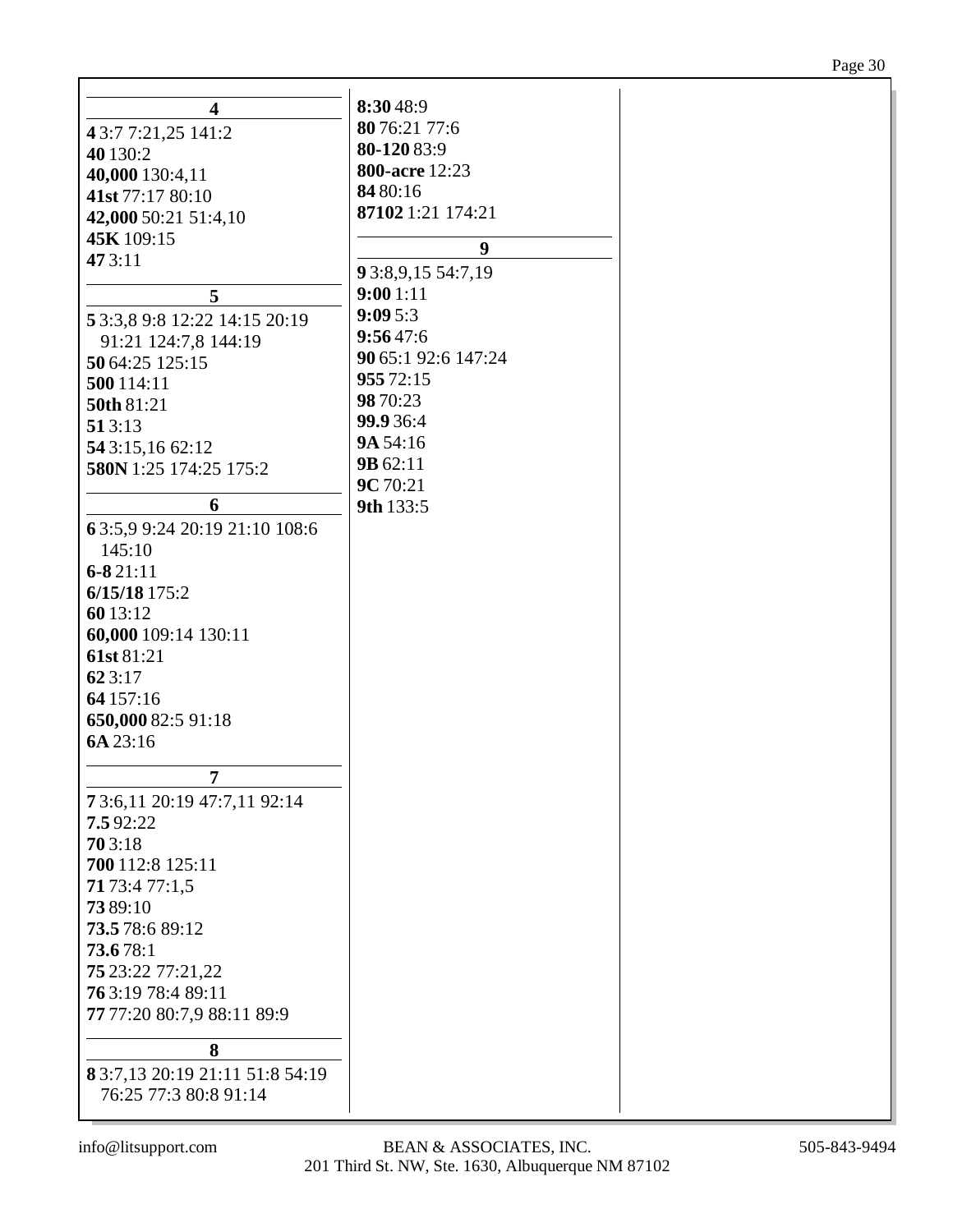### 4

**4** 3:7 7:21,25 141:2
**40** 130:2
**40,000** 130:4,11
**41st** 77:17 80:10
**42,000** 50:21 51:4,10
**45K** 109:15
**47** 3:11

### 5

**5** 3:3,8 9:8 12:22 14:15 20:19 91:21 124:7,8 144:19
**50** 64:25 125:15
**500** 114:11
**50th** 81:21
**51** 3:13
**54** 3:15,16 62:12
**580N** 1:25 174:25 175:2

### 6

**6** 3:5,9 9:24 20:19 21:10 108:6 145:10
**6-8** 21:11
**6/15/18** 175:2
**60** 13:12
**60,000** 109:14 130:11
**61st** 81:21
**62** 3:17
**64** 157:16
**650,000** 82:5 91:18
**6A** 23:16

### 7

**7** 3:6,11 20:19 47:7,11 92:14
**7.5** 92:22
**70** 3:18
**700** 112:8 125:11
**71** 73:4 77:1,5
**73** 89:10
**73.5** 78:6 89:12
**73.6** 78:1
**75** 23:22 77:21,22
**76** 3:19 78:4 89:11
**77** 77:20 80:7,9 88:11 89:9

### 8

**8** 3:7,13 20:19 21:11 51:8 54:19 76:25 77:3 80:8 91:14
**8:30** 48:9
**80** 76:21 77:6
**80-120** 83:9
**800-acre** 12:23
**84** 80:16
**87102** 1:21 174:21

### 9

**9** 3:8,9,15 54:7,19
**9:00** 1:11
**9:09** 5:3
**9:56** 47:6
**90** 65:1 92:6 147:24
**955** 72:15
**98** 70:23
**99.9** 36:4
**9A** 54:16
**9B** 62:11
**9C** 70:21
**9th** 133:5